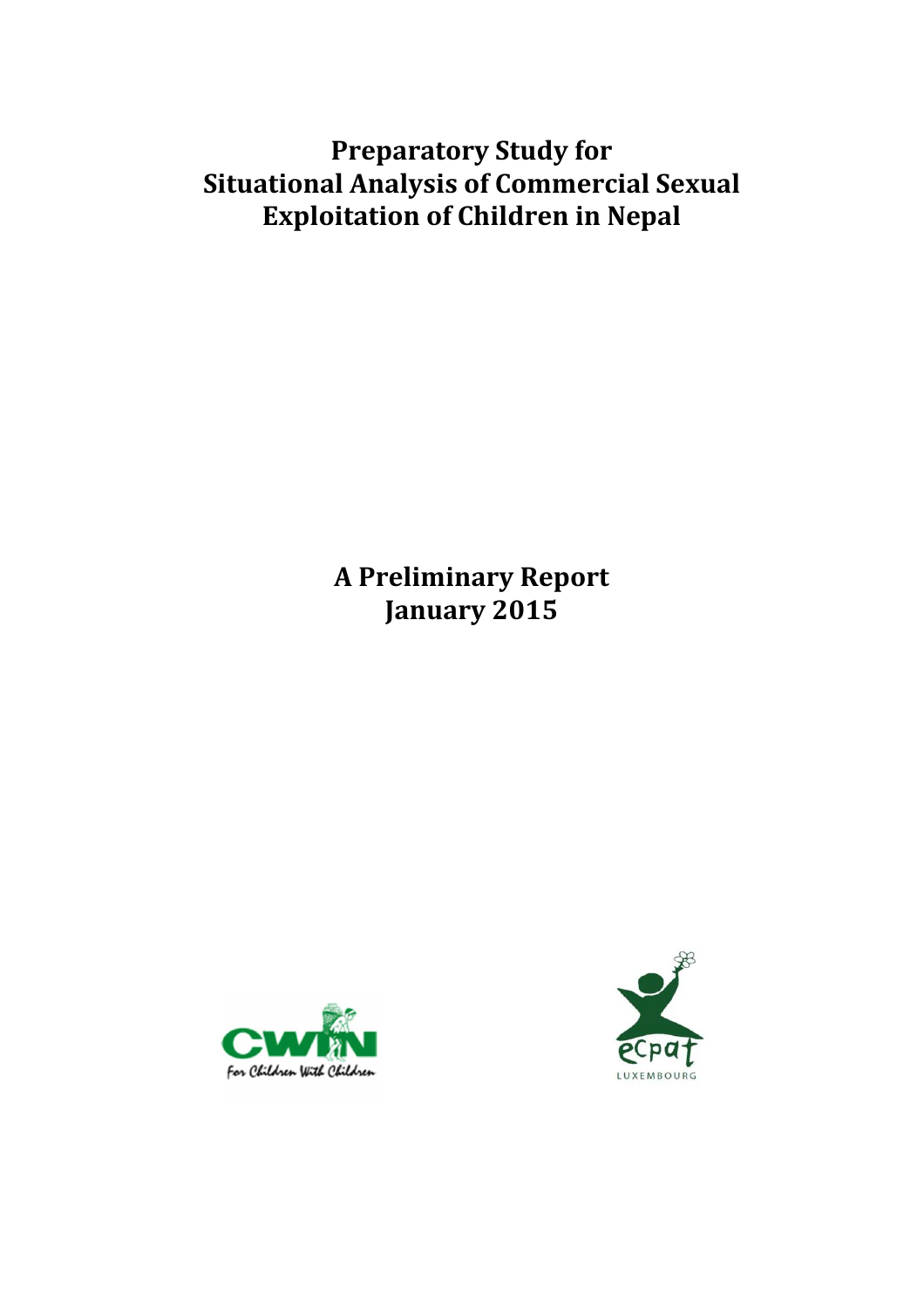# Preparatory Study for Situational Analysis of Commercial Sexual Exploitation of Children in Nepal

## A Preliminary Report
## January 2015

CWIN
For Children With Children

ecpat
LUXEMBOURG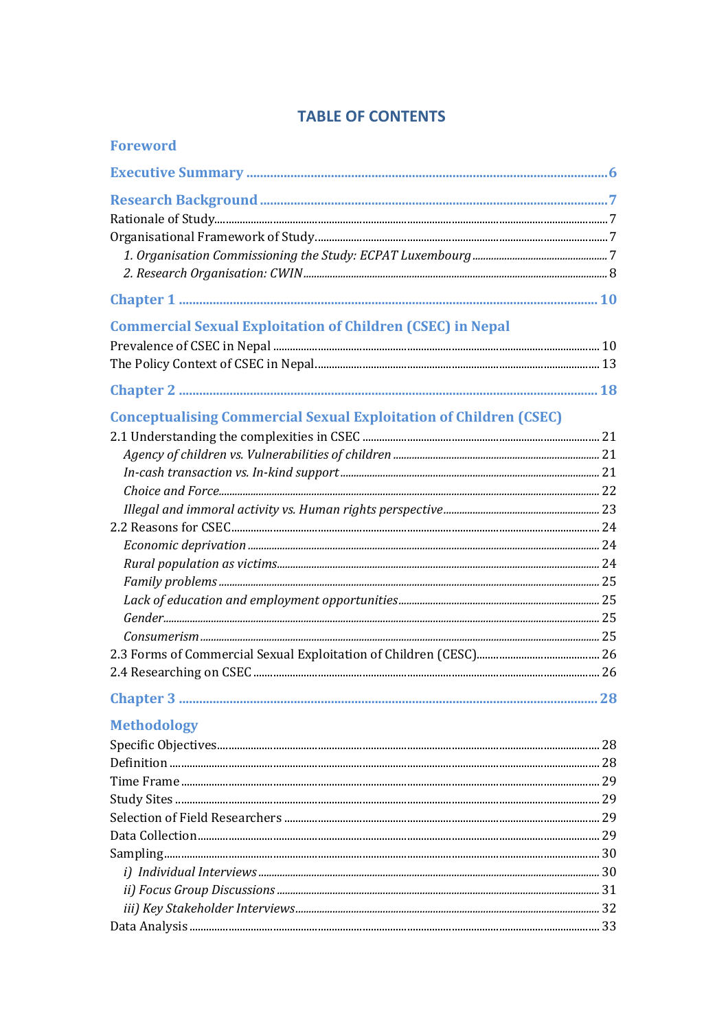# TABLE OF CONTENTS

**Foreword**

**Executive Summary** .......... 6

**Research Background** .......... 7

Rationale of Study .......... 7

Organisational Framework of Study .......... 7

*1. Organisation Commissioning the Study: ECPAT Luxembourg* .......... 7

*2. Research Organisation: CWIN* .......... 8

**Chapter 1** .......... 10

**Commercial Sexual Exploitation of Children (CSEC) in Nepal**

Prevalence of CSEC in Nepal .......... 10

The Policy Context of CSEC in Nepal .......... 13

**Chapter 2** .......... 18

**Conceptualising Commercial Sexual Exploitation of Children (CSEC)**

2.1 Understanding the complexities in CSEC .......... 21

*Agency of children vs. Vulnerabilities of children* .......... 21

*In-cash transaction vs. In-kind support* .......... 21

*Choice and Force* .......... 22

*Illegal and immoral activity vs. Human rights perspective* .......... 23

2.2 Reasons for CSEC .......... 24

*Economic deprivation* .......... 24

*Rural population as victims* .......... 24

*Family problems* .......... 25

*Lack of education and employment opportunities* .......... 25

*Gender* .......... 25

*Consumerism* .......... 25

2.3 Forms of Commercial Sexual Exploitation of Children (CESC) .......... 26

2.4 Researching on CSEC .......... 26

**Chapter 3** .......... 28

**Methodology**

Specific Objectives .......... 28

Definition .......... 28

Time Frame .......... 29

Study Sites .......... 29

Selection of Field Researchers .......... 29

Data Collection .......... 29

Sampling .......... 30

*i) Individual Interviews* .......... 30

*ii) Focus Group Discussions* .......... 31

*iii) Key Stakeholder Interviews* .......... 32

Data Analysis .......... 33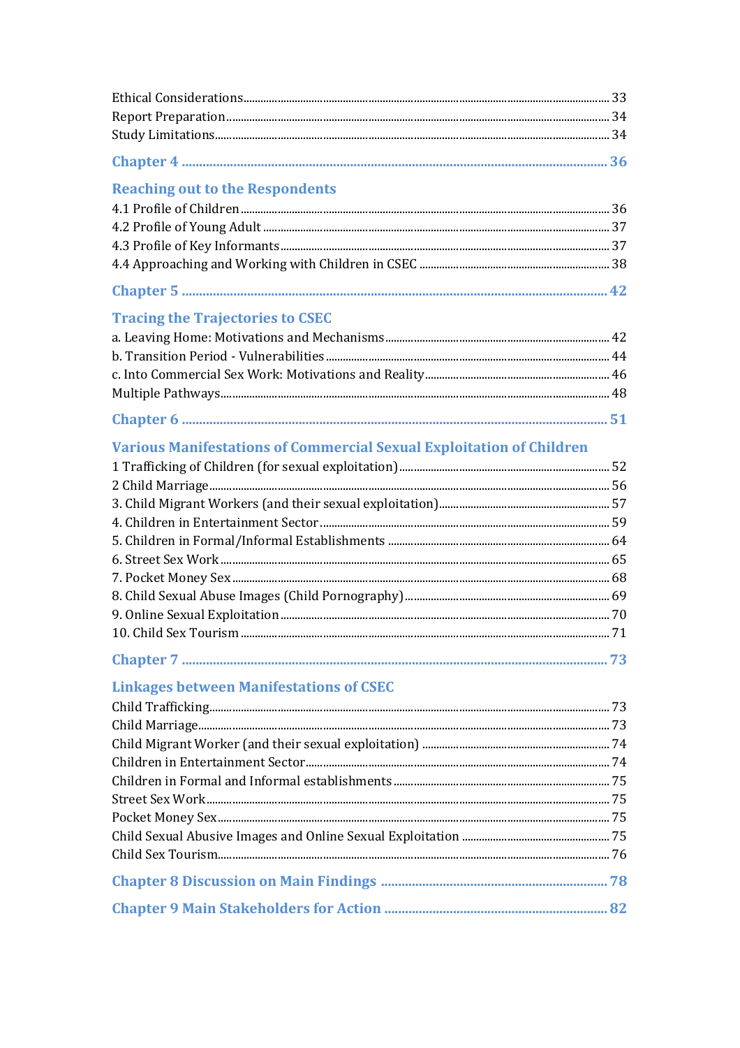Ethical Considerations ..... 33
Report Preparation ..... 34
Study Limitations ..... 34

**Chapter 4 ..... 36**

**Reaching out to the Respondents**

4.1 Profile of Children ..... 36
4.2 Profile of Young Adult ..... 37
4.3 Profile of Key Informants ..... 37
4.4 Approaching and Working with Children in CSEC ..... 38

**Chapter 5 ..... 42**

**Tracing the Trajectories to CSEC**

a. Leaving Home: Motivations and Mechanisms ..... 42
b. Transition Period - Vulnerabilities ..... 44
c. Into Commercial Sex Work: Motivations and Reality ..... 46
Multiple Pathways ..... 48

**Chapter 6 ..... 51**

**Various Manifestations of Commercial Sexual Exploitation of Children**

1 Trafficking of Children (for sexual exploitation) ..... 52
2 Child Marriage ..... 56
3. Child Migrant Workers (and their sexual exploitation) ..... 57
4. Children in Entertainment Sector ..... 59
5. Children in Formal/Informal Establishments ..... 64
6. Street Sex Work ..... 65
7. Pocket Money Sex ..... 68
8. Child Sexual Abuse Images (Child Pornography) ..... 69
9. Online Sexual Exploitation ..... 70
10. Child Sex Tourism ..... 71

**Chapter 7 ..... 73**

**Linkages between Manifestations of CSEC**

Child Trafficking ..... 73
Child Marriage ..... 73
Child Migrant Worker (and their sexual exploitation) ..... 74
Children in Entertainment Sector ..... 74
Children in Formal and Informal establishments ..... 75
Street Sex Work ..... 75
Pocket Money Sex ..... 75
Child Sexual Abusive Images and Online Sexual Exploitation ..... 75
Child Sex Tourism ..... 76

**Chapter 8 Discussion on Main Findings ..... 78**

**Chapter 9 Main Stakeholders for Action ..... 82**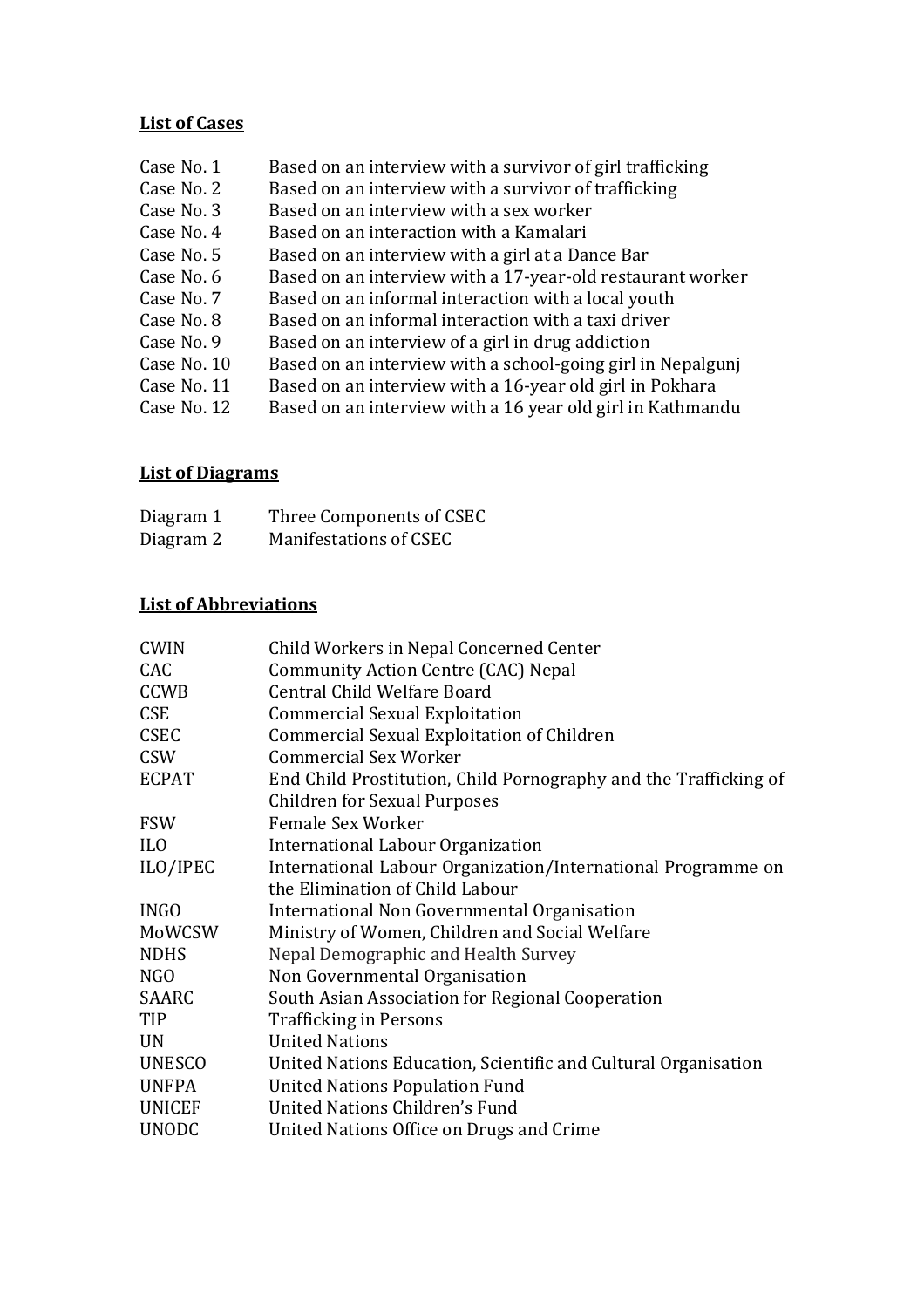## List of Cases

| | |
|---|---|
| Case No. 1 | Based on an interview with a survivor of girl trafficking |
| Case No. 2 | Based on an interview with a survivor of trafficking |
| Case No. 3 | Based on an interview with a sex worker |
| Case No. 4 | Based on an interaction with a Kamalari |
| Case No. 5 | Based on an interview with a girl at a Dance Bar |
| Case No. 6 | Based on an interview with a 17-year-old restaurant worker |
| Case No. 7 | Based on an informal interaction with a local youth |
| Case No. 8 | Based on an informal interaction with a taxi driver |
| Case No. 9 | Based on an interview of a girl in drug addiction |
| Case No. 10 | Based on an interview with a school-going girl in Nepalgunj |
| Case No. 11 | Based on an interview with a 16-year old girl in Pokhara |
| Case No. 12 | Based on an interview with a 16 year old girl in Kathmandu |

## List of Diagrams

| | |
|---|---|
| Diagram 1 | Three Components of CSEC |
| Diagram 2 | Manifestations of CSEC |

## List of Abbreviations

| | |
|---|---|
| CWIN | Child Workers in Nepal Concerned Center |
| CAC | Community Action Centre (CAC) Nepal |
| CCWB | Central Child Welfare Board |
| CSE | Commercial Sexual Exploitation |
| CSEC | Commercial Sexual Exploitation of Children |
| CSW | Commercial Sex Worker |
| ECPAT | End Child Prostitution, Child Pornography and the Trafficking of Children for Sexual Purposes |
| FSW | Female Sex Worker |
| ILO | International Labour Organization |
| ILO/IPEC | International Labour Organization/International Programme on the Elimination of Child Labour |
| INGO | International Non Governmental Organisation |
| MoWCSW | Ministry of Women, Children and Social Welfare |
| NDHS | Nepal Demographic and Health Survey |
| NGO | Non Governmental Organisation |
| SAARC | South Asian Association for Regional Cooperation |
| TIP | Trafficking in Persons |
| UN | United Nations |
| UNESCO | United Nations Education, Scientific and Cultural Organisation |
| UNFPA | United Nations Population Fund |
| UNICEF | United Nations Children's Fund |
| UNODC | United Nations Office on Drugs and Crime |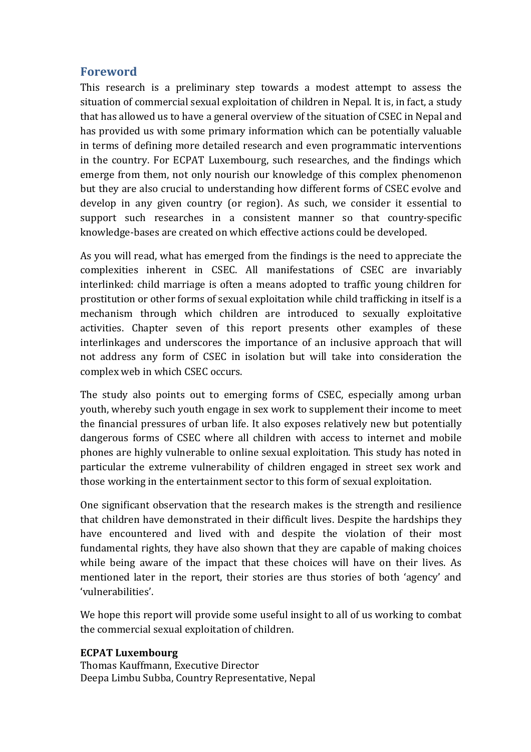## Foreword

This research is a preliminary step towards a modest attempt to assess the situation of commercial sexual exploitation of children in Nepal. It is, in fact, a study that has allowed us to have a general overview of the situation of CSEC in Nepal and has provided us with some primary information which can be potentially valuable in terms of defining more detailed research and even programmatic interventions in the country. For ECPAT Luxembourg, such researches, and the findings which emerge from them, not only nourish our knowledge of this complex phenomenon but they are also crucial to understanding how different forms of CSEC evolve and develop in any given country (or region). As such, we consider it essential to support such researches in a consistent manner so that country-specific knowledge-bases are created on which effective actions could be developed.

As you will read, what has emerged from the findings is the need to appreciate the complexities inherent in CSEC. All manifestations of CSEC are invariably interlinked: child marriage is often a means adopted to traffic young children for prostitution or other forms of sexual exploitation while child trafficking in itself is a mechanism through which children are introduced to sexually exploitative activities. Chapter seven of this report presents other examples of these interlinkages and underscores the importance of an inclusive approach that will not address any form of CSEC in isolation but will take into consideration the complex web in which CSEC occurs.

The study also points out to emerging forms of CSEC, especially among urban youth, whereby such youth engage in sex work to supplement their income to meet the financial pressures of urban life. It also exposes relatively new but potentially dangerous forms of CSEC where all children with access to internet and mobile phones are highly vulnerable to online sexual exploitation. This study has noted in particular the extreme vulnerability of children engaged in street sex work and those working in the entertainment sector to this form of sexual exploitation.

One significant observation that the research makes is the strength and resilience that children have demonstrated in their difficult lives. Despite the hardships they have encountered and lived with and despite the violation of their most fundamental rights, they have also shown that they are capable of making choices while being aware of the impact that these choices will have on their lives. As mentioned later in the report, their stories are thus stories of both 'agency' and 'vulnerabilities'.

We hope this report will provide some useful insight to all of us working to combat the commercial sexual exploitation of children.

**ECPAT Luxembourg**
Thomas Kauffmann, Executive Director
Deepa Limbu Subba, Country Representative, Nepal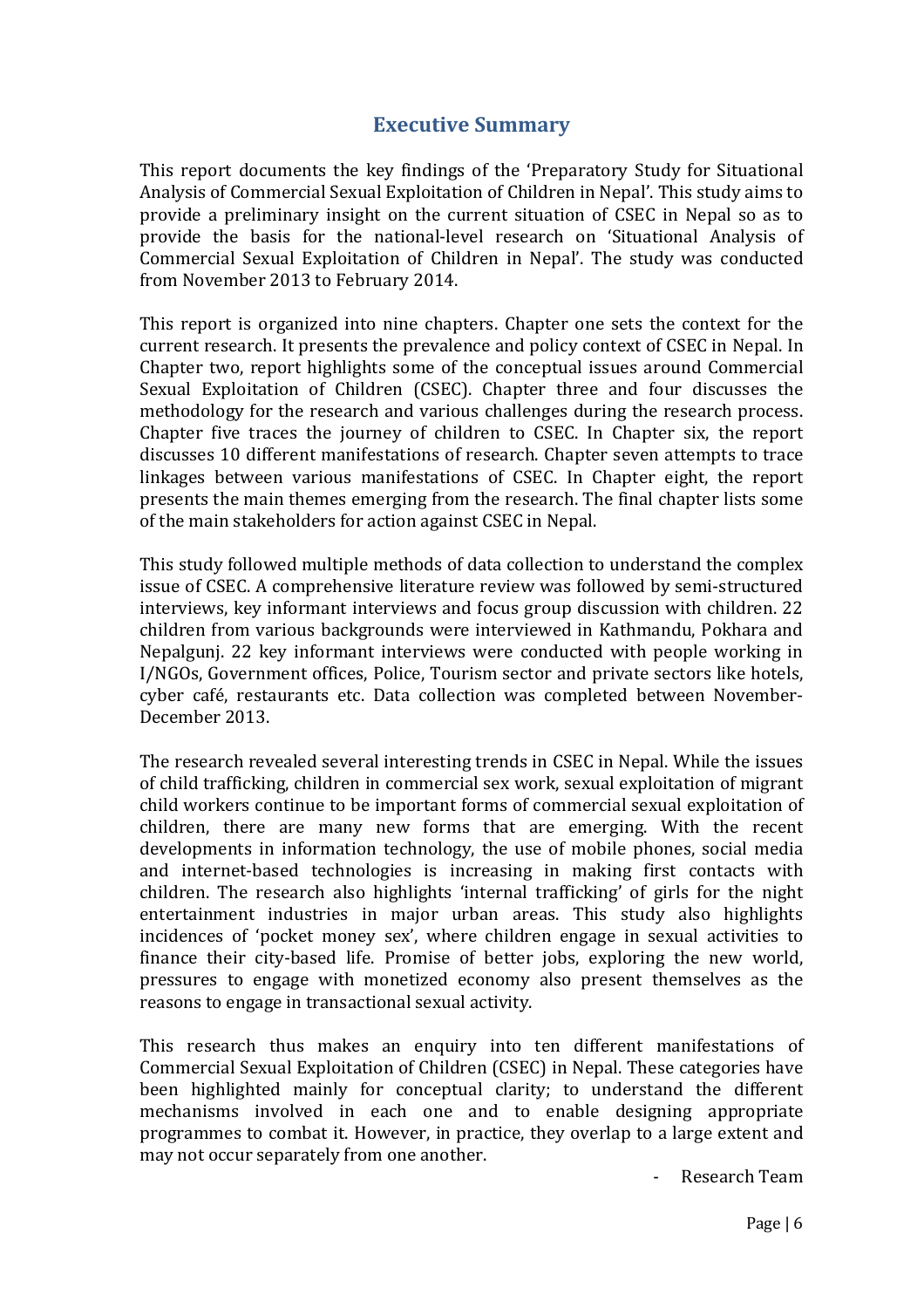# Executive Summary

This report documents the key findings of the 'Preparatory Study for Situational Analysis of Commercial Sexual Exploitation of Children in Nepal'. This study aims to provide a preliminary insight on the current situation of CSEC in Nepal so as to provide the basis for the national-level research on 'Situational Analysis of Commercial Sexual Exploitation of Children in Nepal'. The study was conducted from November 2013 to February 2014.

This report is organized into nine chapters. Chapter one sets the context for the current research. It presents the prevalence and policy context of CSEC in Nepal. In Chapter two, report highlights some of the conceptual issues around Commercial Sexual Exploitation of Children (CSEC). Chapter three and four discusses the methodology for the research and various challenges during the research process. Chapter five traces the journey of children to CSEC. In Chapter six, the report discusses 10 different manifestations of research. Chapter seven attempts to trace linkages between various manifestations of CSEC. In Chapter eight, the report presents the main themes emerging from the research. The final chapter lists some of the main stakeholders for action against CSEC in Nepal.

This study followed multiple methods of data collection to understand the complex issue of CSEC. A comprehensive literature review was followed by semi-structured interviews, key informant interviews and focus group discussion with children. 22 children from various backgrounds were interviewed in Kathmandu, Pokhara and Nepalgunj. 22 key informant interviews were conducted with people working in I/NGOs, Government offices, Police, Tourism sector and private sectors like hotels, cyber café, restaurants etc. Data collection was completed between November-December 2013.

The research revealed several interesting trends in CSEC in Nepal. While the issues of child trafficking, children in commercial sex work, sexual exploitation of migrant child workers continue to be important forms of commercial sexual exploitation of children, there are many new forms that are emerging. With the recent developments in information technology, the use of mobile phones, social media and internet-based technologies is increasing in making first contacts with children. The research also highlights 'internal trafficking' of girls for the night entertainment industries in major urban areas. This study also highlights incidences of 'pocket money sex', where children engage in sexual activities to finance their city-based life. Promise of better jobs, exploring the new world, pressures to engage with monetized economy also present themselves as the reasons to engage in transactional sexual activity.

This research thus makes an enquiry into ten different manifestations of Commercial Sexual Exploitation of Children (CSEC) in Nepal. These categories have been highlighted mainly for conceptual clarity; to understand the different mechanisms involved in each one and to enable designing appropriate programmes to combat it. However, in practice, they overlap to a large extent and may not occur separately from one another.

- Research Team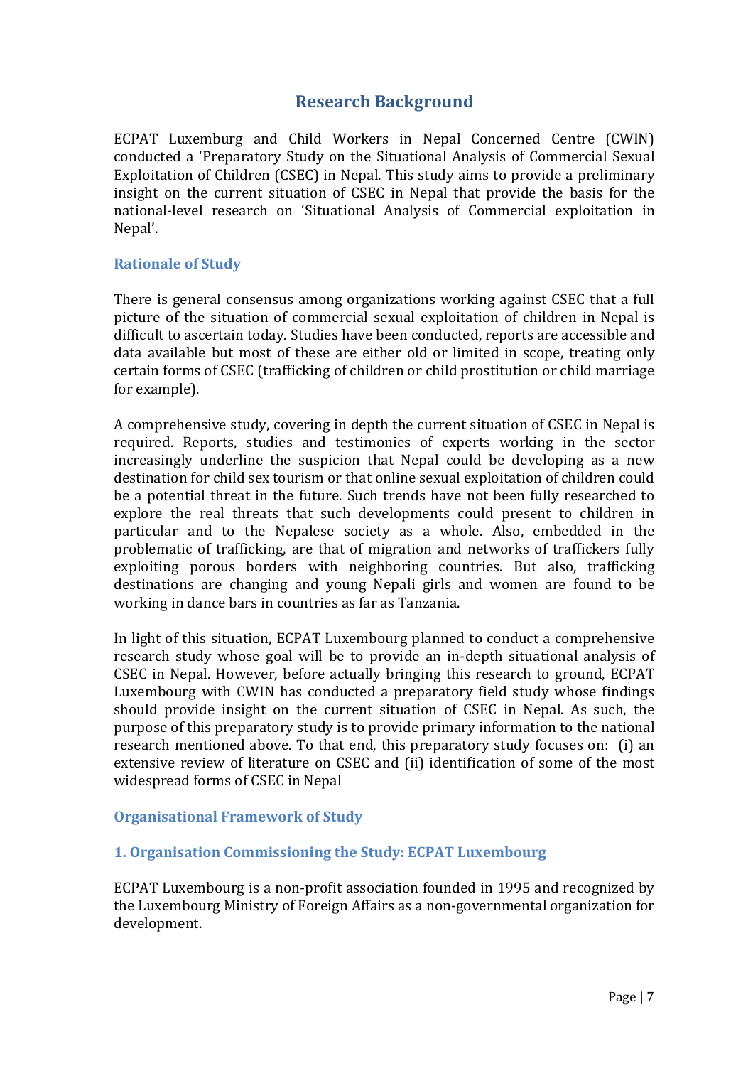# Research Background

ECPAT Luxemburg and Child Workers in Nepal Concerned Centre (CWIN) conducted a 'Preparatory Study on the Situational Analysis of Commercial Sexual Exploitation of Children (CSEC) in Nepal. This study aims to provide a preliminary insight on the current situation of CSEC in Nepal that provide the basis for the national-level research on 'Situational Analysis of Commercial exploitation in Nepal'.

## Rationale of Study

There is general consensus among organizations working against CSEC that a full picture of the situation of commercial sexual exploitation of children in Nepal is difficult to ascertain today. Studies have been conducted, reports are accessible and data available but most of these are either old or limited in scope, treating only certain forms of CSEC (trafficking of children or child prostitution or child marriage for example).

A comprehensive study, covering in depth the current situation of CSEC in Nepal is required. Reports, studies and testimonies of experts working in the sector increasingly underline the suspicion that Nepal could be developing as a new destination for child sex tourism or that online sexual exploitation of children could be a potential threat in the future. Such trends have not been fully researched to explore the real threats that such developments could present to children in particular and to the Nepalese society as a whole. Also, embedded in the problematic of trafficking, are that of migration and networks of traffickers fully exploiting porous borders with neighboring countries. But also, trafficking destinations are changing and young Nepali girls and women are found to be working in dance bars in countries as far as Tanzania.

In light of this situation, ECPAT Luxembourg planned to conduct a comprehensive research study whose goal will be to provide an in-depth situational analysis of CSEC in Nepal. However, before actually bringing this research to ground, ECPAT Luxembourg with CWIN has conducted a preparatory field study whose findings should provide insight on the current situation of CSEC in Nepal. As such, the purpose of this preparatory study is to provide primary information to the national research mentioned above. To that end, this preparatory study focuses on: (i) an extensive review of literature on CSEC and (ii) identification of some of the most widespread forms of CSEC in Nepal

## Organisational Framework of Study

### 1. Organisation Commissioning the Study: ECPAT Luxembourg

ECPAT Luxembourg is a non-profit association founded in 1995 and recognized by the Luxembourg Ministry of Foreign Affairs as a non-governmental organization for development.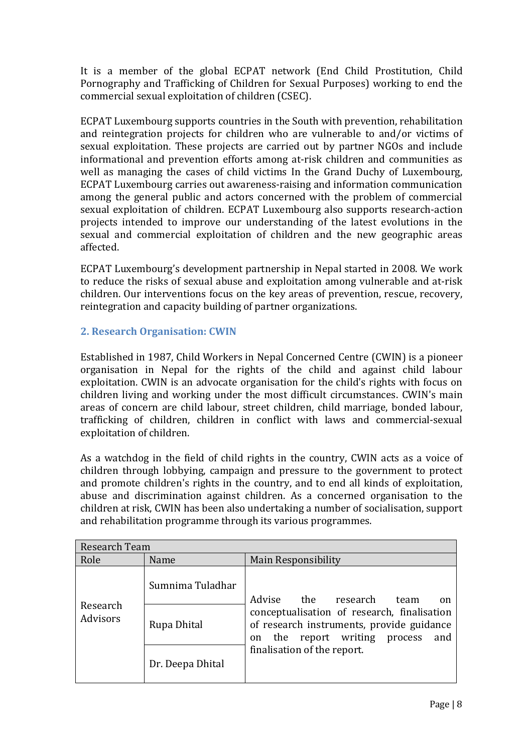It is a member of the global ECPAT network (End Child Prostitution, Child Pornography and Trafficking of Children for Sexual Purposes) working to end the commercial sexual exploitation of children (CSEC).

ECPAT Luxembourg supports countries in the South with prevention, rehabilitation and reintegration projects for children who are vulnerable to and/or victims of sexual exploitation. These projects are carried out by partner NGOs and include informational and prevention efforts among at-risk children and communities as well as managing the cases of child victims In the Grand Duchy of Luxembourg, ECPAT Luxembourg carries out awareness-raising and information communication among the general public and actors concerned with the problem of commercial sexual exploitation of children. ECPAT Luxembourg also supports research-action projects intended to improve our understanding of the latest evolutions in the sexual and commercial exploitation of children and the new geographic areas affected.

ECPAT Luxembourg's development partnership in Nepal started in 2008. We work to reduce the risks of sexual abuse and exploitation among vulnerable and at-risk children. Our interventions focus on the key areas of prevention, rescue, recovery, reintegration and capacity building of partner organizations.

## 2. Research Organisation: CWIN

Established in 1987, Child Workers in Nepal Concerned Centre (CWIN) is a pioneer organisation in Nepal for the rights of the child and against child labour exploitation. CWIN is an advocate organisation for the child's rights with focus on children living and working under the most difficult circumstances. CWIN's main areas of concern are child labour, street children, child marriage, bonded labour, trafficking of children, children in conflict with laws and commercial-sexual exploitation of children.

As a watchdog in the field of child rights in the country, CWIN acts as a voice of children through lobbying, campaign and pressure to the government to protect and promote children's rights in the country, and to end all kinds of exploitation, abuse and discrimination against children. As a concerned organisation to the children at risk, CWIN has been also undertaking a number of socialisation, support and rehabilitation programme through its various programmes.

| Research Team | | |
|---|---|---|
| Role | Name | Main Responsibility |
| Research Advisors | Sumnima Tuladhar | Advise the research team on conceptualisation of research, finalisation of research instruments, provide guidance on the report writing process and finalisation of the report. |
| | Rupa Dhital | |
| | Dr. Deepa Dhital | |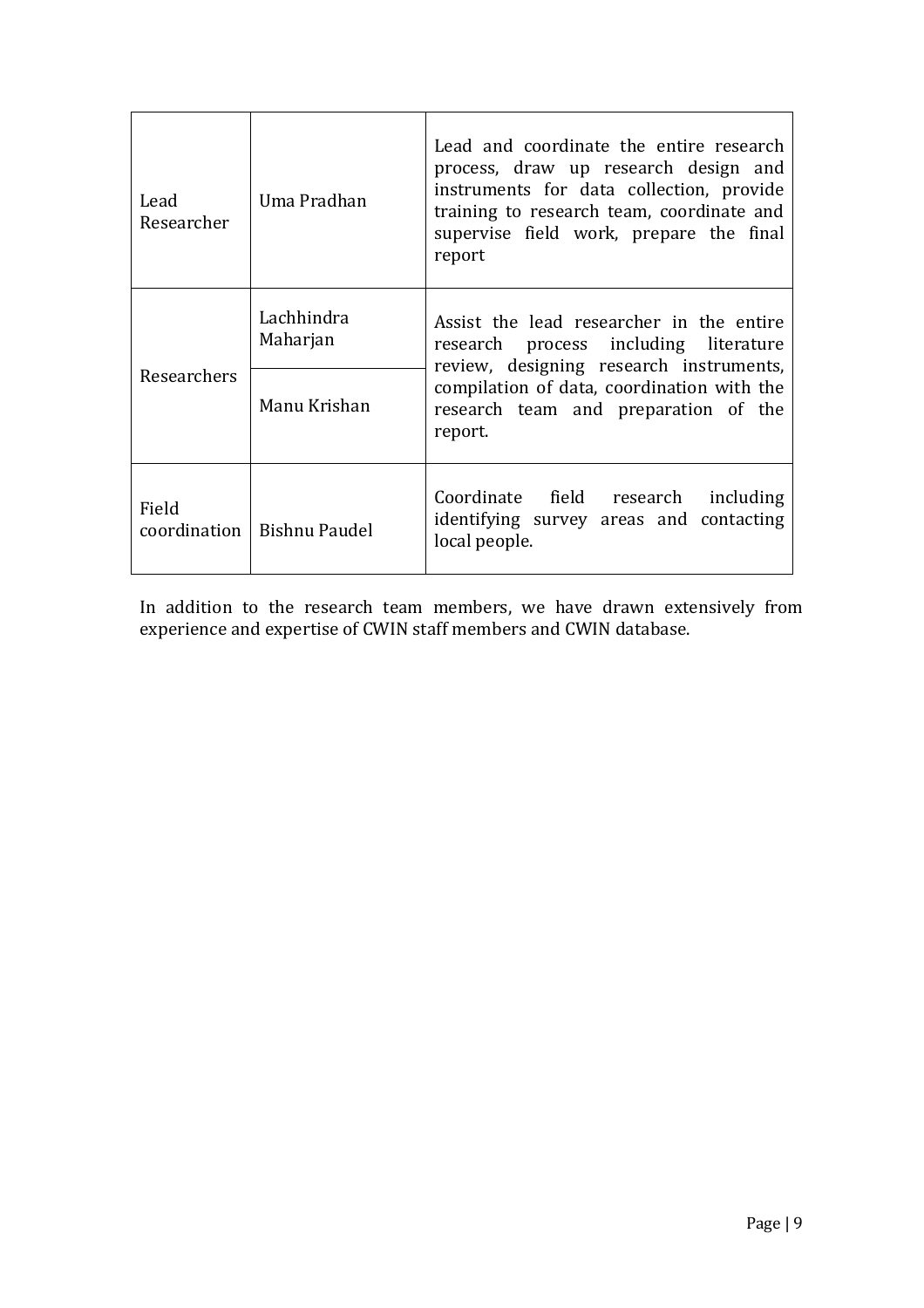| Lead Researcher | Uma Pradhan | Lead and coordinate the entire research process, draw up research design and instruments for data collection, provide training to research team, coordinate and supervise field work, prepare the final report |
|---|---|---|
| Researchers | Lachhindra Maharjan | Assist the lead researcher in the entire research process including literature review, designing research instruments, compilation of data, coordination with the research team and preparation of the report. |
| | Manu Krishan | |
| Field coordination | Bishnu Paudel | Coordinate field research including identifying survey areas and contacting local people. |

In addition to the research team members, we have drawn extensively from experience and expertise of CWIN staff members and CWIN database.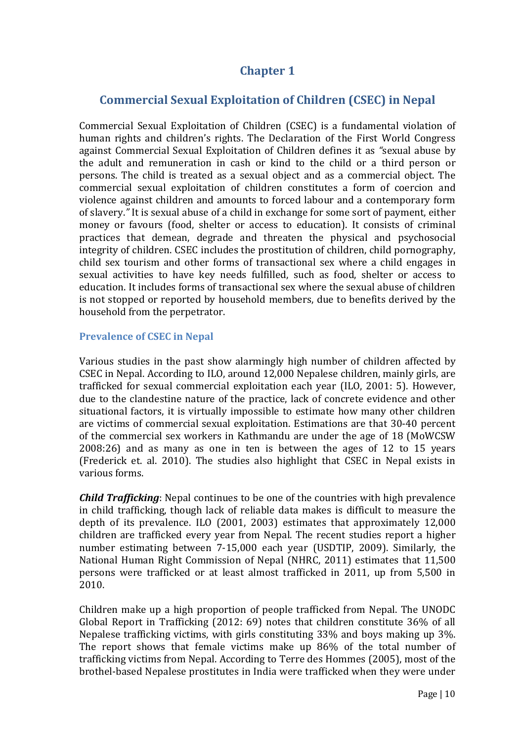# Chapter 1

## Commercial Sexual Exploitation of Children (CSEC) in Nepal

Commercial Sexual Exploitation of Children (CSEC) is a fundamental violation of human rights and children's rights. The Declaration of the First World Congress against Commercial Sexual Exploitation of Children defines it as *"sexual abuse by the adult and remuneration in cash or kind to the child or a third person or persons. The child is treated as a sexual object and as a commercial object. The commercial sexual exploitation of children constitutes a form of coercion and violence against children and amounts to forced labour and a contemporary form of slavery."* It is sexual abuse of a child in exchange for some sort of payment, either money or favours (food, shelter or access to education). It consists of criminal practices that demean, degrade and threaten the physical and psychosocial integrity of children. CSEC includes the prostitution of children, child pornography, child sex tourism and other forms of transactional sex where a child engages in sexual activities to have key needs fulfilled, such as food, shelter or access to education. It includes forms of transactional sex where the sexual abuse of children is not stopped or reported by household members, due to benefits derived by the household from the perpetrator.

### Prevalence of CSEC in Nepal

Various studies in the past show alarmingly high number of children affected by CSEC in Nepal. According to ILO, around 12,000 Nepalese children, mainly girls, are trafficked for sexual commercial exploitation each year (ILO, 2001: 5). However, due to the clandestine nature of the practice, lack of concrete evidence and other situational factors, it is virtually impossible to estimate how many other children are victims of commercial sexual exploitation. Estimations are that 30-40 percent of the commercial sex workers in Kathmandu are under the age of 18 (MoWCSW 2008:26) and as many as one in ten is between the ages of 12 to 15 years (Frederick et. al. 2010). The studies also highlight that CSEC in Nepal exists in various forms.

***Child Trafficking***: Nepal continues to be one of the countries with high prevalence in child trafficking, though lack of reliable data makes is difficult to measure the depth of its prevalence. ILO (2001, 2003) estimates that approximately 12,000 children are trafficked every year from Nepal. The recent studies report a higher number estimating between 7-15,000 each year (USDTIP, 2009). Similarly, the National Human Right Commission of Nepal (NHRC, 2011) estimates that 11,500 persons were trafficked or at least almost trafficked in 2011, up from 5,500 in 2010.

Children make up a high proportion of people trafficked from Nepal. The UNODC Global Report in Trafficking (2012: 69) notes that children constitute 36% of all Nepalese trafficking victims, with girls constituting 33% and boys making up 3%. The report shows that female victims make up 86% of the total number of trafficking victims from Nepal. According to Terre des Hommes (2005), most of the brothel-based Nepalese prostitutes in India were trafficked when they were under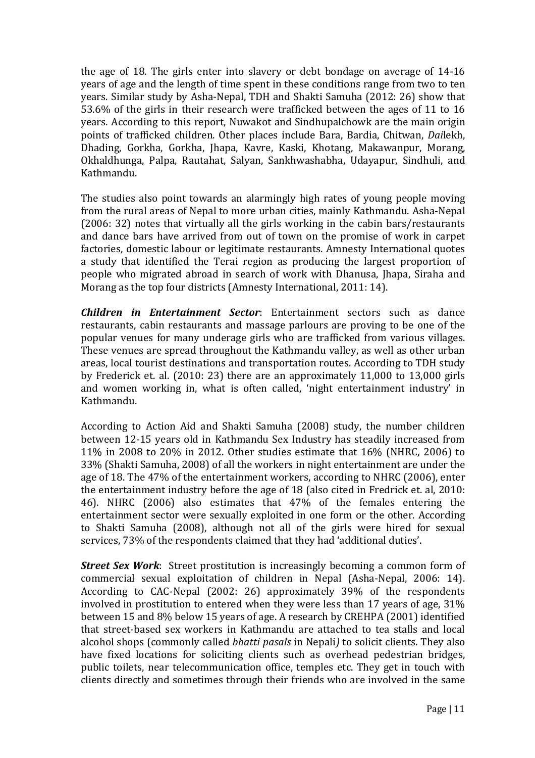the age of 18. The girls enter into slavery or debt bondage on average of 14-16 years of age and the length of time spent in these conditions range from two to ten years. Similar study by Asha-Nepal, TDH and Shakti Samuha (2012: 26) show that 53.6% of the girls in their research were trafficked between the ages of 11 to 16 years. According to this report, Nuwakot and Sindhupalchowk are the main origin points of trafficked children. Other places include Bara, Bardia, Chitwan, *Dai*lekh, Dhading, Gorkha, Gorkha, Jhapa, Kavre, Kaski, Khotang, Makawanpur, Morang, Okhaldhunga, Palpa, Rautahat, Salyan, Sankhwashabha, Udayapur, Sindhuli, and Kathmandu.

The studies also point towards an alarmingly high rates of young people moving from the rural areas of Nepal to more urban cities, mainly Kathmandu. Asha-Nepal (2006: 32) notes that virtually all the girls working in the cabin bars/restaurants and dance bars have arrived from out of town on the promise of work in carpet factories, domestic labour or legitimate restaurants. Amnesty International quotes a study that identified the Terai region as producing the largest proportion of people who migrated abroad in search of work with Dhanusa, Jhapa, Siraha and Morang as the top four districts (Amnesty International, 2011: 14).

***Children in Entertainment Sector***: Entertainment sectors such as dance restaurants, cabin restaurants and massage parlours are proving to be one of the popular venues for many underage girls who are trafficked from various villages. These venues are spread throughout the Kathmandu valley, as well as other urban areas, local tourist destinations and transportation routes. According to TDH study by Frederick et. al. (2010: 23) there are an approximately 11,000 to 13,000 girls and women working in, what is often called, 'night entertainment industry' in Kathmandu.

According to Action Aid and Shakti Samuha (2008) study, the number children between 12-15 years old in Kathmandu Sex Industry has steadily increased from 11% in 2008 to 20% in 2012. Other studies estimate that 16% (NHRC, 2006) to 33% (Shakti Samuha, 2008) of all the workers in night entertainment are under the age of 18. The 47% of the entertainment workers, according to NHRC (2006), enter the entertainment industry before the age of 18 (also cited in Fredrick et. al, 2010: 46). NHRC (2006) also estimates that 47% of the females entering the entertainment sector were sexually exploited in one form or the other. According to Shakti Samuha (2008), although not all of the girls were hired for sexual services, 73% of the respondents claimed that they had 'additional duties'.

***Street Sex Work***: Street prostitution is increasingly becoming a common form of commercial sexual exploitation of children in Nepal (Asha-Nepal, 2006: 14). According to CAC-Nepal (2002: 26) approximately 39% of the respondents involved in prostitution to entered when they were less than 17 years of age, 31% between 15 and 8% below 15 years of age. A research by CREHPA (2001) identified that street-based sex workers in Kathmandu are attached to tea stalls and local alcohol shops (commonly called *bhatti pasals* in Nepali*)* to solicit clients. They also have fixed locations for soliciting clients such as overhead pedestrian bridges, public toilets, near telecommunication office, temples etc. They get in touch with clients directly and sometimes through their friends who are involved in the same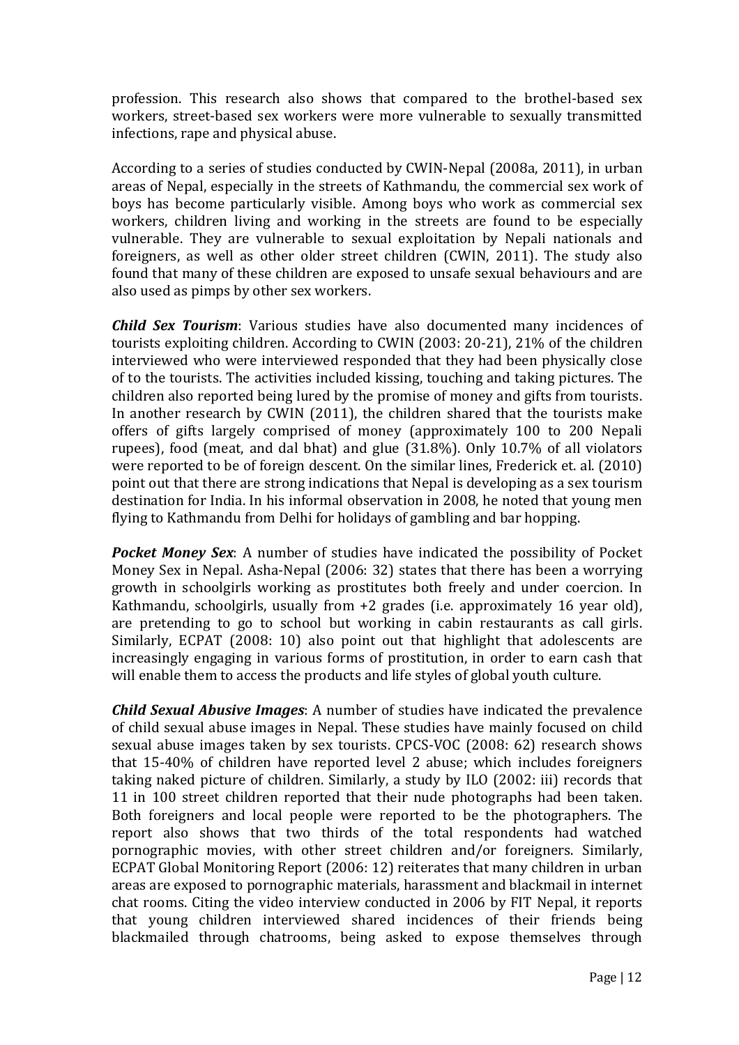profession. This research also shows that compared to the brothel-based sex workers, street-based sex workers were more vulnerable to sexually transmitted infections, rape and physical abuse.

According to a series of studies conducted by CWIN-Nepal (2008a, 2011), in urban areas of Nepal, especially in the streets of Kathmandu, the commercial sex work of boys has become particularly visible. Among boys who work as commercial sex workers, children living and working in the streets are found to be especially vulnerable. They are vulnerable to sexual exploitation by Nepali nationals and foreigners, as well as other older street children (CWIN, 2011). The study also found that many of these children are exposed to unsafe sexual behaviours and are also used as pimps by other sex workers.

***Child Sex Tourism***: Various studies have also documented many incidences of tourists exploiting children. According to CWIN (2003: 20-21), 21% of the children interviewed who were interviewed responded that they had been physically close of to the tourists. The activities included kissing, touching and taking pictures. The children also reported being lured by the promise of money and gifts from tourists. In another research by CWIN (2011), the children shared that the tourists make offers of gifts largely comprised of money (approximately 100 to 200 Nepali rupees), food (meat, and dal bhat) and glue (31.8%). Only 10.7% of all violators were reported to be of foreign descent. On the similar lines, Frederick et. al. (2010) point out that there are strong indications that Nepal is developing as a sex tourism destination for India. In his informal observation in 2008, he noted that young men flying to Kathmandu from Delhi for holidays of gambling and bar hopping.

***Pocket Money Sex***: A number of studies have indicated the possibility of Pocket Money Sex in Nepal. Asha-Nepal (2006: 32) states that there has been a worrying growth in schoolgirls working as prostitutes both freely and under coercion. In Kathmandu, schoolgirls, usually from +2 grades (i.e. approximately 16 year old), are pretending to go to school but working in cabin restaurants as call girls. Similarly, ECPAT (2008: 10) also point out that highlight that adolescents are increasingly engaging in various forms of prostitution, in order to earn cash that will enable them to access the products and life styles of global youth culture.

***Child Sexual Abusive Images***: A number of studies have indicated the prevalence of child sexual abuse images in Nepal. These studies have mainly focused on child sexual abuse images taken by sex tourists. CPCS-VOC (2008: 62) research shows that 15-40% of children have reported level 2 abuse; which includes foreigners taking naked picture of children. Similarly, a study by ILO (2002: iii) records that 11 in 100 street children reported that their nude photographs had been taken. Both foreigners and local people were reported to be the photographers. The report also shows that two thirds of the total respondents had watched pornographic movies, with other street children and/or foreigners. Similarly, ECPAT Global Monitoring Report (2006: 12) reiterates that many children in urban areas are exposed to pornographic materials, harassment and blackmail in internet chat rooms. Citing the video interview conducted in 2006 by FIT Nepal, it reports that young children interviewed shared incidences of their friends being blackmailed through chatrooms, being asked to expose themselves through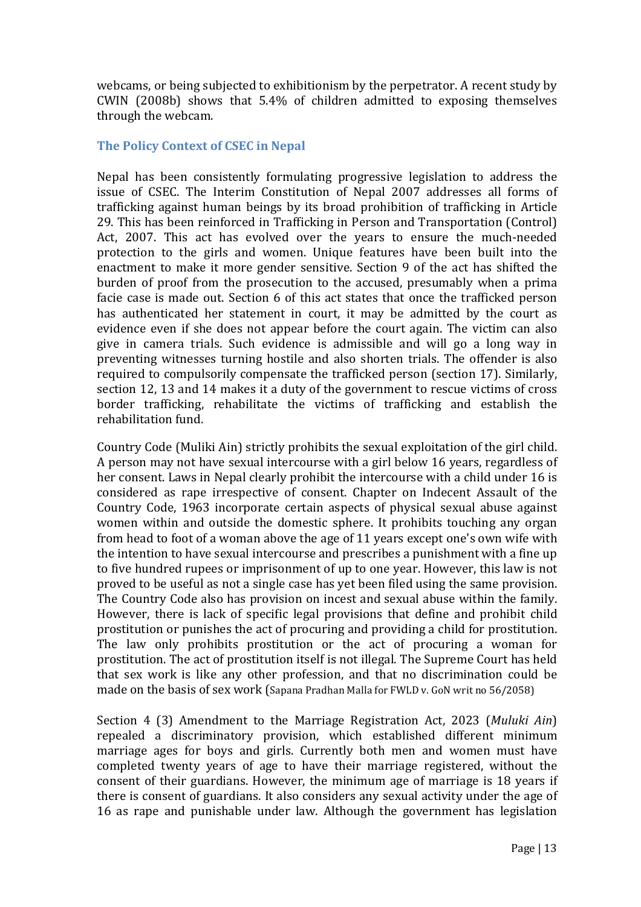webcams, or being subjected to exhibitionism by the perpetrator. A recent study by CWIN (2008b) shows that 5.4% of children admitted to exposing themselves through the webcam.

### The Policy Context of CSEC in Nepal

Nepal has been consistently formulating progressive legislation to address the issue of CSEC. The Interim Constitution of Nepal 2007 addresses all forms of trafficking against human beings by its broad prohibition of trafficking in Article 29. This has been reinforced in Trafficking in Person and Transportation (Control) Act, 2007. This act has evolved over the years to ensure the much-needed protection to the girls and women. Unique features have been built into the enactment to make it more gender sensitive. Section 9 of the act has shifted the burden of proof from the prosecution to the accused, presumably when a prima facie case is made out. Section 6 of this act states that once the trafficked person has authenticated her statement in court, it may be admitted by the court as evidence even if she does not appear before the court again. The victim can also give in camera trials. Such evidence is admissible and will go a long way in preventing witnesses turning hostile and also shorten trials. The offender is also required to compulsorily compensate the trafficked person (section 17). Similarly, section 12, 13 and 14 makes it a duty of the government to rescue victims of cross border trafficking, rehabilitate the victims of trafficking and establish the rehabilitation fund.

Country Code (Muliki Ain) strictly prohibits the sexual exploitation of the girl child. A person may not have sexual intercourse with a girl below 16 years, regardless of her consent. Laws in Nepal clearly prohibit the intercourse with a child under 16 is considered as rape irrespective of consent. Chapter on Indecent Assault of the Country Code, 1963 incorporate certain aspects of physical sexual abuse against women within and outside the domestic sphere. It prohibits touching any organ from head to foot of a woman above the age of 11 years except one's own wife with the intention to have sexual intercourse and prescribes a punishment with a fine up to five hundred rupees or imprisonment of up to one year. However, this law is not proved to be useful as not a single case has yet been filed using the same provision. The Country Code also has provision on incest and sexual abuse within the family. However, there is lack of specific legal provisions that define and prohibit child prostitution or punishes the act of procuring and providing a child for prostitution. The law only prohibits prostitution or the act of procuring a woman for prostitution. The act of prostitution itself is not illegal. The Supreme Court has held that sex work is like any other profession, and that no discrimination could be made on the basis of sex work (Sapana Pradhan Malla for FWLD v. GoN writ no 56/2058)

Section 4 (3) Amendment to the Marriage Registration Act, 2023 (*Muluki Ain*) repealed a discriminatory provision, which established different minimum marriage ages for boys and girls. Currently both men and women must have completed twenty years of age to have their marriage registered, without the consent of their guardians. However, the minimum age of marriage is 18 years if there is consent of guardians. It also considers any sexual activity under the age of 16 as rape and punishable under law. Although the government has legislation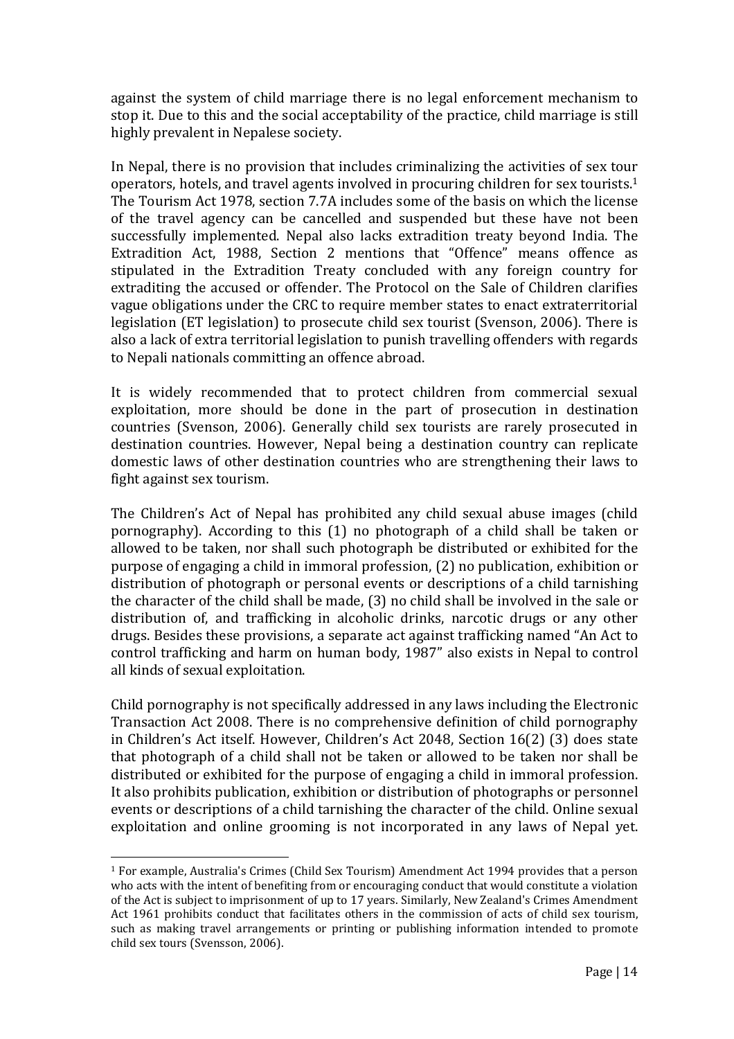against the system of child marriage there is no legal enforcement mechanism to stop it. Due to this and the social acceptability of the practice, child marriage is still highly prevalent in Nepalese society.

In Nepal, there is no provision that includes criminalizing the activities of sex tour operators, hotels, and travel agents involved in procuring children for sex tourists.[1] The Tourism Act 1978, section 7.7A includes some of the basis on which the license of the travel agency can be cancelled and suspended but these have not been successfully implemented. Nepal also lacks extradition treaty beyond India. The Extradition Act, 1988, Section 2 mentions that "Offence" means offence as stipulated in the Extradition Treaty concluded with any foreign country for extraditing the accused or offender. The Protocol on the Sale of Children clarifies vague obligations under the CRC to require member states to enact extraterritorial legislation (ET legislation) to prosecute child sex tourist (Svenson, 2006). There is also a lack of extra territorial legislation to punish travelling offenders with regards to Nepali nationals committing an offence abroad.

It is widely recommended that to protect children from commercial sexual exploitation, more should be done in the part of prosecution in destination countries (Svenson, 2006). Generally child sex tourists are rarely prosecuted in destination countries. However, Nepal being a destination country can replicate domestic laws of other destination countries who are strengthening their laws to fight against sex tourism.

The Children's Act of Nepal has prohibited any child sexual abuse images (child pornography). According to this (1) no photograph of a child shall be taken or allowed to be taken, nor shall such photograph be distributed or exhibited for the purpose of engaging a child in immoral profession, (2) no publication, exhibition or distribution of photograph or personal events or descriptions of a child tarnishing the character of the child shall be made, (3) no child shall be involved in the sale or distribution of, and trafficking in alcoholic drinks, narcotic drugs or any other drugs. Besides these provisions, a separate act against trafficking named "An Act to control trafficking and harm on human body, 1987" also exists in Nepal to control all kinds of sexual exploitation.

Child pornography is not specifically addressed in any laws including the Electronic Transaction Act 2008. There is no comprehensive definition of child pornography in Children's Act itself. However, Children's Act 2048, Section 16(2) (3) does state that photograph of a child shall not be taken or allowed to be taken nor shall be distributed or exhibited for the purpose of engaging a child in immoral profession. It also prohibits publication, exhibition or distribution of photographs or personnel events or descriptions of a child tarnishing the character of the child. Online sexual exploitation and online grooming is not incorporated in any laws of Nepal yet.

[1] For example, Australia's Crimes (Child Sex Tourism) Amendment Act 1994 provides that a person who acts with the intent of benefiting from or encouraging conduct that would constitute a violation of the Act is subject to imprisonment of up to 17 years. Similarly, New Zealand's Crimes Amendment Act 1961 prohibits conduct that facilitates others in the commission of acts of child sex tourism, such as making travel arrangements or printing or publishing information intended to promote child sex tours (Svensson, 2006).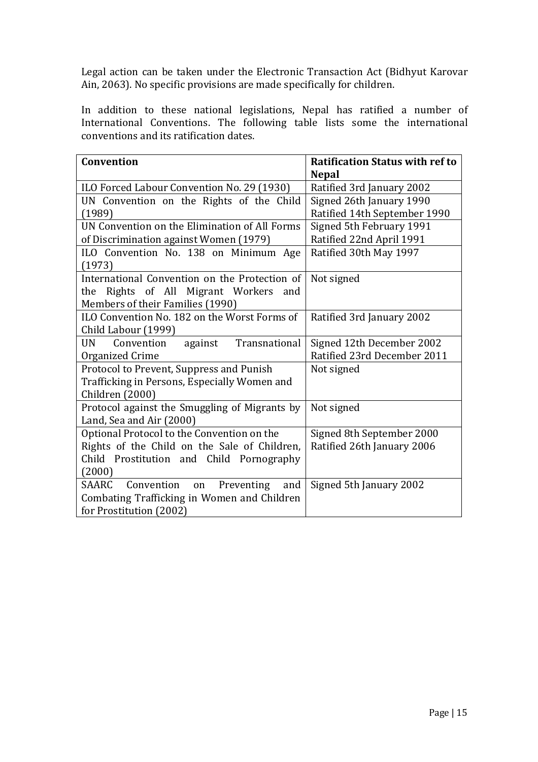Legal action can be taken under the Electronic Transaction Act (Bidhyut Karovar Ain, 2063). No specific provisions are made specifically for children.

In addition to these national legislations, Nepal has ratified a number of International Conventions. The following table lists some the international conventions and its ratification dates.

| Convention | Ratification Status with ref to Nepal |
|---|---|
| ILO Forced Labour Convention No. 29 (1930) | Ratified 3rd January 2002 |
| UN Convention on the Rights of the Child (1989) | Signed 26th January 1990<br>Ratified 14th September 1990 |
| UN Convention on the Elimination of All Forms of Discrimination against Women (1979) | Signed 5th February 1991<br>Ratified 22nd April 1991 |
| ILO Convention No. 138 on Minimum Age (1973) | Ratified 30th May 1997 |
| International Convention on the Protection of the Rights of All Migrant Workers and Members of their Families (1990) | Not signed |
| ILO Convention No. 182 on the Worst Forms of Child Labour (1999) | Ratified 3rd January 2002 |
| UN Convention against Transnational Organized Crime | Signed 12th December 2002<br>Ratified 23rd December 2011 |
| Protocol to Prevent, Suppress and Punish Trafficking in Persons, Especially Women and Children (2000) | Not signed |
| Protocol against the Smuggling of Migrants by Land, Sea and Air (2000) | Not signed |
| Optional Protocol to the Convention on the Rights of the Child on the Sale of Children, Child Prostitution and Child Pornography (2000) | Signed 8th September 2000<br>Ratified 26th January 2006 |
| SAARC Convention on Preventing and Combating Trafficking in Women and Children for Prostitution (2002) | Signed 5th January 2002 |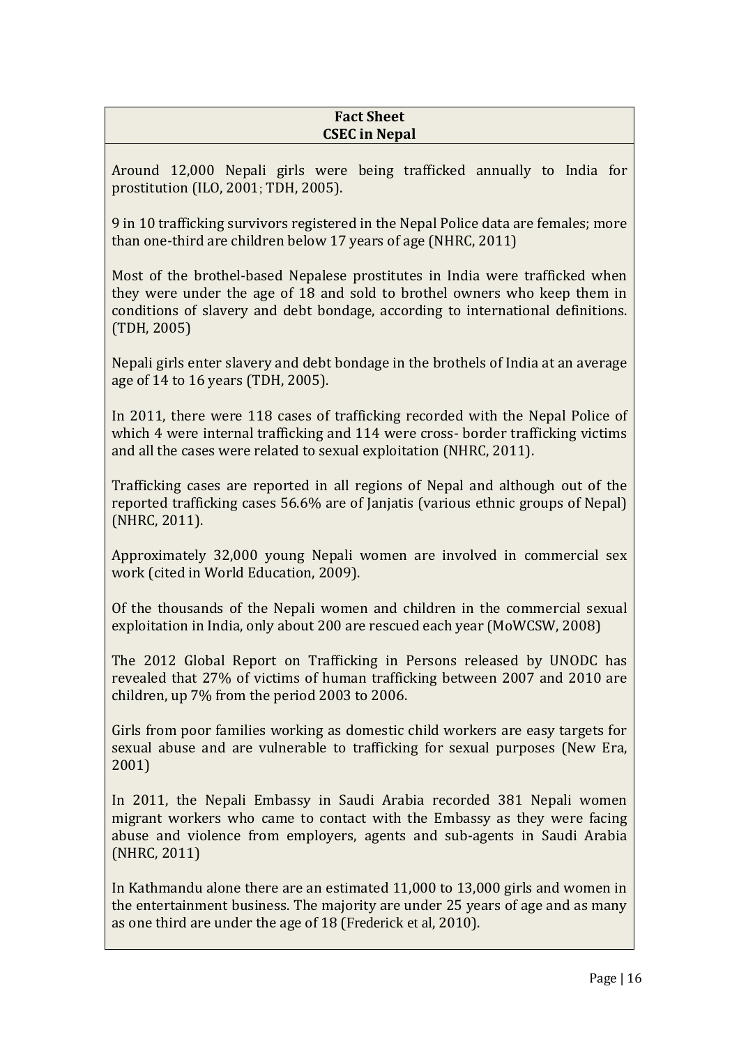**Fact Sheet**
**CSEC in Nepal**

Around 12,000 Nepali girls were being trafficked annually to India for prostitution (ILO, 2001; TDH, 2005).

9 in 10 trafficking survivors registered in the Nepal Police data are females; more than one-third are children below 17 years of age (NHRC, 2011)

Most of the brothel-based Nepalese prostitutes in India were trafficked when they were under the age of 18 and sold to brothel owners who keep them in conditions of slavery and debt bondage, according to international definitions. (TDH, 2005)

Nepali girls enter slavery and debt bondage in the brothels of India at an average age of 14 to 16 years (TDH, 2005).

In 2011, there were 118 cases of trafficking recorded with the Nepal Police of which 4 were internal trafficking and 114 were cross- border trafficking victims and all the cases were related to sexual exploitation (NHRC, 2011).

Trafficking cases are reported in all regions of Nepal and although out of the reported trafficking cases 56.6% are of Janjatis (various ethnic groups of Nepal) (NHRC, 2011).

Approximately 32,000 young Nepali women are involved in commercial sex work (cited in World Education, 2009).

Of the thousands of the Nepali women and children in the commercial sexual exploitation in India, only about 200 are rescued each year (MoWCSW, 2008)

The 2012 Global Report on Trafficking in Persons released by UNODC has revealed that 27% of victims of human trafficking between 2007 and 2010 are children, up 7% from the period 2003 to 2006.

Girls from poor families working as domestic child workers are easy targets for sexual abuse and are vulnerable to trafficking for sexual purposes (New Era, 2001)

In 2011, the Nepali Embassy in Saudi Arabia recorded 381 Nepali women migrant workers who came to contact with the Embassy as they were facing abuse and violence from employers, agents and sub-agents in Saudi Arabia (NHRC, 2011)

In Kathmandu alone there are an estimated 11,000 to 13,000 girls and women in the entertainment business. The majority are under 25 years of age and as many as one third are under the age of 18 (Frederick et al, 2010).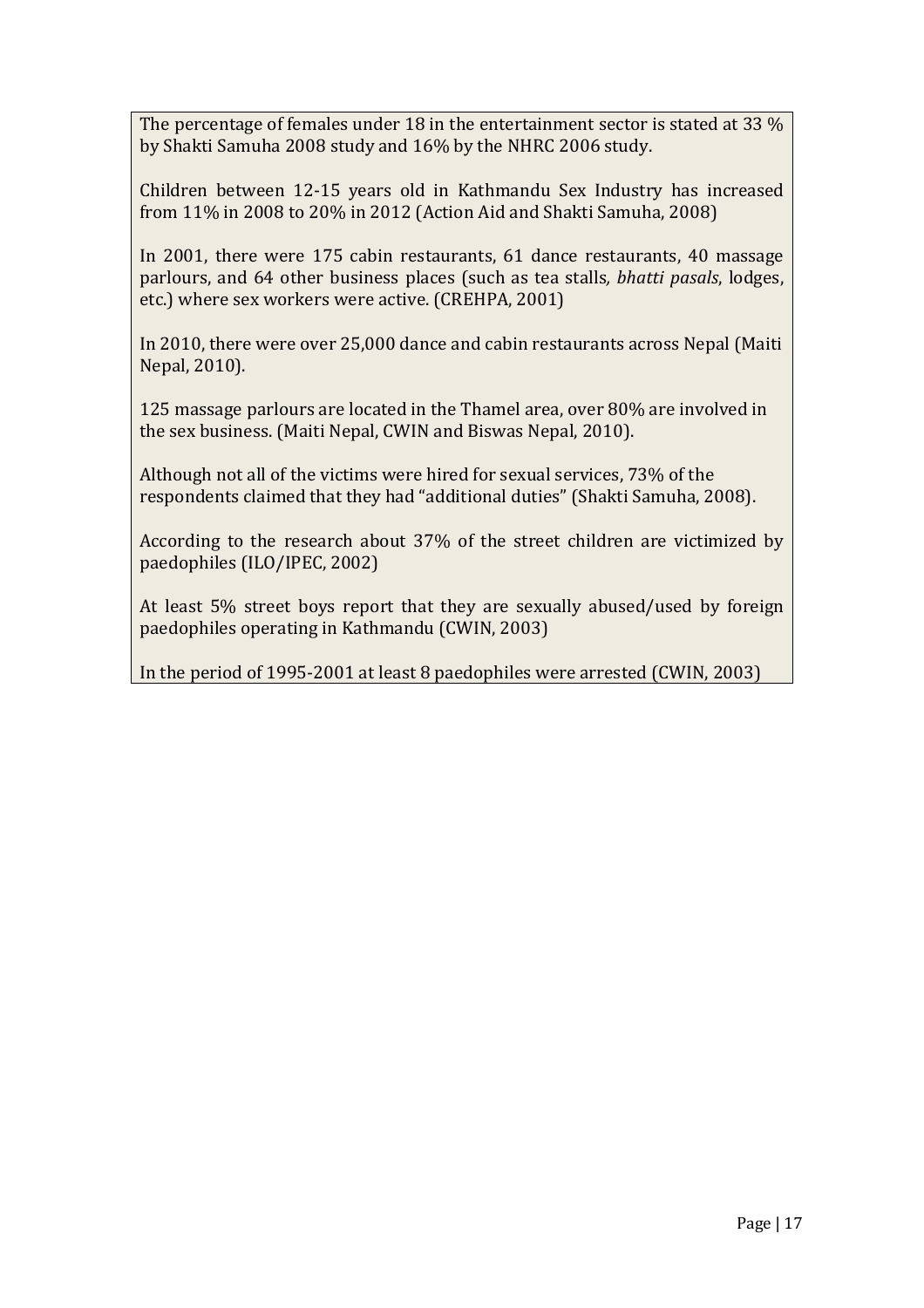The percentage of females under 18 in the entertainment sector is stated at 33 % by Shakti Samuha 2008 study and 16% by the NHRC 2006 study.

Children between 12-15 years old in Kathmandu Sex Industry has increased from 11% in 2008 to 20% in 2012 (Action Aid and Shakti Samuha, 2008)

In 2001, there were 175 cabin restaurants, 61 dance restaurants, 40 massage parlours, and 64 other business places (such as tea stalls*, bhatti pasals*, lodges, etc.) where sex workers were active. (CREHPA, 2001)

In 2010, there were over 25,000 dance and cabin restaurants across Nepal (Maiti Nepal, 2010).

125 massage parlours are located in the Thamel area, over 80% are involved in the sex business. (Maiti Nepal, CWIN and Biswas Nepal, 2010).

Although not all of the victims were hired for sexual services, 73% of the respondents claimed that they had "additional duties" (Shakti Samuha, 2008).

According to the research about 37% of the street children are victimized by paedophiles (ILO/IPEC, 2002)

At least 5% street boys report that they are sexually abused/used by foreign paedophiles operating in Kathmandu (CWIN, 2003)

In the period of 1995-2001 at least 8 paedophiles were arrested (CWIN, 2003)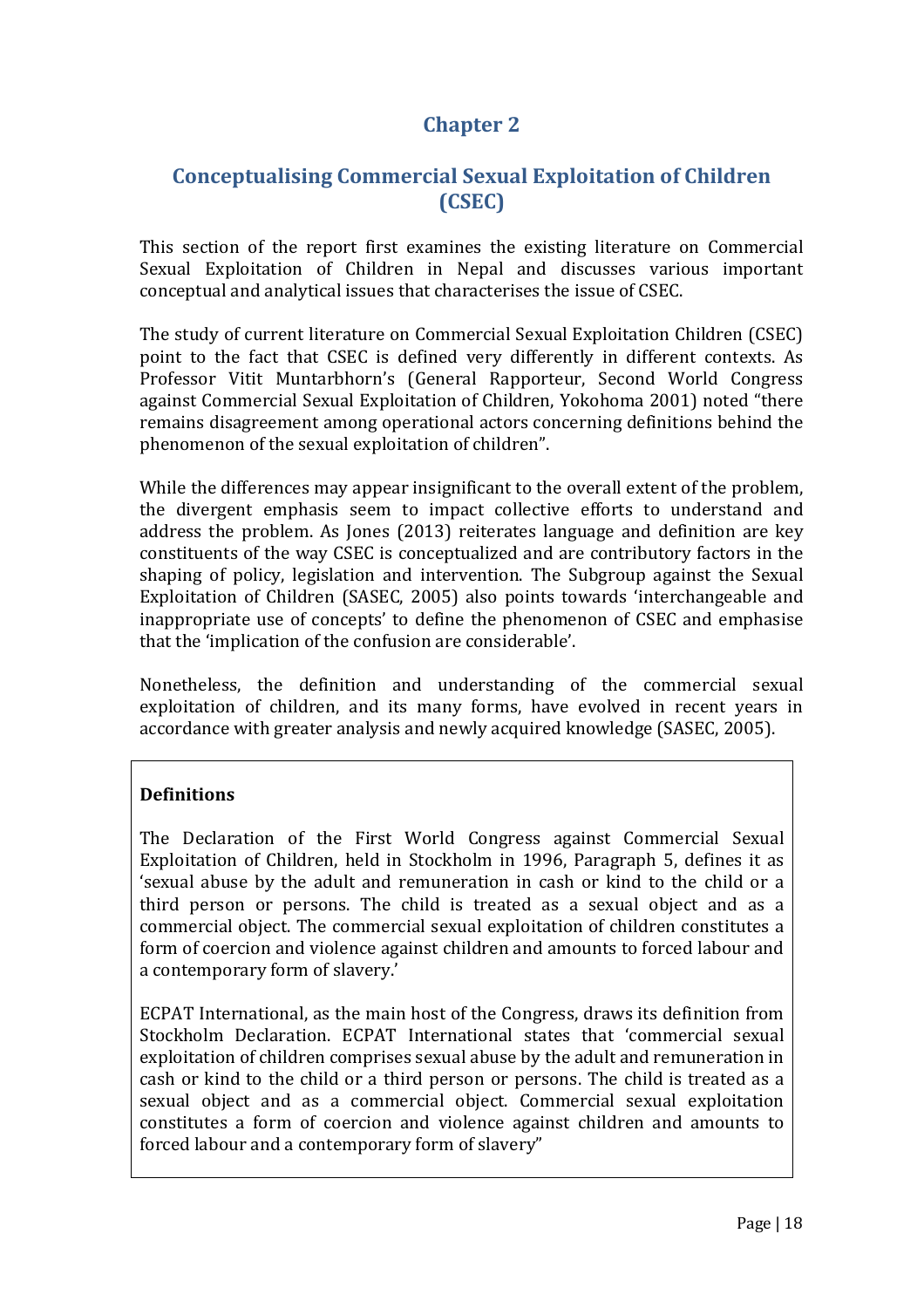# Chapter 2

## Conceptualising Commercial Sexual Exploitation of Children (CSEC)

This section of the report first examines the existing literature on Commercial Sexual Exploitation of Children in Nepal and discusses various important conceptual and analytical issues that characterises the issue of CSEC.

The study of current literature on Commercial Sexual Exploitation Children (CSEC) point to the fact that CSEC is defined very differently in different contexts. As Professor Vitit Muntarbhorn's (General Rapporteur, Second World Congress against Commercial Sexual Exploitation of Children, Yokohoma 2001) noted "there remains disagreement among operational actors concerning definitions behind the phenomenon of the sexual exploitation of children".

While the differences may appear insignificant to the overall extent of the problem, the divergent emphasis seem to impact collective efforts to understand and address the problem. As Jones (2013) reiterates language and definition are key constituents of the way CSEC is conceptualized and are contributory factors in the shaping of policy, legislation and intervention. The Subgroup against the Sexual Exploitation of Children (SASEC, 2005) also points towards 'interchangeable and inappropriate use of concepts' to define the phenomenon of CSEC and emphasise that the 'implication of the confusion are considerable'.

Nonetheless, the definition and understanding of the commercial sexual exploitation of children, and its many forms, have evolved in recent years in accordance with greater analysis and newly acquired knowledge (SASEC, 2005).

**Definitions**

The Declaration of the First World Congress against Commercial Sexual Exploitation of Children, held in Stockholm in 1996, Paragraph 5, defines it as 'sexual abuse by the adult and remuneration in cash or kind to the child or a third person or persons. The child is treated as a sexual object and as a commercial object. The commercial sexual exploitation of children constitutes a form of coercion and violence against children and amounts to forced labour and a contemporary form of slavery.'

ECPAT International, as the main host of the Congress, draws its definition from Stockholm Declaration. ECPAT International states that 'commercial sexual exploitation of children comprises sexual abuse by the adult and remuneration in cash or kind to the child or a third person or persons. The child is treated as a sexual object and as a commercial object. Commercial sexual exploitation constitutes a form of coercion and violence against children and amounts to forced labour and a contemporary form of slavery"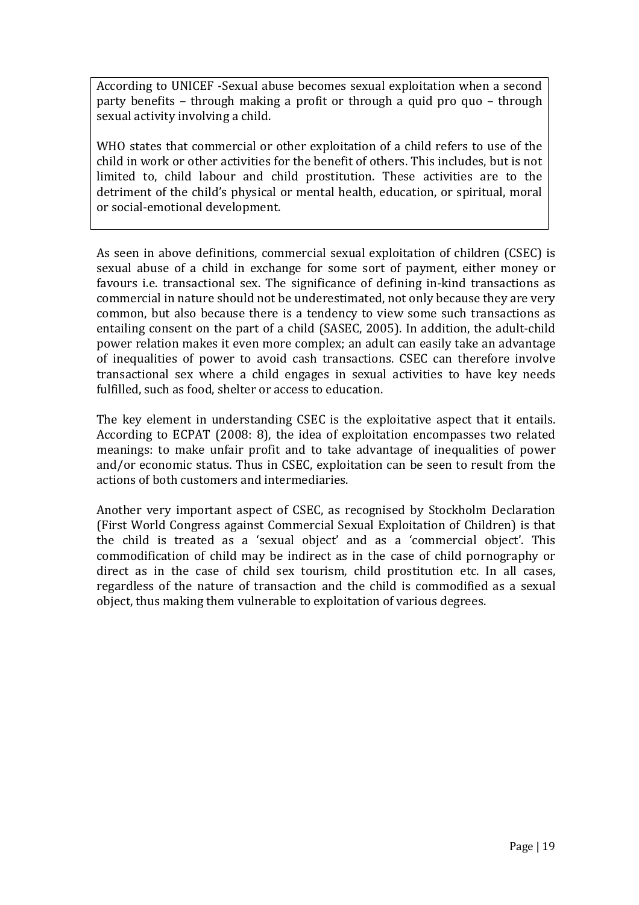According to UNICEF -Sexual abuse becomes sexual exploitation when a second party benefits – through making a profit or through a quid pro quo – through sexual activity involving a child.

WHO states that commercial or other exploitation of a child refers to use of the child in work or other activities for the benefit of others. This includes, but is not limited to, child labour and child prostitution. These activities are to the detriment of the child's physical or mental health, education, or spiritual, moral or social-emotional development.

As seen in above definitions, commercial sexual exploitation of children (CSEC) is sexual abuse of a child in exchange for some sort of payment, either money or favours i.e. transactional sex. The significance of defining in-kind transactions as commercial in nature should not be underestimated, not only because they are very common, but also because there is a tendency to view some such transactions as entailing consent on the part of a child (SASEC, 2005). In addition, the adult-child power relation makes it even more complex; an adult can easily take an advantage of inequalities of power to avoid cash transactions. CSEC can therefore involve transactional sex where a child engages in sexual activities to have key needs fulfilled, such as food, shelter or access to education.

The key element in understanding CSEC is the exploitative aspect that it entails. According to ECPAT (2008: 8), the idea of exploitation encompasses two related meanings: to make unfair profit and to take advantage of inequalities of power and/or economic status. Thus in CSEC, exploitation can be seen to result from the actions of both customers and intermediaries.

Another very important aspect of CSEC, as recognised by Stockholm Declaration (First World Congress against Commercial Sexual Exploitation of Children) is that the child is treated as a 'sexual object' and as a 'commercial object'. This commodification of child may be indirect as in the case of child pornography or direct as in the case of child sex tourism, child prostitution etc. In all cases, regardless of the nature of transaction and the child is commodified as a sexual object, thus making them vulnerable to exploitation of various degrees.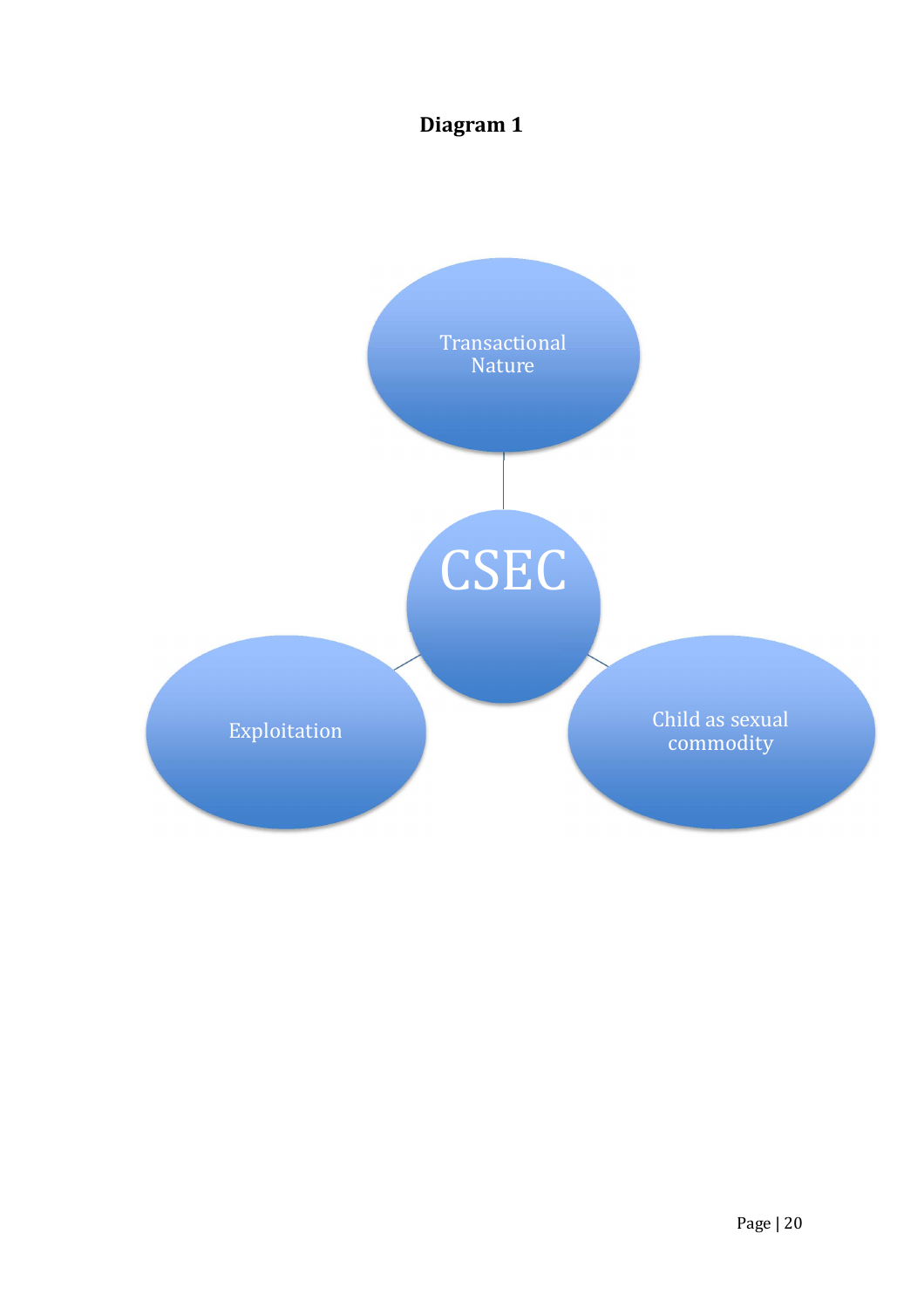**Diagram 1**

Transactional Nature

CSEC

Exploitation

Child as sexual commodity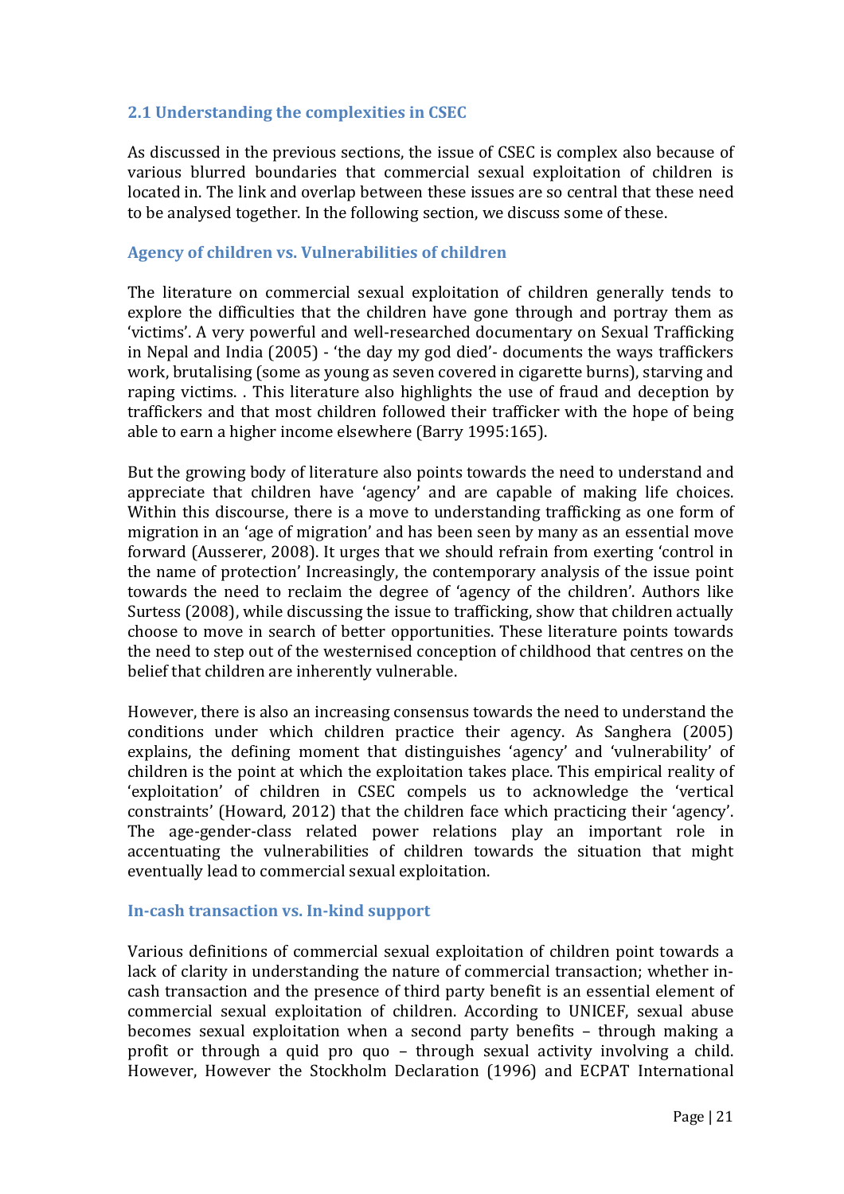## 2.1 Understanding the complexities in CSEC

As discussed in the previous sections, the issue of CSEC is complex also because of various blurred boundaries that commercial sexual exploitation of children is located in. The link and overlap between these issues are so central that these need to be analysed together. In the following section, we discuss some of these.

### Agency of children vs. Vulnerabilities of children

The literature on commercial sexual exploitation of children generally tends to explore the difficulties that the children have gone through and portray them as 'victims'. A very powerful and well-researched documentary on Sexual Trafficking in Nepal and India (2005) - 'the day my god died'- documents the ways traffickers work, brutalising (some as young as seven covered in cigarette burns), starving and raping victims. . This literature also highlights the use of fraud and deception by traffickers and that most children followed their trafficker with the hope of being able to earn a higher income elsewhere (Barry 1995:165).

But the growing body of literature also points towards the need to understand and appreciate that children have 'agency' and are capable of making life choices. Within this discourse, there is a move to understanding trafficking as one form of migration in an 'age of migration' and has been seen by many as an essential move forward (Ausserer, 2008). It urges that we should refrain from exerting 'control in the name of protection' Increasingly, the contemporary analysis of the issue point towards the need to reclaim the degree of 'agency of the children'. Authors like Surtess (2008), while discussing the issue to trafficking, show that children actually choose to move in search of better opportunities. These literature points towards the need to step out of the westernised conception of childhood that centres on the belief that children are inherently vulnerable.

However, there is also an increasing consensus towards the need to understand the conditions under which children practice their agency. As Sanghera (2005) explains, the defining moment that distinguishes 'agency' and 'vulnerability' of children is the point at which the exploitation takes place. This empirical reality of 'exploitation' of children in CSEC compels us to acknowledge the 'vertical constraints' (Howard, 2012) that the children face which practicing their 'agency'. The age-gender-class related power relations play an important role in accentuating the vulnerabilities of children towards the situation that might eventually lead to commercial sexual exploitation.

### In-cash transaction vs. In-kind support

Various definitions of commercial sexual exploitation of children point towards a lack of clarity in understanding the nature of commercial transaction; whether in-cash transaction and the presence of third party benefit is an essential element of commercial sexual exploitation of children. According to UNICEF, sexual abuse becomes sexual exploitation when a second party benefits – through making a profit or through a quid pro quo – through sexual activity involving a child. However, However the Stockholm Declaration (1996) and ECPAT International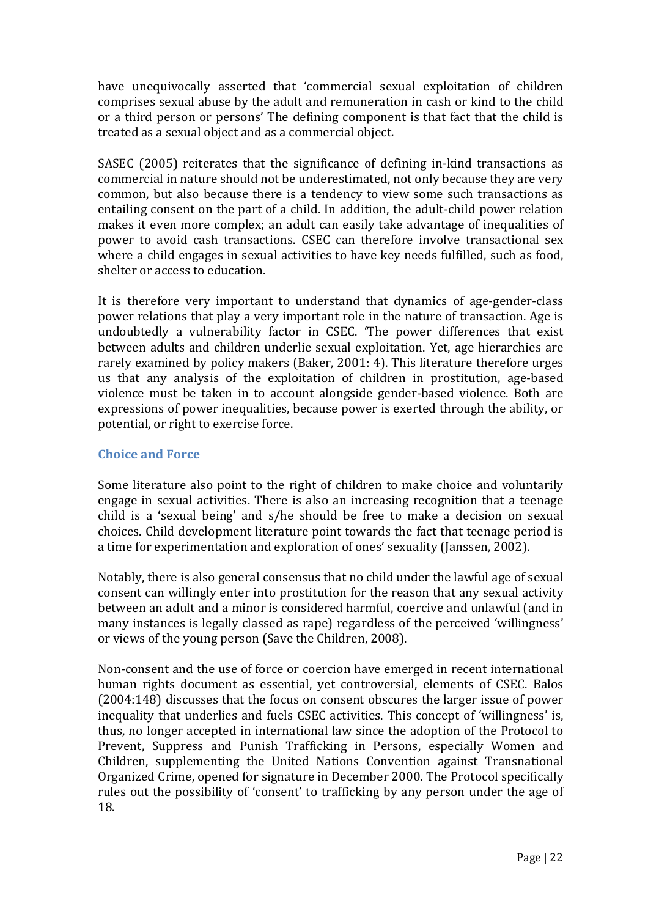have unequivocally asserted that 'commercial sexual exploitation of children comprises sexual abuse by the adult and remuneration in cash or kind to the child or a third person or persons' The defining component is that fact that the child is treated as a sexual object and as a commercial object.

SASEC (2005) reiterates that the significance of defining in-kind transactions as commercial in nature should not be underestimated, not only because they are very common, but also because there is a tendency to view some such transactions as entailing consent on the part of a child. In addition, the adult-child power relation makes it even more complex; an adult can easily take advantage of inequalities of power to avoid cash transactions. CSEC can therefore involve transactional sex where a child engages in sexual activities to have key needs fulfilled, such as food, shelter or access to education.

It is therefore very important to understand that dynamics of age-gender-class power relations that play a very important role in the nature of transaction. Age is undoubtedly a vulnerability factor in CSEC. 'The power differences that exist between adults and children underlie sexual exploitation. Yet, age hierarchies are rarely examined by policy makers (Baker, 2001: 4). This literature therefore urges us that any analysis of the exploitation of children in prostitution, age-based violence must be taken in to account alongside gender-based violence. Both are expressions of power inequalities, because power is exerted through the ability, or potential, or right to exercise force.

### Choice and Force

Some literature also point to the right of children to make choice and voluntarily engage in sexual activities. There is also an increasing recognition that a teenage child is a 'sexual being' and s/he should be free to make a decision on sexual choices. Child development literature point towards the fact that teenage period is a time for experimentation and exploration of ones' sexuality (Janssen, 2002).

Notably, there is also general consensus that no child under the lawful age of sexual consent can willingly enter into prostitution for the reason that any sexual activity between an adult and a minor is considered harmful, coercive and unlawful (and in many instances is legally classed as rape) regardless of the perceived 'willingness' or views of the young person (Save the Children, 2008).

Non-consent and the use of force or coercion have emerged in recent international human rights document as essential, yet controversial, elements of CSEC. Balos (2004:148) discusses that the focus on consent obscures the larger issue of power inequality that underlies and fuels CSEC activities. This concept of 'willingness' is, thus, no longer accepted in international law since the adoption of the Protocol to Prevent, Suppress and Punish Trafficking in Persons, especially Women and Children, supplementing the United Nations Convention against Transnational Organized Crime, opened for signature in December 2000. The Protocol specifically rules out the possibility of 'consent' to trafficking by any person under the age of 18.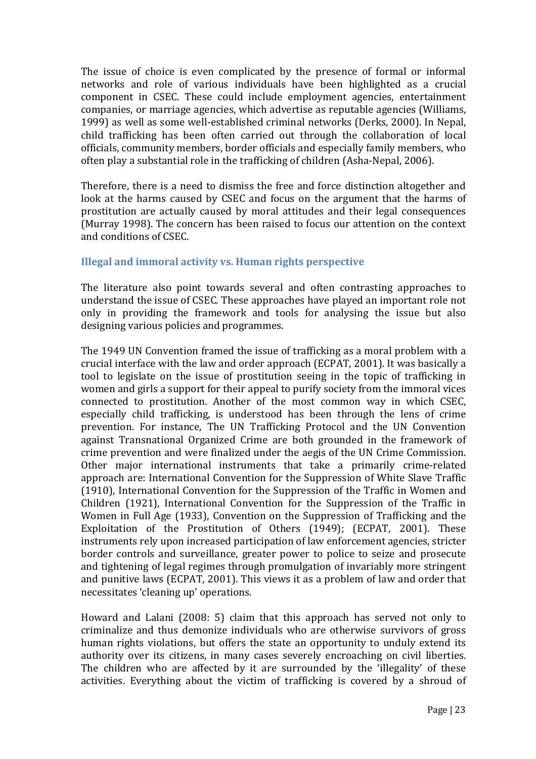The issue of choice is even complicated by the presence of formal or informal networks and role of various individuals have been highlighted as a crucial component in CSEC. These could include employment agencies, entertainment companies, or marriage agencies, which advertise as reputable agencies (Williams, 1999) as well as some well-established criminal networks (Derks, 2000). In Nepal, child trafficking has been often carried out through the collaboration of local officials, community members, border officials and especially family members, who often play a substantial role in the trafficking of children (Asha-Nepal, 2006).

Therefore, there is a need to dismiss the free and force distinction altogether and look at the harms caused by CSEC and focus on the argument that the harms of prostitution are actually caused by moral attitudes and their legal consequences (Murray 1998). The concern has been raised to focus our attention on the context and conditions of CSEC.

### Illegal and immoral activity vs. Human rights perspective

The literature also point towards several and often contrasting approaches to understand the issue of CSEC. These approaches have played an important role not only in providing the framework and tools for analysing the issue but also designing various policies and programmes.

The 1949 UN Convention framed the issue of trafficking as a moral problem with a crucial interface with the law and order approach (ECPAT, 2001). It was basically a tool to legislate on the issue of prostitution seeing in the topic of trafficking in women and girls a support for their appeal to purify society from the immoral vices connected to prostitution. Another of the most common way in which CSEC, especially child trafficking, is understood has been through the lens of crime prevention. For instance, The UN Trafficking Protocol and the UN Convention against Transnational Organized Crime are both grounded in the framework of crime prevention and were finalized under the aegis of the UN Crime Commission. Other major international instruments that take a primarily crime-related approach are: International Convention for the Suppression of White Slave Traffic (1910), International Convention for the Suppression of the Traffic in Women and Children (1921), International Convention for the Suppression of the Traffic in Women in Full Age (1933), Convention on the Suppression of Trafficking and the Exploitation of the Prostitution of Others (1949); (ECPAT, 2001). These instruments rely upon increased participation of law enforcement agencies, stricter border controls and surveillance, greater power to police to seize and prosecute and tightening of legal regimes through promulgation of invariably more stringent and punitive laws (ECPAT, 2001). This views it as a problem of law and order that necessitates 'cleaning up' operations.

Howard and Lalani (2008: 5) claim that this approach has served not only to criminalize and thus demonize individuals who are otherwise survivors of gross human rights violations, but offers the state an opportunity to unduly extend its authority over its citizens, in many cases severely encroaching on civil liberties. The children who are affected by it are surrounded by the 'illegality' of these activities. Everything about the victim of trafficking is covered by a shroud of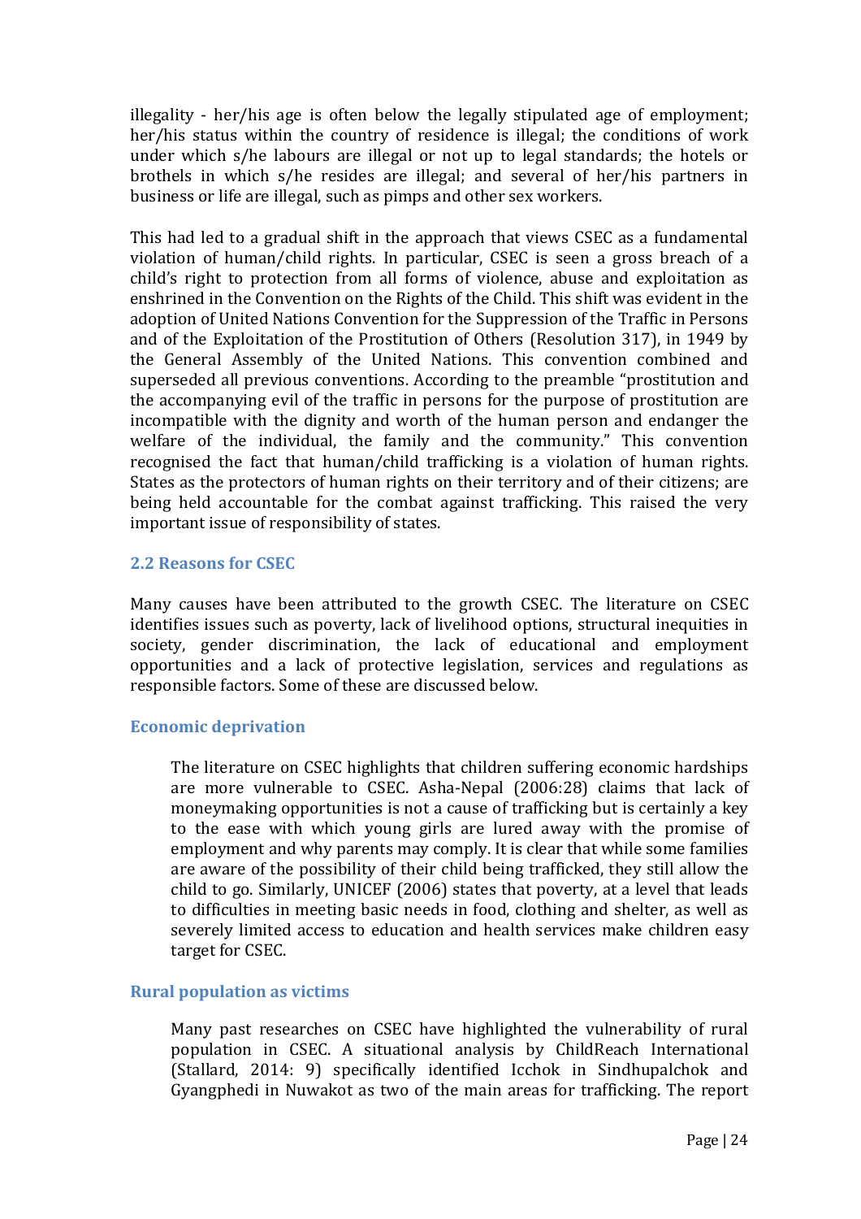illegality - her/his age is often below the legally stipulated age of employment; her/his status within the country of residence is illegal; the conditions of work under which s/he labours are illegal or not up to legal standards; the hotels or brothels in which s/he resides are illegal; and several of her/his partners in business or life are illegal, such as pimps and other sex workers.

This had led to a gradual shift in the approach that views CSEC as a fundamental violation of human/child rights. In particular, CSEC is seen a gross breach of a child's right to protection from all forms of violence, abuse and exploitation as enshrined in the Convention on the Rights of the Child. This shift was evident in the adoption of United Nations Convention for the Suppression of the Traffic in Persons and of the Exploitation of the Prostitution of Others (Resolution 317), in 1949 by the General Assembly of the United Nations. This convention combined and superseded all previous conventions. According to the preamble "prostitution and the accompanying evil of the traffic in persons for the purpose of prostitution are incompatible with the dignity and worth of the human person and endanger the welfare of the individual, the family and the community." This convention recognised the fact that human/child trafficking is a violation of human rights. States as the protectors of human rights on their territory and of their citizens; are being held accountable for the combat against trafficking. This raised the very important issue of responsibility of states.

## 2.2 Reasons for CSEC

Many causes have been attributed to the growth CSEC. The literature on CSEC identifies issues such as poverty, lack of livelihood options, structural inequities in society, gender discrimination, the lack of educational and employment opportunities and a lack of protective legislation, services and regulations as responsible factors. Some of these are discussed below.

### Economic deprivation

The literature on CSEC highlights that children suffering economic hardships are more vulnerable to CSEC. Asha-Nepal (2006:28) claims that lack of moneymaking opportunities is not a cause of trafficking but is certainly a key to the ease with which young girls are lured away with the promise of employment and why parents may comply. It is clear that while some families are aware of the possibility of their child being trafficked, they still allow the child to go. Similarly, UNICEF (2006) states that poverty, at a level that leads to difficulties in meeting basic needs in food, clothing and shelter, as well as severely limited access to education and health services make children easy target for CSEC.

### Rural population as victims

Many past researches on CSEC have highlighted the vulnerability of rural population in CSEC. A situational analysis by ChildReach International (Stallard, 2014: 9) specifically identified Icchok in Sindhupalchok and Gyangphedi in Nuwakot as two of the main areas for trafficking. The report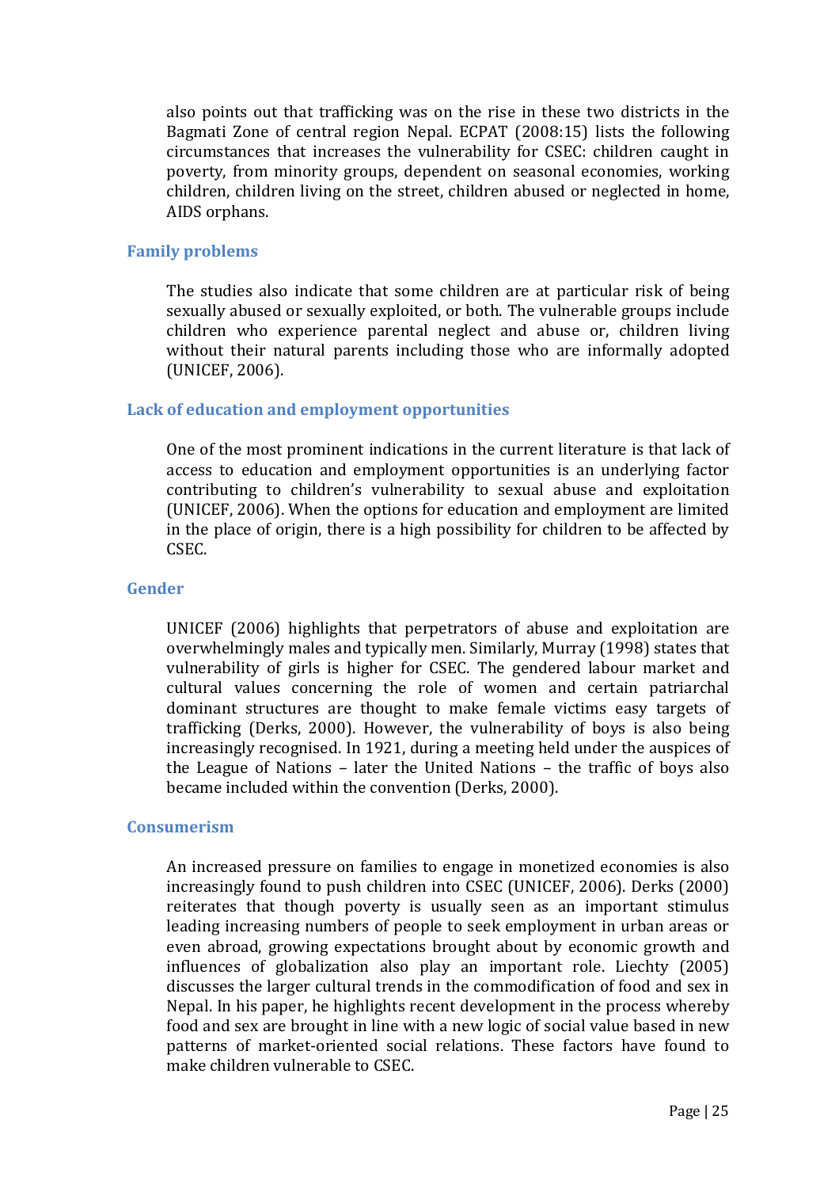also points out that trafficking was on the rise in these two districts in the Bagmati Zone of central region Nepal. ECPAT (2008:15) lists the following circumstances that increases the vulnerability for CSEC: children caught in poverty, from minority groups, dependent on seasonal economies, working children, children living on the street, children abused or neglected in home, AIDS orphans.

### Family problems

The studies also indicate that some children are at particular risk of being sexually abused or sexually exploited, or both. The vulnerable groups include children who experience parental neglect and abuse or, children living without their natural parents including those who are informally adopted (UNICEF, 2006).

### Lack of education and employment opportunities

One of the most prominent indications in the current literature is that lack of access to education and employment opportunities is an underlying factor contributing to children's vulnerability to sexual abuse and exploitation (UNICEF, 2006). When the options for education and employment are limited in the place of origin, there is a high possibility for children to be affected by CSEC.

### Gender

UNICEF (2006) highlights that perpetrators of abuse and exploitation are overwhelmingly males and typically men. Similarly, Murray (1998) states that vulnerability of girls is higher for CSEC. The gendered labour market and cultural values concerning the role of women and certain patriarchal dominant structures are thought to make female victims easy targets of trafficking (Derks, 2000). However, the vulnerability of boys is also being increasingly recognised. In 1921, during a meeting held under the auspices of the League of Nations – later the United Nations – the traffic of boys also became included within the convention (Derks, 2000).

### Consumerism

An increased pressure on families to engage in monetized economies is also increasingly found to push children into CSEC (UNICEF, 2006). Derks (2000) reiterates that though poverty is usually seen as an important stimulus leading increasing numbers of people to seek employment in urban areas or even abroad, growing expectations brought about by economic growth and influences of globalization also play an important role. Liechty (2005) discusses the larger cultural trends in the commodification of food and sex in Nepal. In his paper, he highlights recent development in the process whereby food and sex are brought in line with a new logic of social value based in new patterns of market-oriented social relations. These factors have found to make children vulnerable to CSEC.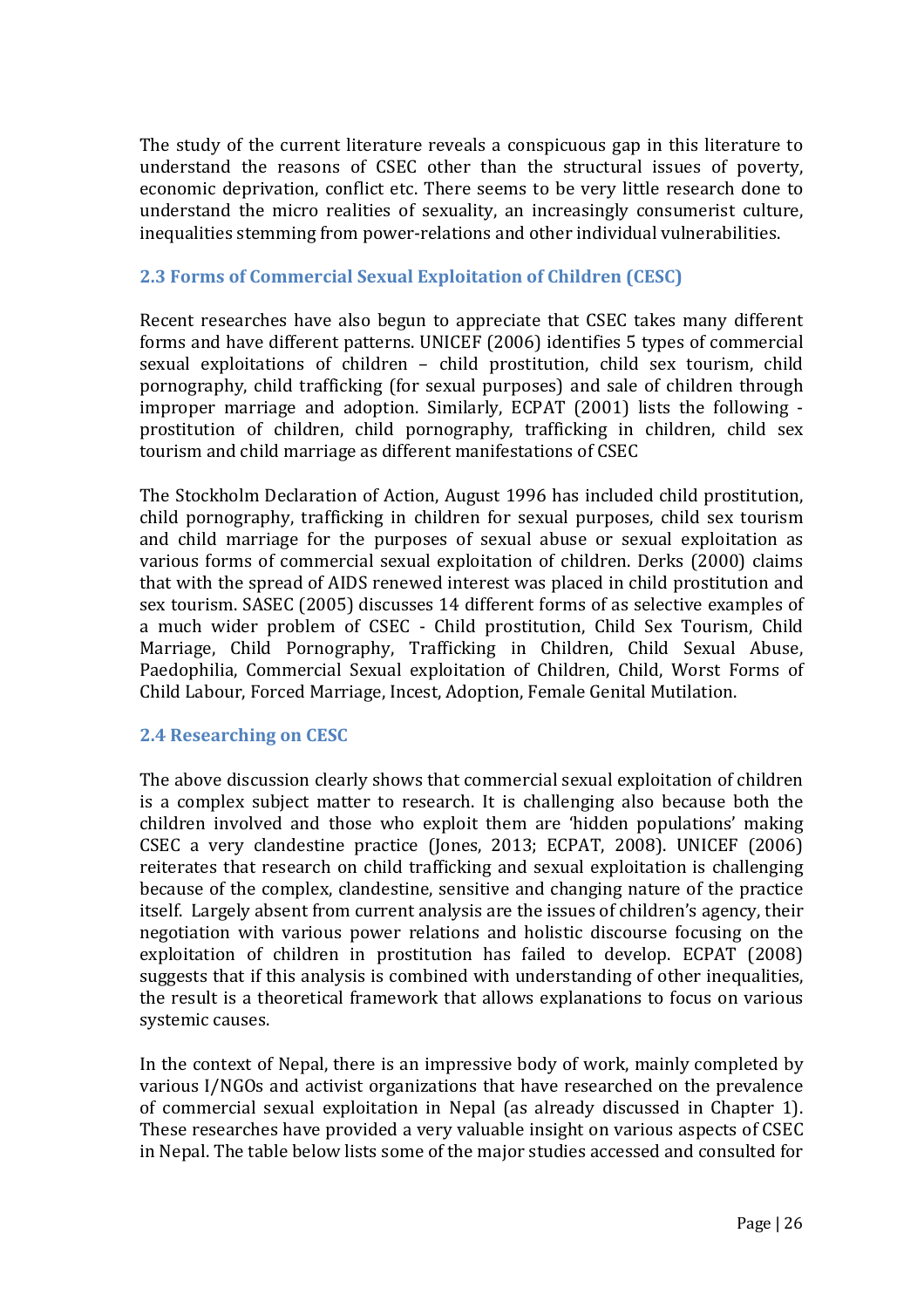The study of the current literature reveals a conspicuous gap in this literature to understand the reasons of CSEC other than the structural issues of poverty, economic deprivation, conflict etc. There seems to be very little research done to understand the micro realities of sexuality, an increasingly consumerist culture, inequalities stemming from power-relations and other individual vulnerabilities.

### 2.3 Forms of Commercial Sexual Exploitation of Children (CESC)

Recent researches have also begun to appreciate that CSEC takes many different forms and have different patterns. UNICEF (2006) identifies 5 types of commercial sexual exploitations of children – child prostitution, child sex tourism, child pornography, child trafficking (for sexual purposes) and sale of children through improper marriage and adoption. Similarly, ECPAT (2001) lists the following - prostitution of children, child pornography, trafficking in children, child sex tourism and child marriage as different manifestations of CSEC

The Stockholm Declaration of Action, August 1996 has included child prostitution, child pornography, trafficking in children for sexual purposes, child sex tourism and child marriage for the purposes of sexual abuse or sexual exploitation as various forms of commercial sexual exploitation of children. Derks (2000) claims that with the spread of AIDS renewed interest was placed in child prostitution and sex tourism. SASEC (2005) discusses 14 different forms of as selective examples of a much wider problem of CSEC - Child prostitution, Child Sex Tourism, Child Marriage, Child Pornography, Trafficking in Children, Child Sexual Abuse, Paedophilia, Commercial Sexual exploitation of Children, Child, Worst Forms of Child Labour, Forced Marriage, Incest, Adoption, Female Genital Mutilation.

### 2.4 Researching on CESC

The above discussion clearly shows that commercial sexual exploitation of children is a complex subject matter to research. It is challenging also because both the children involved and those who exploit them are 'hidden populations' making CSEC a very clandestine practice (Jones, 2013; ECPAT, 2008). UNICEF (2006) reiterates that research on child trafficking and sexual exploitation is challenging because of the complex, clandestine, sensitive and changing nature of the practice itself. Largely absent from current analysis are the issues of children's agency, their negotiation with various power relations and holistic discourse focusing on the exploitation of children in prostitution has failed to develop. ECPAT (2008) suggests that if this analysis is combined with understanding of other inequalities, the result is a theoretical framework that allows explanations to focus on various systemic causes.

In the context of Nepal, there is an impressive body of work, mainly completed by various I/NGOs and activist organizations that have researched on the prevalence of commercial sexual exploitation in Nepal (as already discussed in Chapter 1). These researches have provided a very valuable insight on various aspects of CSEC in Nepal. The table below lists some of the major studies accessed and consulted for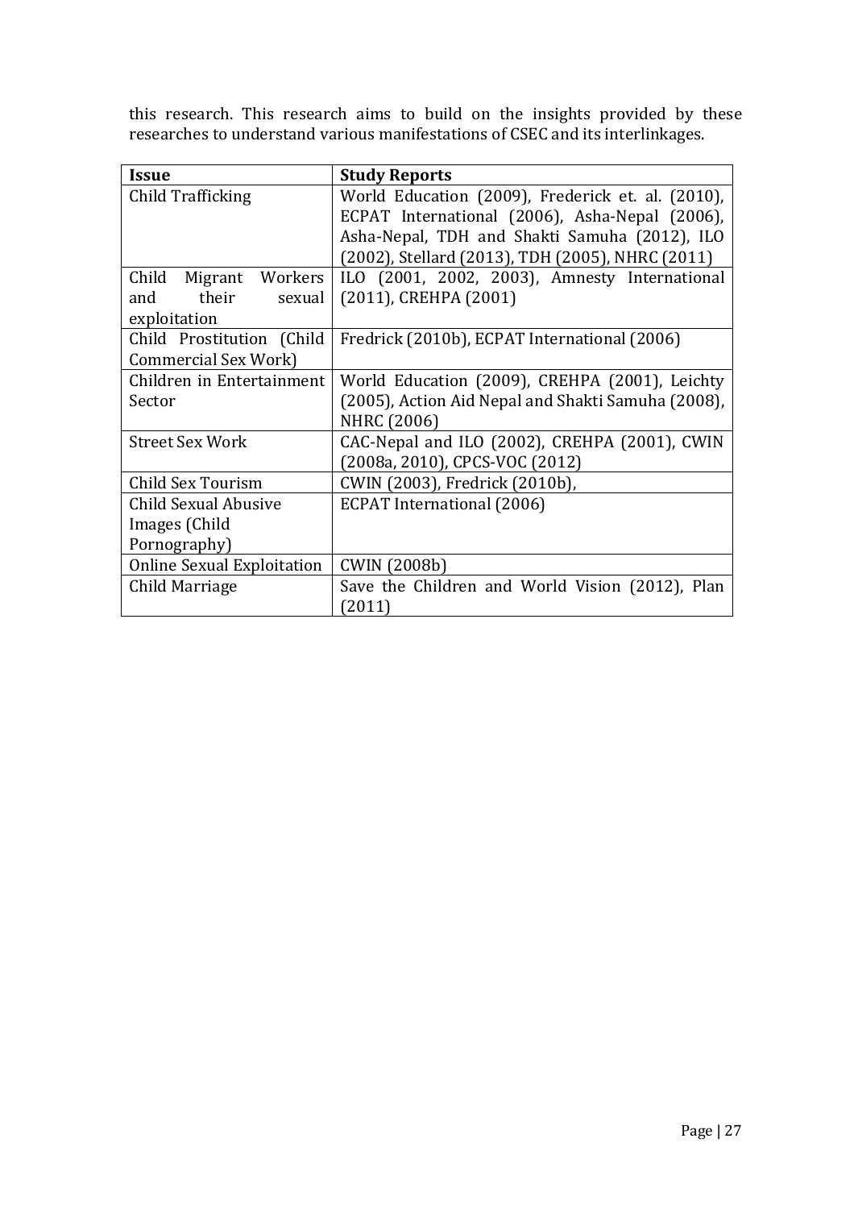this research. This research aims to build on the insights provided by these researches to understand various manifestations of CSEC and its interlinkages.

| **Issue** | **Study Reports** |
|---|---|
| Child Trafficking | World Education (2009), Frederick et. al. (2010), ECPAT International (2006), Asha-Nepal (2006), Asha-Nepal, TDH and Shakti Samuha (2012), ILO (2002), Stellard (2013), TDH (2005), NHRC (2011) |
| Child Migrant Workers and their sexual exploitation | ILO (2001, 2002, 2003), Amnesty International (2011), CREHPA (2001) |
| Child Prostitution (Child Commercial Sex Work) | Fredrick (2010b), ECPAT International (2006) |
| Children in Entertainment Sector | World Education (2009), CREHPA (2001), Leichty (2005), Action Aid Nepal and Shakti Samuha (2008), NHRC (2006) |
| Street Sex Work | CAC-Nepal and ILO (2002), CREHPA (2001), CWIN (2008a, 2010), CPCS-VOC (2012) |
| Child Sex Tourism | CWIN (2003), Fredrick (2010b), |
| Child Sexual Abusive Images (Child Pornography) | ECPAT International (2006) |
| Online Sexual Exploitation | CWIN (2008b) |
| Child Marriage | Save the Children and World Vision (2012), Plan (2011) |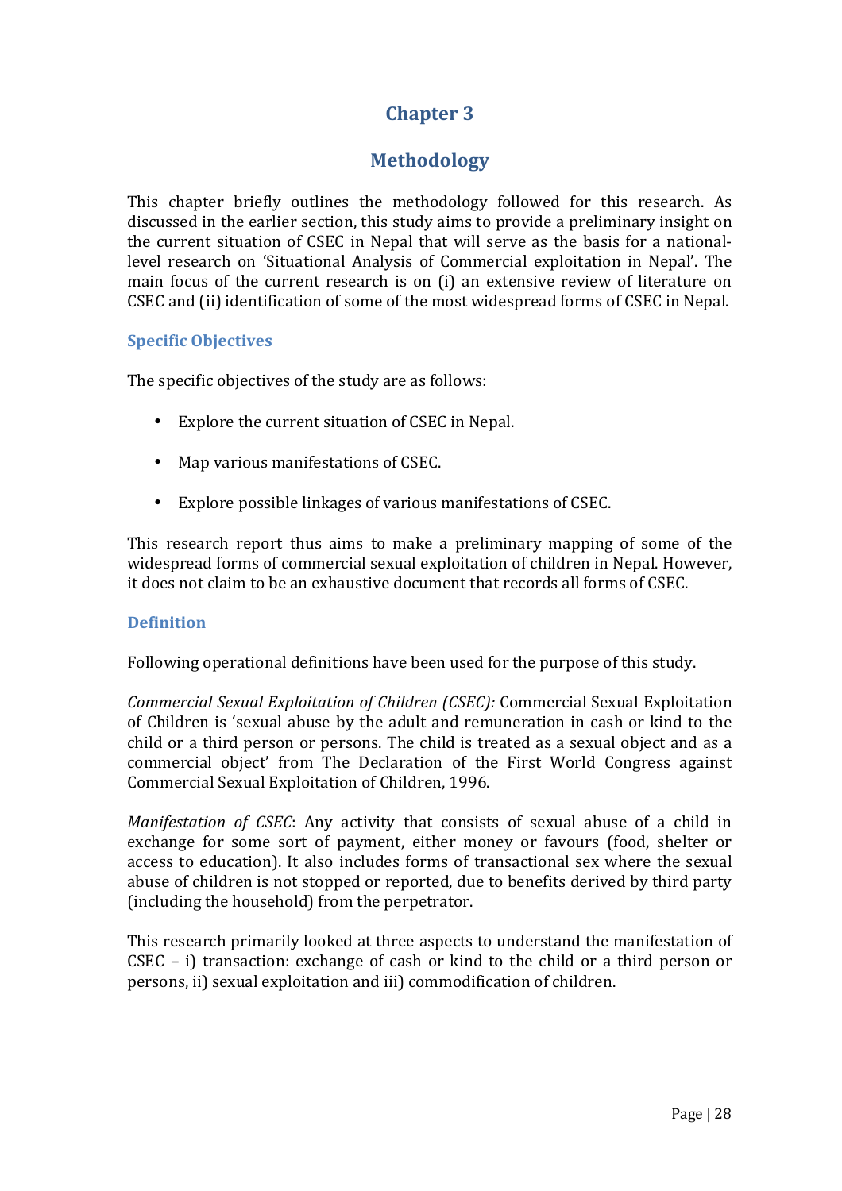# Chapter 3

# Methodology

This chapter briefly outlines the methodology followed for this research. As discussed in the earlier section, this study aims to provide a preliminary insight on the current situation of CSEC in Nepal that will serve as the basis for a national-level research on 'Situational Analysis of Commercial exploitation in Nepal'. The main focus of the current research is on (i) an extensive review of literature on CSEC and (ii) identification of some of the most widespread forms of CSEC in Nepal.

### Specific Objectives

The specific objectives of the study are as follows:

- Explore the current situation of CSEC in Nepal.
- Map various manifestations of CSEC.
- Explore possible linkages of various manifestations of CSEC.

This research report thus aims to make a preliminary mapping of some of the widespread forms of commercial sexual exploitation of children in Nepal. However, it does not claim to be an exhaustive document that records all forms of CSEC.

### Definition

Following operational definitions have been used for the purpose of this study.

*Commercial Sexual Exploitation of Children (CSEC):* Commercial Sexual Exploitation of Children is 'sexual abuse by the adult and remuneration in cash or kind to the child or a third person or persons. The child is treated as a sexual object and as a commercial object' from The Declaration of the First World Congress against Commercial Sexual Exploitation of Children, 1996.

*Manifestation of CSEC*: Any activity that consists of sexual abuse of a child in exchange for some sort of payment, either money or favours (food, shelter or access to education). It also includes forms of transactional sex where the sexual abuse of children is not stopped or reported, due to benefits derived by third party (including the household) from the perpetrator.

This research primarily looked at three aspects to understand the manifestation of CSEC – i) transaction: exchange of cash or kind to the child or a third person or persons, ii) sexual exploitation and iii) commodification of children.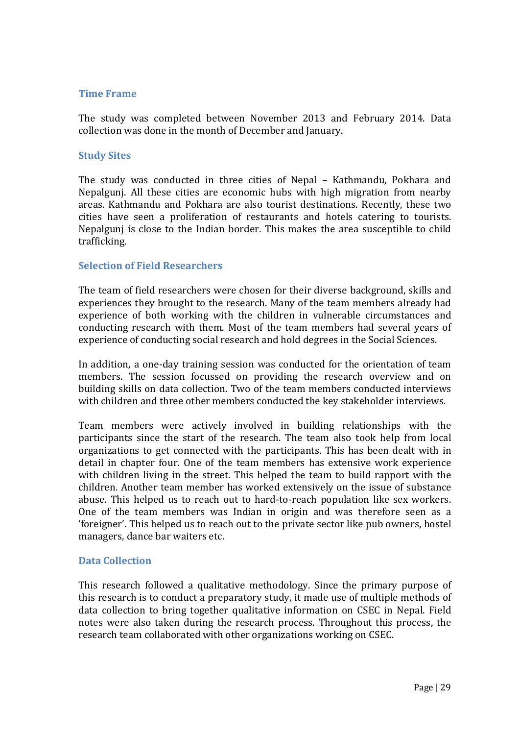### Time Frame

The study was completed between November 2013 and February 2014. Data collection was done in the month of December and January.

### Study Sites

The study was conducted in three cities of Nepal – Kathmandu, Pokhara and Nepalgunj. All these cities are economic hubs with high migration from nearby areas. Kathmandu and Pokhara are also tourist destinations. Recently, these two cities have seen a proliferation of restaurants and hotels catering to tourists. Nepalgunj is close to the Indian border. This makes the area susceptible to child trafficking.

### Selection of Field Researchers

The team of field researchers were chosen for their diverse background, skills and experiences they brought to the research. Many of the team members already had experience of both working with the children in vulnerable circumstances and conducting research with them. Most of the team members had several years of experience of conducting social research and hold degrees in the Social Sciences.

In addition, a one-day training session was conducted for the orientation of team members. The session focussed on providing the research overview and on building skills on data collection. Two of the team members conducted interviews with children and three other members conducted the key stakeholder interviews.

Team members were actively involved in building relationships with the participants since the start of the research. The team also took help from local organizations to get connected with the participants. This has been dealt with in detail in chapter four. One of the team members has extensive work experience with children living in the street. This helped the team to build rapport with the children. Another team member has worked extensively on the issue of substance abuse. This helped us to reach out to hard-to-reach population like sex workers. One of the team members was Indian in origin and was therefore seen as a 'foreigner'. This helped us to reach out to the private sector like pub owners, hostel managers, dance bar waiters etc.

### Data Collection

This research followed a qualitative methodology. Since the primary purpose of this research is to conduct a preparatory study, it made use of multiple methods of data collection to bring together qualitative information on CSEC in Nepal. Field notes were also taken during the research process. Throughout this process, the research team collaborated with other organizations working on CSEC.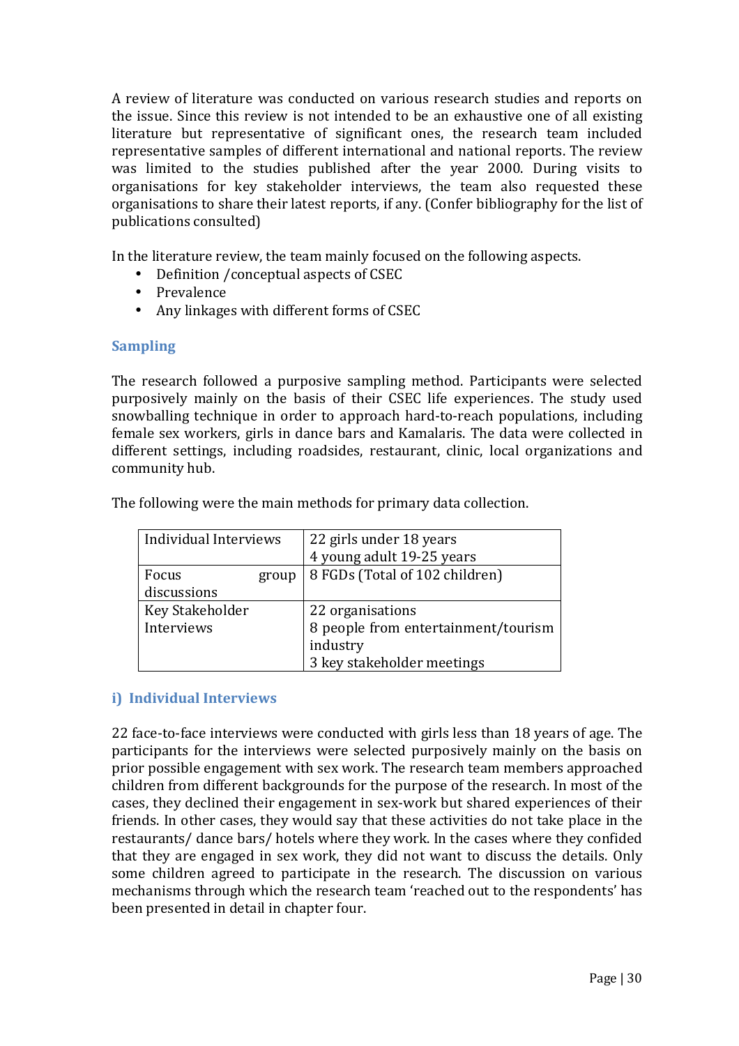A review of literature was conducted on various research studies and reports on the issue. Since this review is not intended to be an exhaustive one of all existing literature but representative of significant ones, the research team included representative samples of different international and national reports. The review was limited to the studies published after the year 2000. During visits to organisations for key stakeholder interviews, the team also requested these organisations to share their latest reports, if any. (Confer bibliography for the list of publications consulted)

In the literature review, the team mainly focused on the following aspects.

- Definition /conceptual aspects of CSEC
- Prevalence
- Any linkages with different forms of CSEC

### Sampling

The research followed a purposive sampling method. Participants were selected purposively mainly on the basis of their CSEC life experiences. The study used snowballing technique in order to approach hard-to-reach populations, including female sex workers, girls in dance bars and Kamalaris. The data were collected in different settings, including roadsides, restaurant, clinic, local organizations and community hub.

The following were the main methods for primary data collection.

| Individual Interviews | 22 girls under 18 years<br>4 young adult 19-25 years |
|---|---|
| Focus group discussions | 8 FGDs (Total of 102 children) |
| Key Stakeholder Interviews | 22 organisations<br>8 people from entertainment/tourism industry<br>3 key stakeholder meetings |

### i) Individual Interviews

22 face-to-face interviews were conducted with girls less than 18 years of age. The participants for the interviews were selected purposively mainly on the basis on prior possible engagement with sex work. The research team members approached children from different backgrounds for the purpose of the research. In most of the cases, they declined their engagement in sex-work but shared experiences of their friends. In other cases, they would say that these activities do not take place in the restaurants/ dance bars/ hotels where they work. In the cases where they confided that they are engaged in sex work, they did not want to discuss the details. Only some children agreed to participate in the research. The discussion on various mechanisms through which the research team 'reached out to the respondents' has been presented in detail in chapter four.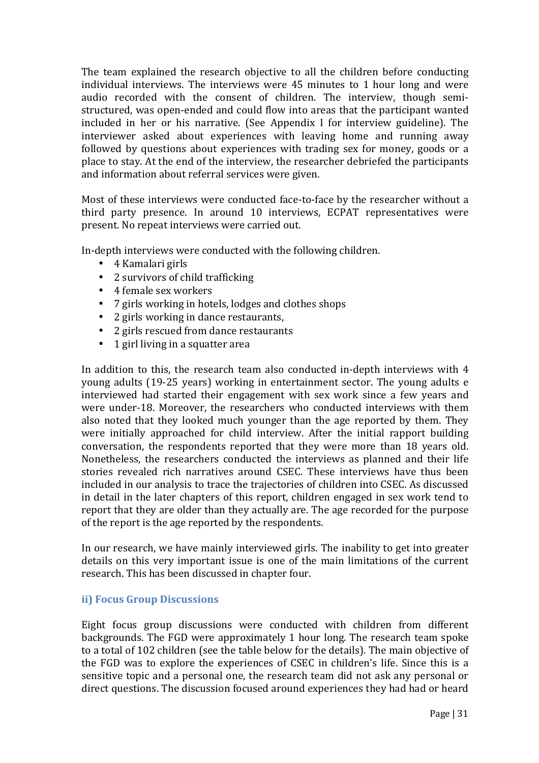The team explained the research objective to all the children before conducting individual interviews. The interviews were 45 minutes to 1 hour long and were audio recorded with the consent of children. The interview, though semi-structured, was open-ended and could flow into areas that the participant wanted included in her or his narrative. (See Appendix I for interview guideline). The interviewer asked about experiences with leaving home and running away followed by questions about experiences with trading sex for money, goods or a place to stay. At the end of the interview, the researcher debriefed the participants and information about referral services were given.

Most of these interviews were conducted face-to-face by the researcher without a third party presence. In around 10 interviews, ECPAT representatives were present. No repeat interviews were carried out.

In-depth interviews were conducted with the following children.

- 4 Kamalari girls
- 2 survivors of child trafficking
- 4 female sex workers
- 7 girls working in hotels, lodges and clothes shops
- 2 girls working in dance restaurants,
- 2 girls rescued from dance restaurants
- 1 girl living in a squatter area

In addition to this, the research team also conducted in-depth interviews with 4 young adults (19-25 years) working in entertainment sector. The young adults e interviewed had started their engagement with sex work since a few years and were under-18. Moreover, the researchers who conducted interviews with them also noted that they looked much younger than the age reported by them. They were initially approached for child interview. After the initial rapport building conversation, the respondents reported that they were more than 18 years old. Nonetheless, the researchers conducted the interviews as planned and their life stories revealed rich narratives around CSEC. These interviews have thus been included in our analysis to trace the trajectories of children into CSEC. As discussed in detail in the later chapters of this report, children engaged in sex work tend to report that they are older than they actually are. The age recorded for the purpose of the report is the age reported by the respondents.

In our research, we have mainly interviewed girls. The inability to get into greater details on this very important issue is one of the main limitations of the current research. This has been discussed in chapter four.

### ii) Focus Group Discussions

Eight focus group discussions were conducted with children from different backgrounds. The FGD were approximately 1 hour long. The research team spoke to a total of 102 children (see the table below for the details). The main objective of the FGD was to explore the experiences of CSEC in children's life. Since this is a sensitive topic and a personal one, the research team did not ask any personal or direct questions. The discussion focused around experiences they had had or heard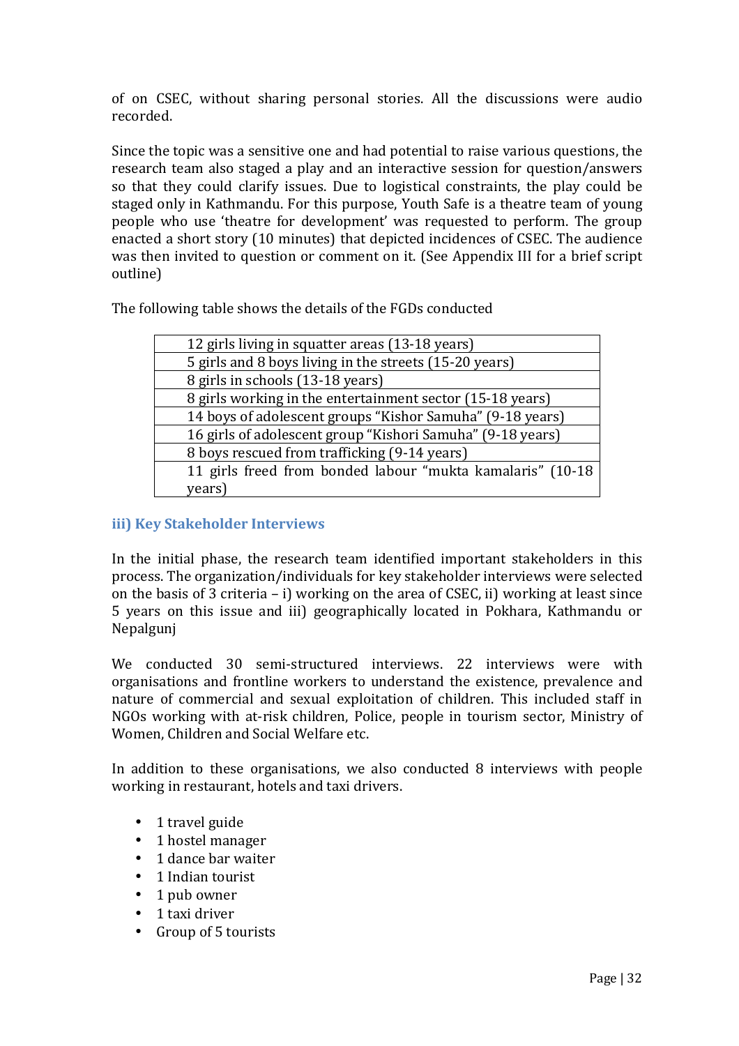of on CSEC, without sharing personal stories. All the discussions were audio recorded.

Since the topic was a sensitive one and had potential to raise various questions, the research team also staged a play and an interactive session for question/answers so that they could clarify issues. Due to logistical constraints, the play could be staged only in Kathmandu. For this purpose, Youth Safe is a theatre team of young people who use 'theatre for development' was requested to perform. The group enacted a short story (10 minutes) that depicted incidences of CSEC. The audience was then invited to question or comment on it. (See Appendix III for a brief script outline)

The following table shows the details of the FGDs conducted

| |
|---|
| 12 girls living in squatter areas (13-18 years) |
| 5 girls and 8 boys living in the streets (15-20 years) |
| 8 girls in schools (13-18 years) |
| 8 girls working in the entertainment sector (15-18 years) |
| 14 boys of adolescent groups "Kishor Samuha" (9-18 years) |
| 16 girls of adolescent group "Kishori Samuha" (9-18 years) |
| 8 boys rescued from trafficking (9-14 years) |
| 11 girls freed from bonded labour "mukta kamalaris" (10-18 years) |

### iii) Key Stakeholder Interviews

In the initial phase, the research team identified important stakeholders in this process. The organization/individuals for key stakeholder interviews were selected on the basis of 3 criteria – i) working on the area of CSEC, ii) working at least since 5 years on this issue and iii) geographically located in Pokhara, Kathmandu or Nepalgunj

We conducted 30 semi-structured interviews. 22 interviews were with organisations and frontline workers to understand the existence, prevalence and nature of commercial and sexual exploitation of children. This included staff in NGOs working with at-risk children, Police, people in tourism sector, Ministry of Women, Children and Social Welfare etc.

In addition to these organisations, we also conducted 8 interviews with people working in restaurant, hotels and taxi drivers.

- 1 travel guide
- 1 hostel manager
- 1 dance bar waiter
- 1 Indian tourist
- 1 pub owner
- 1 taxi driver
- Group of 5 tourists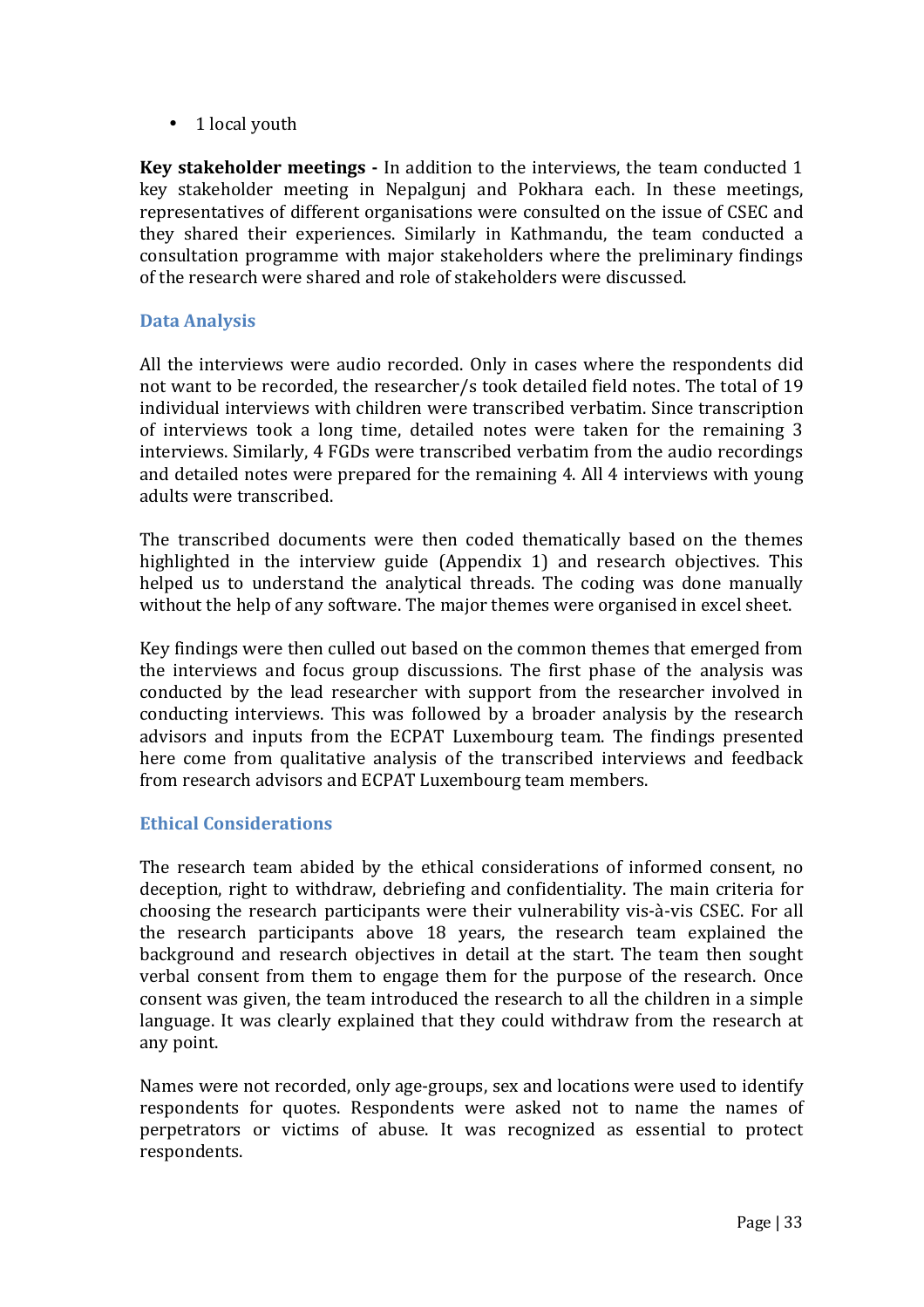- 1 local youth

**Key stakeholder meetings -** In addition to the interviews, the team conducted 1 key stakeholder meeting in Nepalgunj and Pokhara each. In these meetings, representatives of different organisations were consulted on the issue of CSEC and they shared their experiences. Similarly in Kathmandu, the team conducted a consultation programme with major stakeholders where the preliminary findings of the research were shared and role of stakeholders were discussed.

### Data Analysis

All the interviews were audio recorded. Only in cases where the respondents did not want to be recorded, the researcher/s took detailed field notes. The total of 19 individual interviews with children were transcribed verbatim. Since transcription of interviews took a long time, detailed notes were taken for the remaining 3 interviews. Similarly, 4 FGDs were transcribed verbatim from the audio recordings and detailed notes were prepared for the remaining 4. All 4 interviews with young adults were transcribed.

The transcribed documents were then coded thematically based on the themes highlighted in the interview guide (Appendix 1) and research objectives. This helped us to understand the analytical threads. The coding was done manually without the help of any software. The major themes were organised in excel sheet.

Key findings were then culled out based on the common themes that emerged from the interviews and focus group discussions. The first phase of the analysis was conducted by the lead researcher with support from the researcher involved in conducting interviews. This was followed by a broader analysis by the research advisors and inputs from the ECPAT Luxembourg team. The findings presented here come from qualitative analysis of the transcribed interviews and feedback from research advisors and ECPAT Luxembourg team members.

### Ethical Considerations

The research team abided by the ethical considerations of informed consent, no deception, right to withdraw, debriefing and confidentiality. The main criteria for choosing the research participants were their vulnerability vis-à-vis CSEC. For all the research participants above 18 years, the research team explained the background and research objectives in detail at the start. The team then sought verbal consent from them to engage them for the purpose of the research. Once consent was given, the team introduced the research to all the children in a simple language. It was clearly explained that they could withdraw from the research at any point.

Names were not recorded, only age-groups, sex and locations were used to identify respondents for quotes. Respondents were asked not to name the names of perpetrators or victims of abuse. It was recognized as essential to protect respondents.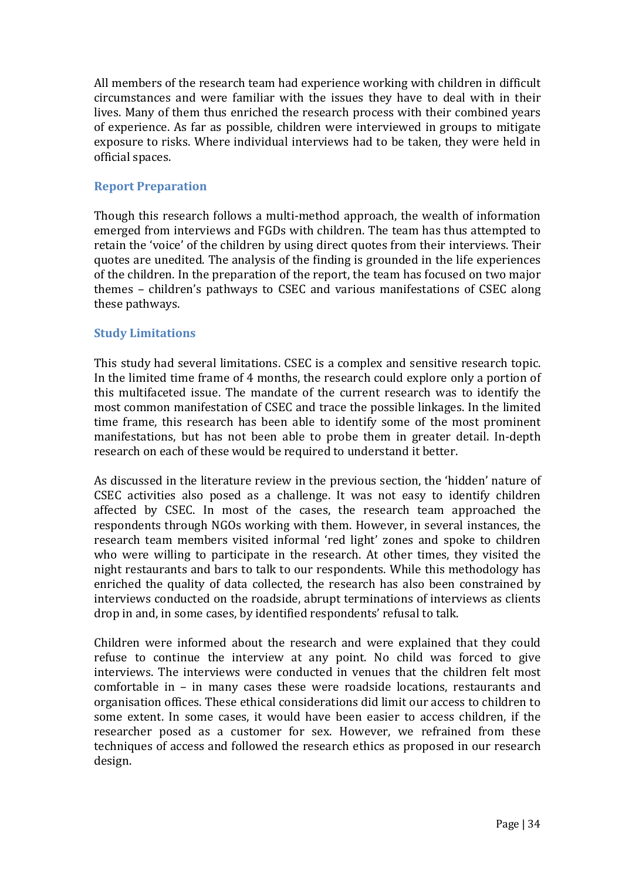All members of the research team had experience working with children in difficult circumstances and were familiar with the issues they have to deal with in their lives. Many of them thus enriched the research process with their combined years of experience. As far as possible, children were interviewed in groups to mitigate exposure to risks. Where individual interviews had to be taken, they were held in official spaces.

### Report Preparation

Though this research follows a multi-method approach, the wealth of information emerged from interviews and FGDs with children. The team has thus attempted to retain the 'voice' of the children by using direct quotes from their interviews. Their quotes are unedited. The analysis of the finding is grounded in the life experiences of the children. In the preparation of the report, the team has focused on two major themes – children's pathways to CSEC and various manifestations of CSEC along these pathways.

### Study Limitations

This study had several limitations. CSEC is a complex and sensitive research topic. In the limited time frame of 4 months, the research could explore only a portion of this multifaceted issue. The mandate of the current research was to identify the most common manifestation of CSEC and trace the possible linkages. In the limited time frame, this research has been able to identify some of the most prominent manifestations, but has not been able to probe them in greater detail. In-depth research on each of these would be required to understand it better.

As discussed in the literature review in the previous section, the 'hidden' nature of CSEC activities also posed as a challenge. It was not easy to identify children affected by CSEC. In most of the cases, the research team approached the respondents through NGOs working with them. However, in several instances, the research team members visited informal 'red light' zones and spoke to children who were willing to participate in the research. At other times, they visited the night restaurants and bars to talk to our respondents. While this methodology has enriched the quality of data collected, the research has also been constrained by interviews conducted on the roadside, abrupt terminations of interviews as clients drop in and, in some cases, by identified respondents' refusal to talk.

Children were informed about the research and were explained that they could refuse to continue the interview at any point. No child was forced to give interviews. The interviews were conducted in venues that the children felt most comfortable in – in many cases these were roadside locations, restaurants and organisation offices. These ethical considerations did limit our access to children to some extent. In some cases, it would have been easier to access children, if the researcher posed as a customer for sex. However, we refrained from these techniques of access and followed the research ethics as proposed in our research design.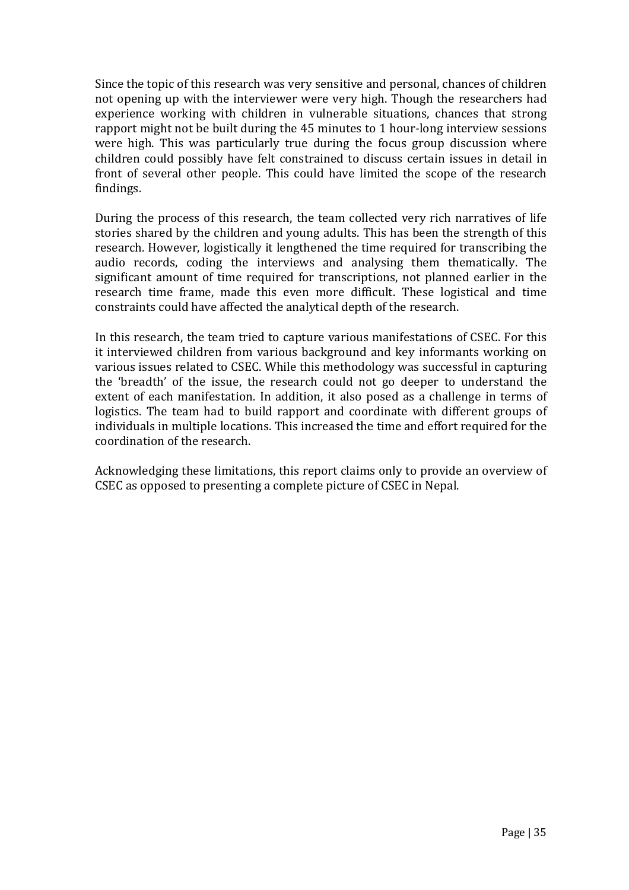Since the topic of this research was very sensitive and personal, chances of children not opening up with the interviewer were very high. Though the researchers had experience working with children in vulnerable situations, chances that strong rapport might not be built during the 45 minutes to 1 hour-long interview sessions were high. This was particularly true during the focus group discussion where children could possibly have felt constrained to discuss certain issues in detail in front of several other people. This could have limited the scope of the research findings.

During the process of this research, the team collected very rich narratives of life stories shared by the children and young adults. This has been the strength of this research. However, logistically it lengthened the time required for transcribing the audio records, coding the interviews and analysing them thematically. The significant amount of time required for transcriptions, not planned earlier in the research time frame, made this even more difficult. These logistical and time constraints could have affected the analytical depth of the research.

In this research, the team tried to capture various manifestations of CSEC. For this it interviewed children from various background and key informants working on various issues related to CSEC. While this methodology was successful in capturing the 'breadth' of the issue, the research could not go deeper to understand the extent of each manifestation. In addition, it also posed as a challenge in terms of logistics. The team had to build rapport and coordinate with different groups of individuals in multiple locations. This increased the time and effort required for the coordination of the research.

Acknowledging these limitations, this report claims only to provide an overview of CSEC as opposed to presenting a complete picture of CSEC in Nepal.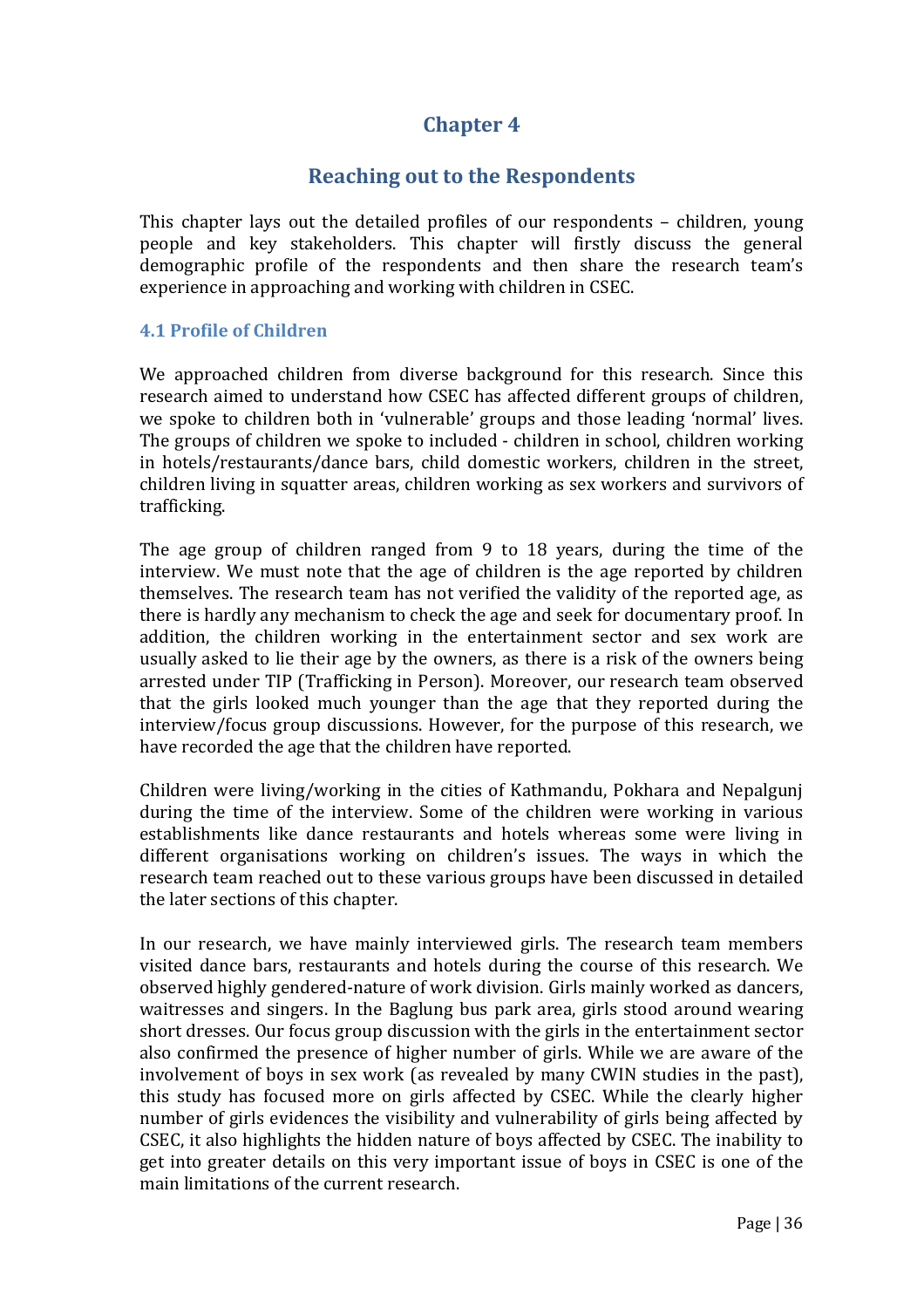# Chapter 4

# Reaching out to the Respondents

This chapter lays out the detailed profiles of our respondents – children, young people and key stakeholders. This chapter will firstly discuss the general demographic profile of the respondents and then share the research team's experience in approaching and working with children in CSEC.

## 4.1 Profile of Children

We approached children from diverse background for this research. Since this research aimed to understand how CSEC has affected different groups of children, we spoke to children both in 'vulnerable' groups and those leading 'normal' lives. The groups of children we spoke to included - children in school, children working in hotels/restaurants/dance bars, child domestic workers, children in the street, children living in squatter areas, children working as sex workers and survivors of trafficking.

The age group of children ranged from 9 to 18 years, during the time of the interview. We must note that the age of children is the age reported by children themselves. The research team has not verified the validity of the reported age, as there is hardly any mechanism to check the age and seek for documentary proof. In addition, the children working in the entertainment sector and sex work are usually asked to lie their age by the owners, as there is a risk of the owners being arrested under TIP (Trafficking in Person). Moreover, our research team observed that the girls looked much younger than the age that they reported during the interview/focus group discussions. However, for the purpose of this research, we have recorded the age that the children have reported.

Children were living/working in the cities of Kathmandu, Pokhara and Nepalgunj during the time of the interview. Some of the children were working in various establishments like dance restaurants and hotels whereas some were living in different organisations working on children's issues. The ways in which the research team reached out to these various groups have been discussed in detailed the later sections of this chapter.

In our research, we have mainly interviewed girls. The research team members visited dance bars, restaurants and hotels during the course of this research. We observed highly gendered-nature of work division. Girls mainly worked as dancers, waitresses and singers. In the Baglung bus park area, girls stood around wearing short dresses. Our focus group discussion with the girls in the entertainment sector also confirmed the presence of higher number of girls. While we are aware of the involvement of boys in sex work (as revealed by many CWIN studies in the past), this study has focused more on girls affected by CSEC. While the clearly higher number of girls evidences the visibility and vulnerability of girls being affected by CSEC, it also highlights the hidden nature of boys affected by CSEC. The inability to get into greater details on this very important issue of boys in CSEC is one of the main limitations of the current research.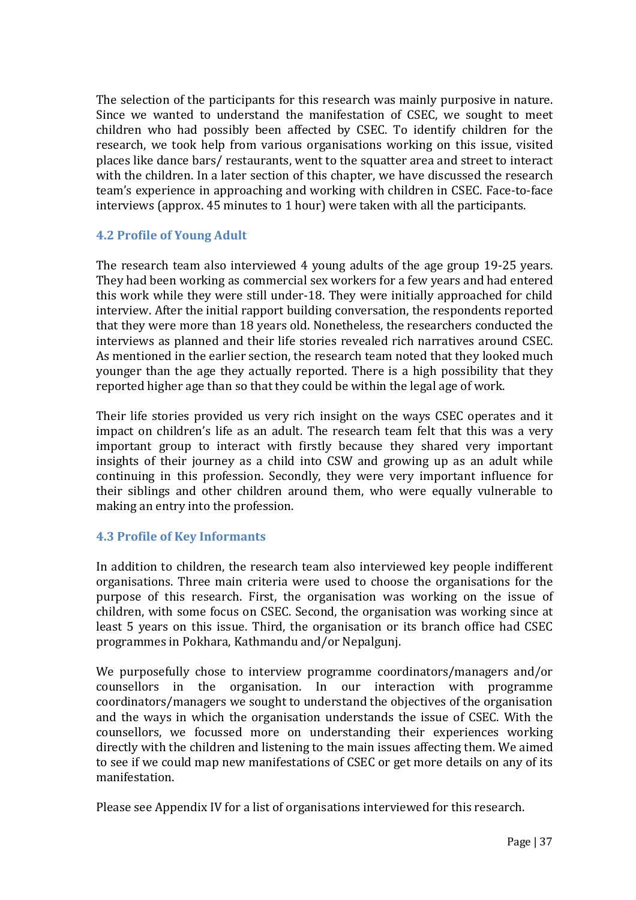The selection of the participants for this research was mainly purposive in nature. Since we wanted to understand the manifestation of CSEC, we sought to meet children who had possibly been affected by CSEC. To identify children for the research, we took help from various organisations working on this issue, visited places like dance bars/ restaurants, went to the squatter area and street to interact with the children. In a later section of this chapter, we have discussed the research team's experience in approaching and working with children in CSEC. Face-to-face interviews (approx. 45 minutes to 1 hour) were taken with all the participants.

### 4.2 Profile of Young Adult

The research team also interviewed 4 young adults of the age group 19-25 years. They had been working as commercial sex workers for a few years and had entered this work while they were still under-18. They were initially approached for child interview. After the initial rapport building conversation, the respondents reported that they were more than 18 years old. Nonetheless, the researchers conducted the interviews as planned and their life stories revealed rich narratives around CSEC. As mentioned in the earlier section, the research team noted that they looked much younger than the age they actually reported. There is a high possibility that they reported higher age than so that they could be within the legal age of work.

Their life stories provided us very rich insight on the ways CSEC operates and it impact on children's life as an adult. The research team felt that this was a very important group to interact with firstly because they shared very important insights of their journey as a child into CSW and growing up as an adult while continuing in this profession. Secondly, they were very important influence for their siblings and other children around them, who were equally vulnerable to making an entry into the profession.

### 4.3 Profile of Key Informants

In addition to children, the research team also interviewed key people indifferent organisations. Three main criteria were used to choose the organisations for the purpose of this research. First, the organisation was working on the issue of children, with some focus on CSEC. Second, the organisation was working since at least 5 years on this issue. Third, the organisation or its branch office had CSEC programmes in Pokhara, Kathmandu and/or Nepalgunj.

We purposefully chose to interview programme coordinators/managers and/or counsellors in the organisation. In our interaction with programme coordinators/managers we sought to understand the objectives of the organisation and the ways in which the organisation understands the issue of CSEC. With the counsellors, we focussed more on understanding their experiences working directly with the children and listening to the main issues affecting them. We aimed to see if we could map new manifestations of CSEC or get more details on any of its manifestation.

Please see Appendix IV for a list of organisations interviewed for this research.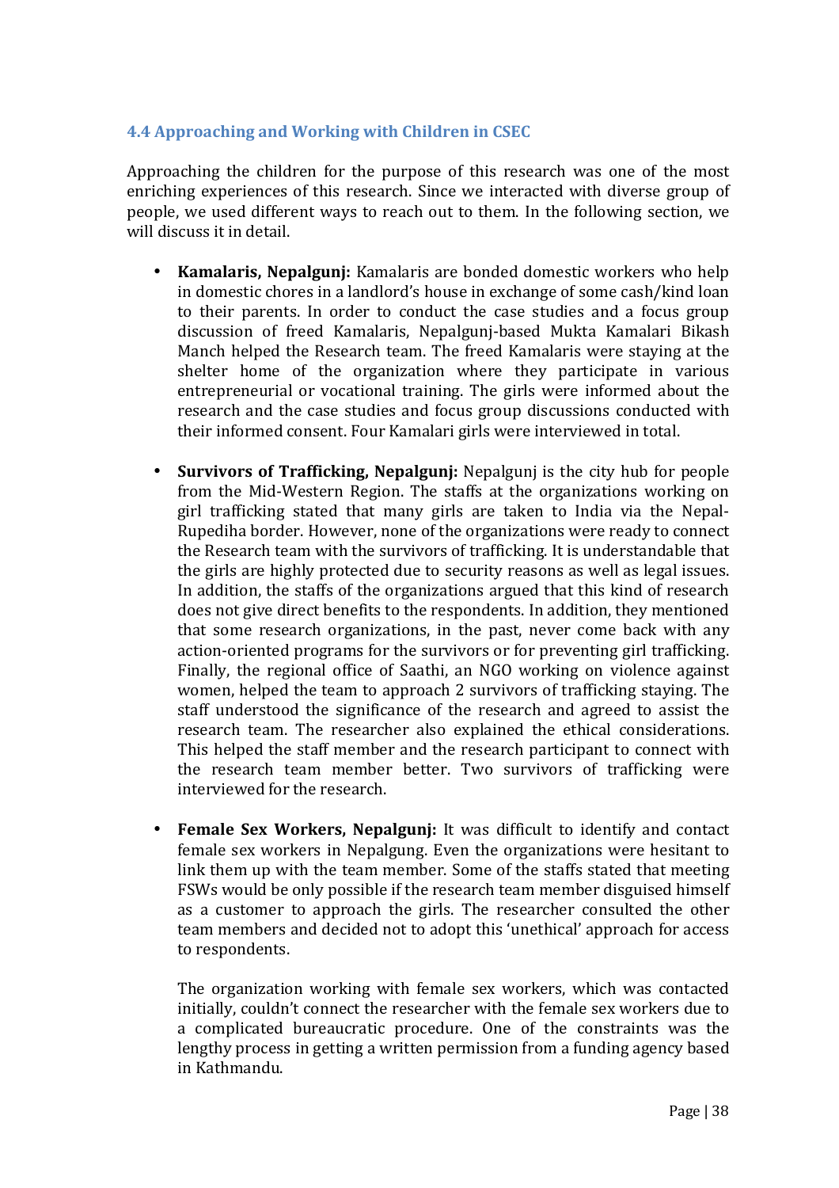### 4.4 Approaching and Working with Children in CSEC

Approaching the children for the purpose of this research was one of the most enriching experiences of this research. Since we interacted with diverse group of people, we used different ways to reach out to them. In the following section, we will discuss it in detail.

- **Kamalaris, Nepalgunj:** Kamalaris are bonded domestic workers who help in domestic chores in a landlord's house in exchange of some cash/kind loan to their parents. In order to conduct the case studies and a focus group discussion of freed Kamalaris, Nepalgunj-based Mukta Kamalari Bikash Manch helped the Research team. The freed Kamalaris were staying at the shelter home of the organization where they participate in various entrepreneurial or vocational training. The girls were informed about the research and the case studies and focus group discussions conducted with their informed consent. Four Kamalari girls were interviewed in total.

- **Survivors of Trafficking, Nepalgunj:** Nepalgunj is the city hub for people from the Mid-Western Region. The staffs at the organizations working on girl trafficking stated that many girls are taken to India via the Nepal-Rupediha border. However, none of the organizations were ready to connect the Research team with the survivors of trafficking. It is understandable that the girls are highly protected due to security reasons as well as legal issues. In addition, the staffs of the organizations argued that this kind of research does not give direct benefits to the respondents. In addition, they mentioned that some research organizations, in the past, never come back with any action-oriented programs for the survivors or for preventing girl trafficking. Finally, the regional office of Saathi, an NGO working on violence against women, helped the team to approach 2 survivors of trafficking staying. The staff understood the significance of the research and agreed to assist the research team. The researcher also explained the ethical considerations. This helped the staff member and the research participant to connect with the research team member better. Two survivors of trafficking were interviewed for the research.

- **Female Sex Workers, Nepalgunj:** It was difficult to identify and contact female sex workers in Nepalgung. Even the organizations were hesitant to link them up with the team member. Some of the staffs stated that meeting FSWs would be only possible if the research team member disguised himself as a customer to approach the girls. The researcher consulted the other team members and decided not to adopt this 'unethical' approach for access to respondents.

  The organization working with female sex workers, which was contacted initially, couldn't connect the researcher with the female sex workers due to a complicated bureaucratic procedure. One of the constraints was the lengthy process in getting a written permission from a funding agency based in Kathmandu.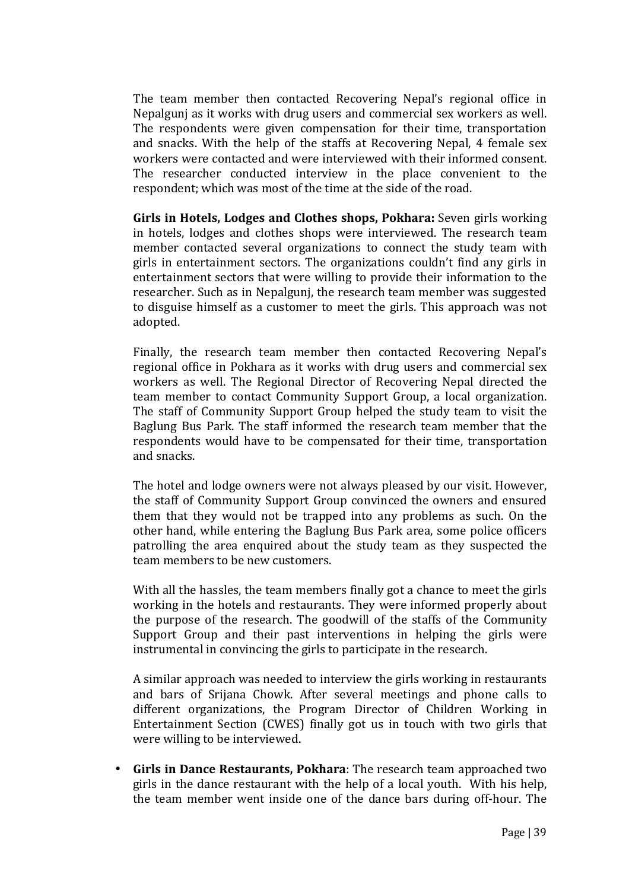The team member then contacted Recovering Nepal's regional office in Nepalgunj as it works with drug users and commercial sex workers as well. The respondents were given compensation for their time, transportation and snacks. With the help of the staffs at Recovering Nepal, 4 female sex workers were contacted and were interviewed with their informed consent. The researcher conducted interview in the place convenient to the respondent; which was most of the time at the side of the road.

**Girls in Hotels, Lodges and Clothes shops, Pokhara:** Seven girls working in hotels, lodges and clothes shops were interviewed. The research team member contacted several organizations to connect the study team with girls in entertainment sectors. The organizations couldn't find any girls in entertainment sectors that were willing to provide their information to the researcher. Such as in Nepalgunj, the research team member was suggested to disguise himself as a customer to meet the girls. This approach was not adopted.

Finally, the research team member then contacted Recovering Nepal's regional office in Pokhara as it works with drug users and commercial sex workers as well. The Regional Director of Recovering Nepal directed the team member to contact Community Support Group, a local organization. The staff of Community Support Group helped the study team to visit the Baglung Bus Park. The staff informed the research team member that the respondents would have to be compensated for their time, transportation and snacks.

The hotel and lodge owners were not always pleased by our visit. However, the staff of Community Support Group convinced the owners and ensured them that they would not be trapped into any problems as such. On the other hand, while entering the Baglung Bus Park area, some police officers patrolling the area enquired about the study team as they suspected the team members to be new customers.

With all the hassles, the team members finally got a chance to meet the girls working in the hotels and restaurants. They were informed properly about the purpose of the research. The goodwill of the staffs of the Community Support Group and their past interventions in helping the girls were instrumental in convincing the girls to participate in the research.

A similar approach was needed to interview the girls working in restaurants and bars of Srijana Chowk. After several meetings and phone calls to different organizations, the Program Director of Children Working in Entertainment Section (CWES) finally got us in touch with two girls that were willing to be interviewed.

- **Girls in Dance Restaurants, Pokhara**: The research team approached two girls in the dance restaurant with the help of a local youth. With his help, the team member went inside one of the dance bars during off-hour. The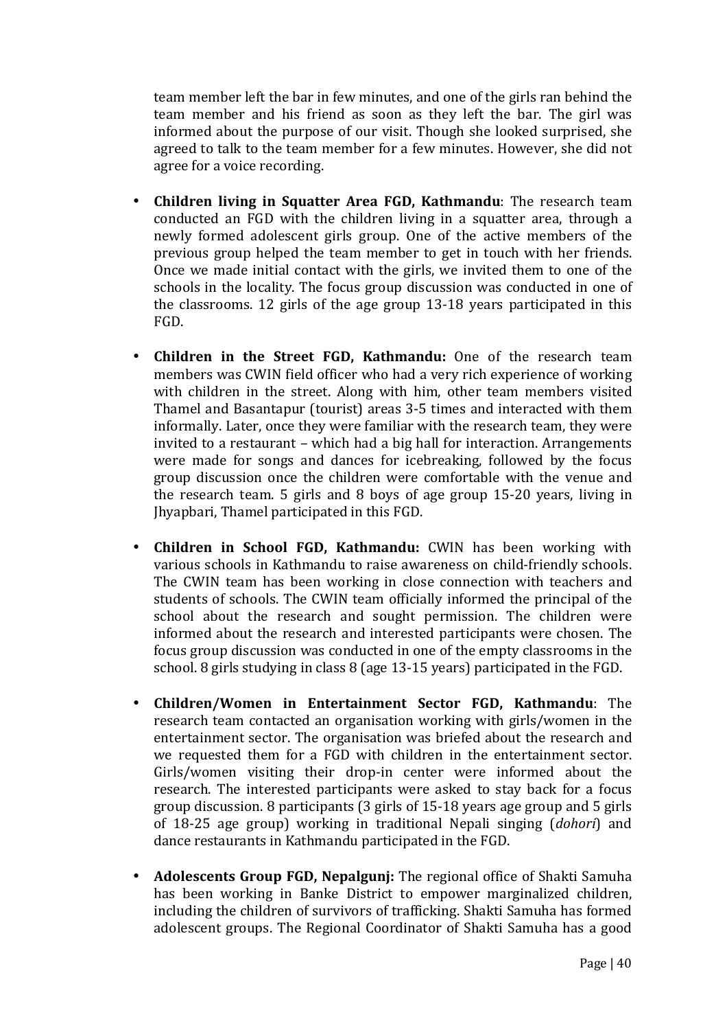team member left the bar in few minutes, and one of the girls ran behind the team member and his friend as soon as they left the bar. The girl was informed about the purpose of our visit. Though she looked surprised, she agreed to talk to the team member for a few minutes. However, she did not agree for a voice recording.

- **Children living in Squatter Area FGD, Kathmandu**: The research team conducted an FGD with the children living in a squatter area, through a newly formed adolescent girls group. One of the active members of the previous group helped the team member to get in touch with her friends. Once we made initial contact with the girls, we invited them to one of the schools in the locality. The focus group discussion was conducted in one of the classrooms. 12 girls of the age group 13-18 years participated in this FGD.

- **Children in the Street FGD, Kathmandu:** One of the research team members was CWIN field officer who had a very rich experience of working with children in the street. Along with him, other team members visited Thamel and Basantapur (tourist) areas 3-5 times and interacted with them informally. Later, once they were familiar with the research team, they were invited to a restaurant – which had a big hall for interaction. Arrangements were made for songs and dances for icebreaking, followed by the focus group discussion once the children were comfortable with the venue and the research team. 5 girls and 8 boys of age group 15-20 years, living in Jhyapbari, Thamel participated in this FGD.

- **Children in School FGD, Kathmandu:** CWIN has been working with various schools in Kathmandu to raise awareness on child-friendly schools. The CWIN team has been working in close connection with teachers and students of schools. The CWIN team officially informed the principal of the school about the research and sought permission. The children were informed about the research and interested participants were chosen. The focus group discussion was conducted in one of the empty classrooms in the school. 8 girls studying in class 8 (age 13-15 years) participated in the FGD.

- **Children/Women in Entertainment Sector FGD, Kathmandu**: The research team contacted an organisation working with girls/women in the entertainment sector. The organisation was briefed about the research and we requested them for a FGD with children in the entertainment sector. Girls/women visiting their drop-in center were informed about the research. The interested participants were asked to stay back for a focus group discussion. 8 participants (3 girls of 15-18 years age group and 5 girls of 18-25 age group) working in traditional Nepali singing (*dohori*) and dance restaurants in Kathmandu participated in the FGD.

- **Adolescents Group FGD, Nepalgunj:** The regional office of Shakti Samuha has been working in Banke District to empower marginalized children, including the children of survivors of trafficking. Shakti Samuha has formed adolescent groups. The Regional Coordinator of Shakti Samuha has a good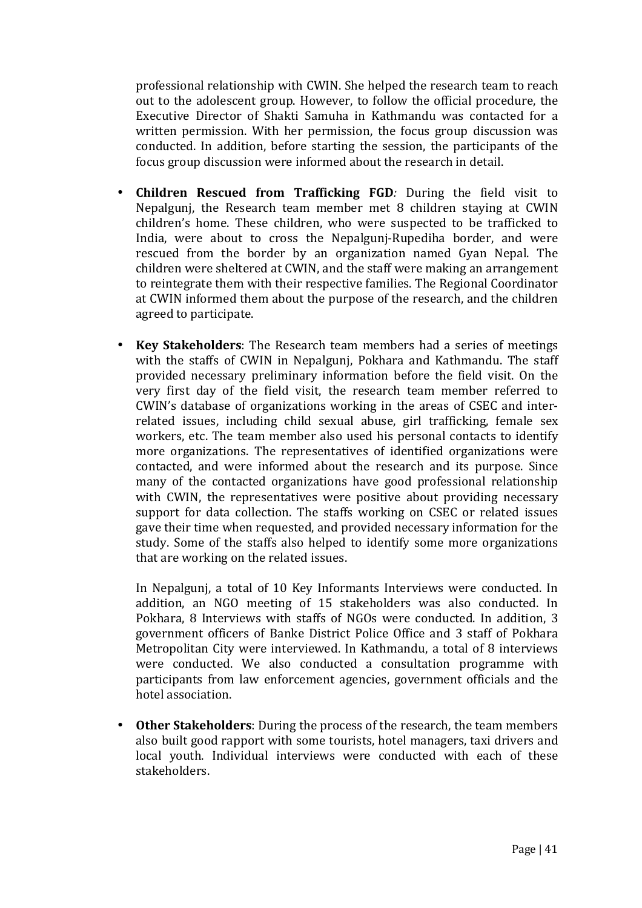professional relationship with CWIN. She helped the research team to reach out to the adolescent group. However, to follow the official procedure, the Executive Director of Shakti Samuha in Kathmandu was contacted for a written permission. With her permission, the focus group discussion was conducted. In addition, before starting the session, the participants of the focus group discussion were informed about the research in detail.

- **Children Rescued from Trafficking FGD***:* During the field visit to Nepalgunj, the Research team member met 8 children staying at CWIN children's home. These children, who were suspected to be trafficked to India, were about to cross the Nepalgunj-Rupediha border, and were rescued from the border by an organization named Gyan Nepal. The children were sheltered at CWIN, and the staff were making an arrangement to reintegrate them with their respective families. The Regional Coordinator at CWIN informed them about the purpose of the research, and the children agreed to participate.

- **Key Stakeholders**: The Research team members had a series of meetings with the staffs of CWIN in Nepalgunj, Pokhara and Kathmandu. The staff provided necessary preliminary information before the field visit. On the very first day of the field visit, the research team member referred to CWIN's database of organizations working in the areas of CSEC and inter-related issues, including child sexual abuse, girl trafficking, female sex workers, etc. The team member also used his personal contacts to identify more organizations. The representatives of identified organizations were contacted, and were informed about the research and its purpose. Since many of the contacted organizations have good professional relationship with CWIN, the representatives were positive about providing necessary support for data collection. The staffs working on CSEC or related issues gave their time when requested, and provided necessary information for the study. Some of the staffs also helped to identify some more organizations that are working on the related issues.

  In Nepalgunj, a total of 10 Key Informants Interviews were conducted. In addition, an NGO meeting of 15 stakeholders was also conducted. In Pokhara, 8 Interviews with staffs of NGOs were conducted. In addition, 3 government officers of Banke District Police Office and 3 staff of Pokhara Metropolitan City were interviewed. In Kathmandu, a total of 8 interviews were conducted. We also conducted a consultation programme with participants from law enforcement agencies, government officials and the hotel association.

- **Other Stakeholders**: During the process of the research, the team members also built good rapport with some tourists, hotel managers, taxi drivers and local youth. Individual interviews were conducted with each of these stakeholders.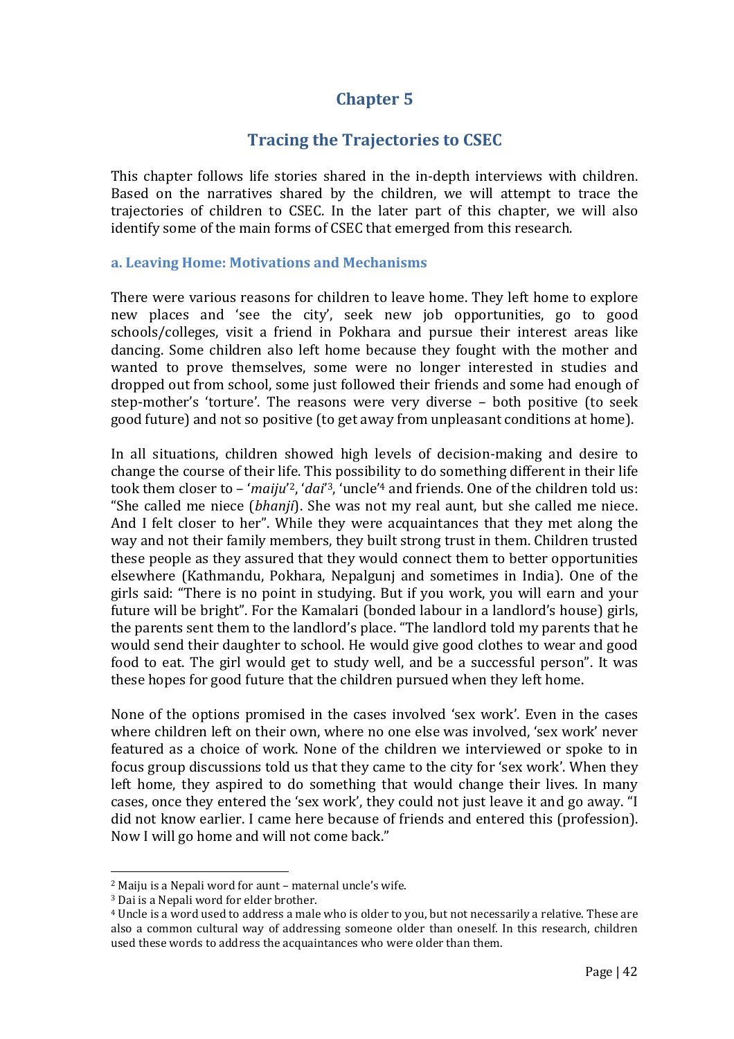# Chapter 5

## Tracing the Trajectories to CSEC

This chapter follows life stories shared in the in-depth interviews with children. Based on the narratives shared by the children, we will attempt to trace the trajectories of children to CSEC. In the later part of this chapter, we will also identify some of the main forms of CSEC that emerged from this research.

### a. Leaving Home: Motivations and Mechanisms

There were various reasons for children to leave home. They left home to explore new places and 'see the city', seek new job opportunities, go to good schools/colleges, visit a friend in Pokhara and pursue their interest areas like dancing. Some children also left home because they fought with the mother and wanted to prove themselves, some were no longer interested in studies and dropped out from school, some just followed their friends and some had enough of step-mother's 'torture'. The reasons were very diverse – both positive (to seek good future) and not so positive (to get away from unpleasant conditions at home).

In all situations, children showed high levels of decision-making and desire to change the course of their life. This possibility to do something different in their life took them closer to – '*maiju*'[2], '*dai*'[3], 'uncle'[4] and friends. One of the children told us: "She called me niece (*bhanji*). She was not my real aunt, but she called me niece. And I felt closer to her". While they were acquaintances that they met along the way and not their family members, they built strong trust in them. Children trusted these people as they assured that they would connect them to better opportunities elsewhere (Kathmandu, Pokhara, Nepalgunj and sometimes in India). One of the girls said: "There is no point in studying. But if you work, you will earn and your future will be bright". For the Kamalari (bonded labour in a landlord's house) girls, the parents sent them to the landlord's place. "The landlord told my parents that he would send their daughter to school. He would give good clothes to wear and good food to eat. The girl would get to study well, and be a successful person". It was these hopes for good future that the children pursued when they left home.

None of the options promised in the cases involved 'sex work'. Even in the cases where children left on their own, where no one else was involved, 'sex work' never featured as a choice of work. None of the children we interviewed or spoke to in focus group discussions told us that they came to the city for 'sex work'. When they left home, they aspired to do something that would change their lives. In many cases, once they entered the 'sex work', they could not just leave it and go away. "I did not know earlier. I came here because of friends and entered this (profession). Now I will go home and will not come back."

---

[2] Maiju is a Nepali word for aunt – maternal uncle's wife.

[3] Dai is a Nepali word for elder brother.

[4] Uncle is a word used to address a male who is older to you, but not necessarily a relative. These are also a common cultural way of addressing someone older than oneself. In this research, children used these words to address the acquaintances who were older than them.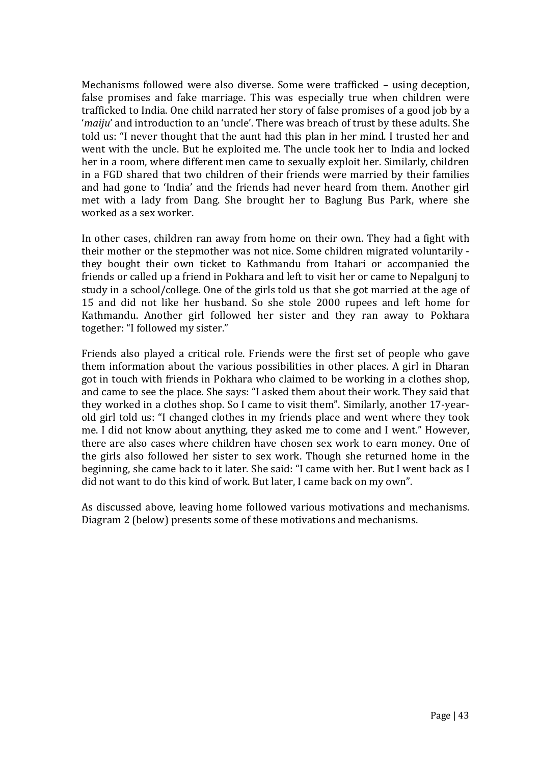Mechanisms followed were also diverse. Some were trafficked – using deception, false promises and fake marriage. This was especially true when children were trafficked to India. One child narrated her story of false promises of a good job by a '*maiju*' and introduction to an 'uncle'. There was breach of trust by these adults. She told us: "I never thought that the aunt had this plan in her mind. I trusted her and went with the uncle. But he exploited me. The uncle took her to India and locked her in a room, where different men came to sexually exploit her. Similarly, children in a FGD shared that two children of their friends were married by their families and had gone to 'India' and the friends had never heard from them. Another girl met with a lady from Dang. She brought her to Baglung Bus Park, where she worked as a sex worker.

In other cases, children ran away from home on their own. They had a fight with their mother or the stepmother was not nice. Some children migrated voluntarily - they bought their own ticket to Kathmandu from Itahari or accompanied the friends or called up a friend in Pokhara and left to visit her or came to Nepalgunj to study in a school/college. One of the girls told us that she got married at the age of 15 and did not like her husband. So she stole 2000 rupees and left home for Kathmandu. Another girl followed her sister and they ran away to Pokhara together: "I followed my sister."

Friends also played a critical role. Friends were the first set of people who gave them information about the various possibilities in other places. A girl in Dharan got in touch with friends in Pokhara who claimed to be working in a clothes shop, and came to see the place. She says: "I asked them about their work. They said that they worked in a clothes shop. So I came to visit them". Similarly, another 17-year-old girl told us: "I changed clothes in my friends place and went where they took me. I did not know about anything, they asked me to come and I went." However, there are also cases where children have chosen sex work to earn money. One of the girls also followed her sister to sex work. Though she returned home in the beginning, she came back to it later. She said: "I came with her. But I went back as I did not want to do this kind of work. But later, I came back on my own".

As discussed above, leaving home followed various motivations and mechanisms. Diagram 2 (below) presents some of these motivations and mechanisms.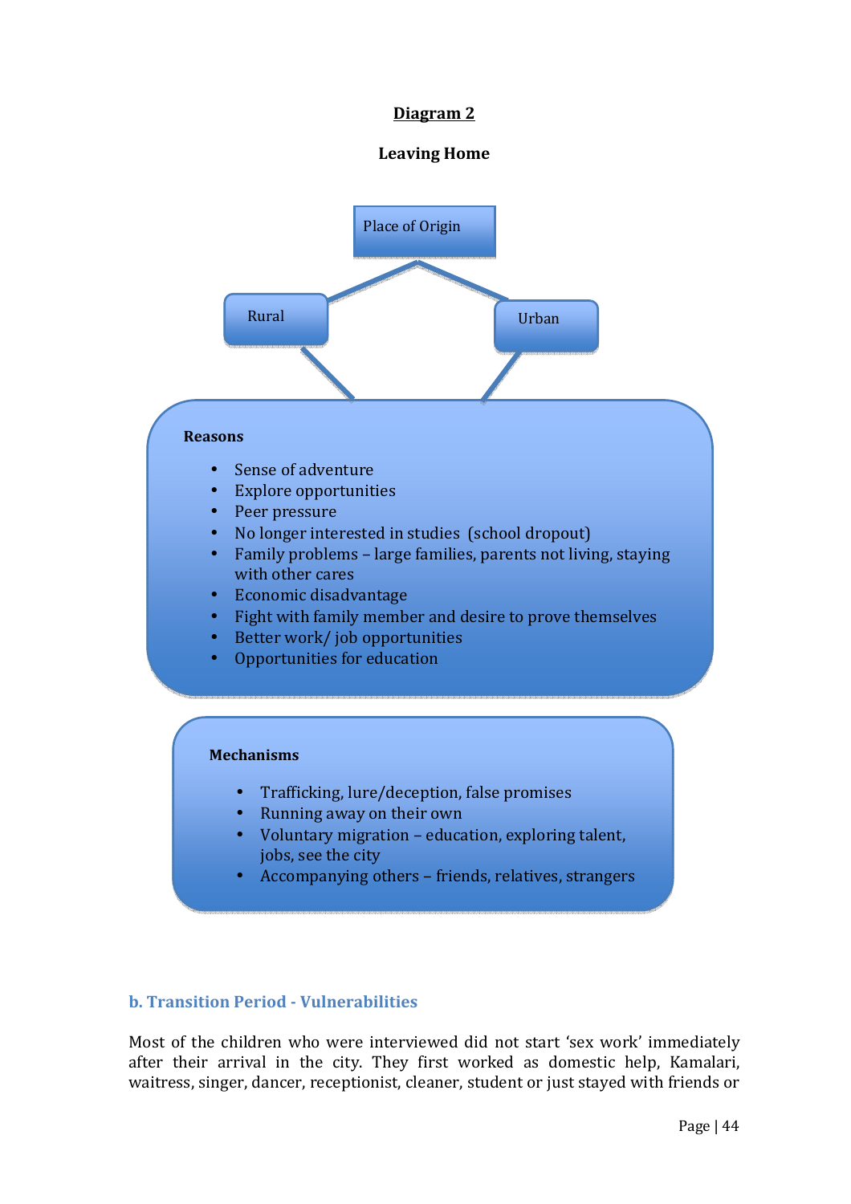**Diagram 2**

**Leaving Home**

Place of Origin

Rural

Urban

**Reasons**

- Sense of adventure
- Explore opportunities
- Peer pressure
- No longer interested in studies (school dropout)
- Family problems – large families, parents not living, staying with other cares
- Economic disadvantage
- Fight with family member and desire to prove themselves
- Better work/ job opportunities
- Opportunities for education

**Mechanisms**

- Trafficking, lure/deception, false promises
- Running away on their own
- Voluntary migration – education, exploring talent, jobs, see the city
- Accompanying others – friends, relatives, strangers

### b. Transition Period - Vulnerabilities

Most of the children who were interviewed did not start 'sex work' immediately after their arrival in the city. They first worked as domestic help, Kamalari, waitress, singer, dancer, receptionist, cleaner, student or just stayed with friends or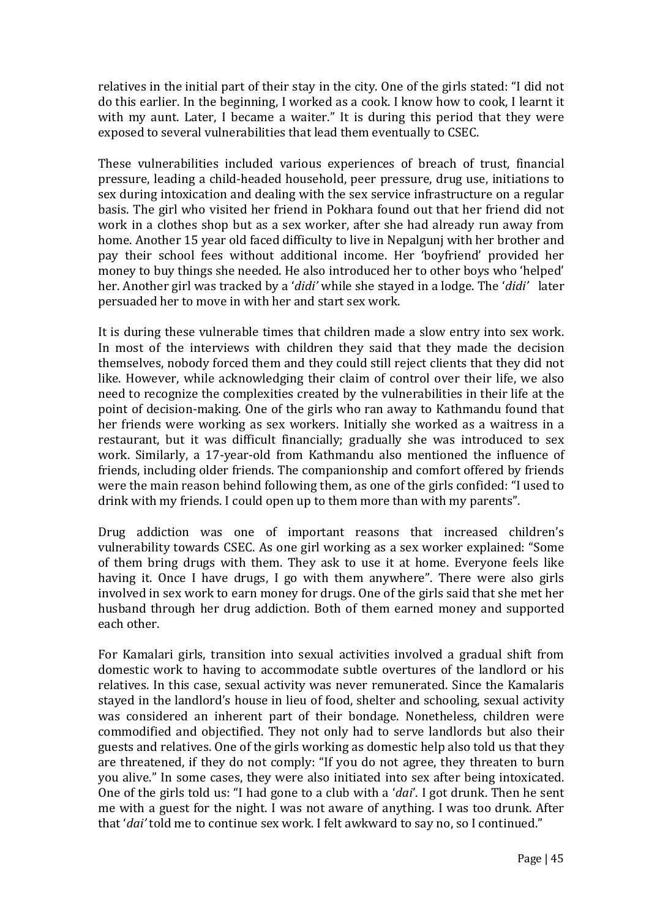relatives in the initial part of their stay in the city. One of the girls stated: "I did not do this earlier. In the beginning, I worked as a cook. I know how to cook, I learnt it with my aunt. Later, I became a waiter." It is during this period that they were exposed to several vulnerabilities that lead them eventually to CSEC.

These vulnerabilities included various experiences of breach of trust, financial pressure, leading a child-headed household, peer pressure, drug use, initiations to sex during intoxication and dealing with the sex service infrastructure on a regular basis. The girl who visited her friend in Pokhara found out that her friend did not work in a clothes shop but as a sex worker, after she had already run away from home. Another 15 year old faced difficulty to live in Nepalgunj with her brother and pay their school fees without additional income. Her 'boyfriend' provided her money to buy things she needed. He also introduced her to other boys who 'helped' her. Another girl was tracked by a '*didi'* while she stayed in a lodge. The '*didi'* later persuaded her to move in with her and start sex work.

It is during these vulnerable times that children made a slow entry into sex work. In most of the interviews with children they said that they made the decision themselves, nobody forced them and they could still reject clients that they did not like. However, while acknowledging their claim of control over their life, we also need to recognize the complexities created by the vulnerabilities in their life at the point of decision-making. One of the girls who ran away to Kathmandu found that her friends were working as sex workers. Initially she worked as a waitress in a restaurant, but it was difficult financially; gradually she was introduced to sex work. Similarly, a 17-year-old from Kathmandu also mentioned the influence of friends, including older friends. The companionship and comfort offered by friends were the main reason behind following them, as one of the girls confided: "I used to drink with my friends. I could open up to them more than with my parents".

Drug addiction was one of important reasons that increased children's vulnerability towards CSEC. As one girl working as a sex worker explained: "Some of them bring drugs with them. They ask to use it at home. Everyone feels like having it. Once I have drugs, I go with them anywhere". There were also girls involved in sex work to earn money for drugs. One of the girls said that she met her husband through her drug addiction. Both of them earned money and supported each other.

For Kamalari girls, transition into sexual activities involved a gradual shift from domestic work to having to accommodate subtle overtures of the landlord or his relatives. In this case, sexual activity was never remunerated. Since the Kamalaris stayed in the landlord's house in lieu of food, shelter and schooling, sexual activity was considered an inherent part of their bondage. Nonetheless, children were commodified and objectified. They not only had to serve landlords but also their guests and relatives. One of the girls working as domestic help also told us that they are threatened, if they do not comply: "If you do not agree, they threaten to burn you alive." In some cases, they were also initiated into sex after being intoxicated. One of the girls told us: "I had gone to a club with a '*dai*'. I got drunk. Then he sent me with a guest for the night. I was not aware of anything. I was too drunk. After that '*dai'* told me to continue sex work. I felt awkward to say no, so I continued."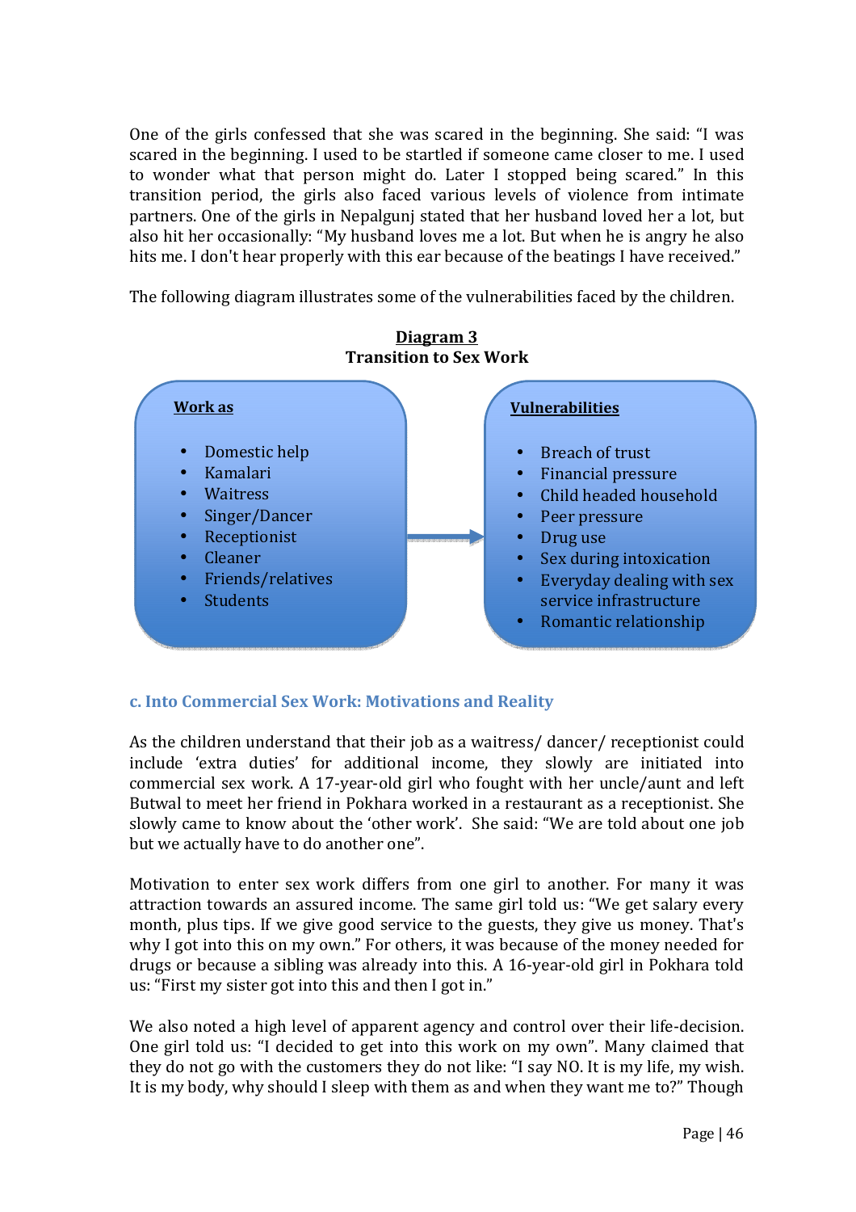One of the girls confessed that she was scared in the beginning. She said: "I was scared in the beginning. I used to be startled if someone came closer to me. I used to wonder what that person might do. Later I stopped being scared." In this transition period, the girls also faced various levels of violence from intimate partners. One of the girls in Nepalgunj stated that her husband loved her a lot, but also hit her occasionally: "My husband loves me a lot. But when he is angry he also hits me. I don't hear properly with this ear because of the beatings I have received."

The following diagram illustrates some of the vulnerabilities faced by the children.

**Diagram 3**
**Transition to Sex Work**

**Work as**

- Domestic help
- Kamalari
- Waitress
- Singer/Dancer
- Receptionist
- Cleaner
- Friends/relatives
- Students

→

**Vulnerabilities**

- Breach of trust
- Financial pressure
- Child headed household
- Peer pressure
- Drug use
- Sex during intoxication
- Everyday dealing with sex service infrastructure
- Romantic relationship

### c. Into Commercial Sex Work: Motivations and Reality

As the children understand that their job as a waitress/ dancer/ receptionist could include 'extra duties' for additional income, they slowly are initiated into commercial sex work. A 17-year-old girl who fought with her uncle/aunt and left Butwal to meet her friend in Pokhara worked in a restaurant as a receptionist. She slowly came to know about the 'other work'. She said: "We are told about one job but we actually have to do another one".

Motivation to enter sex work differs from one girl to another. For many it was attraction towards an assured income. The same girl told us: "We get salary every month, plus tips. If we give good service to the guests, they give us money. That's why I got into this on my own." For others, it was because of the money needed for drugs or because a sibling was already into this. A 16-year-old girl in Pokhara told us: "First my sister got into this and then I got in."

We also noted a high level of apparent agency and control over their life-decision. One girl told us: "I decided to get into this work on my own". Many claimed that they do not go with the customers they do not like: "I say NO. It is my life, my wish. It is my body, why should I sleep with them as and when they want me to?" Though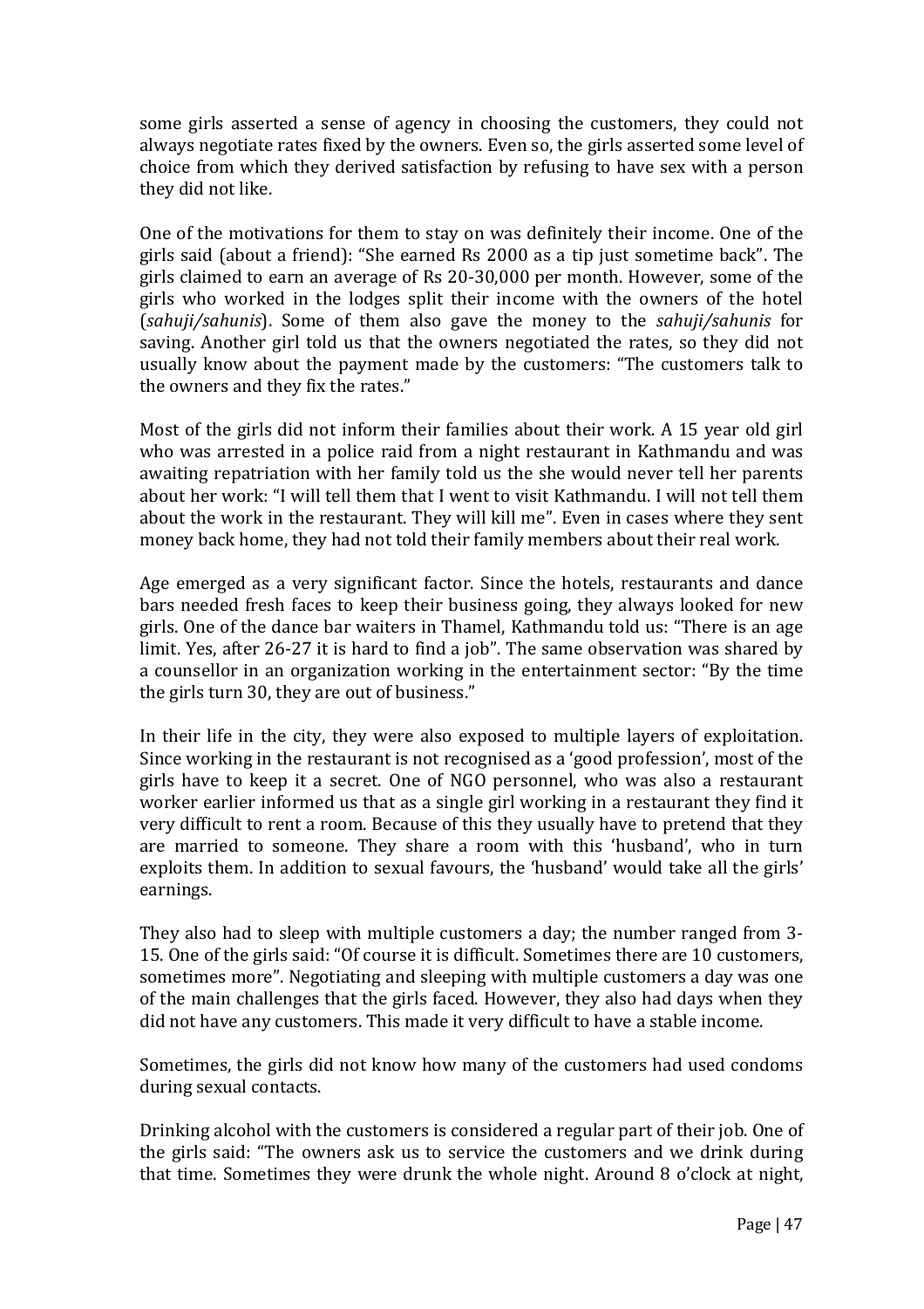some girls asserted a sense of agency in choosing the customers, they could not always negotiate rates fixed by the owners. Even so, the girls asserted some level of choice from which they derived satisfaction by refusing to have sex with a person they did not like.

One of the motivations for them to stay on was definitely their income. One of the girls said (about a friend): "She earned Rs 2000 as a tip just sometime back". The girls claimed to earn an average of Rs 20-30,000 per month. However, some of the girls who worked in the lodges split their income with the owners of the hotel (*sahuji/sahunis*). Some of them also gave the money to the *sahuji/sahunis* for saving. Another girl told us that the owners negotiated the rates, so they did not usually know about the payment made by the customers: "The customers talk to the owners and they fix the rates."

Most of the girls did not inform their families about their work. A 15 year old girl who was arrested in a police raid from a night restaurant in Kathmandu and was awaiting repatriation with her family told us the she would never tell her parents about her work: "I will tell them that I went to visit Kathmandu. I will not tell them about the work in the restaurant. They will kill me". Even in cases where they sent money back home, they had not told their family members about their real work.

Age emerged as a very significant factor. Since the hotels, restaurants and dance bars needed fresh faces to keep their business going, they always looked for new girls. One of the dance bar waiters in Thamel, Kathmandu told us: "There is an age limit. Yes, after 26-27 it is hard to find a job". The same observation was shared by a counsellor in an organization working in the entertainment sector: "By the time the girls turn 30, they are out of business."

In their life in the city, they were also exposed to multiple layers of exploitation. Since working in the restaurant is not recognised as a 'good profession', most of the girls have to keep it a secret. One of NGO personnel, who was also a restaurant worker earlier informed us that as a single girl working in a restaurant they find it very difficult to rent a room. Because of this they usually have to pretend that they are married to someone. They share a room with this 'husband', who in turn exploits them. In addition to sexual favours, the 'husband' would take all the girls' earnings.

They also had to sleep with multiple customers a day; the number ranged from 3-15. One of the girls said: "Of course it is difficult. Sometimes there are 10 customers, sometimes more". Negotiating and sleeping with multiple customers a day was one of the main challenges that the girls faced. However, they also had days when they did not have any customers. This made it very difficult to have a stable income.

Sometimes, the girls did not know how many of the customers had used condoms during sexual contacts.

Drinking alcohol with the customers is considered a regular part of their job. One of the girls said: "The owners ask us to service the customers and we drink during that time. Sometimes they were drunk the whole night. Around 8 o'clock at night,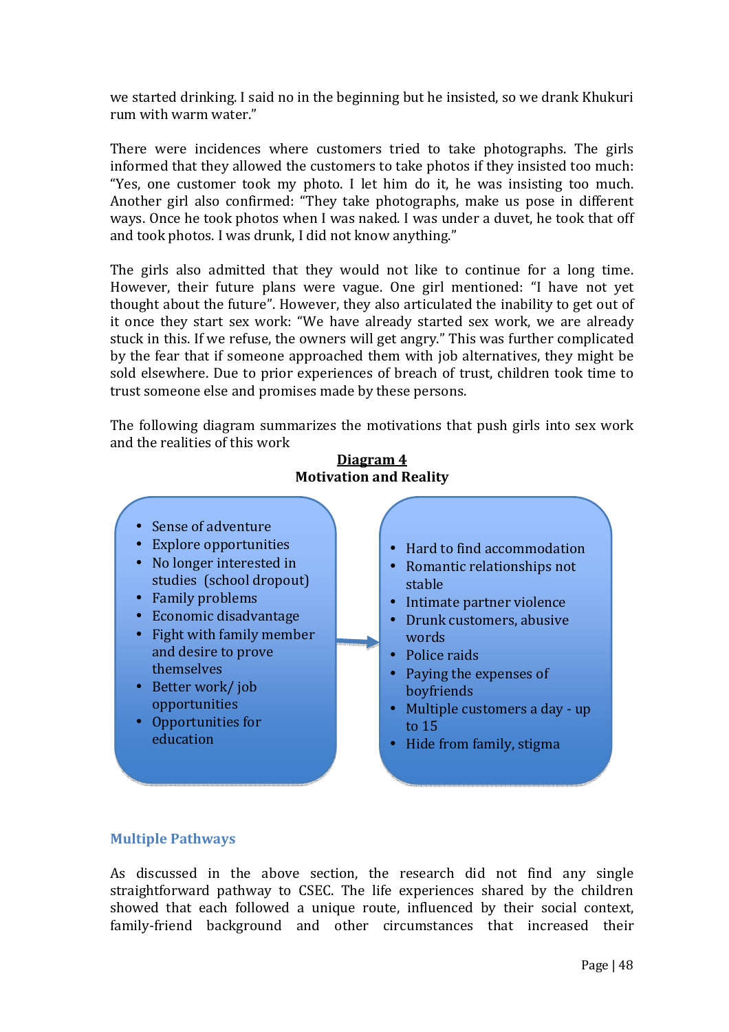we started drinking. I said no in the beginning but he insisted, so we drank Khukuri rum with warm water."

There were incidences where customers tried to take photographs. The girls informed that they allowed the customers to take photos if they insisted too much: "Yes, one customer took my photo. I let him do it, he was insisting too much. Another girl also confirmed: "They take photographs, make us pose in different ways. Once he took photos when I was naked. I was under a duvet, he took that off and took photos. I was drunk, I did not know anything."

The girls also admitted that they would not like to continue for a long time. However, their future plans were vague. One girl mentioned: "I have not yet thought about the future". However, they also articulated the inability to get out of it once they start sex work: "We have already started sex work, we are already stuck in this. If we refuse, the owners will get angry." This was further complicated by the fear that if someone approached them with job alternatives, they might be sold elsewhere. Due to prior experiences of breach of trust, children took time to trust someone else and promises made by these persons.

The following diagram summarizes the motivations that push girls into sex work and the realities of this work

**Diagram 4**
**Motivation and Reality**

- Sense of adventure
- Explore opportunities
- No longer interested in studies (school dropout)
- Family problems
- Economic disadvantage
- Fight with family member and desire to prove themselves
- Better work/ job opportunities
- Opportunities for education

→

- Hard to find accommodation
- Romantic relationships not stable
- Intimate partner violence
- Drunk customers, abusive words
- Police raids
- Paying the expenses of boyfriends
- Multiple customers a day - up to 15
- Hide from family, stigma

## Multiple Pathways

As discussed in the above section, the research did not find any single straightforward pathway to CSEC. The life experiences shared by the children showed that each followed a unique route, influenced by their social context, family-friend background and other circumstances that increased their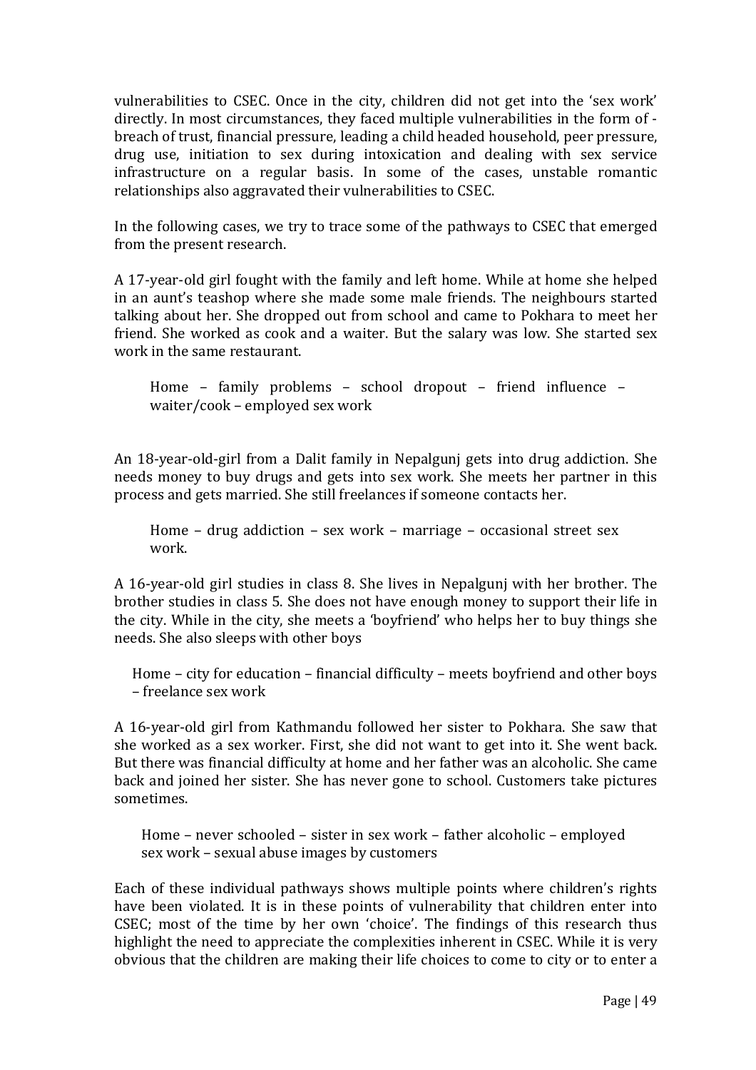vulnerabilities to CSEC. Once in the city, children did not get into the 'sex work' directly. In most circumstances, they faced multiple vulnerabilities in the form of - breach of trust, financial pressure, leading a child headed household, peer pressure, drug use, initiation to sex during intoxication and dealing with sex service infrastructure on a regular basis. In some of the cases, unstable romantic relationships also aggravated their vulnerabilities to CSEC.

In the following cases, we try to trace some of the pathways to CSEC that emerged from the present research.

A 17-year-old girl fought with the family and left home. While at home she helped in an aunt's teashop where she made some male friends. The neighbours started talking about her. She dropped out from school and came to Pokhara to meet her friend. She worked as cook and a waiter. But the salary was low. She started sex work in the same restaurant.

> Home – family problems – school dropout – friend influence – waiter/cook – employed sex work

An 18-year-old-girl from a Dalit family in Nepalgunj gets into drug addiction. She needs money to buy drugs and gets into sex work. She meets her partner in this process and gets married. She still freelances if someone contacts her.

> Home – drug addiction – sex work – marriage – occasional street sex work.

A 16-year-old girl studies in class 8. She lives in Nepalgunj with her brother. The brother studies in class 5. She does not have enough money to support their life in the city. While in the city, she meets a 'boyfriend' who helps her to buy things she needs. She also sleeps with other boys

> Home – city for education – financial difficulty – meets boyfriend and other boys – freelance sex work

A 16-year-old girl from Kathmandu followed her sister to Pokhara. She saw that she worked as a sex worker. First, she did not want to get into it. She went back. But there was financial difficulty at home and her father was an alcoholic. She came back and joined her sister. She has never gone to school. Customers take pictures sometimes.

> Home – never schooled – sister in sex work – father alcoholic – employed sex work – sexual abuse images by customers

Each of these individual pathways shows multiple points where children's rights have been violated. It is in these points of vulnerability that children enter into CSEC; most of the time by her own 'choice'. The findings of this research thus highlight the need to appreciate the complexities inherent in CSEC. While it is very obvious that the children are making their life choices to come to city or to enter a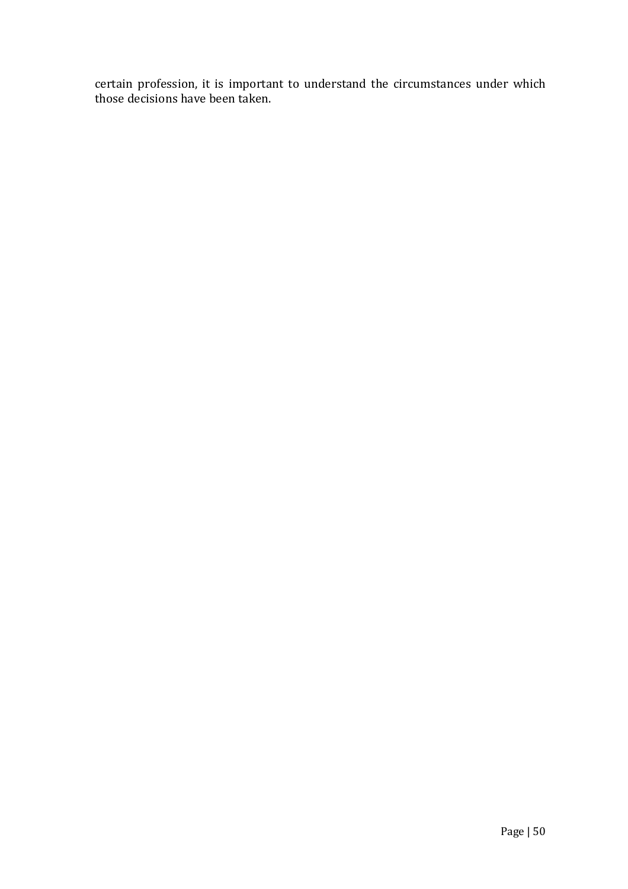certain profession, it is important to understand the circumstances under which those decisions have been taken.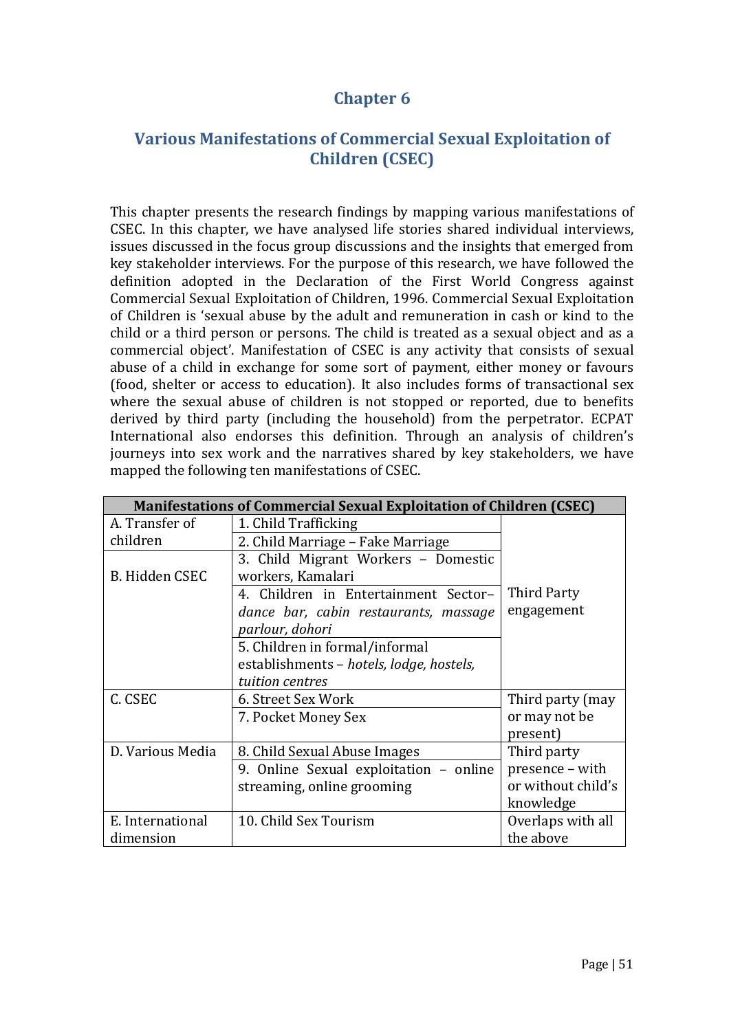# Chapter 6

## Various Manifestations of Commercial Sexual Exploitation of Children (CSEC)

This chapter presents the research findings by mapping various manifestations of CSEC. In this chapter, we have analysed life stories shared individual interviews, issues discussed in the focus group discussions and the insights that emerged from key stakeholder interviews. For the purpose of this research, we have followed the definition adopted in the Declaration of the First World Congress against Commercial Sexual Exploitation of Children, 1996. Commercial Sexual Exploitation of Children is 'sexual abuse by the adult and remuneration in cash or kind to the child or a third person or persons. The child is treated as a sexual object and as a commercial object'. Manifestation of CSEC is any activity that consists of sexual abuse of a child in exchange for some sort of payment, either money or favours (food, shelter or access to education). It also includes forms of transactional sex where the sexual abuse of children is not stopped or reported, due to benefits derived by third party (including the household) from the perpetrator. ECPAT International also endorses this definition. Through an analysis of children's journeys into sex work and the narratives shared by key stakeholders, we have mapped the following ten manifestations of CSEC.

| Manifestations of Commercial Sexual Exploitation of Children (CSEC) | | |
|---|---|---|
| A. Transfer of children | 1. Child Trafficking | Third Party engagement |
| | 2. Child Marriage – Fake Marriage | |
| B. Hidden CSEC | 3. Child Migrant Workers – Domestic workers, Kamalari | |
| | 4. Children in Entertainment Sector– *dance bar, cabin restaurants, massage parlour, dohori* | |
| | 5. Children in formal/informal establishments – *hotels, lodge, hostels, tuition centres* | |
| C. CSEC | 6. Street Sex Work | Third party (may or may not be present) |
| | 7. Pocket Money Sex | |
| D. Various Media | 8. Child Sexual Abuse Images | Third party presence – with or without child's knowledge |
| | 9. Online Sexual exploitation – online streaming, online grooming | |
| E. International dimension | 10. Child Sex Tourism | Overlaps with all the above |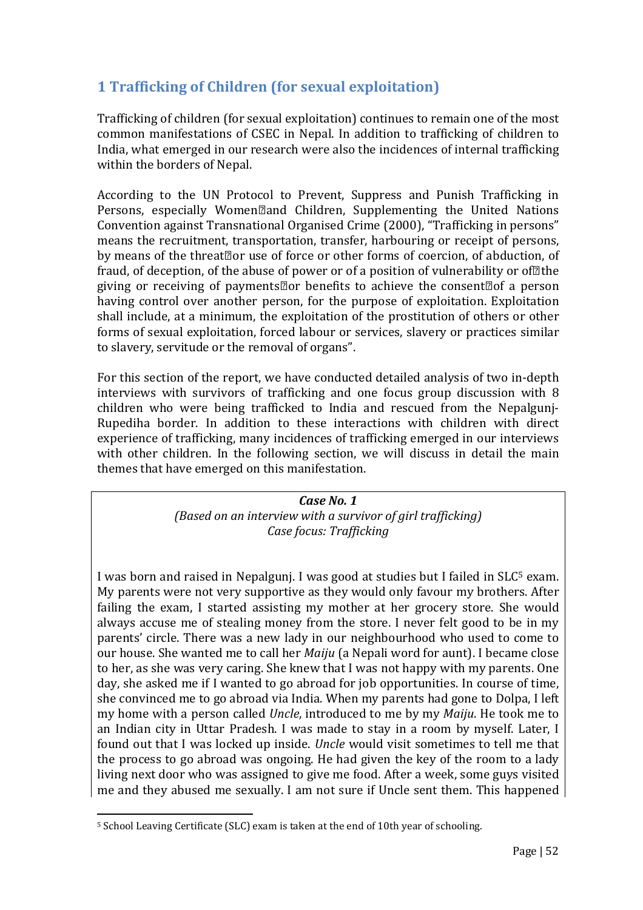## 1 Trafficking of Children (for sexual exploitation)

Trafficking of children (for sexual exploitation) continues to remain one of the most common manifestations of CSEC in Nepal. In addition to trafficking of children to India, what emerged in our research were also the incidences of internal trafficking within the borders of Nepal.

According to the UN Protocol to Prevent, Suppress and Punish Trafficking in Persons, especially Women and Children, Supplementing the United Nations Convention against Transnational Organised Crime (2000), "Trafficking in persons" means the recruitment, transportation, transfer, harbouring or receipt of persons, by means of the threat or use of force or other forms of coercion, of abduction, of fraud, of deception, of the abuse of power or of a position of vulnerability or of the giving or receiving of payments or benefits to achieve the consent of a person having control over another person, for the purpose of exploitation. Exploitation shall include, at a minimum, the exploitation of the prostitution of others or other forms of sexual exploitation, forced labour or services, slavery or practices similar to slavery, servitude or the removal of organs".

For this section of the report, we have conducted detailed analysis of two in-depth interviews with survivors of trafficking and one focus group discussion with 8 children who were being trafficked to India and rescued from the Nepalgunj-Rupediha border. In addition to these interactions with children with direct experience of trafficking, many incidences of trafficking emerged in our interviews with other children. In the following section, we will discuss in detail the main themes that have emerged on this manifestation.

> ***Case No. 1***
>
> *(Based on an interview with a survivor of girl trafficking)*
>
> *Case focus: Trafficking*
>
> I was born and raised in Nepalgunj. I was good at studies but I failed in SLC[5] exam. My parents were not very supportive as they would only favour my brothers. After failing the exam, I started assisting my mother at her grocery store. She would always accuse me of stealing money from the store. I never felt good to be in my parents' circle. There was a new lady in our neighbourhood who used to come to our house. She wanted me to call her *Maiju* (a Nepali word for aunt). I became close to her, as she was very caring. She knew that I was not happy with my parents. One day, she asked me if I wanted to go abroad for job opportunities. In course of time, she convinced me to go abroad via India. When my parents had gone to Dolpa, I left my home with a person called *Uncle*, introduced to me by my *Maiju*. He took me to an Indian city in Uttar Pradesh. I was made to stay in a room by myself. Later, I found out that I was locked up inside. *Uncle* would visit sometimes to tell me that the process to go abroad was ongoing. He had given the key of the room to a lady living next door who was assigned to give me food. After a week, some guys visited me and they abused me sexually. I am not sure if Uncle sent them. This happened

[5] School Leaving Certificate (SLC) exam is taken at the end of 10th year of schooling.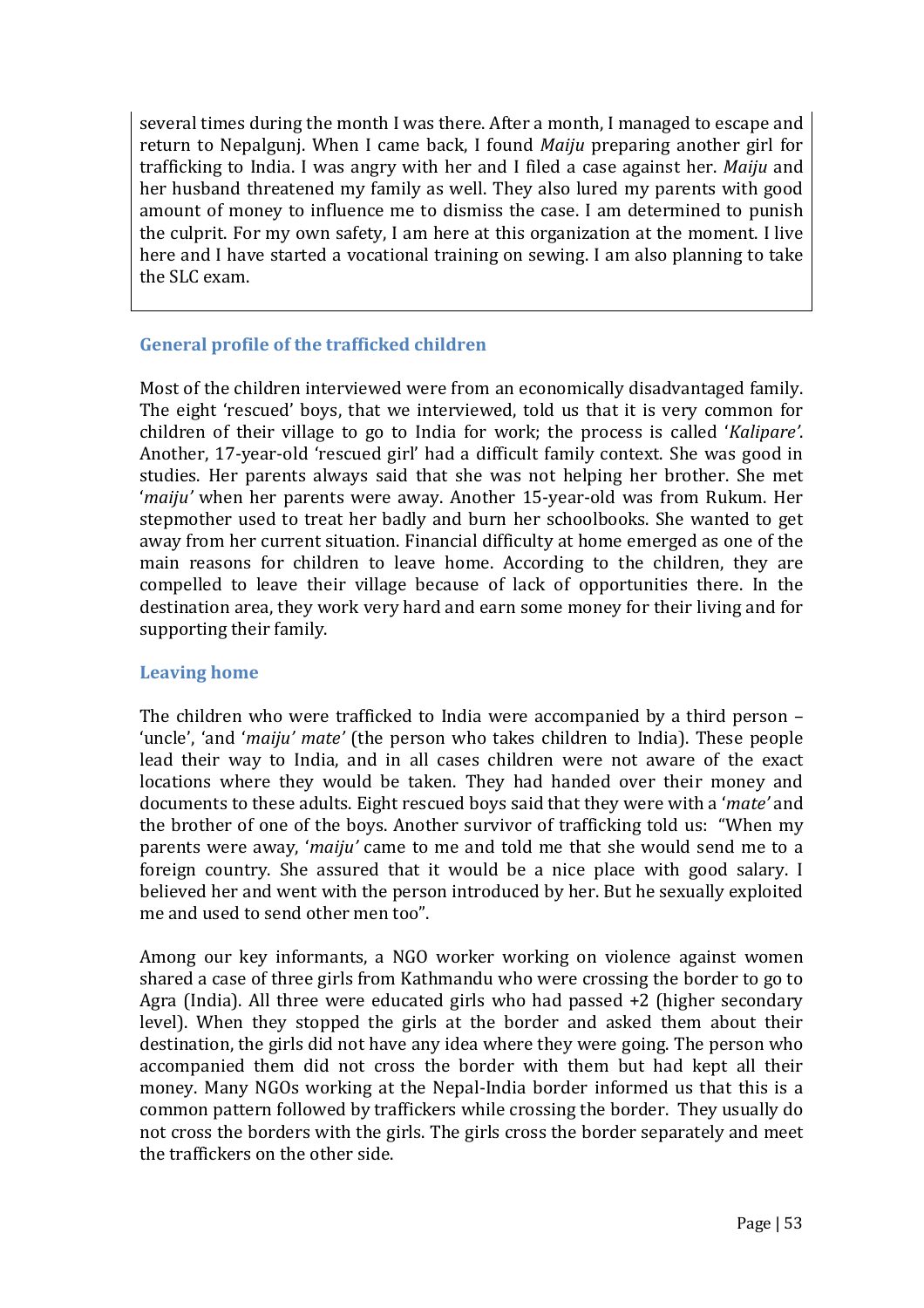several times during the month I was there. After a month, I managed to escape and return to Nepalgunj. When I came back, I found *Maiju* preparing another girl for trafficking to India. I was angry with her and I filed a case against her. *Maiju* and her husband threatened my family as well. They also lured my parents with good amount of money to influence me to dismiss the case. I am determined to punish the culprit. For my own safety, I am here at this organization at the moment. I live here and I have started a vocational training on sewing. I am also planning to take the SLC exam.

### General profile of the trafficked children

Most of the children interviewed were from an economically disadvantaged family. The eight 'rescued' boys, that we interviewed, told us that it is very common for children of their village to go to India for work; the process is called '*Kalipare'*. Another, 17-year-old 'rescued girl' had a difficult family context. She was good in studies. Her parents always said that she was not helping her brother. She met '*maiju'* when her parents were away. Another 15-year-old was from Rukum. Her stepmother used to treat her badly and burn her schoolbooks. She wanted to get away from her current situation. Financial difficulty at home emerged as one of the main reasons for children to leave home. According to the children, they are compelled to leave their village because of lack of opportunities there. In the destination area, they work very hard and earn some money for their living and for supporting their family.

### Leaving home

The children who were trafficked to India were accompanied by a third person – 'uncle', 'and '*maiju' mate'* (the person who takes children to India). These people lead their way to India, and in all cases children were not aware of the exact locations where they would be taken. They had handed over their money and documents to these adults. Eight rescued boys said that they were with a '*mate'* and the brother of one of the boys. Another survivor of trafficking told us: "When my parents were away, '*maiju'* came to me and told me that she would send me to a foreign country. She assured that it would be a nice place with good salary. I believed her and went with the person introduced by her. But he sexually exploited me and used to send other men too".

Among our key informants, a NGO worker working on violence against women shared a case of three girls from Kathmandu who were crossing the border to go to Agra (India). All three were educated girls who had passed +2 (higher secondary level). When they stopped the girls at the border and asked them about their destination, the girls did not have any idea where they were going. The person who accompanied them did not cross the border with them but had kept all their money. Many NGOs working at the Nepal-India border informed us that this is a common pattern followed by traffickers while crossing the border. They usually do not cross the borders with the girls. The girls cross the border separately and meet the traffickers on the other side.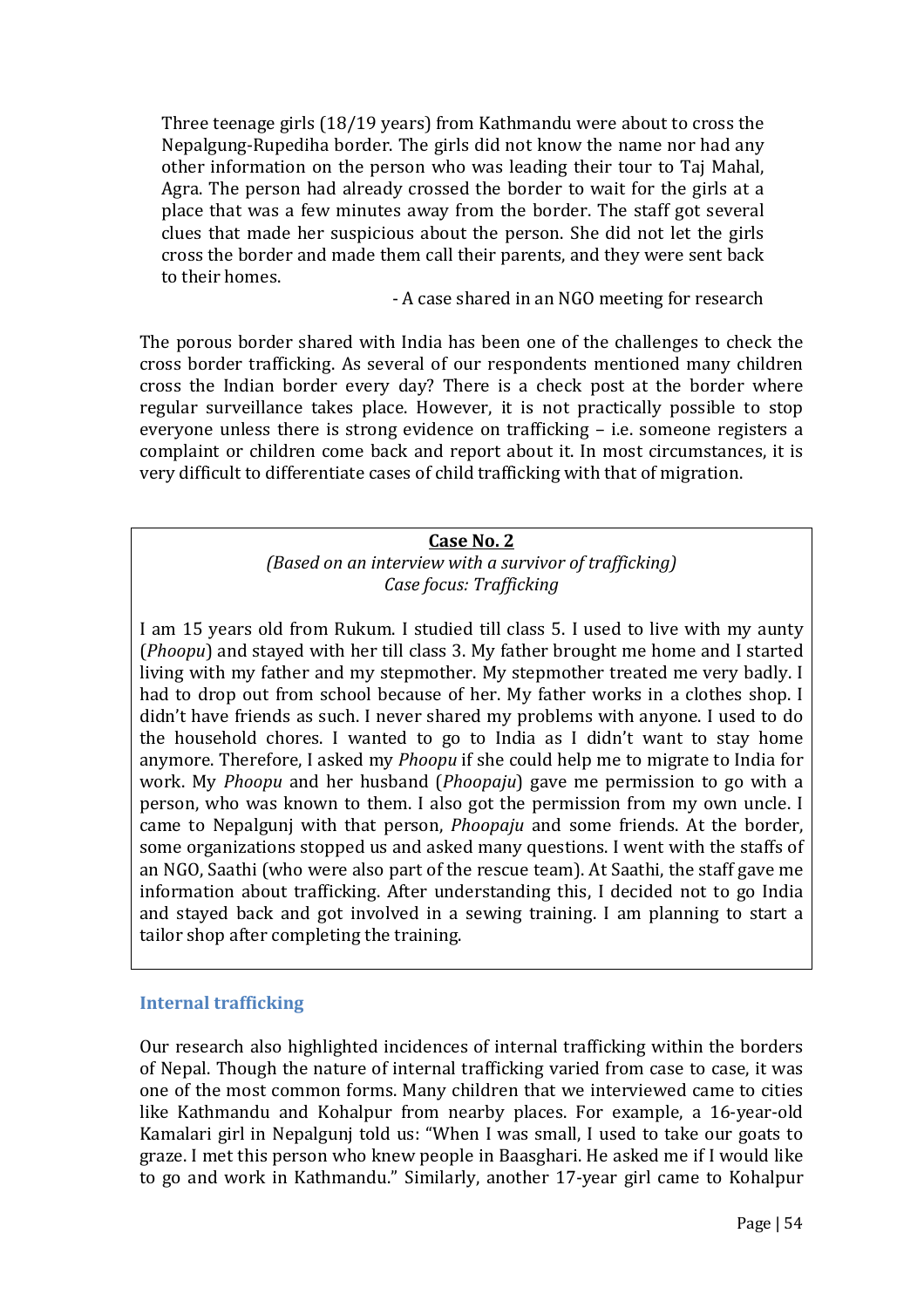> Three teenage girls (18/19 years) from Kathmandu were about to cross the Nepalgung-Rupediha border. The girls did not know the name nor had any other information on the person who was leading their tour to Taj Mahal, Agra. The person had already crossed the border to wait for the girls at a place that was a few minutes away from the border. The staff got several clues that made her suspicious about the person. She did not let the girls cross the border and made them call their parents, and they were sent back to their homes.
>
> \- A case shared in an NGO meeting for research

The porous border shared with India has been one of the challenges to check the cross border trafficking. As several of our respondents mentioned many children cross the Indian border every day? There is a check post at the border where regular surveillance takes place. However, it is not practically possible to stop everyone unless there is strong evidence on trafficking – i.e. someone registers a complaint or children come back and report about it. In most circumstances, it is very difficult to differentiate cases of child trafficking with that of migration.

**<u>Case No. 2</u>**

*(Based on an interview with a survivor of trafficking)*
*Case focus: Trafficking*

I am 15 years old from Rukum. I studied till class 5. I used to live with my aunty (*Phoopu*) and stayed with her till class 3. My father brought me home and I started living with my father and my stepmother. My stepmother treated me very badly. I had to drop out from school because of her. My father works in a clothes shop. I didn't have friends as such. I never shared my problems with anyone. I used to do the household chores. I wanted to go to India as I didn't want to stay home anymore. Therefore, I asked my *Phoopu* if she could help me to migrate to India for work. My *Phoopu* and her husband (*Phoopaju*) gave me permission to go with a person, who was known to them. I also got the permission from my own uncle. I came to Nepalgunj with that person, *Phoopaju* and some friends. At the border, some organizations stopped us and asked many questions. I went with the staffs of an NGO, Saathi (who were also part of the rescue team). At Saathi, the staff gave me information about trafficking. After understanding this, I decided not to go India and stayed back and got involved in a sewing training. I am planning to start a tailor shop after completing the training.

### Internal trafficking

Our research also highlighted incidences of internal trafficking within the borders of Nepal. Though the nature of internal trafficking varied from case to case, it was one of the most common forms. Many children that we interviewed came to cities like Kathmandu and Kohalpur from nearby places. For example, a 16-year-old Kamalari girl in Nepalgunj told us: "When I was small, I used to take our goats to graze. I met this person who knew people in Baasghari. He asked me if I would like to go and work in Kathmandu." Similarly, another 17-year girl came to Kohalpur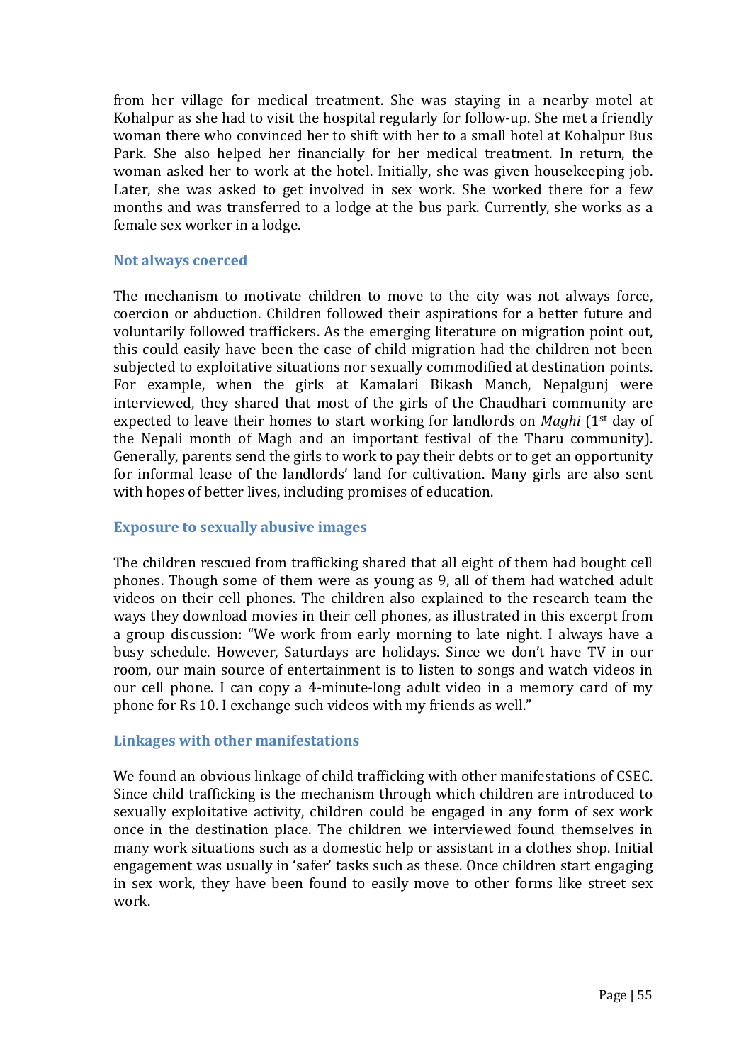from her village for medical treatment. She was staying in a nearby motel at Kohalpur as she had to visit the hospital regularly for follow-up. She met a friendly woman there who convinced her to shift with her to a small hotel at Kohalpur Bus Park. She also helped her financially for her medical treatment. In return, the woman asked her to work at the hotel. Initially, she was given housekeeping job. Later, she was asked to get involved in sex work. She worked there for a few months and was transferred to a lodge at the bus park. Currently, she works as a female sex worker in a lodge.

### Not always coerced

The mechanism to motivate children to move to the city was not always force, coercion or abduction. Children followed their aspirations for a better future and voluntarily followed traffickers. As the emerging literature on migration point out, this could easily have been the case of child migration had the children not been subjected to exploitative situations nor sexually commodified at destination points. For example, when the girls at Kamalari Bikash Manch, Nepalgunj were interviewed, they shared that most of the girls of the Chaudhari community are expected to leave their homes to start working for landlords on *Maghi* (1st day of the Nepali month of Magh and an important festival of the Tharu community). Generally, parents send the girls to work to pay their debts or to get an opportunity for informal lease of the landlords' land for cultivation. Many girls are also sent with hopes of better lives, including promises of education.

### Exposure to sexually abusive images

The children rescued from trafficking shared that all eight of them had bought cell phones. Though some of them were as young as 9, all of them had watched adult videos on their cell phones. The children also explained to the research team the ways they download movies in their cell phones, as illustrated in this excerpt from a group discussion: "We work from early morning to late night. I always have a busy schedule. However, Saturdays are holidays. Since we don't have TV in our room, our main source of entertainment is to listen to songs and watch videos in our cell phone. I can copy a 4-minute-long adult video in a memory card of my phone for Rs 10. I exchange such videos with my friends as well."

### Linkages with other manifestations

We found an obvious linkage of child trafficking with other manifestations of CSEC. Since child trafficking is the mechanism through which children are introduced to sexually exploitative activity, children could be engaged in any form of sex work once in the destination place. The children we interviewed found themselves in many work situations such as a domestic help or assistant in a clothes shop. Initial engagement was usually in 'safer' tasks such as these. Once children start engaging in sex work, they have been found to easily move to other forms like street sex work.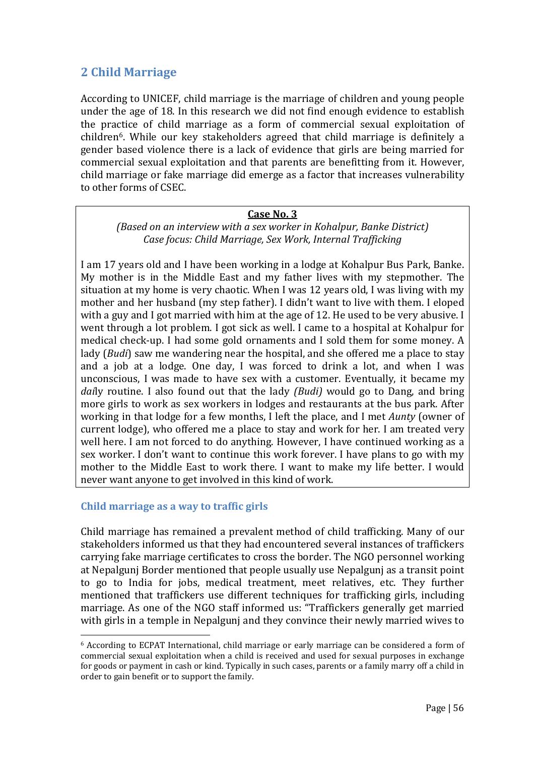## 2 Child Marriage

According to UNICEF, child marriage is the marriage of children and young people under the age of 18. In this research we did not find enough evidence to establish the practice of child marriage as a form of commercial sexual exploitation of children[6]. While our key stakeholders agreed that child marriage is definitely a gender based violence there is a lack of evidence that girls are being married for commercial sexual exploitation and that parents are benefitting from it. However, child marriage or fake marriage did emerge as a factor that increases vulnerability to other forms of CSEC.

> **Case No. 3**
>
> *(Based on an interview with a sex worker in Kohalpur, Banke District)*
> *Case focus: Child Marriage, Sex Work, Internal Trafficking*
>
> I am 17 years old and I have been working in a lodge at Kohalpur Bus Park, Banke. My mother is in the Middle East and my father lives with my stepmother. The situation at my home is very chaotic. When I was 12 years old, I was living with my mother and her husband (my step father). I didn't want to live with them. I eloped with a guy and I got married with him at the age of 12. He used to be very abusive. I went through a lot problem. I got sick as well. I came to a hospital at Kohalpur for medical check-up. I had some gold ornaments and I sold them for some money. A lady (*Budi*) saw me wandering near the hospital, and she offered me a place to stay and a job at a lodge. One day, I was forced to drink a lot, and when I was unconscious, I was made to have sex with a customer. Eventually, it became my *dai*ly routine. I also found out that the lady *(Budi)* would go to Dang, and bring more girls to work as sex workers in lodges and restaurants at the bus park. After working in that lodge for a few months, I left the place, and I met *Aunty* (owner of current lodge), who offered me a place to stay and work for her. I am treated very well here. I am not forced to do anything. However, I have continued working as a sex worker. I don't want to continue this work forever. I have plans to go with my mother to the Middle East to work there. I want to make my life better. I would never want anyone to get involved in this kind of work.

### Child marriage as a way to traffic girls

Child marriage has remained a prevalent method of child trafficking. Many of our stakeholders informed us that they had encountered several instances of traffickers carrying fake marriage certificates to cross the border. The NGO personnel working at Nepalgunj Border mentioned that people usually use Nepalgunj as a transit point to go to India for jobs, medical treatment, meet relatives, etc. They further mentioned that traffickers use different techniques for trafficking girls, including marriage. As one of the NGO staff informed us: "Traffickers generally get married with girls in a temple in Nepalgunj and they convince their newly married wives to

[6] According to ECPAT International, child marriage or early marriage can be considered a form of commercial sexual exploitation when a child is received and used for sexual purposes in exchange for goods or payment in cash or kind. Typically in such cases, parents or a family marry off a child in order to gain benefit or to support the family.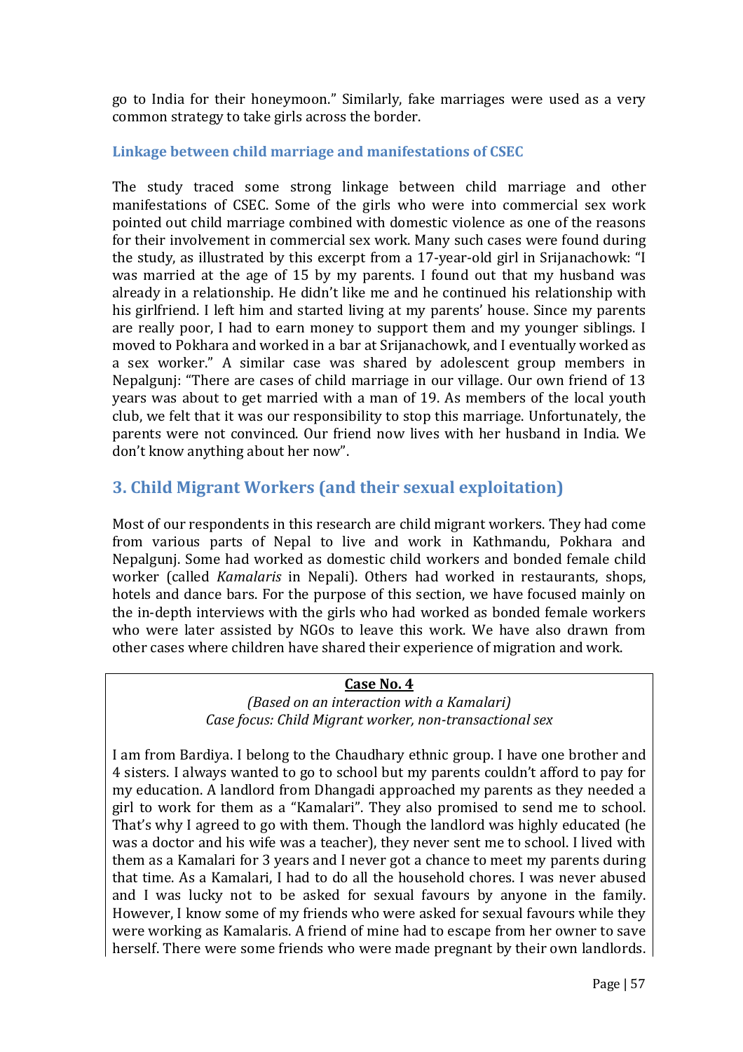go to India for their honeymoon." Similarly, fake marriages were used as a very common strategy to take girls across the border.

### Linkage between child marriage and manifestations of CSEC

The study traced some strong linkage between child marriage and other manifestations of CSEC. Some of the girls who were into commercial sex work pointed out child marriage combined with domestic violence as one of the reasons for their involvement in commercial sex work. Many such cases were found during the study, as illustrated by this excerpt from a 17-year-old girl in Srijanachowk: "I was married at the age of 15 by my parents. I found out that my husband was already in a relationship. He didn't like me and he continued his relationship with his girlfriend. I left him and started living at my parents' house. Since my parents are really poor, I had to earn money to support them and my younger siblings. I moved to Pokhara and worked in a bar at Srijanachowk, and I eventually worked as a sex worker." A similar case was shared by adolescent group members in Nepalgunj: "There are cases of child marriage in our village. Our own friend of 13 years was about to get married with a man of 19. As members of the local youth club, we felt that it was our responsibility to stop this marriage. Unfortunately, the parents were not convinced. Our friend now lives with her husband in India. We don't know anything about her now".

## 3. Child Migrant Workers (and their sexual exploitation)

Most of our respondents in this research are child migrant workers. They had come from various parts of Nepal to live and work in Kathmandu, Pokhara and Nepalgunj. Some had worked as domestic child workers and bonded female child worker (called *Kamalaris* in Nepali). Others had worked in restaurants, shops, hotels and dance bars. For the purpose of this section, we have focused mainly on the in-depth interviews with the girls who had worked as bonded female workers who were later assisted by NGOs to leave this work. We have also drawn from other cases where children have shared their experience of migration and work.

**<u>Case No. 4</u>**

*(Based on an interaction with a Kamalari)*
*Case focus: Child Migrant worker, non-transactional sex*

I am from Bardiya. I belong to the Chaudhary ethnic group. I have one brother and 4 sisters. I always wanted to go to school but my parents couldn't afford to pay for my education. A landlord from Dhangadi approached my parents as they needed a girl to work for them as a "Kamalari". They also promised to send me to school. That's why I agreed to go with them. Though the landlord was highly educated (he was a doctor and his wife was a teacher), they never sent me to school. I lived with them as a Kamalari for 3 years and I never got a chance to meet my parents during that time. As a Kamalari, I had to do all the household chores. I was never abused and I was lucky not to be asked for sexual favours by anyone in the family. However, I know some of my friends who were asked for sexual favours while they were working as Kamalaris. A friend of mine had to escape from her owner to save herself. There were some friends who were made pregnant by their own landlords.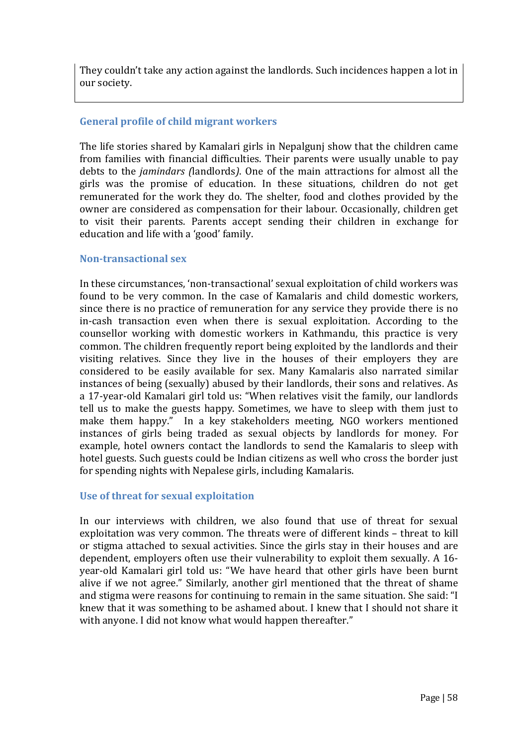They couldn't take any action against the landlords. Such incidences happen a lot in our society.

### General profile of child migrant workers

The life stories shared by Kamalari girls in Nepalgunj show that the children came from families with financial difficulties. Their parents were usually unable to pay debts to the *jamindars (*landlords*)*. One of the main attractions for almost all the girls was the promise of education. In these situations, children do not get remunerated for the work they do. The shelter, food and clothes provided by the owner are considered as compensation for their labour. Occasionally, children get to visit their parents. Parents accept sending their children in exchange for education and life with a 'good' family.

### Non-transactional sex

In these circumstances, 'non-transactional' sexual exploitation of child workers was found to be very common. In the case of Kamalaris and child domestic workers, since there is no practice of remuneration for any service they provide there is no in-cash transaction even when there is sexual exploitation. According to the counsellor working with domestic workers in Kathmandu, this practice is very common. The children frequently report being exploited by the landlords and their visiting relatives. Since they live in the houses of their employers they are considered to be easily available for sex. Many Kamalaris also narrated similar instances of being (sexually) abused by their landlords, their sons and relatives. As a 17-year-old Kamalari girl told us: "When relatives visit the family, our landlords tell us to make the guests happy. Sometimes, we have to sleep with them just to make them happy." In a key stakeholders meeting, NGO workers mentioned instances of girls being traded as sexual objects by landlords for money. For example, hotel owners contact the landlords to send the Kamalaris to sleep with hotel guests. Such guests could be Indian citizens as well who cross the border just for spending nights with Nepalese girls, including Kamalaris.

### Use of threat for sexual exploitation

In our interviews with children, we also found that use of threat for sexual exploitation was very common. The threats were of different kinds – threat to kill or stigma attached to sexual activities. Since the girls stay in their houses and are dependent, employers often use their vulnerability to exploit them sexually. A 16-year-old Kamalari girl told us: "We have heard that other girls have been burnt alive if we not agree." Similarly, another girl mentioned that the threat of shame and stigma were reasons for continuing to remain in the same situation. She said: "I knew that it was something to be ashamed about. I knew that I should not share it with anyone. I did not know what would happen thereafter."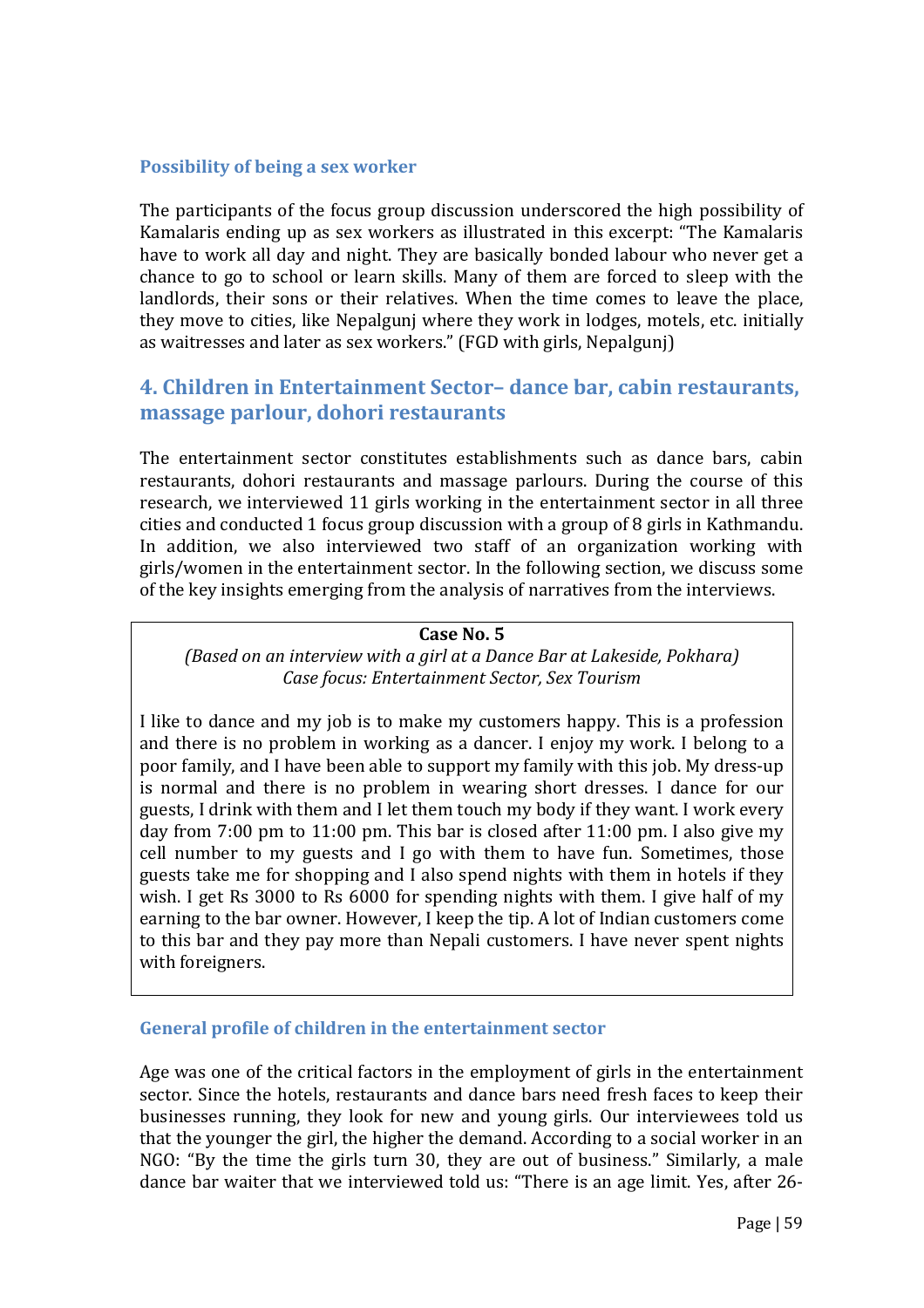### Possibility of being a sex worker

The participants of the focus group discussion underscored the high possibility of Kamalaris ending up as sex workers as illustrated in this excerpt: "The Kamalaris have to work all day and night. They are basically bonded labour who never get a chance to go to school or learn skills. Many of them are forced to sleep with the landlords, their sons or their relatives. When the time comes to leave the place, they move to cities, like Nepalgunj where they work in lodges, motels, etc. initially as waitresses and later as sex workers." (FGD with girls, Nepalgunj)

## 4. Children in Entertainment Sector– dance bar, cabin restaurants, massage parlour, dohori restaurants

The entertainment sector constitutes establishments such as dance bars, cabin restaurants, dohori restaurants and massage parlours. During the course of this research, we interviewed 11 girls working in the entertainment sector in all three cities and conducted 1 focus group discussion with a group of 8 girls in Kathmandu. In addition, we also interviewed two staff of an organization working with girls/women in the entertainment sector. In the following section, we discuss some of the key insights emerging from the analysis of narratives from the interviews.

> **Case No. 5**
>
> *(Based on an interview with a girl at a Dance Bar at Lakeside, Pokhara)*
> *Case focus: Entertainment Sector, Sex Tourism*
>
> I like to dance and my job is to make my customers happy. This is a profession and there is no problem in working as a dancer. I enjoy my work. I belong to a poor family, and I have been able to support my family with this job. My dress-up is normal and there is no problem in wearing short dresses. I dance for our guests, I drink with them and I let them touch my body if they want. I work every day from 7:00 pm to 11:00 pm. This bar is closed after 11:00 pm. I also give my cell number to my guests and I go with them to have fun. Sometimes, those guests take me for shopping and I also spend nights with them in hotels if they wish. I get Rs 3000 to Rs 6000 for spending nights with them. I give half of my earning to the bar owner. However, I keep the tip. A lot of Indian customers come to this bar and they pay more than Nepali customers. I have never spent nights with foreigners.

### General profile of children in the entertainment sector

Age was one of the critical factors in the employment of girls in the entertainment sector. Since the hotels, restaurants and dance bars need fresh faces to keep their businesses running, they look for new and young girls. Our interviewees told us that the younger the girl, the higher the demand. According to a social worker in an NGO: "By the time the girls turn 30, they are out of business." Similarly, a male dance bar waiter that we interviewed told us: "There is an age limit. Yes, after 26-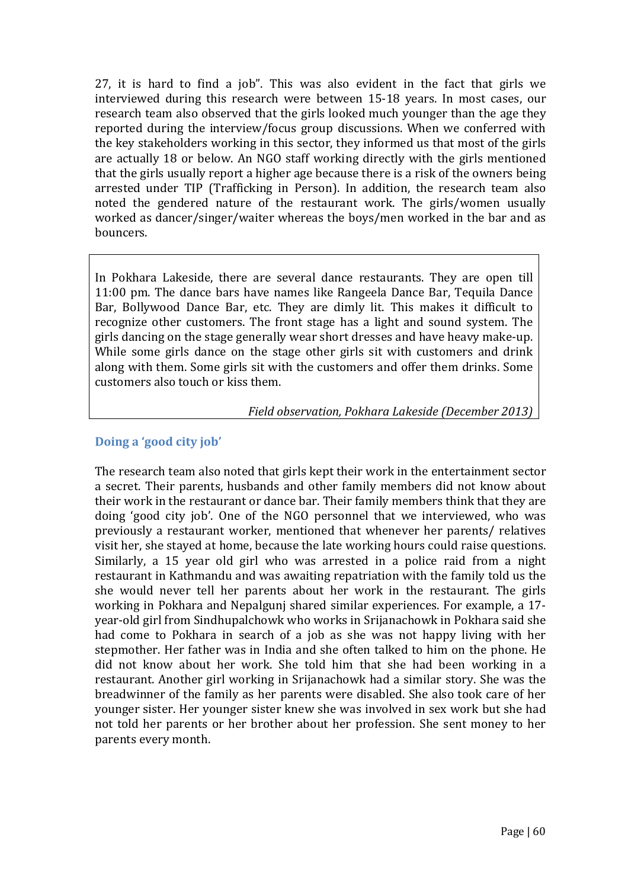27, it is hard to find a job". This was also evident in the fact that girls we interviewed during this research were between 15-18 years. In most cases, our research team also observed that the girls looked much younger than the age they reported during the interview/focus group discussions. When we conferred with the key stakeholders working in this sector, they informed us that most of the girls are actually 18 or below. An NGO staff working directly with the girls mentioned that the girls usually report a higher age because there is a risk of the owners being arrested under TIP (Trafficking in Person). In addition, the research team also noted the gendered nature of the restaurant work. The girls/women usually worked as dancer/singer/waiter whereas the boys/men worked in the bar and as bouncers.

> In Pokhara Lakeside, there are several dance restaurants. They are open till 11:00 pm. The dance bars have names like Rangeela Dance Bar, Tequila Dance Bar, Bollywood Dance Bar, etc. They are dimly lit. This makes it difficult to recognize other customers. The front stage has a light and sound system. The girls dancing on the stage generally wear short dresses and have heavy make-up. While some girls dance on the stage other girls sit with customers and drink along with them. Some girls sit with the customers and offer them drinks. Some customers also touch or kiss them.
>
> *Field observation, Pokhara Lakeside (December 2013)*

### Doing a 'good city job'

The research team also noted that girls kept their work in the entertainment sector a secret. Their parents, husbands and other family members did not know about their work in the restaurant or dance bar. Their family members think that they are doing 'good city job'. One of the NGO personnel that we interviewed, who was previously a restaurant worker, mentioned that whenever her parents/ relatives visit her, she stayed at home, because the late working hours could raise questions. Similarly, a 15 year old girl who was arrested in a police raid from a night restaurant in Kathmandu and was awaiting repatriation with the family told us the she would never tell her parents about her work in the restaurant. The girls working in Pokhara and Nepalgunj shared similar experiences. For example, a 17-year-old girl from Sindhupalchowk who works in Srijanachowk in Pokhara said she had come to Pokhara in search of a job as she was not happy living with her stepmother. Her father was in India and she often talked to him on the phone. He did not know about her work. She told him that she had been working in a restaurant. Another girl working in Srijanachowk had a similar story. She was the breadwinner of the family as her parents were disabled. She also took care of her younger sister. Her younger sister knew she was involved in sex work but she had not told her parents or her brother about her profession. She sent money to her parents every month.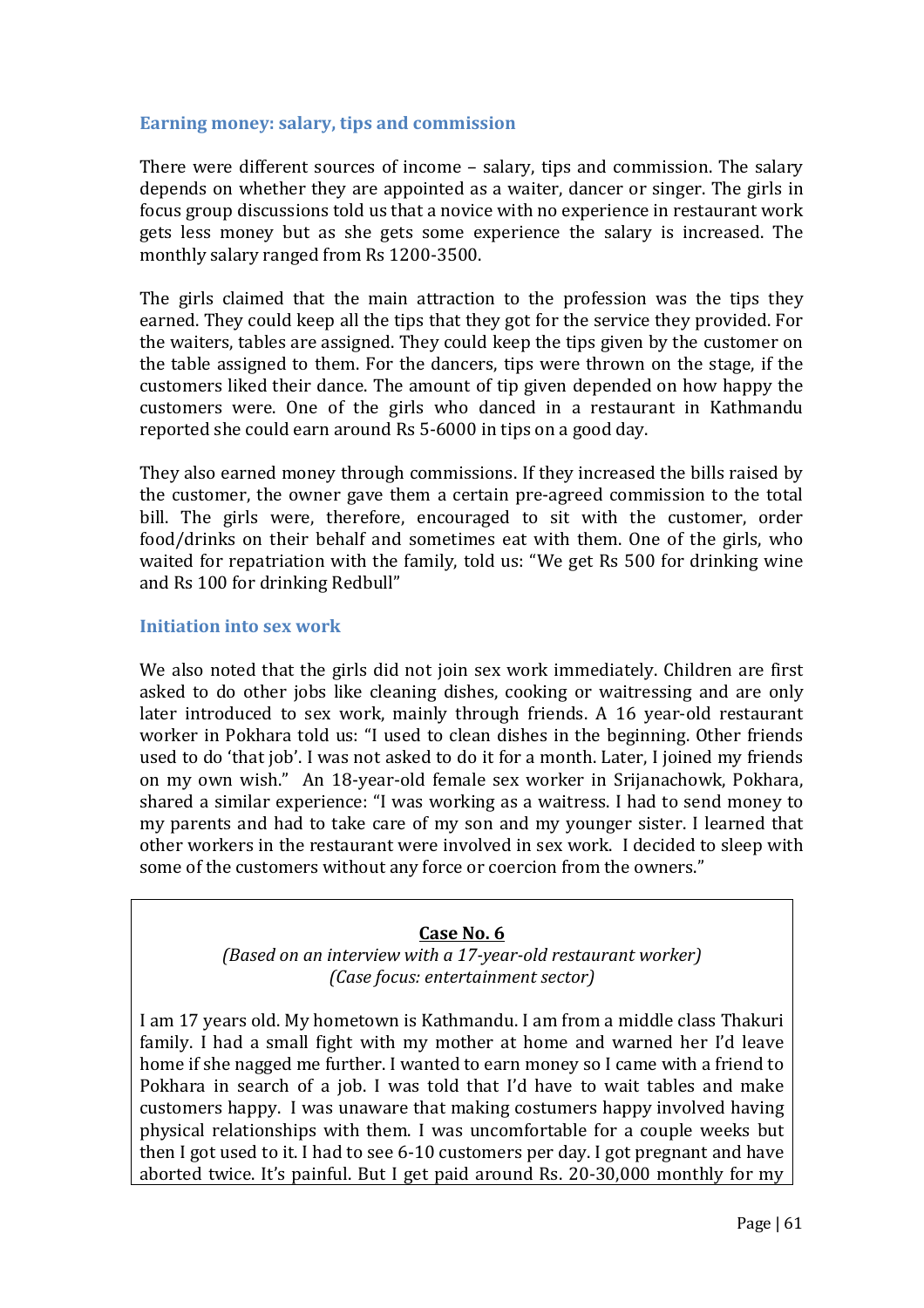### Earning money: salary, tips and commission

There were different sources of income – salary, tips and commission. The salary depends on whether they are appointed as a waiter, dancer or singer. The girls in focus group discussions told us that a novice with no experience in restaurant work gets less money but as she gets some experience the salary is increased. The monthly salary ranged from Rs 1200-3500.

The girls claimed that the main attraction to the profession was the tips they earned. They could keep all the tips that they got for the service they provided. For the waiters, tables are assigned. They could keep the tips given by the customer on the table assigned to them. For the dancers, tips were thrown on the stage, if the customers liked their dance. The amount of tip given depended on how happy the customers were. One of the girls who danced in a restaurant in Kathmandu reported she could earn around Rs 5-6000 in tips on a good day.

They also earned money through commissions. If they increased the bills raised by the customer, the owner gave them a certain pre-agreed commission to the total bill. The girls were, therefore, encouraged to sit with the customer, order food/drinks on their behalf and sometimes eat with them. One of the girls, who waited for repatriation with the family, told us: "We get Rs 500 for drinking wine and Rs 100 for drinking Redbull"

### Initiation into sex work

We also noted that the girls did not join sex work immediately. Children are first asked to do other jobs like cleaning dishes, cooking or waitressing and are only later introduced to sex work, mainly through friends. A 16 year-old restaurant worker in Pokhara told us: "I used to clean dishes in the beginning. Other friends used to do 'that job'. I was not asked to do it for a month. Later, I joined my friends on my own wish." An 18-year-old female sex worker in Srijanachowk, Pokhara, shared a similar experience: "I was working as a waitress. I had to send money to my parents and had to take care of my son and my younger sister. I learned that other workers in the restaurant were involved in sex work. I decided to sleep with some of the customers without any force or coercion from the owners."

**Case No. 6**

*(Based on an interview with a 17-year-old restaurant worker)*
*(Case focus: entertainment sector)*

I am 17 years old. My hometown is Kathmandu. I am from a middle class Thakuri family. I had a small fight with my mother at home and warned her I'd leave home if she nagged me further. I wanted to earn money so I came with a friend to Pokhara in search of a job. I was told that I'd have to wait tables and make customers happy. I was unaware that making costumers happy involved having physical relationships with them. I was uncomfortable for a couple weeks but then I got used to it. I had to see 6-10 customers per day. I got pregnant and have aborted twice. It's painful. But I get paid around Rs. 20-30,000 monthly for my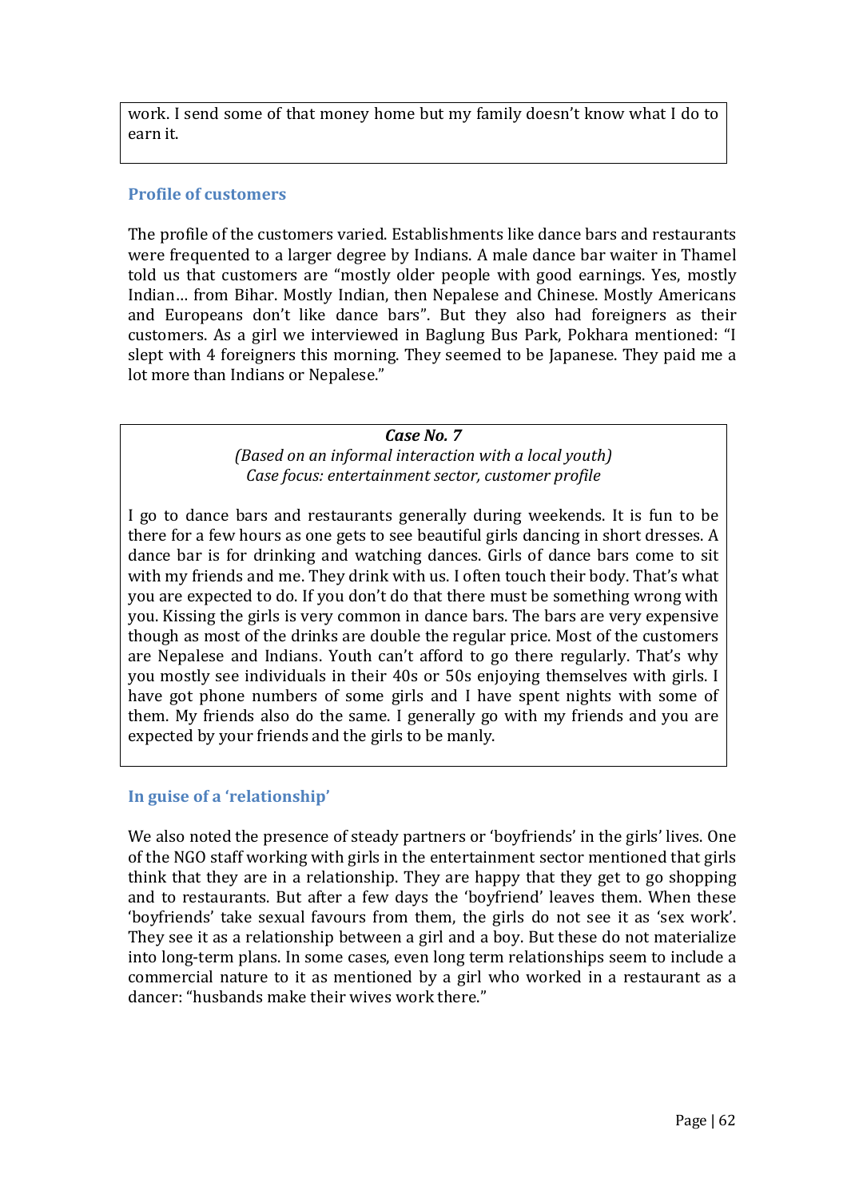work. I send some of that money home but my family doesn't know what I do to earn it.

### Profile of customers

The profile of the customers varied. Establishments like dance bars and restaurants were frequented to a larger degree by Indians. A male dance bar waiter in Thamel told us that customers are "mostly older people with good earnings. Yes, mostly Indian… from Bihar. Mostly Indian, then Nepalese and Chinese. Mostly Americans and Europeans don't like dance bars". But they also had foreigners as their customers. As a girl we interviewed in Baglung Bus Park, Pokhara mentioned: "I slept with 4 foreigners this morning. They seemed to be Japanese. They paid me a lot more than Indians or Nepalese."

***Case No. 7***

*(Based on an informal interaction with a local youth)*
*Case focus: entertainment sector, customer profile*

I go to dance bars and restaurants generally during weekends. It is fun to be there for a few hours as one gets to see beautiful girls dancing in short dresses. A dance bar is for drinking and watching dances. Girls of dance bars come to sit with my friends and me. They drink with us. I often touch their body. That's what you are expected to do. If you don't do that there must be something wrong with you. Kissing the girls is very common in dance bars. The bars are very expensive though as most of the drinks are double the regular price. Most of the customers are Nepalese and Indians. Youth can't afford to go there regularly. That's why you mostly see individuals in their 40s or 50s enjoying themselves with girls. I have got phone numbers of some girls and I have spent nights with some of them. My friends also do the same. I generally go with my friends and you are expected by your friends and the girls to be manly.

### In guise of a 'relationship'

We also noted the presence of steady partners or 'boyfriends' in the girls' lives. One of the NGO staff working with girls in the entertainment sector mentioned that girls think that they are in a relationship. They are happy that they get to go shopping and to restaurants. But after a few days the 'boyfriend' leaves them. When these 'boyfriends' take sexual favours from them, the girls do not see it as 'sex work'. They see it as a relationship between a girl and a boy. But these do not materialize into long-term plans. In some cases, even long term relationships seem to include a commercial nature to it as mentioned by a girl who worked in a restaurant as a dancer: "husbands make their wives work there."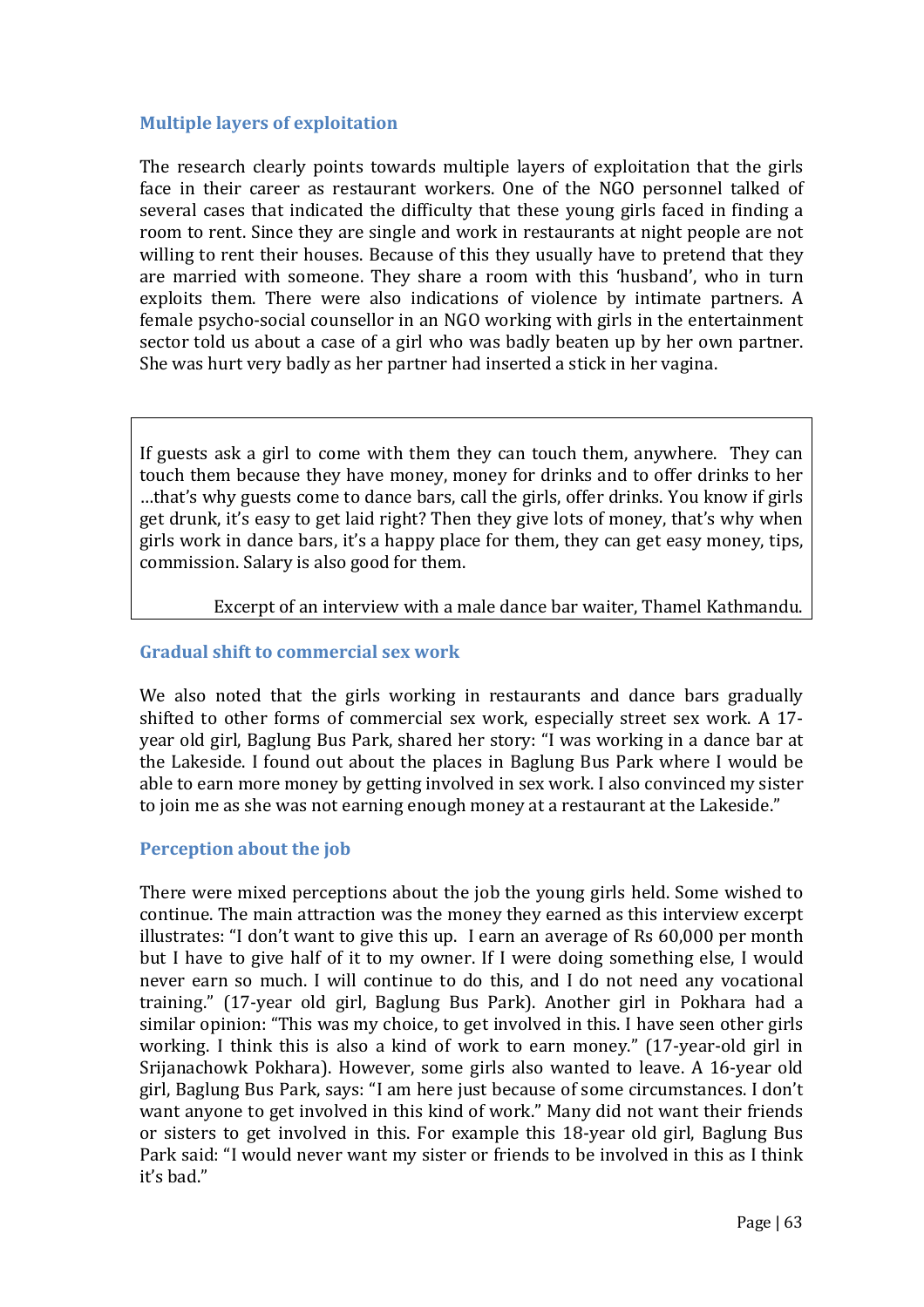### Multiple layers of exploitation

The research clearly points towards multiple layers of exploitation that the girls face in their career as restaurant workers. One of the NGO personnel talked of several cases that indicated the difficulty that these young girls faced in finding a room to rent. Since they are single and work in restaurants at night people are not willing to rent their houses. Because of this they usually have to pretend that they are married with someone. They share a room with this 'husband', who in turn exploits them. There were also indications of violence by intimate partners. A female psycho-social counsellor in an NGO working with girls in the entertainment sector told us about a case of a girl who was badly beaten up by her own partner. She was hurt very badly as her partner had inserted a stick in her vagina.

> If guests ask a girl to come with them they can touch them, anywhere. They can touch them because they have money, money for drinks and to offer drinks to her …that's why guests come to dance bars, call the girls, offer drinks. You know if girls get drunk, it's easy to get laid right? Then they give lots of money, that's why when girls work in dance bars, it's a happy place for them, they can get easy money, tips, commission. Salary is also good for them.
>
> Excerpt of an interview with a male dance bar waiter, Thamel Kathmandu.

### Gradual shift to commercial sex work

We also noted that the girls working in restaurants and dance bars gradually shifted to other forms of commercial sex work, especially street sex work. A 17-year old girl, Baglung Bus Park, shared her story: "I was working in a dance bar at the Lakeside. I found out about the places in Baglung Bus Park where I would be able to earn more money by getting involved in sex work. I also convinced my sister to join me as she was not earning enough money at a restaurant at the Lakeside."

### Perception about the job

There were mixed perceptions about the job the young girls held. Some wished to continue. The main attraction was the money they earned as this interview excerpt illustrates: "I don't want to give this up. I earn an average of Rs 60,000 per month but I have to give half of it to my owner. If I were doing something else, I would never earn so much. I will continue to do this, and I do not need any vocational training." (17-year old girl, Baglung Bus Park). Another girl in Pokhara had a similar opinion: "This was my choice, to get involved in this. I have seen other girls working. I think this is also a kind of work to earn money." (17-year-old girl in Srijanachowk Pokhara). However, some girls also wanted to leave. A 16-year old girl, Baglung Bus Park, says: "I am here just because of some circumstances. I don't want anyone to get involved in this kind of work." Many did not want their friends or sisters to get involved in this. For example this 18-year old girl, Baglung Bus Park said: "I would never want my sister or friends to be involved in this as I think it's bad."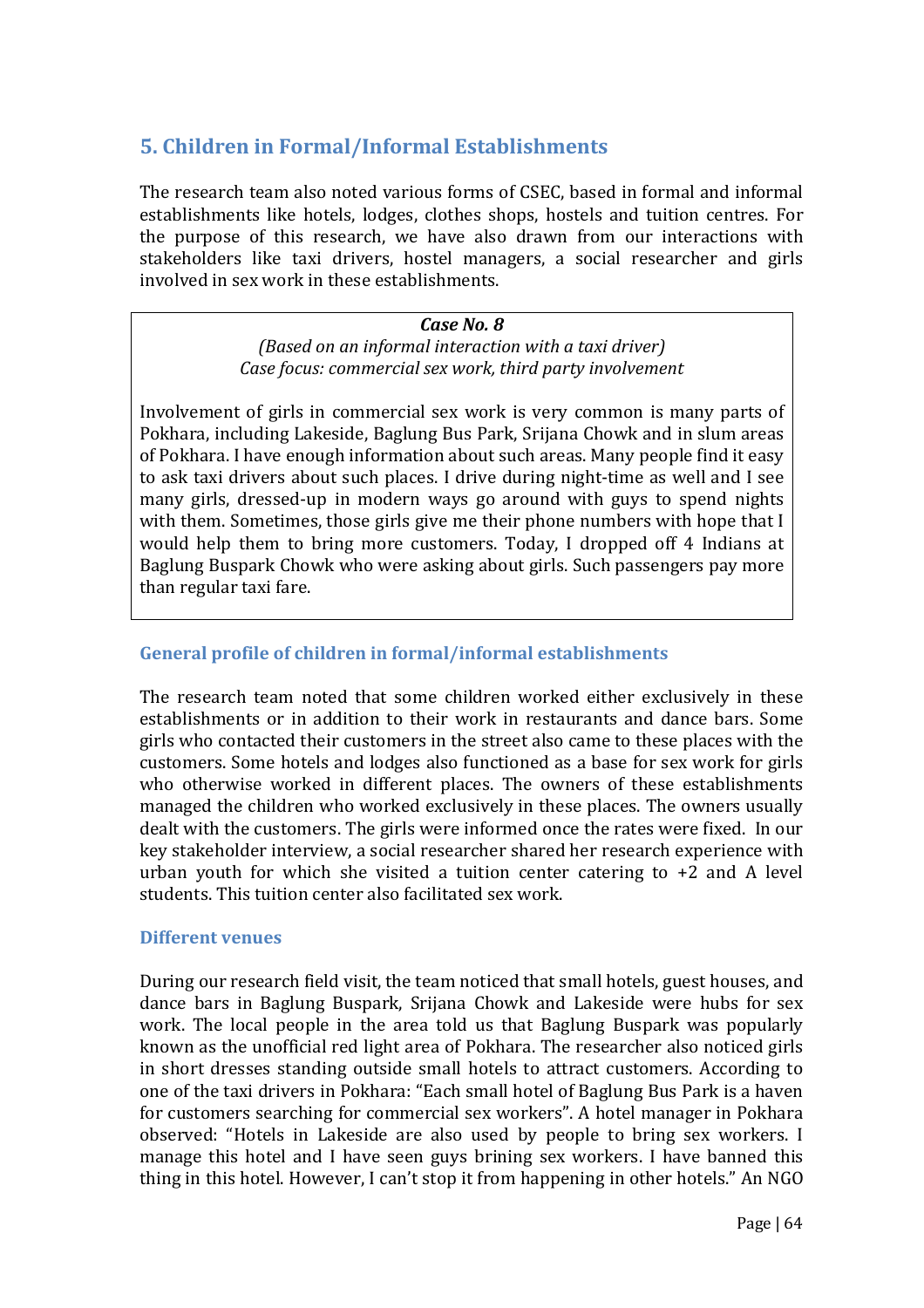## 5. Children in Formal/Informal Establishments

The research team also noted various forms of CSEC, based in formal and informal establishments like hotels, lodges, clothes shops, hostels and tuition centres. For the purpose of this research, we have also drawn from our interactions with stakeholders like taxi drivers, hostel managers, a social researcher and girls involved in sex work in these establishments.

> ***Case No. 8***
>
> *(Based on an informal interaction with a taxi driver)*
> *Case focus: commercial sex work, third party involvement*
>
> Involvement of girls in commercial sex work is very common is many parts of Pokhara, including Lakeside, Baglung Bus Park, Srijana Chowk and in slum areas of Pokhara. I have enough information about such areas. Many people find it easy to ask taxi drivers about such places. I drive during night-time as well and I see many girls, dressed-up in modern ways go around with guys to spend nights with them. Sometimes, those girls give me their phone numbers with hope that I would help them to bring more customers. Today, I dropped off 4 Indians at Baglung Buspark Chowk who were asking about girls. Such passengers pay more than regular taxi fare.

### General profile of children in formal/informal establishments

The research team noted that some children worked either exclusively in these establishments or in addition to their work in restaurants and dance bars. Some girls who contacted their customers in the street also came to these places with the customers. Some hotels and lodges also functioned as a base for sex work for girls who otherwise worked in different places. The owners of these establishments managed the children who worked exclusively in these places. The owners usually dealt with the customers. The girls were informed once the rates were fixed. In our key stakeholder interview, a social researcher shared her research experience with urban youth for which she visited a tuition center catering to +2 and A level students. This tuition center also facilitated sex work.

### Different venues

During our research field visit, the team noticed that small hotels, guest houses, and dance bars in Baglung Buspark, Srijana Chowk and Lakeside were hubs for sex work. The local people in the area told us that Baglung Buspark was popularly known as the unofficial red light area of Pokhara. The researcher also noticed girls in short dresses standing outside small hotels to attract customers. According to one of the taxi drivers in Pokhara: "Each small hotel of Baglung Bus Park is a haven for customers searching for commercial sex workers". A hotel manager in Pokhara observed: "Hotels in Lakeside are also used by people to bring sex workers. I manage this hotel and I have seen guys brining sex workers. I have banned this thing in this hotel. However, I can't stop it from happening in other hotels." An NGO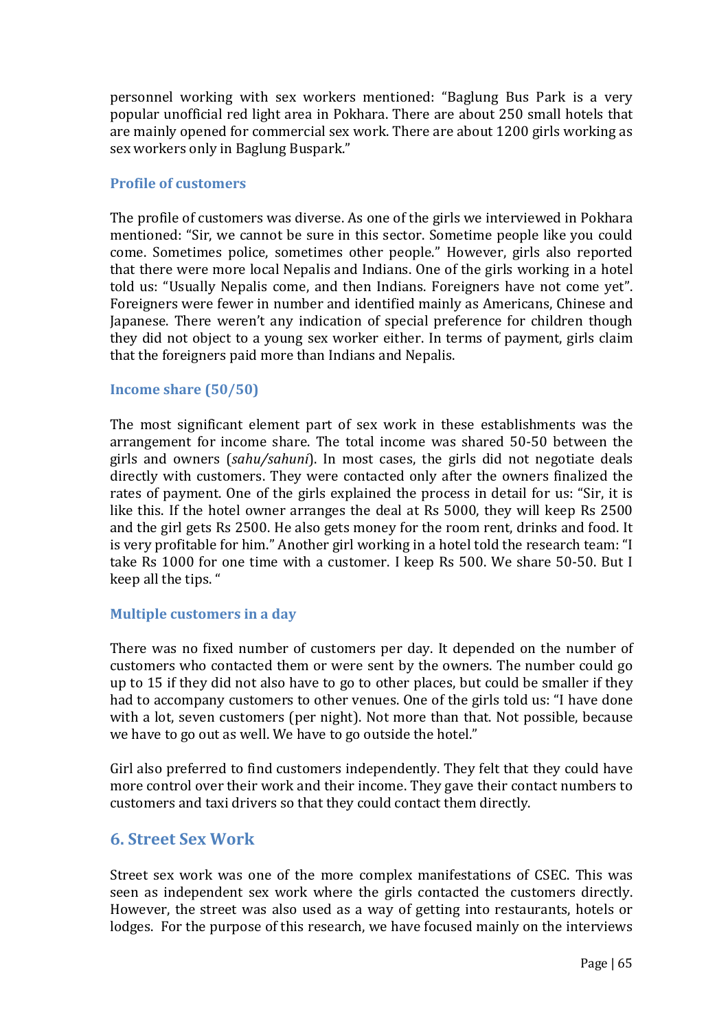personnel working with sex workers mentioned: "Baglung Bus Park is a very popular unofficial red light area in Pokhara. There are about 250 small hotels that are mainly opened for commercial sex work. There are about 1200 girls working as sex workers only in Baglung Buspark."

### Profile of customers

The profile of customers was diverse. As one of the girls we interviewed in Pokhara mentioned: "Sir, we cannot be sure in this sector. Sometime people like you could come. Sometimes police, sometimes other people." However, girls also reported that there were more local Nepalis and Indians. One of the girls working in a hotel told us: "Usually Nepalis come, and then Indians. Foreigners have not come yet". Foreigners were fewer in number and identified mainly as Americans, Chinese and Japanese. There weren't any indication of special preference for children though they did not object to a young sex worker either. In terms of payment, girls claim that the foreigners paid more than Indians and Nepalis.

### Income share (50/50)

The most significant element part of sex work in these establishments was the arrangement for income share. The total income was shared 50-50 between the girls and owners (*sahu/sahuni*). In most cases, the girls did not negotiate deals directly with customers. They were contacted only after the owners finalized the rates of payment. One of the girls explained the process in detail for us: "Sir, it is like this. If the hotel owner arranges the deal at Rs 5000, they will keep Rs 2500 and the girl gets Rs 2500. He also gets money for the room rent, drinks and food. It is very profitable for him." Another girl working in a hotel told the research team: "I take Rs 1000 for one time with a customer. I keep Rs 500. We share 50-50. But I keep all the tips. "

### Multiple customers in a day

There was no fixed number of customers per day. It depended on the number of customers who contacted them or were sent by the owners. The number could go up to 15 if they did not also have to go to other places, but could be smaller if they had to accompany customers to other venues. One of the girls told us: "I have done with a lot, seven customers (per night). Not more than that. Not possible, because we have to go out as well. We have to go outside the hotel."

Girl also preferred to find customers independently. They felt that they could have more control over their work and their income. They gave their contact numbers to customers and taxi drivers so that they could contact them directly.

## 6. Street Sex Work

Street sex work was one of the more complex manifestations of CSEC. This was seen as independent sex work where the girls contacted the customers directly. However, the street was also used as a way of getting into restaurants, hotels or lodges. For the purpose of this research, we have focused mainly on the interviews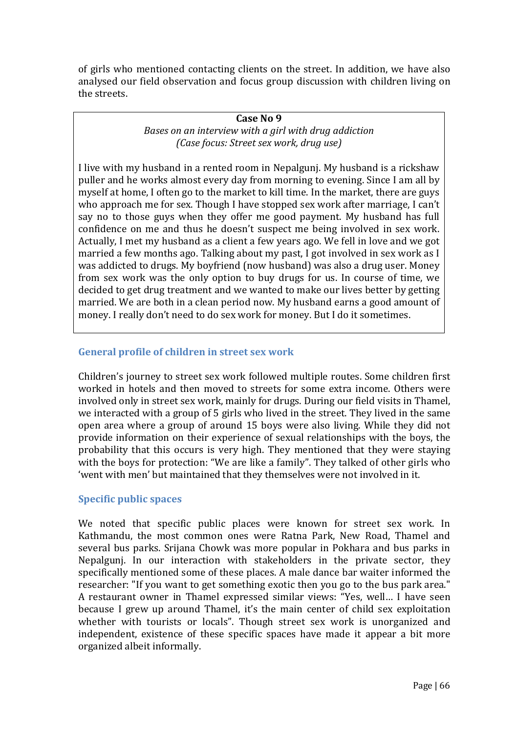of girls who mentioned contacting clients on the street. In addition, we have also analysed our field observation and focus group discussion with children living on the streets.

> **Case No 9**
>
> *Bases on an interview with a girl with drug addiction*
> *(Case focus: Street sex work, drug use)*
>
> I live with my husband in a rented room in Nepalgunj. My husband is a rickshaw puller and he works almost every day from morning to evening. Since I am all by myself at home, I often go to the market to kill time. In the market, there are guys who approach me for sex. Though I have stopped sex work after marriage, I can't say no to those guys when they offer me good payment. My husband has full confidence on me and thus he doesn't suspect me being involved in sex work. Actually, I met my husband as a client a few years ago. We fell in love and we got married a few months ago. Talking about my past, I got involved in sex work as I was addicted to drugs. My boyfriend (now husband) was also a drug user. Money from sex work was the only option to buy drugs for us. In course of time, we decided to get drug treatment and we wanted to make our lives better by getting married. We are both in a clean period now. My husband earns a good amount of money. I really don't need to do sex work for money. But I do it sometimes.

### General profile of children in street sex work

Children's journey to street sex work followed multiple routes. Some children first worked in hotels and then moved to streets for some extra income. Others were involved only in street sex work, mainly for drugs. During our field visits in Thamel, we interacted with a group of 5 girls who lived in the street. They lived in the same open area where a group of around 15 boys were also living. While they did not provide information on their experience of sexual relationships with the boys, the probability that this occurs is very high. They mentioned that they were staying with the boys for protection: "We are like a family". They talked of other girls who 'went with men' but maintained that they themselves were not involved in it.

### Specific public spaces

We noted that specific public places were known for street sex work. In Kathmandu, the most common ones were Ratna Park, New Road, Thamel and several bus parks. Srijana Chowk was more popular in Pokhara and bus parks in Nepalgunj. In our interaction with stakeholders in the private sector, they specifically mentioned some of these places. A male dance bar waiter informed the researcher: "If you want to get something exotic then you go to the bus park area." A restaurant owner in Thamel expressed similar views: "Yes, well… I have seen because I grew up around Thamel, it's the main center of child sex exploitation whether with tourists or locals". Though street sex work is unorganized and independent, existence of these specific spaces have made it appear a bit more organized albeit informally.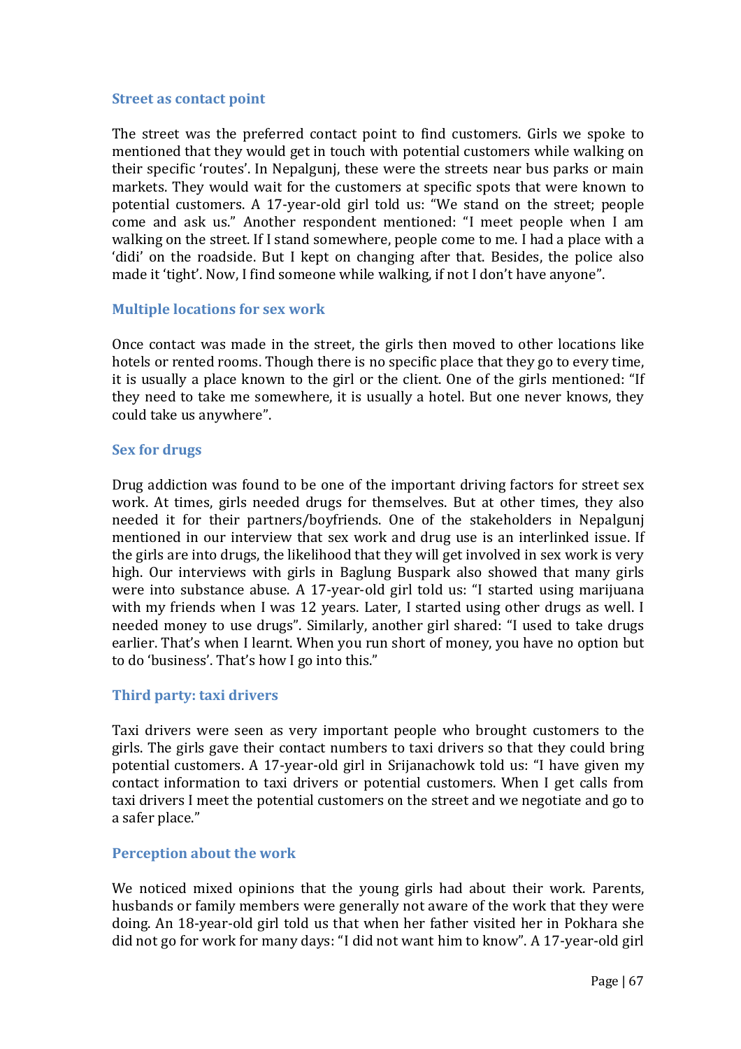### Street as contact point

The street was the preferred contact point to find customers. Girls we spoke to mentioned that they would get in touch with potential customers while walking on their specific 'routes'. In Nepalgunj, these were the streets near bus parks or main markets. They would wait for the customers at specific spots that were known to potential customers. A 17-year-old girl told us: "We stand on the street; people come and ask us." Another respondent mentioned: "I meet people when I am walking on the street. If I stand somewhere, people come to me. I had a place with a 'didi' on the roadside. But I kept on changing after that. Besides, the police also made it 'tight'. Now, I find someone while walking, if not I don't have anyone".

### Multiple locations for sex work

Once contact was made in the street, the girls then moved to other locations like hotels or rented rooms. Though there is no specific place that they go to every time, it is usually a place known to the girl or the client. One of the girls mentioned: "If they need to take me somewhere, it is usually a hotel. But one never knows, they could take us anywhere".

### Sex for drugs

Drug addiction was found to be one of the important driving factors for street sex work. At times, girls needed drugs for themselves. But at other times, they also needed it for their partners/boyfriends. One of the stakeholders in Nepalgunj mentioned in our interview that sex work and drug use is an interlinked issue. If the girls are into drugs, the likelihood that they will get involved in sex work is very high. Our interviews with girls in Baglung Buspark also showed that many girls were into substance abuse. A 17-year-old girl told us: "I started using marijuana with my friends when I was 12 years. Later, I started using other drugs as well. I needed money to use drugs". Similarly, another girl shared: "I used to take drugs earlier. That's when I learnt. When you run short of money, you have no option but to do 'business'. That's how I go into this."

### Third party: taxi drivers

Taxi drivers were seen as very important people who brought customers to the girls. The girls gave their contact numbers to taxi drivers so that they could bring potential customers. A 17-year-old girl in Srijanachowk told us: "I have given my contact information to taxi drivers or potential customers. When I get calls from taxi drivers I meet the potential customers on the street and we negotiate and go to a safer place."

### Perception about the work

We noticed mixed opinions that the young girls had about their work. Parents, husbands or family members were generally not aware of the work that they were doing. An 18-year-old girl told us that when her father visited her in Pokhara she did not go for work for many days: "I did not want him to know". A 17-year-old girl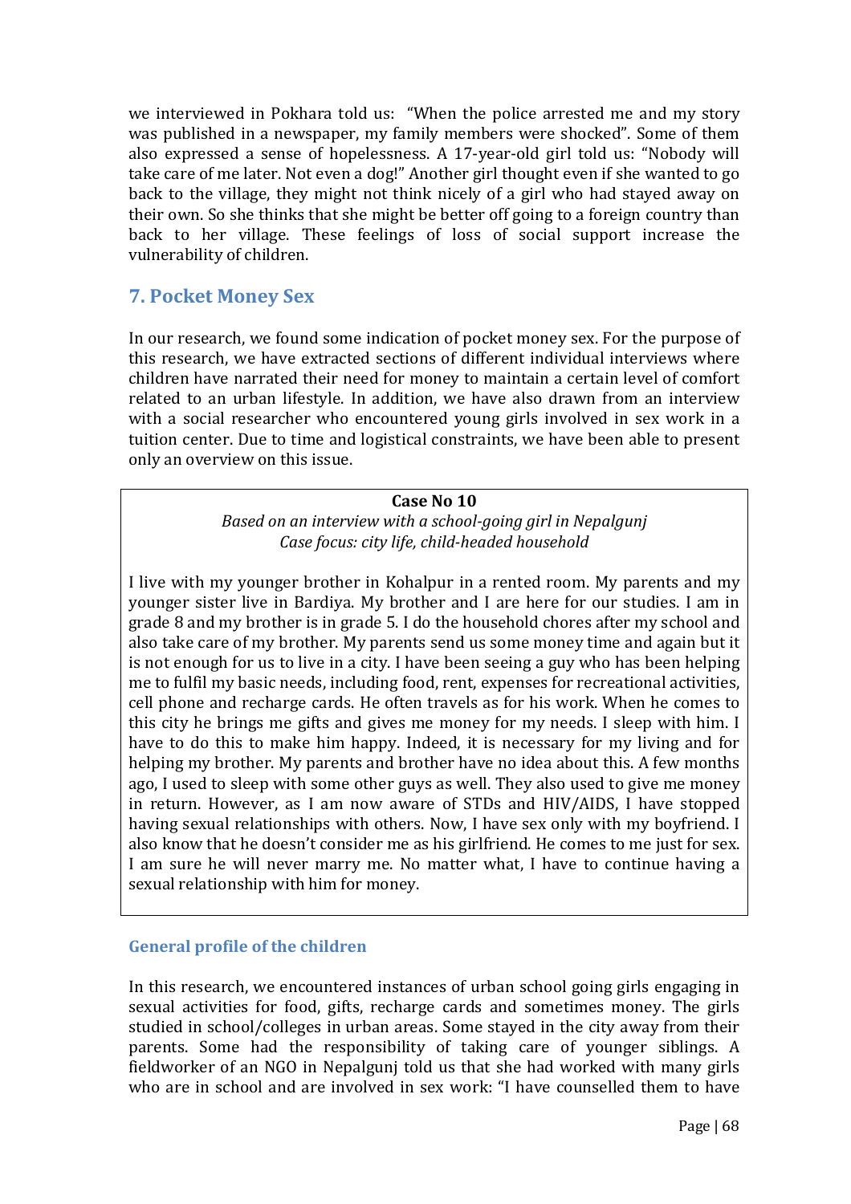we interviewed in Pokhara told us: "When the police arrested me and my story was published in a newspaper, my family members were shocked". Some of them also expressed a sense of hopelessness. A 17-year-old girl told us: "Nobody will take care of me later. Not even a dog!" Another girl thought even if she wanted to go back to the village, they might not think nicely of a girl who had stayed away on their own. So she thinks that she might be better off going to a foreign country than back to her village. These feelings of loss of social support increase the vulnerability of children.

## 7. Pocket Money Sex

In our research, we found some indication of pocket money sex. For the purpose of this research, we have extracted sections of different individual interviews where children have narrated their need for money to maintain a certain level of comfort related to an urban lifestyle. In addition, we have also drawn from an interview with a social researcher who encountered young girls involved in sex work in a tuition center. Due to time and logistical constraints, we have been able to present only an overview on this issue.

**Case No 10**

*Based on an interview with a school-going girl in Nepalgunj*
*Case focus: city life, child-headed household*

I live with my younger brother in Kohalpur in a rented room. My parents and my younger sister live in Bardiya. My brother and I are here for our studies. I am in grade 8 and my brother is in grade 5. I do the household chores after my school and also take care of my brother. My parents send us some money time and again but it is not enough for us to live in a city. I have been seeing a guy who has been helping me to fulfil my basic needs, including food, rent, expenses for recreational activities, cell phone and recharge cards. He often travels as for his work. When he comes to this city he brings me gifts and gives me money for my needs. I sleep with him. I have to do this to make him happy. Indeed, it is necessary for my living and for helping my brother. My parents and brother have no idea about this. A few months ago, I used to sleep with some other guys as well. They also used to give me money in return. However, as I am now aware of STDs and HIV/AIDS, I have stopped having sexual relationships with others. Now, I have sex only with my boyfriend. I also know that he doesn't consider me as his girlfriend. He comes to me just for sex. I am sure he will never marry me. No matter what, I have to continue having a sexual relationship with him for money.

### General profile of the children

In this research, we encountered instances of urban school going girls engaging in sexual activities for food, gifts, recharge cards and sometimes money. The girls studied in school/colleges in urban areas. Some stayed in the city away from their parents. Some had the responsibility of taking care of younger siblings. A fieldworker of an NGO in Nepalgunj told us that she had worked with many girls who are in school and are involved in sex work: "I have counselled them to have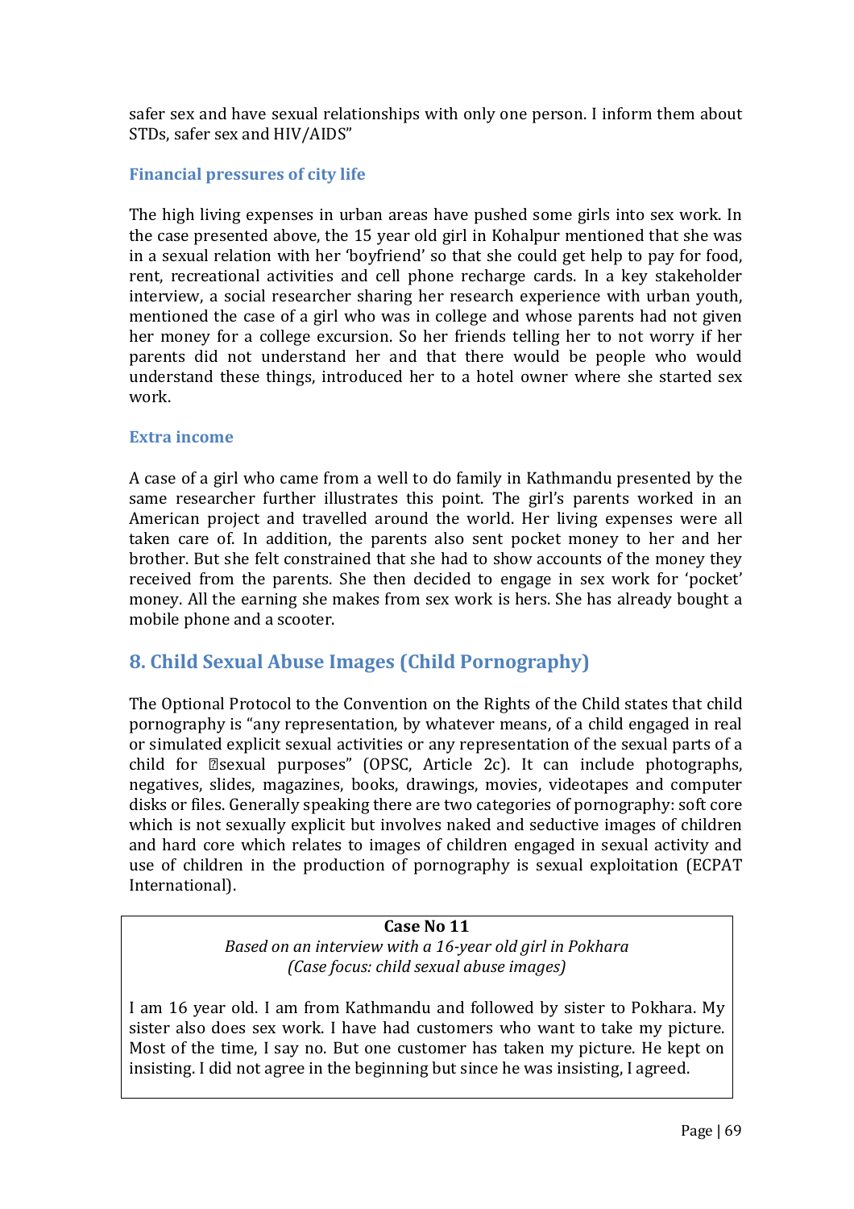safer sex and have sexual relationships with only one person. I inform them about STDs, safer sex and HIV/AIDS"

### Financial pressures of city life

The high living expenses in urban areas have pushed some girls into sex work. In the case presented above, the 15 year old girl in Kohalpur mentioned that she was in a sexual relation with her 'boyfriend' so that she could get help to pay for food, rent, recreational activities and cell phone recharge cards. In a key stakeholder interview, a social researcher sharing her research experience with urban youth, mentioned the case of a girl who was in college and whose parents had not given her money for a college excursion. So her friends telling her to not worry if her parents did not understand her and that there would be people who would understand these things, introduced her to a hotel owner where she started sex work.

### Extra income

A case of a girl who came from a well to do family in Kathmandu presented by the same researcher further illustrates this point. The girl's parents worked in an American project and travelled around the world. Her living expenses were all taken care of. In addition, the parents also sent pocket money to her and her brother. But she felt constrained that she had to show accounts of the money they received from the parents. She then decided to engage in sex work for 'pocket' money. All the earning she makes from sex work is hers. She has already bought a mobile phone and a scooter.

## 8. Child Sexual Abuse Images (Child Pornography)

The Optional Protocol to the Convention on the Rights of the Child states that child pornography is "any representation, by whatever means, of a child engaged in real or simulated explicit sexual activities or any representation of the sexual parts of a child for sexual purposes" (OPSC, Article 2c). It can include photographs, negatives, slides, magazines, books, drawings, movies, videotapes and computer disks or files. Generally speaking there are two categories of pornography: soft core which is not sexually explicit but involves naked and seductive images of children and hard core which relates to images of children engaged in sexual activity and use of children in the production of pornography is sexual exploitation (ECPAT International).

**Case No 11**

*Based on an interview with a 16-year old girl in Pokhara*
*(Case focus: child sexual abuse images)*

I am 16 year old. I am from Kathmandu and followed by sister to Pokhara. My sister also does sex work. I have had customers who want to take my picture. Most of the time, I say no. But one customer has taken my picture. He kept on insisting. I did not agree in the beginning but since he was insisting, I agreed.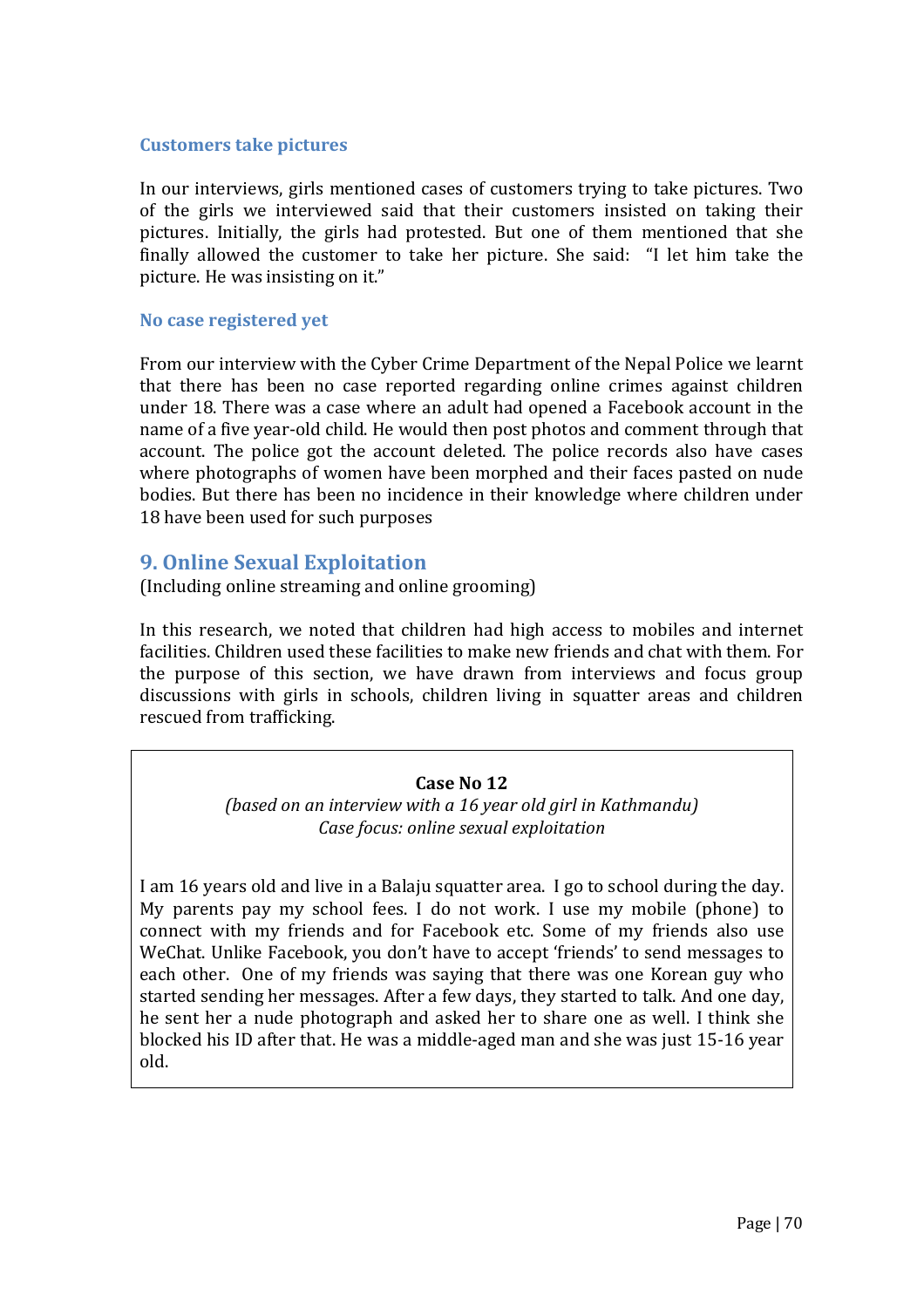### Customers take pictures

In our interviews, girls mentioned cases of customers trying to take pictures. Two of the girls we interviewed said that their customers insisted on taking their pictures. Initially, the girls had protested. But one of them mentioned that she finally allowed the customer to take her picture. She said: "I let him take the picture. He was insisting on it."

### No case registered yet

From our interview with the Cyber Crime Department of the Nepal Police we learnt that there has been no case reported regarding online crimes against children under 18. There was a case where an adult had opened a Facebook account in the name of a five year-old child. He would then post photos and comment through that account. The police got the account deleted. The police records also have cases where photographs of women have been morphed and their faces pasted on nude bodies. But there has been no incidence in their knowledge where children under 18 have been used for such purposes

## 9. Online Sexual Exploitation

(Including online streaming and online grooming)

In this research, we noted that children had high access to mobiles and internet facilities. Children used these facilities to make new friends and chat with them. For the purpose of this section, we have drawn from interviews and focus group discussions with girls in schools, children living in squatter areas and children rescued from trafficking.

**Case No 12**

*(based on an interview with a 16 year old girl in Kathmandu)*
*Case focus: online sexual exploitation*

I am 16 years old and live in a Balaju squatter area. I go to school during the day. My parents pay my school fees. I do not work. I use my mobile (phone) to connect with my friends and for Facebook etc. Some of my friends also use WeChat. Unlike Facebook, you don't have to accept 'friends' to send messages to each other. One of my friends was saying that there was one Korean guy who started sending her messages. After a few days, they started to talk. And one day, he sent her a nude photograph and asked her to share one as well. I think she blocked his ID after that. He was a middle-aged man and she was just 15-16 year old.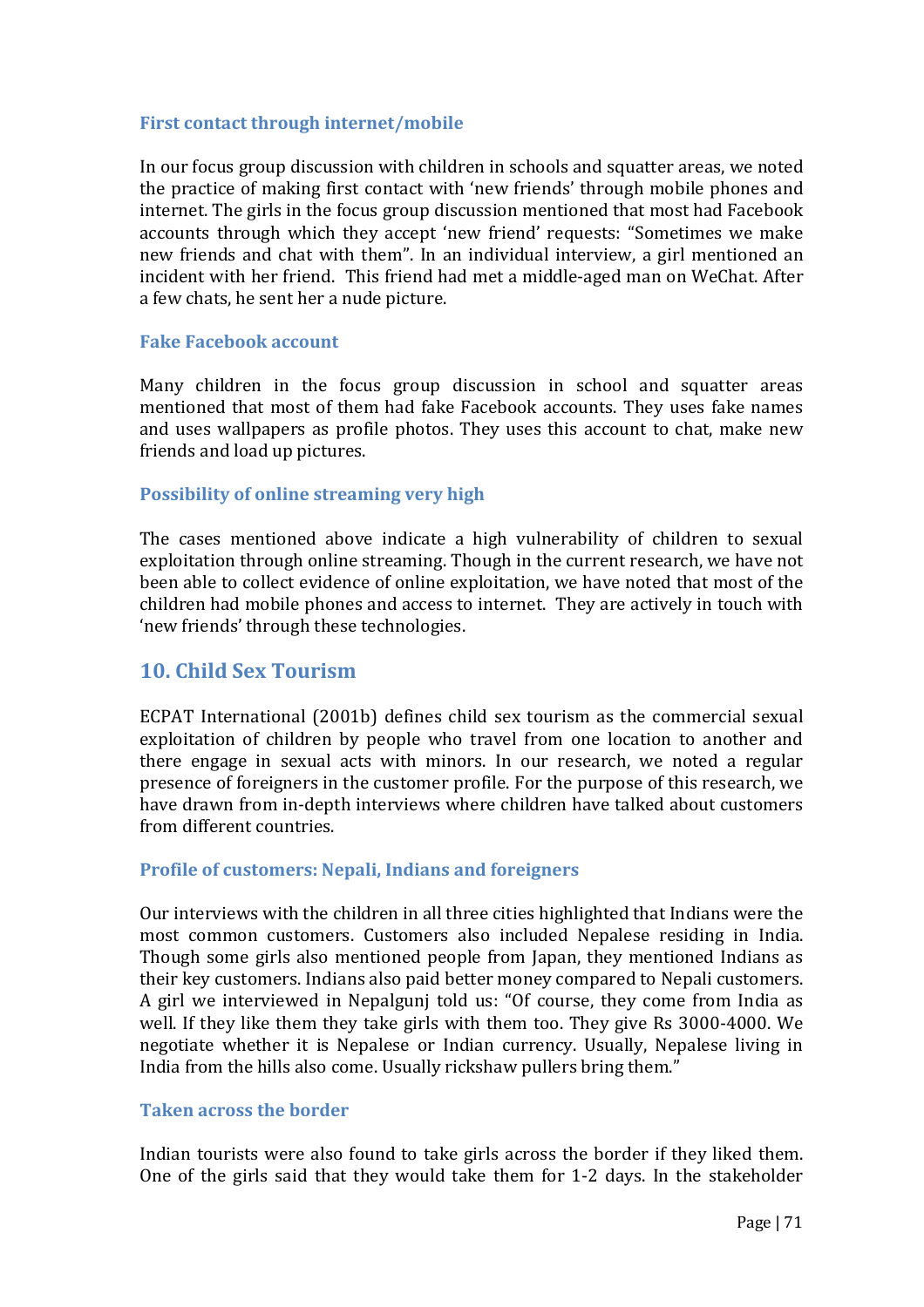### First contact through internet/mobile

In our focus group discussion with children in schools and squatter areas, we noted the practice of making first contact with 'new friends' through mobile phones and internet. The girls in the focus group discussion mentioned that most had Facebook accounts through which they accept 'new friend' requests: "Sometimes we make new friends and chat with them". In an individual interview, a girl mentioned an incident with her friend. This friend had met a middle-aged man on WeChat. After a few chats, he sent her a nude picture.

### Fake Facebook account

Many children in the focus group discussion in school and squatter areas mentioned that most of them had fake Facebook accounts. They uses fake names and uses wallpapers as profile photos. They uses this account to chat, make new friends and load up pictures.

### Possibility of online streaming very high

The cases mentioned above indicate a high vulnerability of children to sexual exploitation through online streaming. Though in the current research, we have not been able to collect evidence of online exploitation, we have noted that most of the children had mobile phones and access to internet. They are actively in touch with 'new friends' through these technologies.

## 10. Child Sex Tourism

ECPAT International (2001b) defines child sex tourism as the commercial sexual exploitation of children by people who travel from one location to another and there engage in sexual acts with minors. In our research, we noted a regular presence of foreigners in the customer profile. For the purpose of this research, we have drawn from in-depth interviews where children have talked about customers from different countries.

### Profile of customers: Nepali, Indians and foreigners

Our interviews with the children in all three cities highlighted that Indians were the most common customers. Customers also included Nepalese residing in India. Though some girls also mentioned people from Japan, they mentioned Indians as their key customers. Indians also paid better money compared to Nepali customers. A girl we interviewed in Nepalgunj told us: "Of course, they come from India as well. If they like them they take girls with them too. They give Rs 3000-4000. We negotiate whether it is Nepalese or Indian currency. Usually, Nepalese living in India from the hills also come. Usually rickshaw pullers bring them."

### Taken across the border

Indian tourists were also found to take girls across the border if they liked them. One of the girls said that they would take them for 1-2 days. In the stakeholder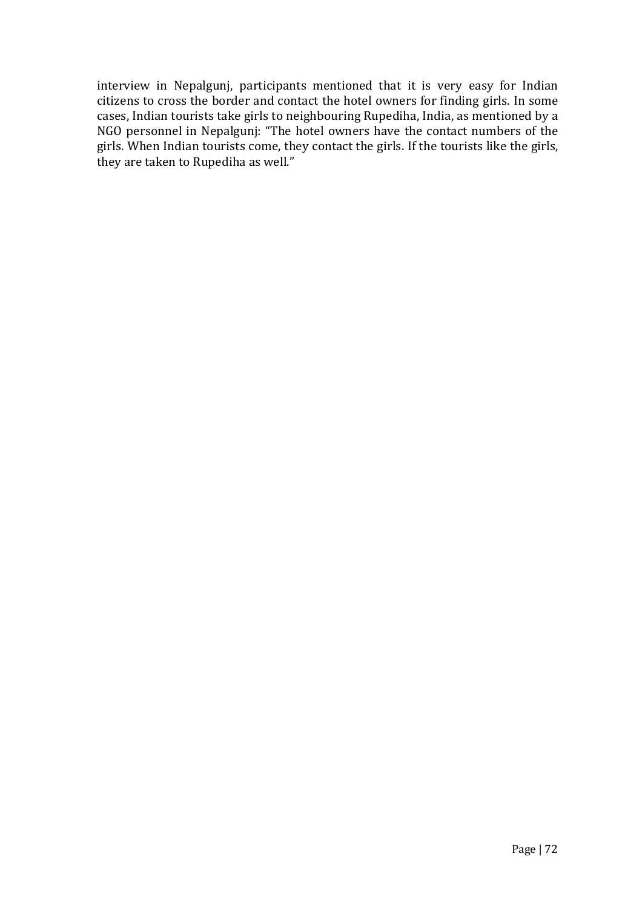interview in Nepalgunj, participants mentioned that it is very easy for Indian citizens to cross the border and contact the hotel owners for finding girls. In some cases, Indian tourists take girls to neighbouring Rupediha, India, as mentioned by a NGO personnel in Nepalgunj: "The hotel owners have the contact numbers of the girls. When Indian tourists come, they contact the girls. If the tourists like the girls, they are taken to Rupediha as well."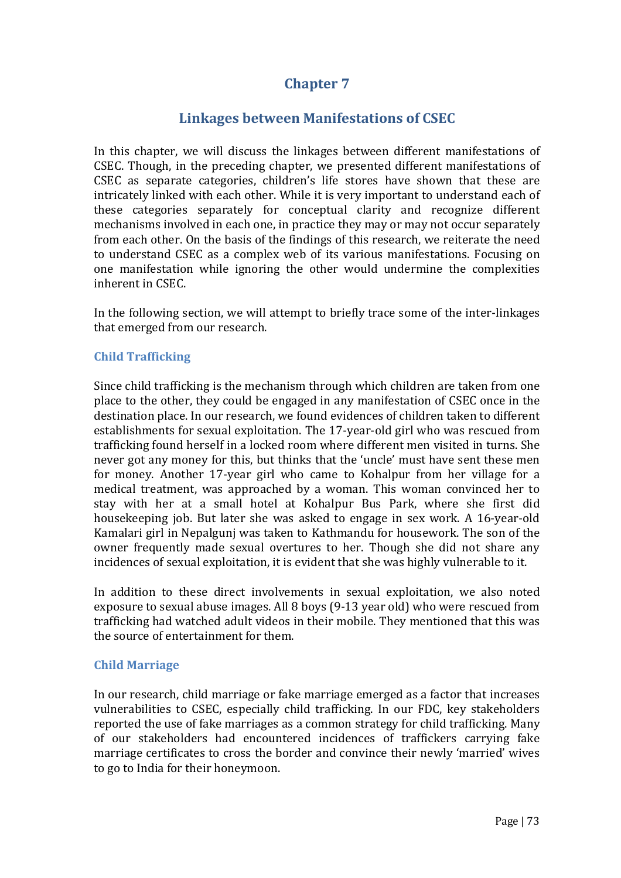# Chapter 7

## Linkages between Manifestations of CSEC

In this chapter, we will discuss the linkages between different manifestations of CSEC. Though, in the preceding chapter, we presented different manifestations of CSEC as separate categories, children's life stores have shown that these are intricately linked with each other. While it is very important to understand each of these categories separately for conceptual clarity and recognize different mechanisms involved in each one, in practice they may or may not occur separately from each other. On the basis of the findings of this research, we reiterate the need to understand CSEC as a complex web of its various manifestations. Focusing on one manifestation while ignoring the other would undermine the complexities inherent in CSEC.

In the following section, we will attempt to briefly trace some of the inter-linkages that emerged from our research.

### Child Trafficking

Since child trafficking is the mechanism through which children are taken from one place to the other, they could be engaged in any manifestation of CSEC once in the destination place. In our research, we found evidences of children taken to different establishments for sexual exploitation. The 17-year-old girl who was rescued from trafficking found herself in a locked room where different men visited in turns. She never got any money for this, but thinks that the 'uncle' must have sent these men for money. Another 17-year girl who came to Kohalpur from her village for a medical treatment, was approached by a woman. This woman convinced her to stay with her at a small hotel at Kohalpur Bus Park, where she first did housekeeping job. But later she was asked to engage in sex work. A 16-year-old Kamalari girl in Nepalgunj was taken to Kathmandu for housework. The son of the owner frequently made sexual overtures to her. Though she did not share any incidences of sexual exploitation, it is evident that she was highly vulnerable to it.

In addition to these direct involvements in sexual exploitation, we also noted exposure to sexual abuse images. All 8 boys (9-13 year old) who were rescued from trafficking had watched adult videos in their mobile. They mentioned that this was the source of entertainment for them.

### Child Marriage

In our research, child marriage or fake marriage emerged as a factor that increases vulnerabilities to CSEC, especially child trafficking. In our FDC, key stakeholders reported the use of fake marriages as a common strategy for child trafficking. Many of our stakeholders had encountered incidences of traffickers carrying fake marriage certificates to cross the border and convince their newly 'married' wives to go to India for their honeymoon.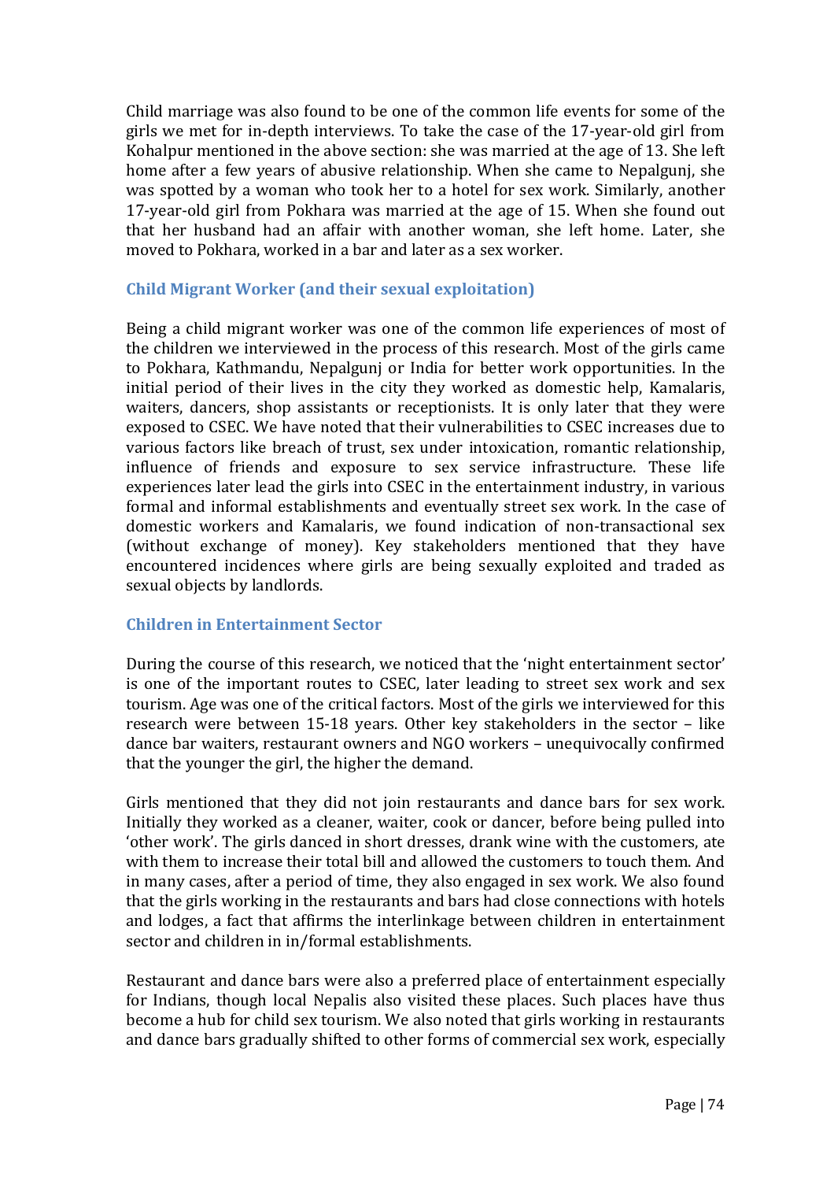Child marriage was also found to be one of the common life events for some of the girls we met for in-depth interviews. To take the case of the 17-year-old girl from Kohalpur mentioned in the above section: she was married at the age of 13. She left home after a few years of abusive relationship. When she came to Nepalgunj, she was spotted by a woman who took her to a hotel for sex work. Similarly, another 17-year-old girl from Pokhara was married at the age of 15. When she found out that her husband had an affair with another woman, she left home. Later, she moved to Pokhara, worked in a bar and later as a sex worker.

### Child Migrant Worker (and their sexual exploitation)

Being a child migrant worker was one of the common life experiences of most of the children we interviewed in the process of this research. Most of the girls came to Pokhara, Kathmandu, Nepalgunj or India for better work opportunities. In the initial period of their lives in the city they worked as domestic help, Kamalaris, waiters, dancers, shop assistants or receptionists. It is only later that they were exposed to CSEC. We have noted that their vulnerabilities to CSEC increases due to various factors like breach of trust, sex under intoxication, romantic relationship, influence of friends and exposure to sex service infrastructure. These life experiences later lead the girls into CSEC in the entertainment industry, in various formal and informal establishments and eventually street sex work. In the case of domestic workers and Kamalaris, we found indication of non-transactional sex (without exchange of money). Key stakeholders mentioned that they have encountered incidences where girls are being sexually exploited and traded as sexual objects by landlords.

### Children in Entertainment Sector

During the course of this research, we noticed that the 'night entertainment sector' is one of the important routes to CSEC, later leading to street sex work and sex tourism. Age was one of the critical factors. Most of the girls we interviewed for this research were between 15-18 years. Other key stakeholders in the sector – like dance bar waiters, restaurant owners and NGO workers – unequivocally confirmed that the younger the girl, the higher the demand.

Girls mentioned that they did not join restaurants and dance bars for sex work. Initially they worked as a cleaner, waiter, cook or dancer, before being pulled into 'other work'. The girls danced in short dresses, drank wine with the customers, ate with them to increase their total bill and allowed the customers to touch them. And in many cases, after a period of time, they also engaged in sex work. We also found that the girls working in the restaurants and bars had close connections with hotels and lodges, a fact that affirms the interlinkage between children in entertainment sector and children in in/formal establishments.

Restaurant and dance bars were also a preferred place of entertainment especially for Indians, though local Nepalis also visited these places. Such places have thus become a hub for child sex tourism. We also noted that girls working in restaurants and dance bars gradually shifted to other forms of commercial sex work, especially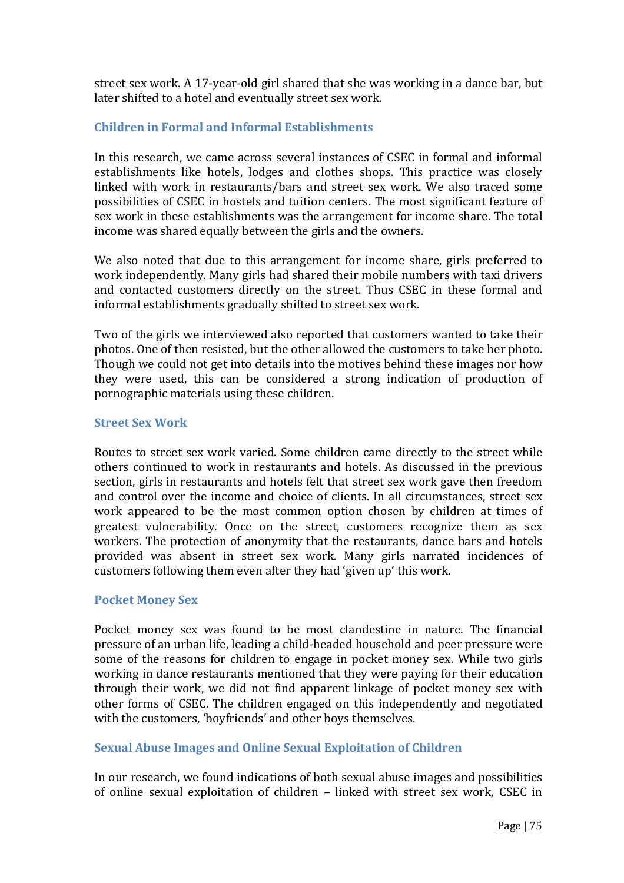street sex work. A 17-year-old girl shared that she was working in a dance bar, but later shifted to a hotel and eventually street sex work.

### Children in Formal and Informal Establishments

In this research, we came across several instances of CSEC in formal and informal establishments like hotels, lodges and clothes shops. This practice was closely linked with work in restaurants/bars and street sex work. We also traced some possibilities of CSEC in hostels and tuition centers. The most significant feature of sex work in these establishments was the arrangement for income share. The total income was shared equally between the girls and the owners.

We also noted that due to this arrangement for income share, girls preferred to work independently. Many girls had shared their mobile numbers with taxi drivers and contacted customers directly on the street. Thus CSEC in these formal and informal establishments gradually shifted to street sex work.

Two of the girls we interviewed also reported that customers wanted to take their photos. One of then resisted, but the other allowed the customers to take her photo. Though we could not get into details into the motives behind these images nor how they were used, this can be considered a strong indication of production of pornographic materials using these children.

### Street Sex Work

Routes to street sex work varied. Some children came directly to the street while others continued to work in restaurants and hotels. As discussed in the previous section, girls in restaurants and hotels felt that street sex work gave then freedom and control over the income and choice of clients. In all circumstances, street sex work appeared to be the most common option chosen by children at times of greatest vulnerability. Once on the street, customers recognize them as sex workers. The protection of anonymity that the restaurants, dance bars and hotels provided was absent in street sex work. Many girls narrated incidences of customers following them even after they had 'given up' this work.

### Pocket Money Sex

Pocket money sex was found to be most clandestine in nature. The financial pressure of an urban life, leading a child-headed household and peer pressure were some of the reasons for children to engage in pocket money sex. While two girls working in dance restaurants mentioned that they were paying for their education through their work, we did not find apparent linkage of pocket money sex with other forms of CSEC. The children engaged on this independently and negotiated with the customers, 'boyfriends' and other boys themselves.

### Sexual Abuse Images and Online Sexual Exploitation of Children

In our research, we found indications of both sexual abuse images and possibilities of online sexual exploitation of children – linked with street sex work, CSEC in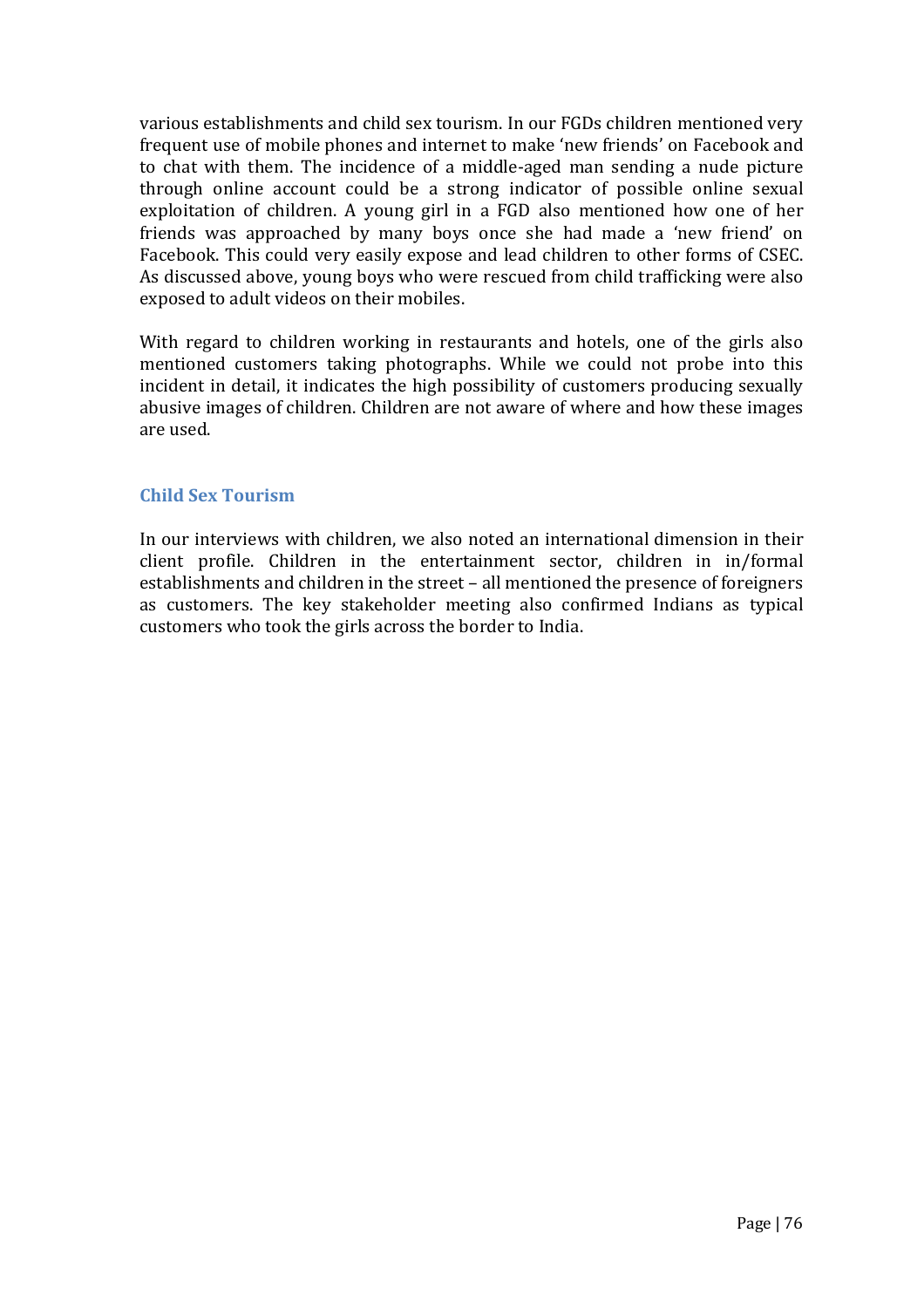various establishments and child sex tourism. In our FGDs children mentioned very frequent use of mobile phones and internet to make 'new friends' on Facebook and to chat with them. The incidence of a middle-aged man sending a nude picture through online account could be a strong indicator of possible online sexual exploitation of children. A young girl in a FGD also mentioned how one of her friends was approached by many boys once she had made a 'new friend' on Facebook. This could very easily expose and lead children to other forms of CSEC. As discussed above, young boys who were rescued from child trafficking were also exposed to adult videos on their mobiles.

With regard to children working in restaurants and hotels, one of the girls also mentioned customers taking photographs. While we could not probe into this incident in detail, it indicates the high possibility of customers producing sexually abusive images of children. Children are not aware of where and how these images are used.

### Child Sex Tourism

In our interviews with children, we also noted an international dimension in their client profile. Children in the entertainment sector, children in in/formal establishments and children in the street – all mentioned the presence of foreigners as customers. The key stakeholder meeting also confirmed Indians as typical customers who took the girls across the border to India.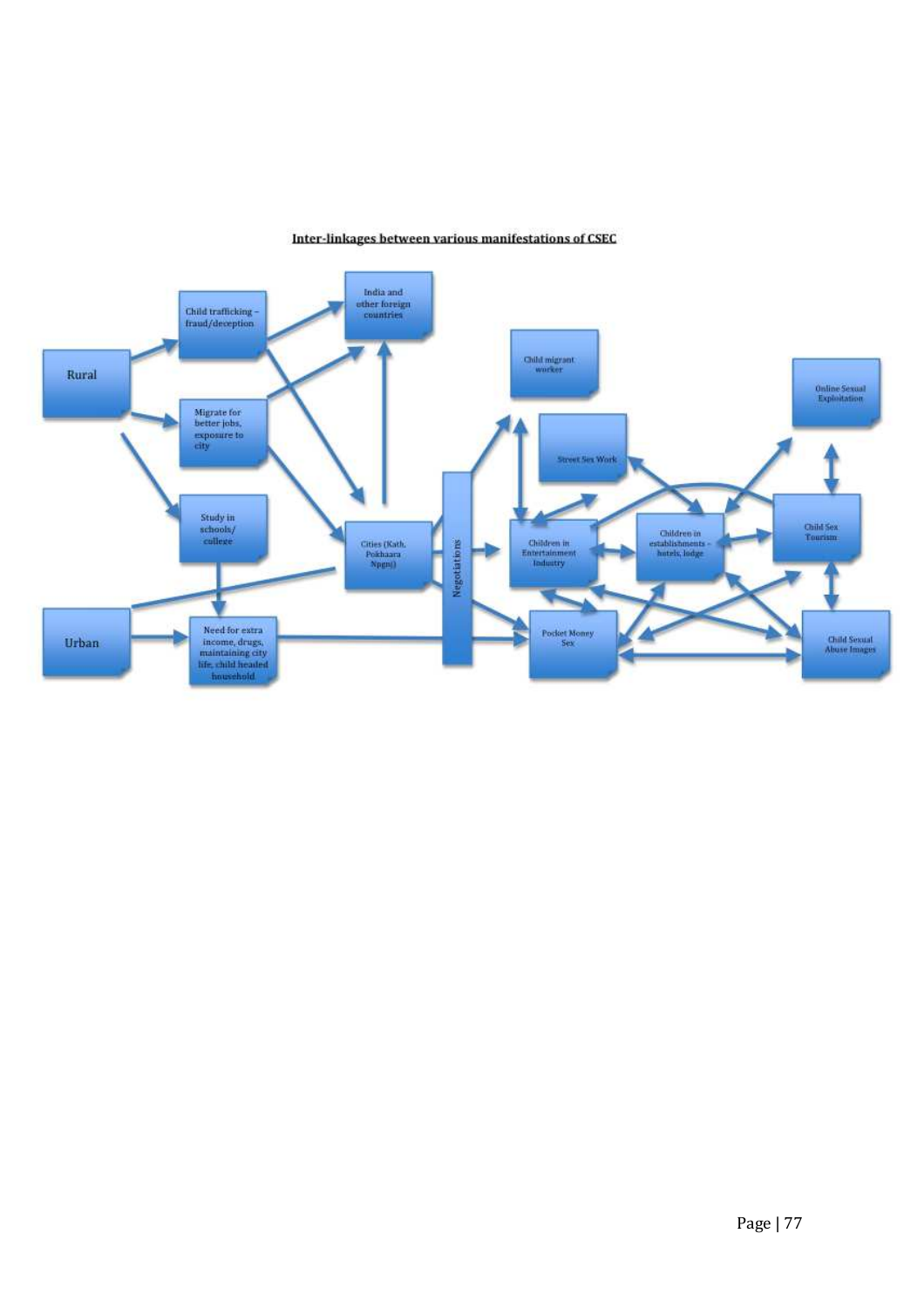**Inter-linkages between various manifestations of CSEC**

- Rural
- Child trafficking – fraud/deception
- India and other foreign countries
- Migrate for better jobs, exposure to city
- Study in schools/ college
- Cities (Kath, Pokhaara Npgnj)
- Urban
- Need for extra income, drugs, maintaining city life, child headed household
- Negotiations
- Child migrant worker
- Street Sex Work
- Children in Entertainment Industry
- Children in establishments – hotels, lodge
- Pocket Money Sex
- Online Sexual Exploitation
- Child Sex Tourism
- Child Sexual Abuse Images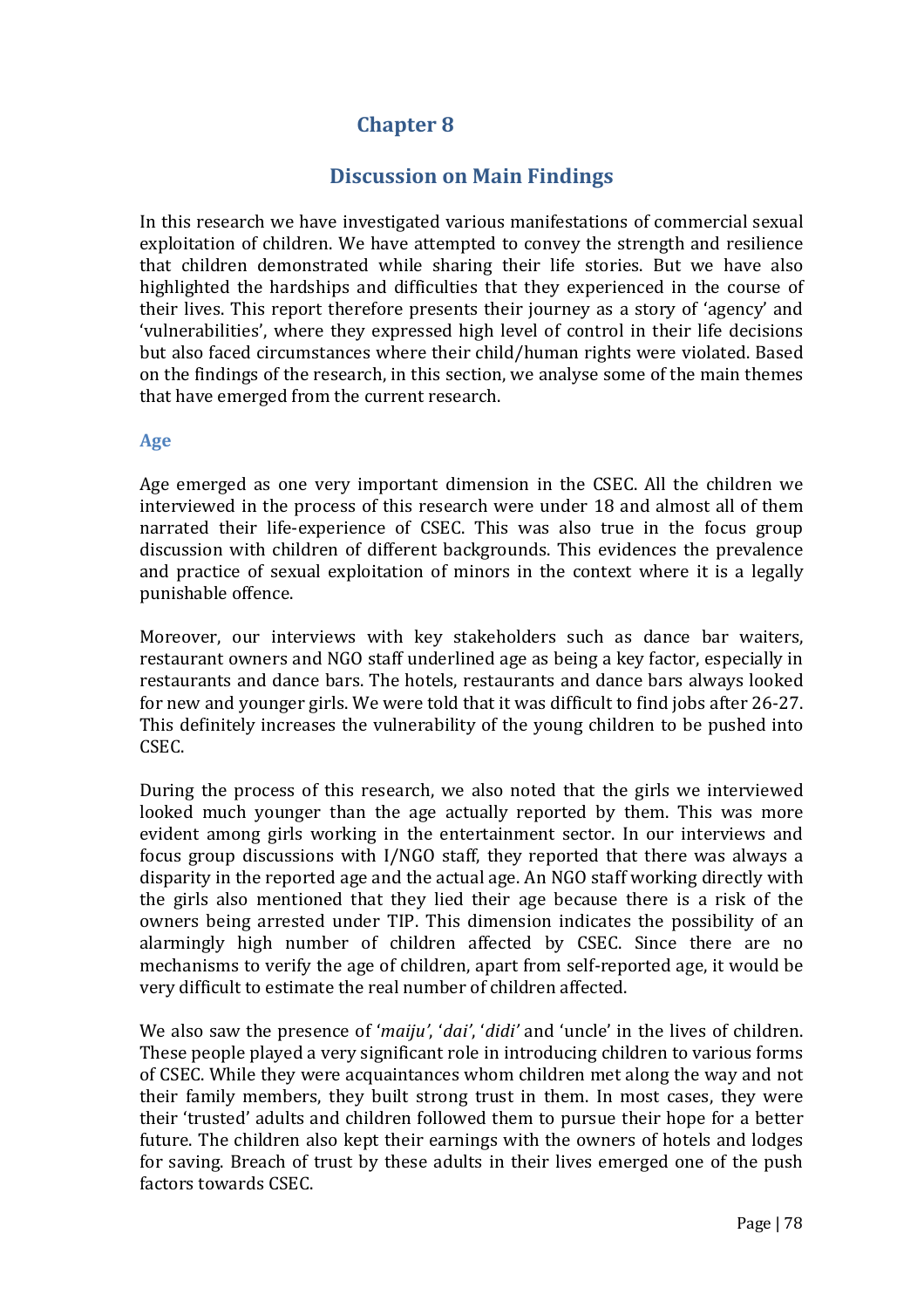# Chapter 8

## Discussion on Main Findings

In this research we have investigated various manifestations of commercial sexual exploitation of children. We have attempted to convey the strength and resilience that children demonstrated while sharing their life stories. But we have also highlighted the hardships and difficulties that they experienced in the course of their lives. This report therefore presents their journey as a story of 'agency' and 'vulnerabilities', where they expressed high level of control in their life decisions but also faced circumstances where their child/human rights were violated. Based on the findings of the research, in this section, we analyse some of the main themes that have emerged from the current research.

### Age

Age emerged as one very important dimension in the CSEC. All the children we interviewed in the process of this research were under 18 and almost all of them narrated their life-experience of CSEC. This was also true in the focus group discussion with children of different backgrounds. This evidences the prevalence and practice of sexual exploitation of minors in the context where it is a legally punishable offence.

Moreover, our interviews with key stakeholders such as dance bar waiters, restaurant owners and NGO staff underlined age as being a key factor, especially in restaurants and dance bars. The hotels, restaurants and dance bars always looked for new and younger girls. We were told that it was difficult to find jobs after 26-27. This definitely increases the vulnerability of the young children to be pushed into CSEC.

During the process of this research, we also noted that the girls we interviewed looked much younger than the age actually reported by them. This was more evident among girls working in the entertainment sector. In our interviews and focus group discussions with I/NGO staff, they reported that there was always a disparity in the reported age and the actual age. An NGO staff working directly with the girls also mentioned that they lied their age because there is a risk of the owners being arrested under TIP. This dimension indicates the possibility of an alarmingly high number of children affected by CSEC. Since there are no mechanisms to verify the age of children, apart from self-reported age, it would be very difficult to estimate the real number of children affected.

We also saw the presence of '*maiju*', '*dai*', '*didi*' and 'uncle' in the lives of children. These people played a very significant role in introducing children to various forms of CSEC. While they were acquaintances whom children met along the way and not their family members, they built strong trust in them. In most cases, they were their 'trusted' adults and children followed them to pursue their hope for a better future. The children also kept their earnings with the owners of hotels and lodges for saving. Breach of trust by these adults in their lives emerged one of the push factors towards CSEC.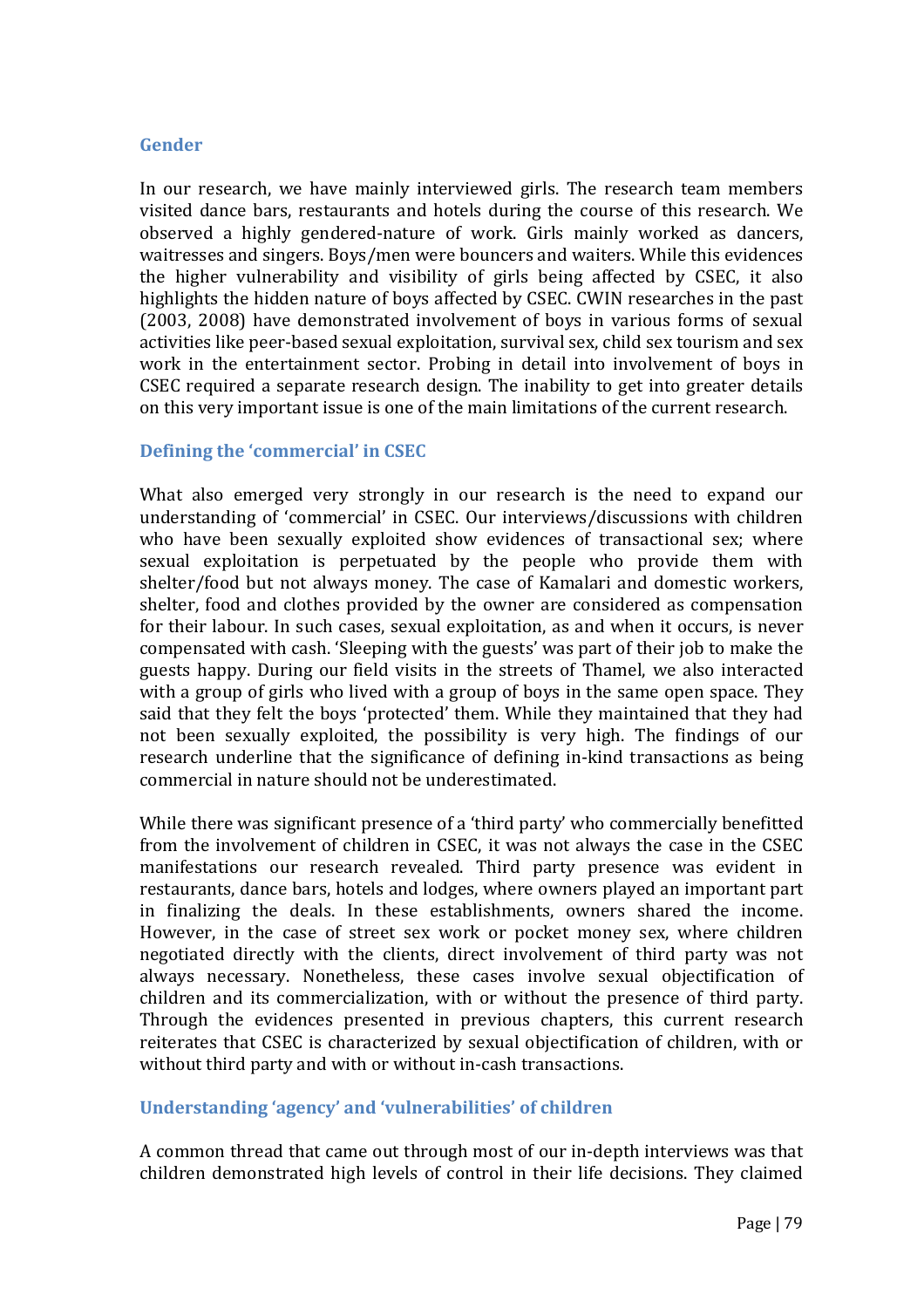### Gender

In our research, we have mainly interviewed girls. The research team members visited dance bars, restaurants and hotels during the course of this research. We observed a highly gendered-nature of work. Girls mainly worked as dancers, waitresses and singers. Boys/men were bouncers and waiters. While this evidences the higher vulnerability and visibility of girls being affected by CSEC, it also highlights the hidden nature of boys affected by CSEC. CWIN researches in the past (2003, 2008) have demonstrated involvement of boys in various forms of sexual activities like peer-based sexual exploitation, survival sex, child sex tourism and sex work in the entertainment sector. Probing in detail into involvement of boys in CSEC required a separate research design. The inability to get into greater details on this very important issue is one of the main limitations of the current research.

### Defining the 'commercial' in CSEC

What also emerged very strongly in our research is the need to expand our understanding of 'commercial' in CSEC. Our interviews/discussions with children who have been sexually exploited show evidences of transactional sex; where sexual exploitation is perpetuated by the people who provide them with shelter/food but not always money. The case of Kamalari and domestic workers, shelter, food and clothes provided by the owner are considered as compensation for their labour. In such cases, sexual exploitation, as and when it occurs, is never compensated with cash. 'Sleeping with the guests' was part of their job to make the guests happy. During our field visits in the streets of Thamel, we also interacted with a group of girls who lived with a group of boys in the same open space. They said that they felt the boys 'protected' them. While they maintained that they had not been sexually exploited, the possibility is very high. The findings of our research underline that the significance of defining in-kind transactions as being commercial in nature should not be underestimated.

While there was significant presence of a 'third party' who commercially benefitted from the involvement of children in CSEC, it was not always the case in the CSEC manifestations our research revealed. Third party presence was evident in restaurants, dance bars, hotels and lodges, where owners played an important part in finalizing the deals. In these establishments, owners shared the income. However, in the case of street sex work or pocket money sex, where children negotiated directly with the clients, direct involvement of third party was not always necessary. Nonetheless, these cases involve sexual objectification of children and its commercialization, with or without the presence of third party. Through the evidences presented in previous chapters, this current research reiterates that CSEC is characterized by sexual objectification of children, with or without third party and with or without in-cash transactions.

### Understanding 'agency' and 'vulnerabilities' of children

A common thread that came out through most of our in-depth interviews was that children demonstrated high levels of control in their life decisions. They claimed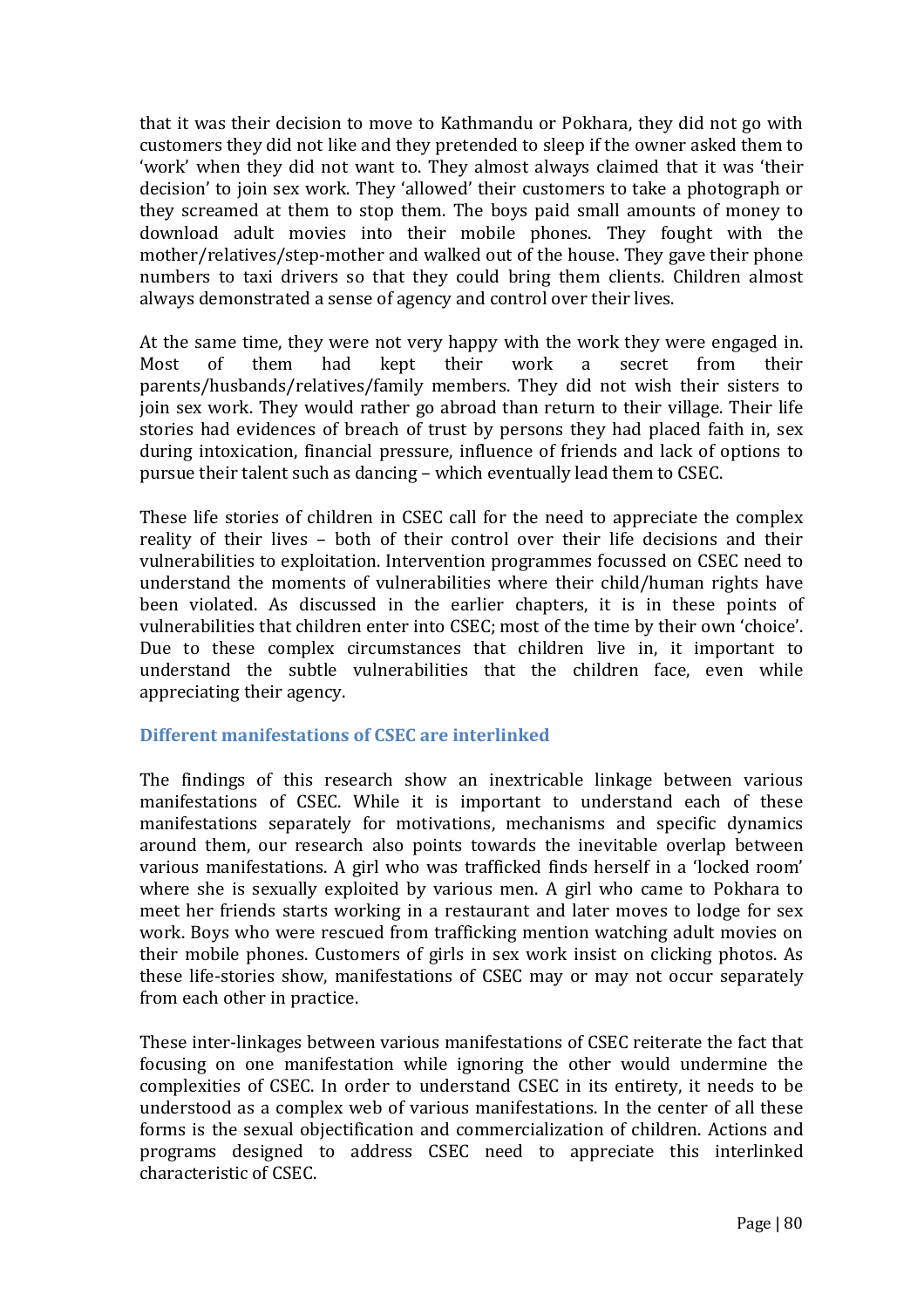that it was their decision to move to Kathmandu or Pokhara, they did not go with customers they did not like and they pretended to sleep if the owner asked them to 'work' when they did not want to. They almost always claimed that it was 'their decision' to join sex work. They 'allowed' their customers to take a photograph or they screamed at them to stop them. The boys paid small amounts of money to download adult movies into their mobile phones. They fought with the mother/relatives/step-mother and walked out of the house. They gave their phone numbers to taxi drivers so that they could bring them clients. Children almost always demonstrated a sense of agency and control over their lives.

At the same time, they were not very happy with the work they were engaged in. Most of them had kept their work a secret from their parents/husbands/relatives/family members. They did not wish their sisters to join sex work. They would rather go abroad than return to their village. Their life stories had evidences of breach of trust by persons they had placed faith in, sex during intoxication, financial pressure, influence of friends and lack of options to pursue their talent such as dancing – which eventually lead them to CSEC.

These life stories of children in CSEC call for the need to appreciate the complex reality of their lives – both of their control over their life decisions and their vulnerabilities to exploitation. Intervention programmes focussed on CSEC need to understand the moments of vulnerabilities where their child/human rights have been violated. As discussed in the earlier chapters, it is in these points of vulnerabilities that children enter into CSEC; most of the time by their own 'choice'. Due to these complex circumstances that children live in, it important to understand the subtle vulnerabilities that the children face, even while appreciating their agency.

### Different manifestations of CSEC are interlinked

The findings of this research show an inextricable linkage between various manifestations of CSEC. While it is important to understand each of these manifestations separately for motivations, mechanisms and specific dynamics around them, our research also points towards the inevitable overlap between various manifestations. A girl who was trafficked finds herself in a 'locked room' where she is sexually exploited by various men. A girl who came to Pokhara to meet her friends starts working in a restaurant and later moves to lodge for sex work. Boys who were rescued from trafficking mention watching adult movies on their mobile phones. Customers of girls in sex work insist on clicking photos. As these life-stories show, manifestations of CSEC may or may not occur separately from each other in practice.

These inter-linkages between various manifestations of CSEC reiterate the fact that focusing on one manifestation while ignoring the other would undermine the complexities of CSEC. In order to understand CSEC in its entirety, it needs to be understood as a complex web of various manifestations. In the center of all these forms is the sexual objectification and commercialization of children. Actions and programs designed to address CSEC need to appreciate this interlinked characteristic of CSEC.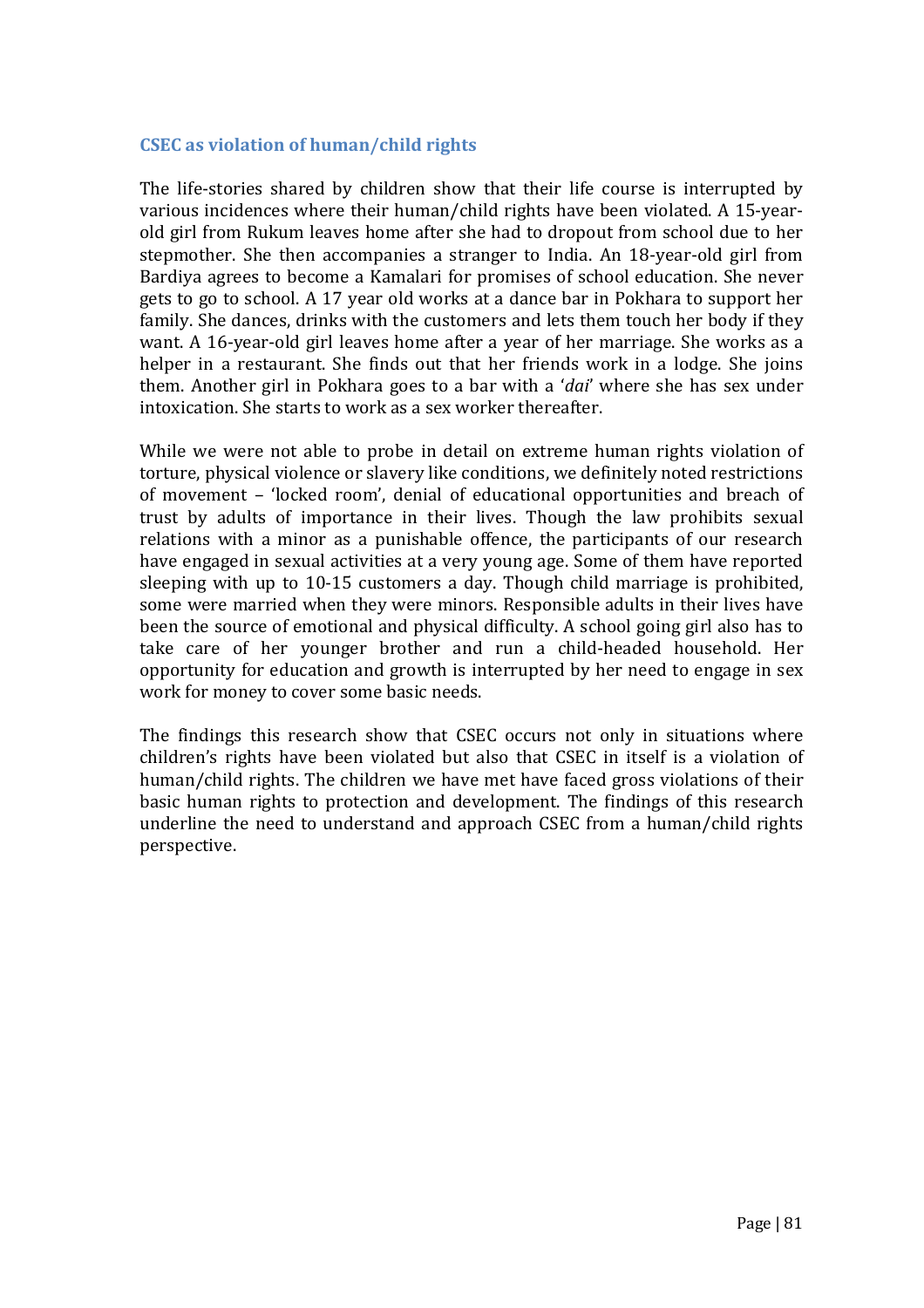### CSEC as violation of human/child rights

The life-stories shared by children show that their life course is interrupted by various incidences where their human/child rights have been violated. A 15-year-old girl from Rukum leaves home after she had to dropout from school due to her stepmother. She then accompanies a stranger to India. An 18-year-old girl from Bardiya agrees to become a Kamalari for promises of school education. She never gets to go to school. A 17 year old works at a dance bar in Pokhara to support her family. She dances, drinks with the customers and lets them touch her body if they want. A 16-year-old girl leaves home after a year of her marriage. She works as a helper in a restaurant. She finds out that her friends work in a lodge. She joins them. Another girl in Pokhara goes to a bar with a '*dai*' where she has sex under intoxication. She starts to work as a sex worker thereafter.

While we were not able to probe in detail on extreme human rights violation of torture, physical violence or slavery like conditions, we definitely noted restrictions of movement – 'locked room', denial of educational opportunities and breach of trust by adults of importance in their lives. Though the law prohibits sexual relations with a minor as a punishable offence, the participants of our research have engaged in sexual activities at a very young age. Some of them have reported sleeping with up to 10-15 customers a day. Though child marriage is prohibited, some were married when they were minors. Responsible adults in their lives have been the source of emotional and physical difficulty. A school going girl also has to take care of her younger brother and run a child-headed household. Her opportunity for education and growth is interrupted by her need to engage in sex work for money to cover some basic needs.

The findings this research show that CSEC occurs not only in situations where children's rights have been violated but also that CSEC in itself is a violation of human/child rights. The children we have met have faced gross violations of their basic human rights to protection and development. The findings of this research underline the need to understand and approach CSEC from a human/child rights perspective.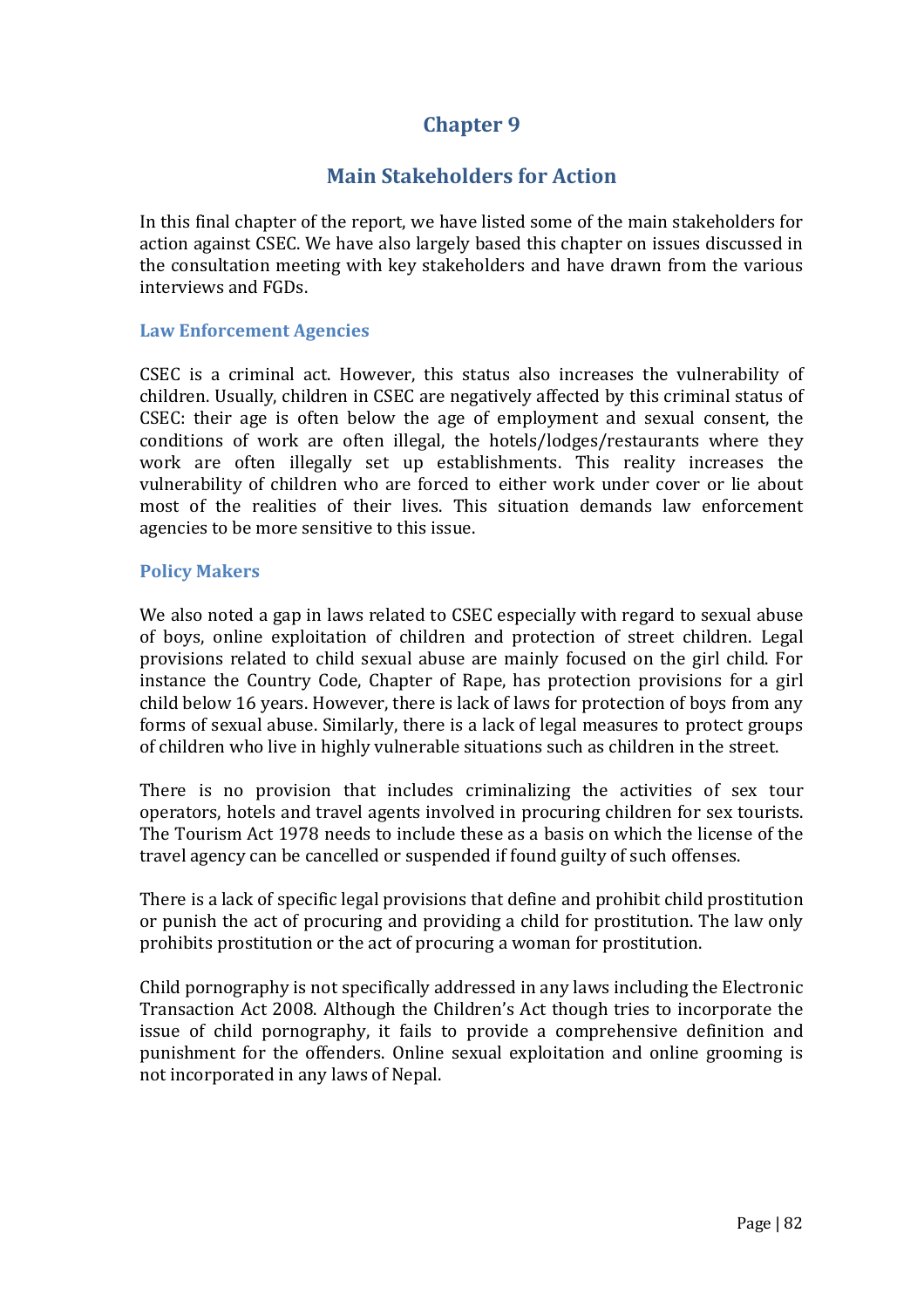# Chapter 9

## Main Stakeholders for Action

In this final chapter of the report, we have listed some of the main stakeholders for action against CSEC. We have also largely based this chapter on issues discussed in the consultation meeting with key stakeholders and have drawn from the various interviews and FGDs.

### Law Enforcement Agencies

CSEC is a criminal act. However, this status also increases the vulnerability of children. Usually, children in CSEC are negatively affected by this criminal status of CSEC: their age is often below the age of employment and sexual consent, the conditions of work are often illegal, the hotels/lodges/restaurants where they work are often illegally set up establishments. This reality increases the vulnerability of children who are forced to either work under cover or lie about most of the realities of their lives. This situation demands law enforcement agencies to be more sensitive to this issue.

### Policy Makers

We also noted a gap in laws related to CSEC especially with regard to sexual abuse of boys, online exploitation of children and protection of street children. Legal provisions related to child sexual abuse are mainly focused on the girl child. For instance the Country Code, Chapter of Rape, has protection provisions for a girl child below 16 years. However, there is lack of laws for protection of boys from any forms of sexual abuse. Similarly, there is a lack of legal measures to protect groups of children who live in highly vulnerable situations such as children in the street.

There is no provision that includes criminalizing the activities of sex tour operators, hotels and travel agents involved in procuring children for sex tourists. The Tourism Act 1978 needs to include these as a basis on which the license of the travel agency can be cancelled or suspended if found guilty of such offenses.

There is a lack of specific legal provisions that define and prohibit child prostitution or punish the act of procuring and providing a child for prostitution. The law only prohibits prostitution or the act of procuring a woman for prostitution.

Child pornography is not specifically addressed in any laws including the Electronic Transaction Act 2008. Although the Children's Act though tries to incorporate the issue of child pornography, it fails to provide a comprehensive definition and punishment for the offenders. Online sexual exploitation and online grooming is not incorporated in any laws of Nepal.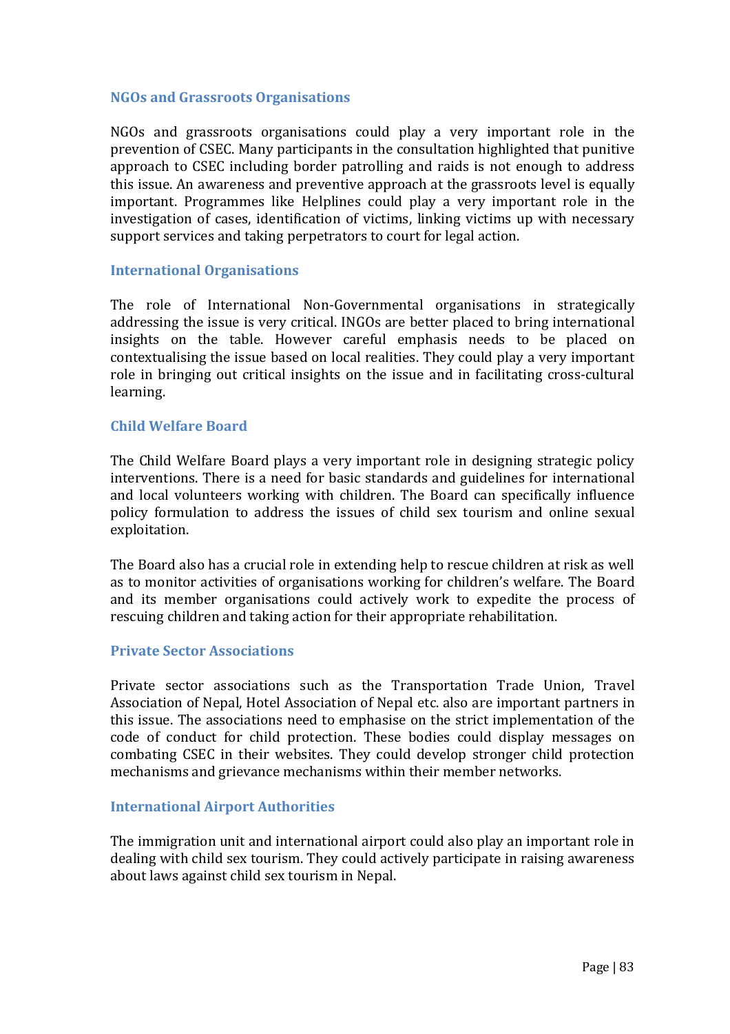### NGOs and Grassroots Organisations

NGOs and grassroots organisations could play a very important role in the prevention of CSEC. Many participants in the consultation highlighted that punitive approach to CSEC including border patrolling and raids is not enough to address this issue. An awareness and preventive approach at the grassroots level is equally important. Programmes like Helplines could play a very important role in the investigation of cases, identification of victims, linking victims up with necessary support services and taking perpetrators to court for legal action.

### International Organisations

The role of International Non-Governmental organisations in strategically addressing the issue is very critical. INGOs are better placed to bring international insights on the table. However careful emphasis needs to be placed on contextualising the issue based on local realities. They could play a very important role in bringing out critical insights on the issue and in facilitating cross-cultural learning.

### Child Welfare Board

The Child Welfare Board plays a very important role in designing strategic policy interventions. There is a need for basic standards and guidelines for international and local volunteers working with children. The Board can specifically influence policy formulation to address the issues of child sex tourism and online sexual exploitation.

The Board also has a crucial role in extending help to rescue children at risk as well as to monitor activities of organisations working for children's welfare. The Board and its member organisations could actively work to expedite the process of rescuing children and taking action for their appropriate rehabilitation.

### Private Sector Associations

Private sector associations such as the Transportation Trade Union, Travel Association of Nepal, Hotel Association of Nepal etc. also are important partners in this issue. The associations need to emphasise on the strict implementation of the code of conduct for child protection. These bodies could display messages on combating CSEC in their websites. They could develop stronger child protection mechanisms and grievance mechanisms within their member networks.

### International Airport Authorities

The immigration unit and international airport could also play an important role in dealing with child sex tourism. They could actively participate in raising awareness about laws against child sex tourism in Nepal.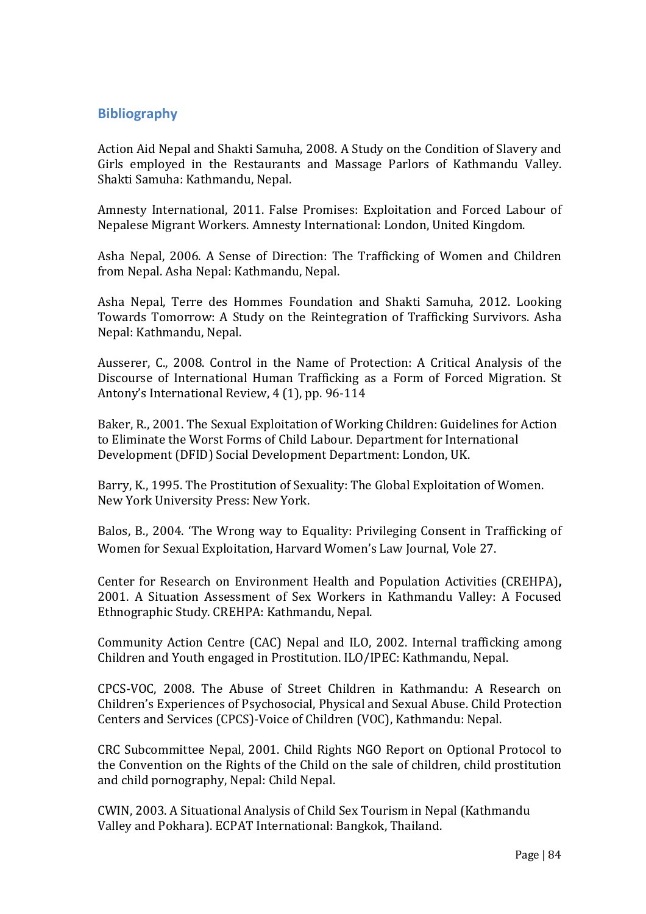## Bibliography

Action Aid Nepal and Shakti Samuha, 2008. A Study on the Condition of Slavery and Girls employed in the Restaurants and Massage Parlors of Kathmandu Valley. Shakti Samuha: Kathmandu, Nepal.

Amnesty International, 2011. False Promises: Exploitation and Forced Labour of Nepalese Migrant Workers. Amnesty International: London, United Kingdom.

Asha Nepal, 2006. A Sense of Direction: The Trafficking of Women and Children from Nepal. Asha Nepal: Kathmandu, Nepal.

Asha Nepal, Terre des Hommes Foundation and Shakti Samuha, 2012. Looking Towards Tomorrow: A Study on the Reintegration of Trafficking Survivors. Asha Nepal: Kathmandu, Nepal.

Ausserer, C., 2008. Control in the Name of Protection: A Critical Analysis of the Discourse of International Human Trafficking as a Form of Forced Migration. St Antony's International Review, 4 (1), pp. 96-114

Baker, R., 2001. The Sexual Exploitation of Working Children: Guidelines for Action to Eliminate the Worst Forms of Child Labour. Department for International Development (DFID) Social Development Department: London, UK.

Barry, K., 1995. The Prostitution of Sexuality: The Global Exploitation of Women. New York University Press: New York.

Balos, B., 2004. 'The Wrong way to Equality: Privileging Consent in Trafficking of Women for Sexual Exploitation, Harvard Women's Law Journal, Vole 27.

Center for Research on Environment Health and Population Activities (CREHPA)**,** 2001. A Situation Assessment of Sex Workers in Kathmandu Valley: A Focused Ethnographic Study. CREHPA: Kathmandu, Nepal.

Community Action Centre (CAC) Nepal and ILO, 2002. Internal trafficking among Children and Youth engaged in Prostitution. ILO/IPEC: Kathmandu, Nepal.

CPCS-VOC, 2008. The Abuse of Street Children in Kathmandu: A Research on Children's Experiences of Psychosocial, Physical and Sexual Abuse. Child Protection Centers and Services (CPCS)-Voice of Children (VOC), Kathmandu: Nepal.

CRC Subcommittee Nepal, 2001. Child Rights NGO Report on Optional Protocol to the Convention on the Rights of the Child on the sale of children, child prostitution and child pornography, Nepal: Child Nepal.

CWIN, 2003. A Situational Analysis of Child Sex Tourism in Nepal (Kathmandu Valley and Pokhara). ECPAT International: Bangkok, Thailand.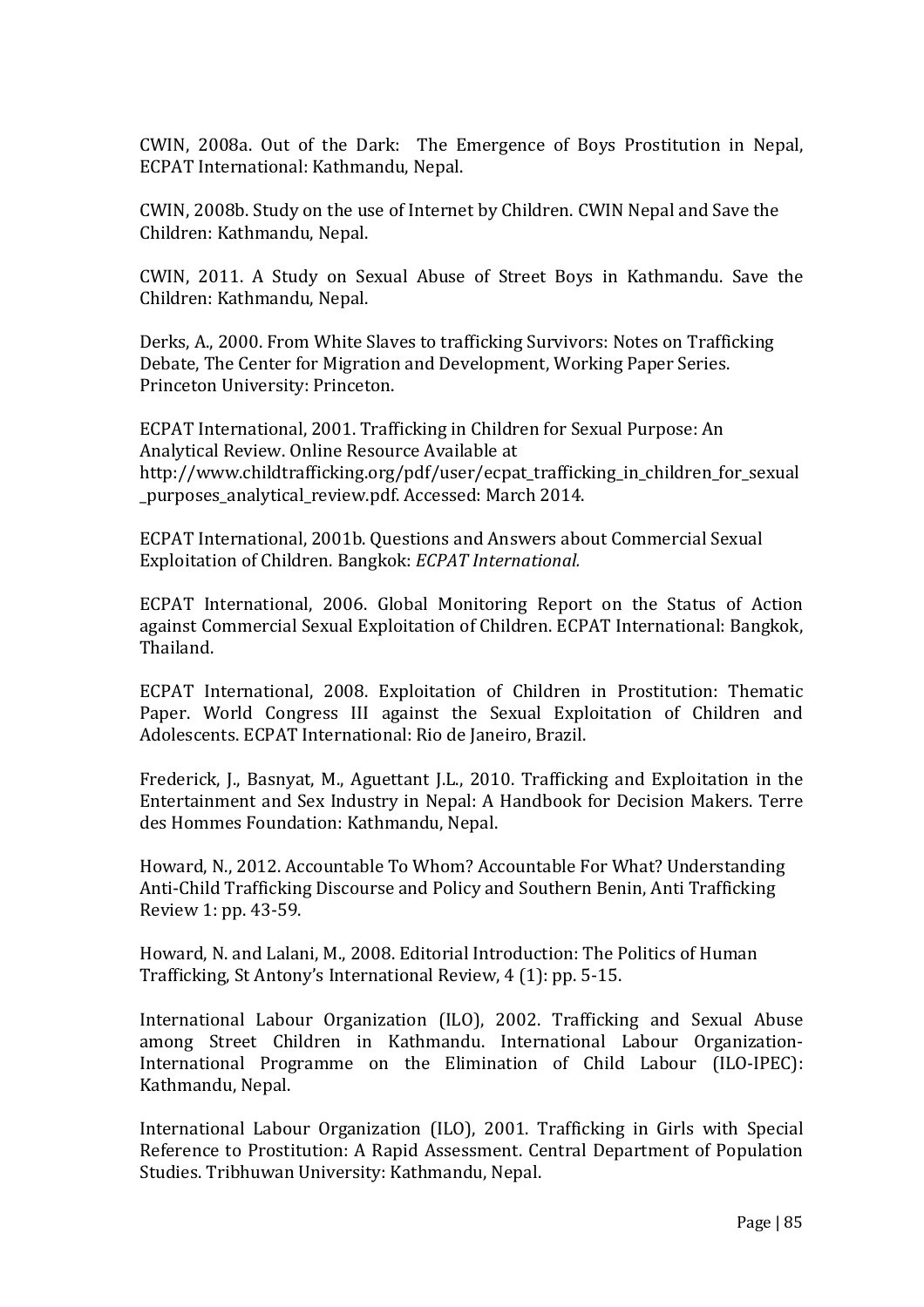CWIN, 2008a. Out of the Dark: The Emergence of Boys Prostitution in Nepal, ECPAT International: Kathmandu, Nepal.

CWIN, 2008b. Study on the use of Internet by Children. CWIN Nepal and Save the Children: Kathmandu, Nepal.

CWIN, 2011. A Study on Sexual Abuse of Street Boys in Kathmandu. Save the Children: Kathmandu, Nepal.

Derks, A., 2000. From White Slaves to trafficking Survivors: Notes on Trafficking Debate, The Center for Migration and Development, Working Paper Series. Princeton University: Princeton.

ECPAT International, 2001. Trafficking in Children for Sexual Purpose: An Analytical Review. Online Resource Available at http://www.childtrafficking.org/pdf/user/ecpat_trafficking_in_children_for_sexual_purposes_analytical_review.pdf. Accessed: March 2014.

ECPAT International, 2001b. Questions and Answers about Commercial Sexual Exploitation of Children. Bangkok: *ECPAT International.*

ECPAT International, 2006. Global Monitoring Report on the Status of Action against Commercial Sexual Exploitation of Children. ECPAT International: Bangkok, Thailand.

ECPAT International, 2008. Exploitation of Children in Prostitution: Thematic Paper. World Congress III against the Sexual Exploitation of Children and Adolescents. ECPAT International: Rio de Janeiro, Brazil.

Frederick, J., Basnyat, M., Aguettant J.L., 2010. Trafficking and Exploitation in the Entertainment and Sex Industry in Nepal: A Handbook for Decision Makers. Terre des Hommes Foundation: Kathmandu, Nepal.

Howard, N., 2012. Accountable To Whom? Accountable For What? Understanding Anti-Child Trafficking Discourse and Policy and Southern Benin, Anti Trafficking Review 1: pp. 43-59.

Howard, N. and Lalani, M., 2008. Editorial Introduction: The Politics of Human Trafficking, St Antony's International Review, 4 (1): pp. 5-15.

International Labour Organization (ILO), 2002. Trafficking and Sexual Abuse among Street Children in Kathmandu. International Labour Organization-International Programme on the Elimination of Child Labour (ILO-IPEC): Kathmandu, Nepal.

International Labour Organization (ILO), 2001. Trafficking in Girls with Special Reference to Prostitution: A Rapid Assessment. Central Department of Population Studies. Tribhuwan University: Kathmandu, Nepal.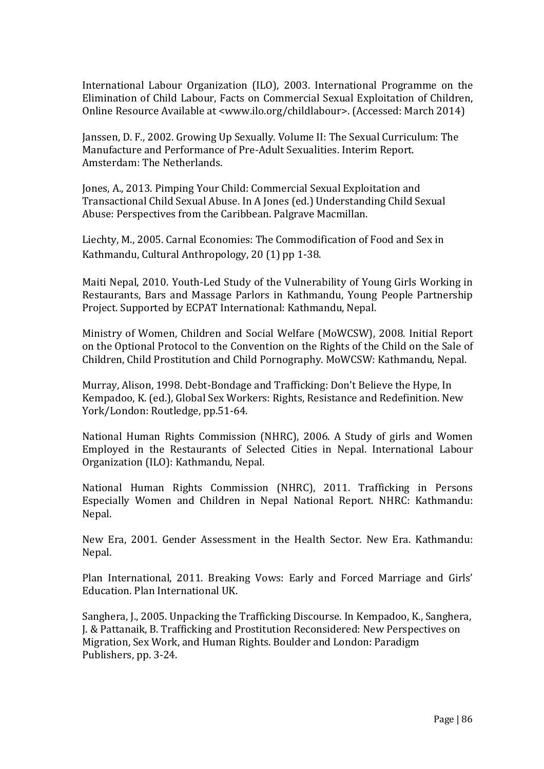International Labour Organization (ILO), 2003. International Programme on the Elimination of Child Labour, Facts on Commercial Sexual Exploitation of Children, Online Resource Available at <www.ilo.org/childlabour>. (Accessed: March 2014)

Janssen, D. F., 2002. Growing Up Sexually. Volume II: The Sexual Curriculum: The Manufacture and Performance of Pre-Adult Sexualities. Interim Report. Amsterdam: The Netherlands.

Jones, A., 2013. Pimping Your Child: Commercial Sexual Exploitation and Transactional Child Sexual Abuse. In A Jones (ed.) Understanding Child Sexual Abuse: Perspectives from the Caribbean. Palgrave Macmillan.

Liechty, M., 2005. Carnal Economies: The Commodification of Food and Sex in Kathmandu, Cultural Anthropology, 20 (1) pp 1-38.

Maiti Nepal, 2010. Youth-Led Study of the Vulnerability of Young Girls Working in Restaurants, Bars and Massage Parlors in Kathmandu, Young People Partnership Project. Supported by ECPAT International: Kathmandu, Nepal.

Ministry of Women, Children and Social Welfare (MoWCSW), 2008. Initial Report on the Optional Protocol to the Convention on the Rights of the Child on the Sale of Children, Child Prostitution and Child Pornography. MoWCSW: Kathmandu, Nepal.

Murray, Alison, 1998. Debt-Bondage and Trafficking: Don't Believe the Hype, In Kempadoo, K. (ed.), Global Sex Workers: Rights, Resistance and Redefinition. New York/London: Routledge, pp.51-64.

National Human Rights Commission (NHRC), 2006. A Study of girls and Women Employed in the Restaurants of Selected Cities in Nepal. International Labour Organization (ILO): Kathmandu, Nepal.

National Human Rights Commission (NHRC), 2011. Trafficking in Persons Especially Women and Children in Nepal National Report. NHRC: Kathmandu: Nepal.

New Era, 2001. Gender Assessment in the Health Sector. New Era. Kathmandu: Nepal.

Plan International, 2011. Breaking Vows: Early and Forced Marriage and Girls' Education. Plan International UK.

Sanghera, J., 2005. Unpacking the Trafficking Discourse. In Kempadoo, K., Sanghera, J. & Pattanaik, B. Trafficking and Prostitution Reconsidered: New Perspectives on Migration, Sex Work, and Human Rights. Boulder and London: Paradigm Publishers, pp. 3-24.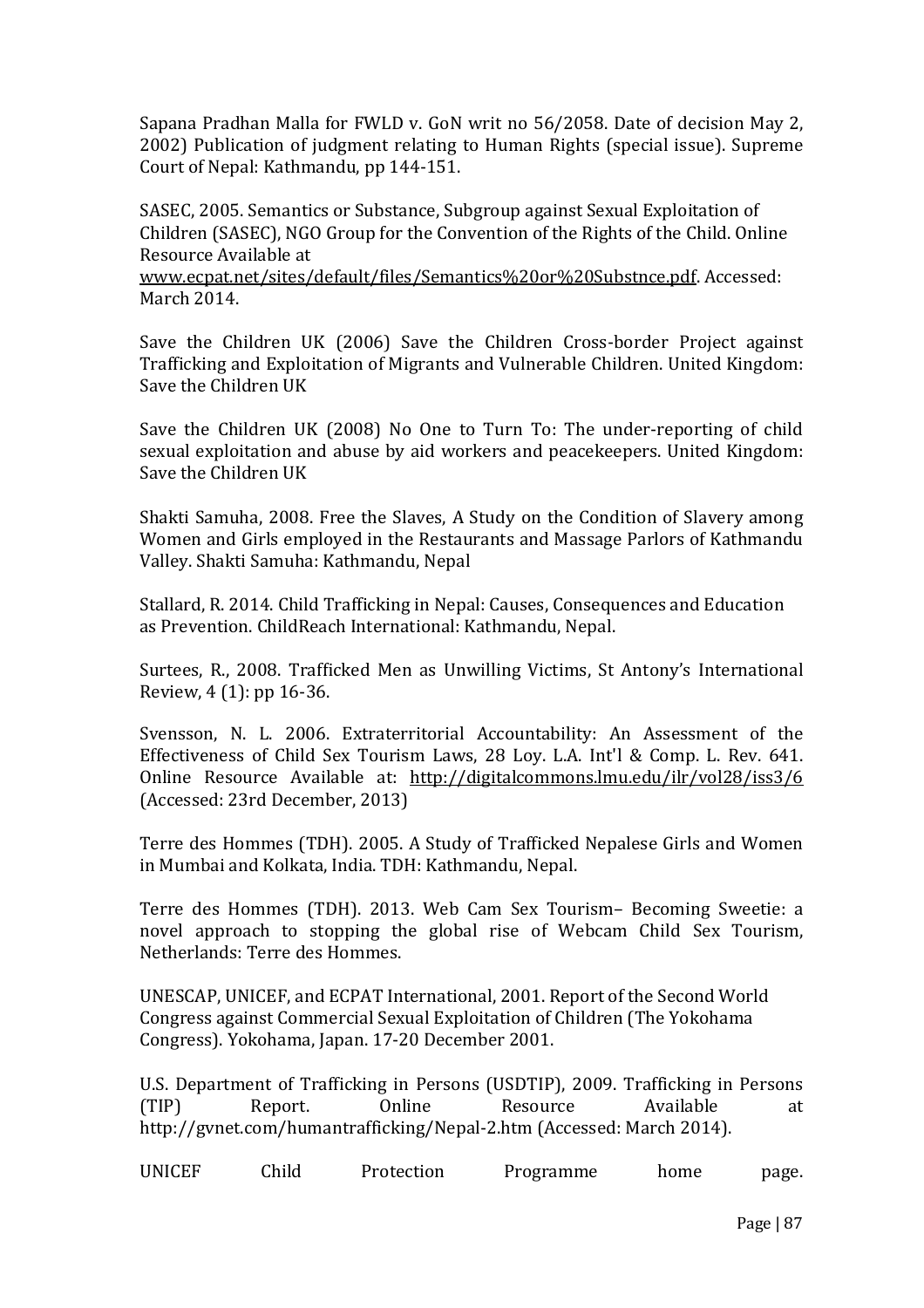Sapana Pradhan Malla for FWLD v. GoN writ no 56/2058. Date of decision May 2, 2002) Publication of judgment relating to Human Rights (special issue). Supreme Court of Nepal: Kathmandu, pp 144-151.

SASEC, 2005. Semantics or Substance, Subgroup against Sexual Exploitation of Children (SASEC), NGO Group for the Convention of the Rights of the Child. Online Resource Available at www.ecpat.net/sites/default/files/Semantics%20or%20Substnce.pdf. Accessed: March 2014.

Save the Children UK (2006) Save the Children Cross-border Project against Trafficking and Exploitation of Migrants and Vulnerable Children. United Kingdom: Save the Children UK

Save the Children UK (2008) No One to Turn To: The under-reporting of child sexual exploitation and abuse by aid workers and peacekeepers. United Kingdom: Save the Children UK

Shakti Samuha, 2008. Free the Slaves, A Study on the Condition of Slavery among Women and Girls employed in the Restaurants and Massage Parlors of Kathmandu Valley. Shakti Samuha: Kathmandu, Nepal

Stallard, R. 2014. Child Trafficking in Nepal: Causes, Consequences and Education as Prevention. ChildReach International: Kathmandu, Nepal.

Surtees, R., 2008. Trafficked Men as Unwilling Victims, St Antony's International Review, 4 (1): pp 16-36.

Svensson, N. L. 2006. Extraterritorial Accountability: An Assessment of the Effectiveness of Child Sex Tourism Laws, 28 Loy. L.A. Int'l & Comp. L. Rev. 641. Online Resource Available at: http://digitalcommons.lmu.edu/ilr/vol28/iss3/6 (Accessed: 23rd December, 2013)

Terre des Hommes (TDH). 2005. A Study of Trafficked Nepalese Girls and Women in Mumbai and Kolkata, India. TDH: Kathmandu, Nepal.

Terre des Hommes (TDH). 2013. Web Cam Sex Tourism– Becoming Sweetie: a novel approach to stopping the global rise of Webcam Child Sex Tourism, Netherlands: Terre des Hommes.

UNESCAP, UNICEF, and ECPAT International, 2001. Report of the Second World Congress against Commercial Sexual Exploitation of Children (The Yokohama Congress). Yokohama, Japan. 17-20 December 2001.

U.S. Department of Trafficking in Persons (USDTIP), 2009. Trafficking in Persons (TIP) Report. Online Resource Available at http://gvnet.com/humantrafficking/Nepal-2.htm (Accessed: March 2014).

UNICEF Child Protection Programme home page.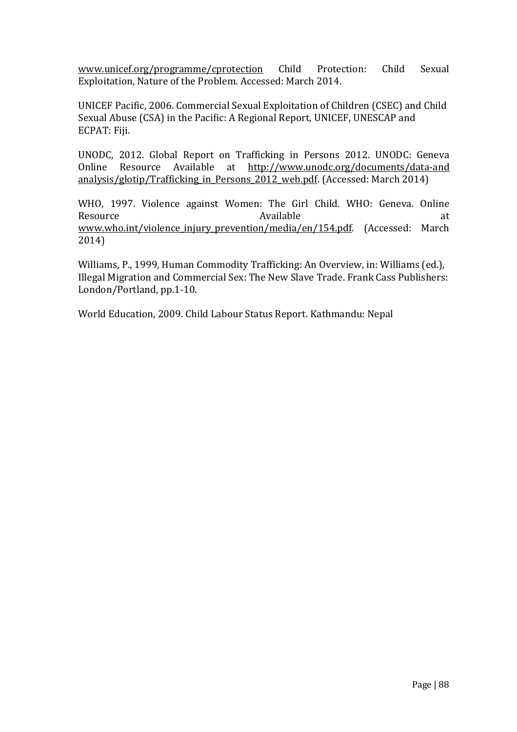www.unicef.org/programme/cprotection Child Protection: Child Sexual Exploitation, Nature of the Problem. Accessed: March 2014.

UNICEF Pacific, 2006. Commercial Sexual Exploitation of Children (CSEC) and Child Sexual Abuse (CSA) in the Pacific: A Regional Report, UNICEF, UNESCAP and ECPAT: Fiji.

UNODC, 2012. Global Report on Trafficking in Persons 2012. UNODC: Geneva Online Resource Available at http://www.unodc.org/documents/data-and analysis/glotip/Trafficking_in_Persons_2012_web.pdf. (Accessed: March 2014)

WHO, 1997. Violence against Women: The Girl Child. WHO: Geneva. Online Resource Available at www.who.int/violence_injury_prevention/media/en/154.pdf. (Accessed: March 2014)

Williams, P., 1999, Human Commodity Trafficking: An Overview, in: Williams (ed.), Illegal Migration and Commercial Sex: The New Slave Trade. Frank Cass Publishers: London/Portland, pp.1-10.

World Education, 2009. Child Labour Status Report. Kathmandu: Nepal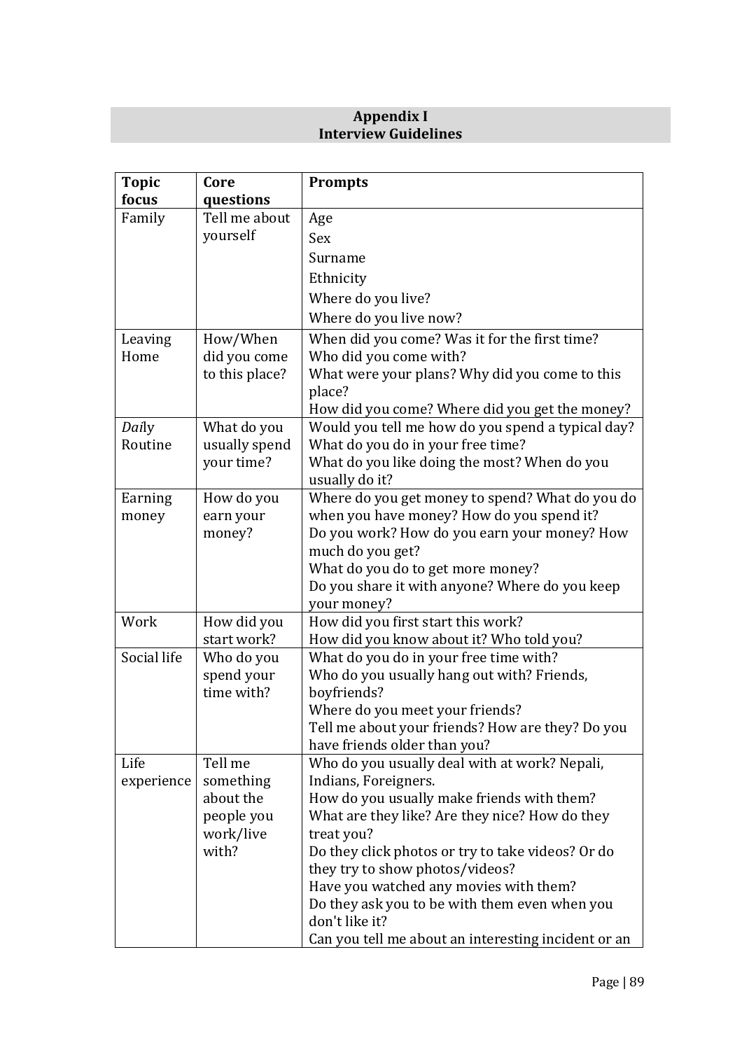## Appendix I
## Interview Guidelines

| Topic focus | Core questions | Prompts |
|---|---|---|
| Family | Tell me about yourself | Age<br>Sex<br>Surname<br>Ethnicity<br>Where do you live?<br>Where do you live now? |
| Leaving Home | How/When did you come to this place? | When did you come? Was it for the first time?<br>Who did you come with?<br>What were your plans? Why did you come to this place?<br>How did you come? Where did you get the money? |
| *Dai*ly Routine | What do you usually spend your time? | Would you tell me how do you spend a typical day?<br>What do you do in your free time?<br>What do you like doing the most? When do you usually do it? |
| Earning money | How do you earn your money? | Where do you get money to spend? What do you do when you have money? How do you spend it?<br>Do you work? How do you earn your money? How much do you get?<br>What do you do to get more money?<br>Do you share it with anyone? Where do you keep your money? |
| Work | How did you start work? | How did you first start this work?<br>How did you know about it? Who told you? |
| Social life | Who do you spend your time with? | What do you do in your free time with?<br>Who do you usually hang out with? Friends, boyfriends?<br>Where do you meet your friends?<br>Tell me about your friends? How are they? Do you have friends older than you? |
| Life experience | Tell me something about the people you work/live with? | Who do you usually deal with at work? Nepali, Indians, Foreigners.<br>How do you usually make friends with them?<br>What are they like? Are they nice? How do they treat you?<br>Do they click photos or try to take videos? Or do they try to show photos/videos?<br>Have you watched any movies with them?<br>Do they ask you to be with them even when you don't like it?<br>Can you tell me about an interesting incident or an |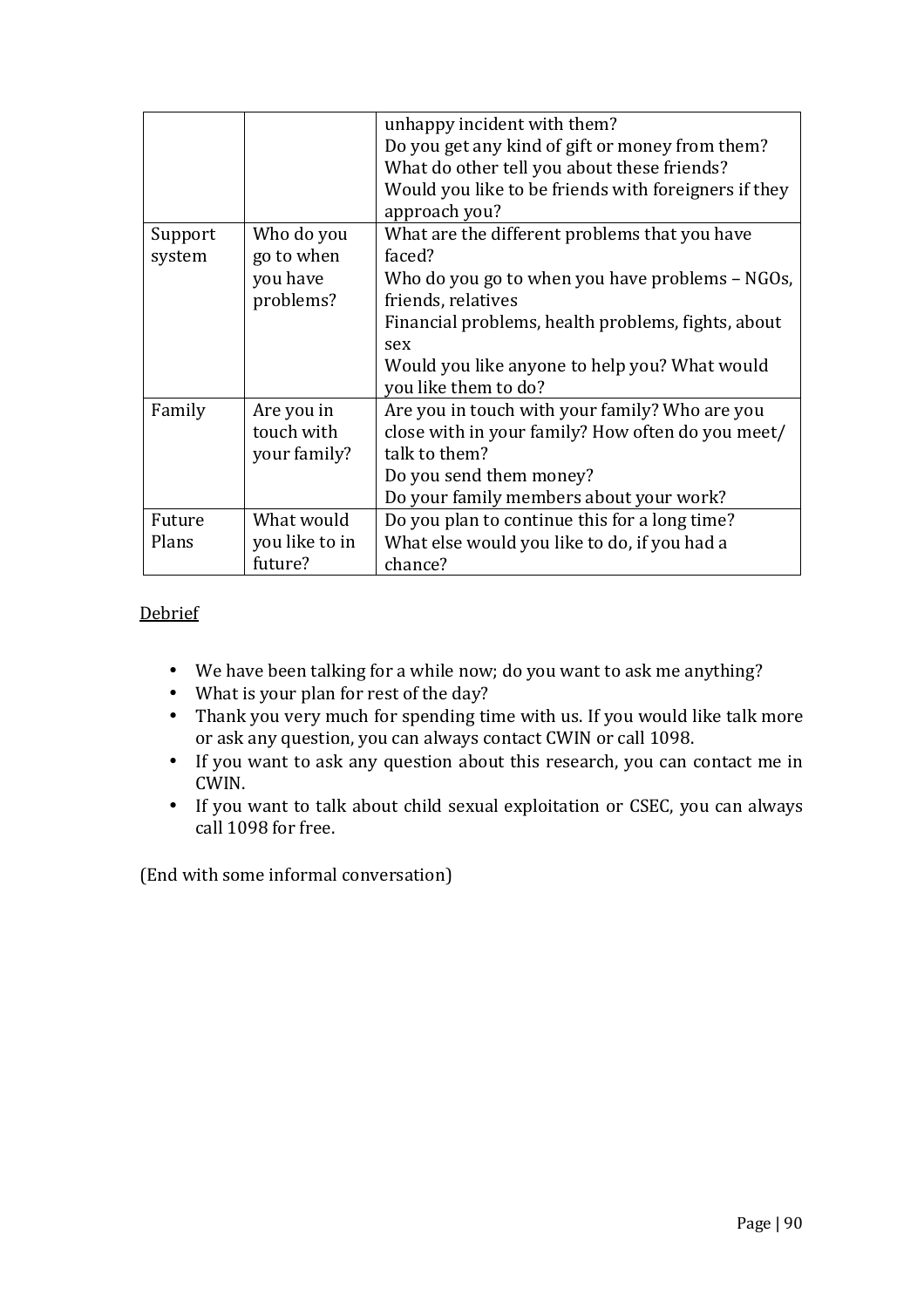|  |  |  |
|---|---|---|
|  |  | unhappy incident with them?<br>Do you get any kind of gift or money from them?<br>What do other tell you about these friends?<br>Would you like to be friends with foreigners if they approach you? |
| Support system | Who do you go to when you have problems? | What are the different problems that you have faced?<br>Who do you go to when you have problems – NGOs, friends, relatives<br>Financial problems, health problems, fights, about sex<br>Would you like anyone to help you? What would you like them to do? |
| Family | Are you in touch with your family? | Are you in touch with your family? Who are you close with in your family? How often do you meet/ talk to them?<br>Do you send them money?<br>Do your family members about your work? |
| Future Plans | What would you like to in future? | Do you plan to continue this for a long time?<br>What else would you like to do, if you had a chance? |

<u>Debrief</u>

- We have been talking for a while now; do you want to ask me anything?
- What is your plan for rest of the day?
- Thank you very much for spending time with us. If you would like talk more or ask any question, you can always contact CWIN or call 1098.
- If you want to ask any question about this research, you can contact me in CWIN.
- If you want to talk about child sexual exploitation or CSEC, you can always call 1098 for free.

(End with some informal conversation)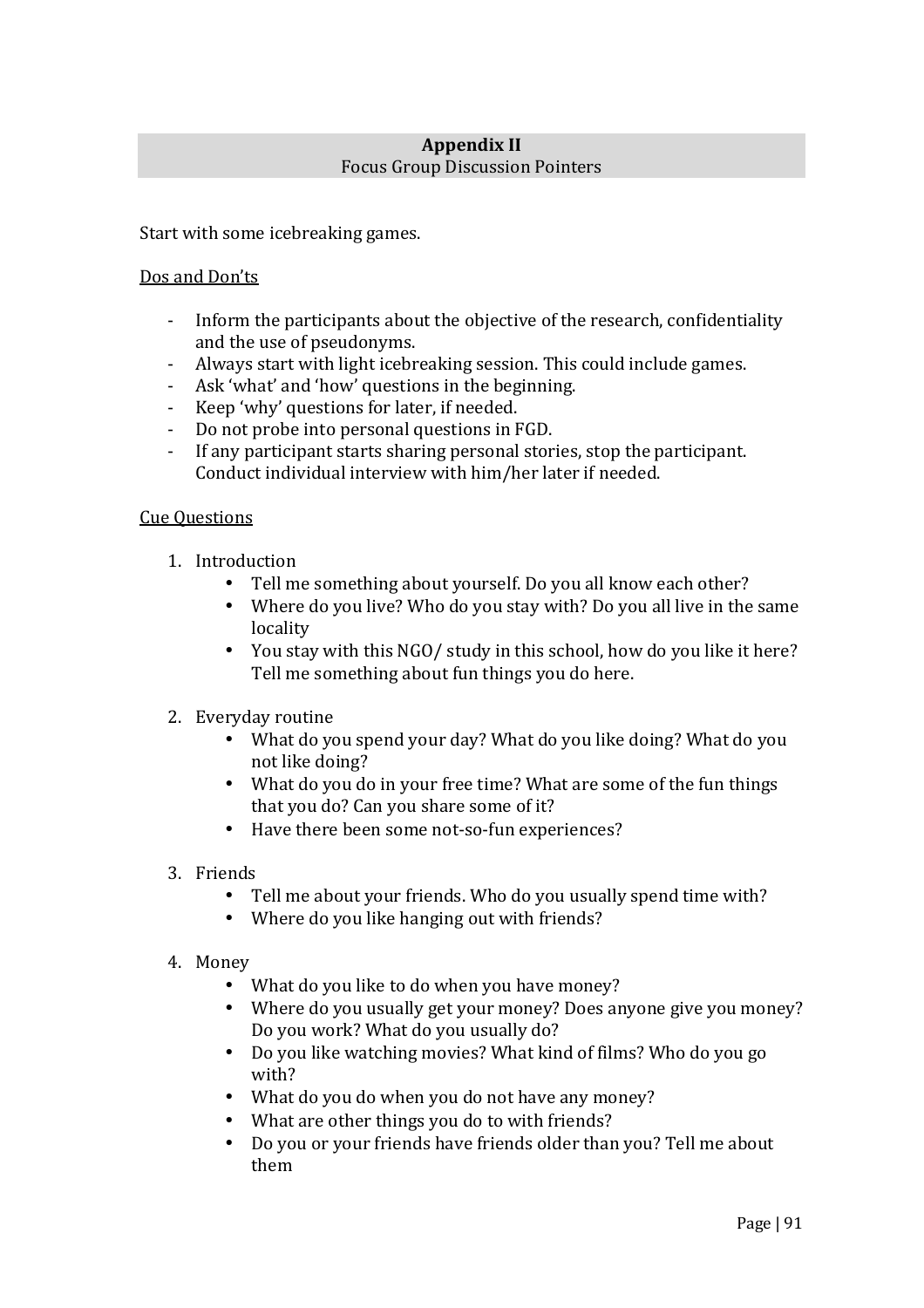## Appendix II

Focus Group Discussion Pointers

Start with some icebreaking games.

<u>Dos and Don'ts</u>

- Inform the participants about the objective of the research, confidentiality and the use of pseudonyms.
- Always start with light icebreaking session. This could include games.
- Ask 'what' and 'how' questions in the beginning.
- Keep 'why' questions for later, if needed.
- Do not probe into personal questions in FGD.
- If any participant starts sharing personal stories, stop the participant. Conduct individual interview with him/her later if needed.

<u>Cue Questions</u>

1. Introduction
   - Tell me something about yourself. Do you all know each other?
   - Where do you live? Who do you stay with? Do you all live in the same locality
   - You stay with this NGO/ study in this school, how do you like it here? Tell me something about fun things you do here.

2. Everyday routine
   - What do you spend your day? What do you like doing? What do you not like doing?
   - What do you do in your free time? What are some of the fun things that you do? Can you share some of it?
   - Have there been some not-so-fun experiences?

3. Friends
   - Tell me about your friends. Who do you usually spend time with?
   - Where do you like hanging out with friends?

4. Money
   - What do you like to do when you have money?
   - Where do you usually get your money? Does anyone give you money? Do you work? What do you usually do?
   - Do you like watching movies? What kind of films? Who do you go with?
   - What do you do when you do not have any money?
   - What are other things you do to with friends?
   - Do you or your friends have friends older than you? Tell me about them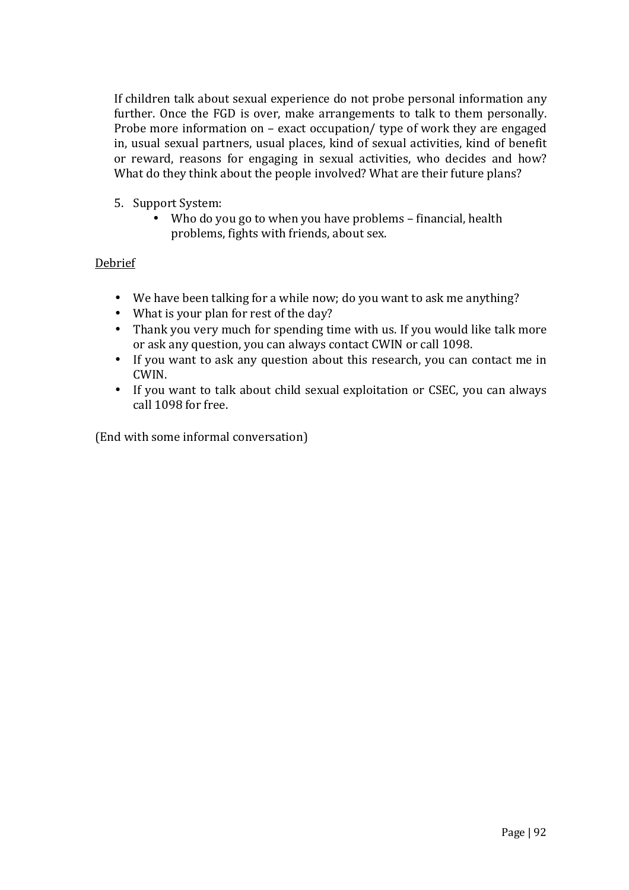If children talk about sexual experience do not probe personal information any further. Once the FGD is over, make arrangements to talk to them personally. Probe more information on – exact occupation/ type of work they are engaged in, usual sexual partners, usual places, kind of sexual activities, kind of benefit or reward, reasons for engaging in sexual activities, who decides and how? What do they think about the people involved? What are their future plans?

5. Support System:
    - Who do you go to when you have problems – financial, health problems, fights with friends, about sex.

<u>Debrief</u>

- We have been talking for a while now; do you want to ask me anything?
- What is your plan for rest of the day?
- Thank you very much for spending time with us. If you would like talk more or ask any question, you can always contact CWIN or call 1098.
- If you want to ask any question about this research, you can contact me in CWIN.
- If you want to talk about child sexual exploitation or CSEC, you can always call 1098 for free.

(End with some informal conversation)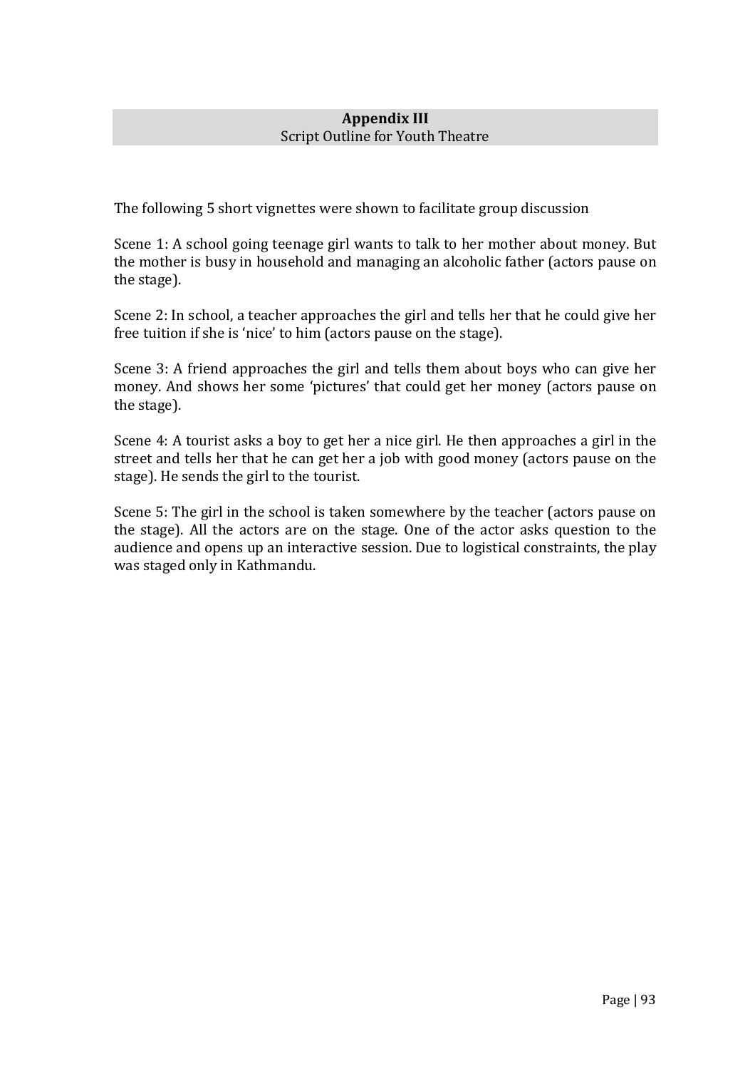## Appendix III
Script Outline for Youth Theatre

The following 5 short vignettes were shown to facilitate group discussion

Scene 1: A school going teenage girl wants to talk to her mother about money. But the mother is busy in household and managing an alcoholic father (actors pause on the stage).

Scene 2: In school, a teacher approaches the girl and tells her that he could give her free tuition if she is 'nice' to him (actors pause on the stage).

Scene 3: A friend approaches the girl and tells them about boys who can give her money. And shows her some 'pictures' that could get her money (actors pause on the stage).

Scene 4: A tourist asks a boy to get her a nice girl. He then approaches a girl in the street and tells her that he can get her a job with good money (actors pause on the stage). He sends the girl to the tourist.

Scene 5: The girl in the school is taken somewhere by the teacher (actors pause on the stage). All the actors are on the stage. One of the actor asks question to the audience and opens up an interactive session. Due to logistical constraints, the play was staged only in Kathmandu.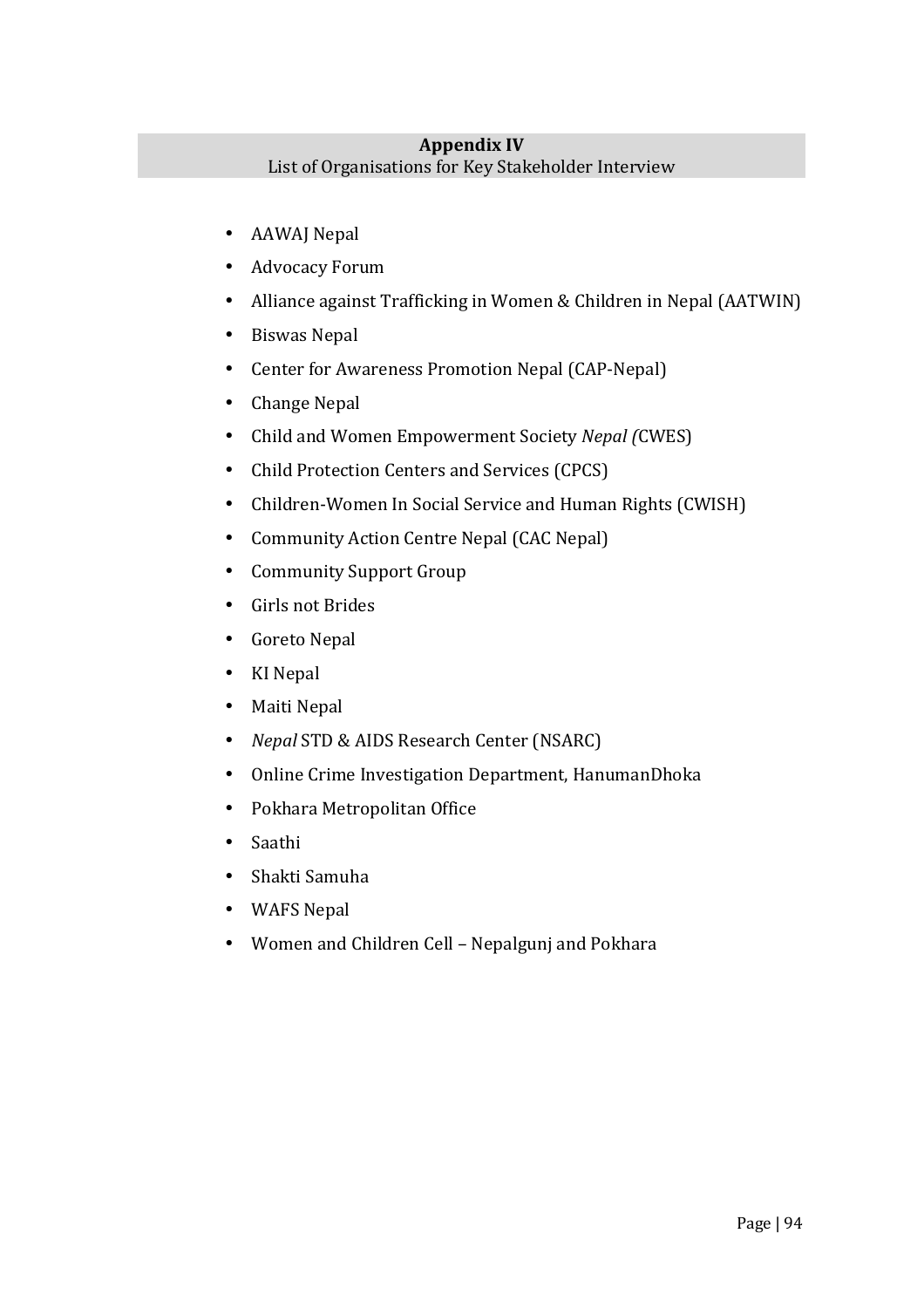## Appendix IV

List of Organisations for Key Stakeholder Interview

- AAWAJ Nepal
- Advocacy Forum
- Alliance against Trafficking in Women & Children in Nepal (AATWIN)
- Biswas Nepal
- Center for Awareness Promotion Nepal (CAP-Nepal)
- Change Nepal
- Child and Women Empowerment Society *Nepal (*CWES)
- Child Protection Centers and Services (CPCS)
- Children-Women In Social Service and Human Rights (CWISH)
- Community Action Centre Nepal (CAC Nepal)
- Community Support Group
- Girls not Brides
- Goreto Nepal
- KI Nepal
- Maiti Nepal
- *Nepal* STD & AIDS Research Center (NSARC)
- Online Crime Investigation Department, HanumanDhoka
- Pokhara Metropolitan Office
- Saathi
- Shakti Samuha
- WAFS Nepal
- Women and Children Cell – Nepalgunj and Pokhara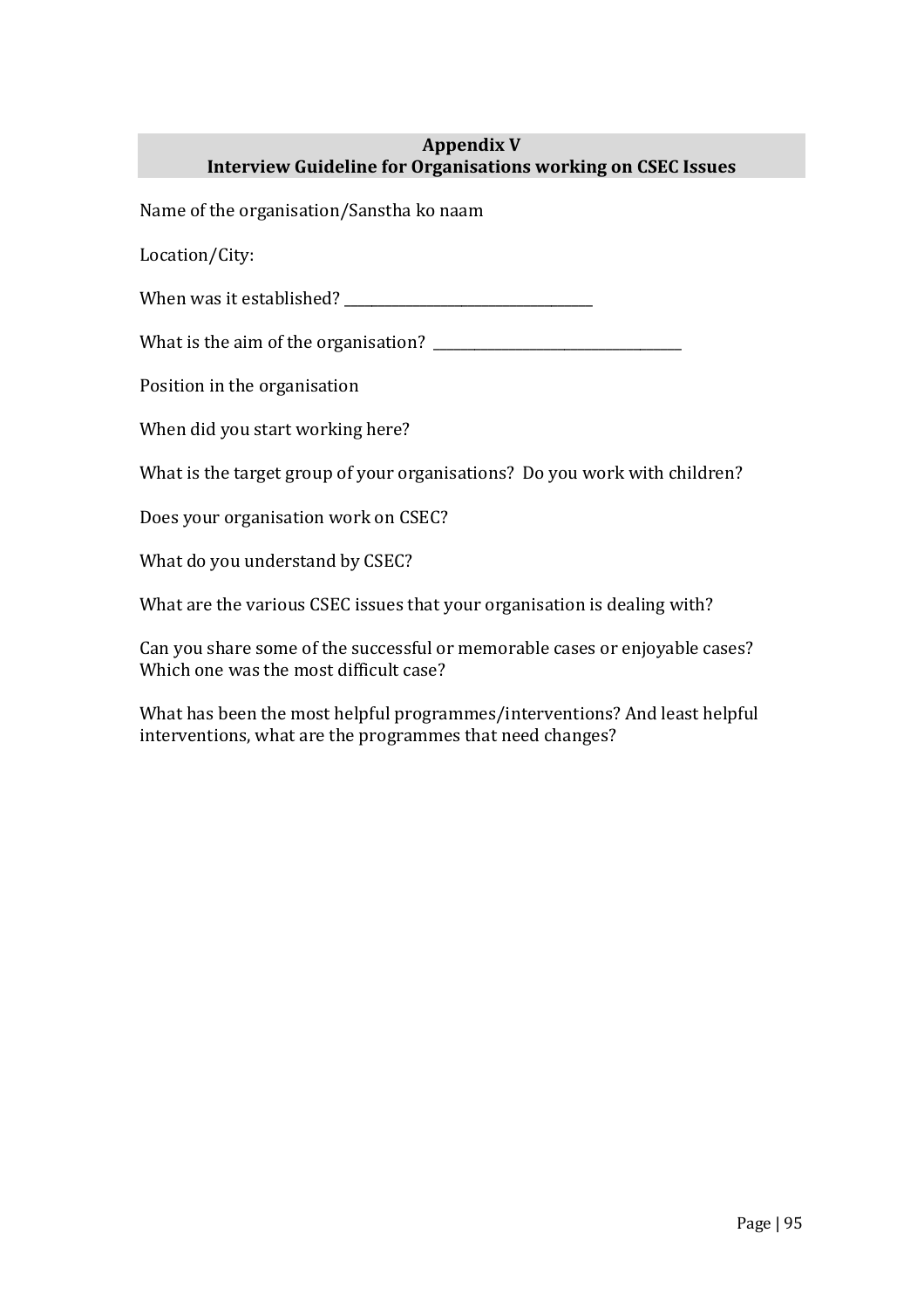# Appendix V
# Interview Guideline for Organisations working on CSEC Issues

Name of the organisation/Sanstha ko naam

Location/City:

When was it established? ___________________________________

What is the aim of the organisation? ___________________________________

Position in the organisation

When did you start working here?

What is the target group of your organisations? Do you work with children?

Does your organisation work on CSEC?

What do you understand by CSEC?

What are the various CSEC issues that your organisation is dealing with?

Can you share some of the successful or memorable cases or enjoyable cases? Which one was the most difficult case?

What has been the most helpful programmes/interventions? And least helpful interventions, what are the programmes that need changes?